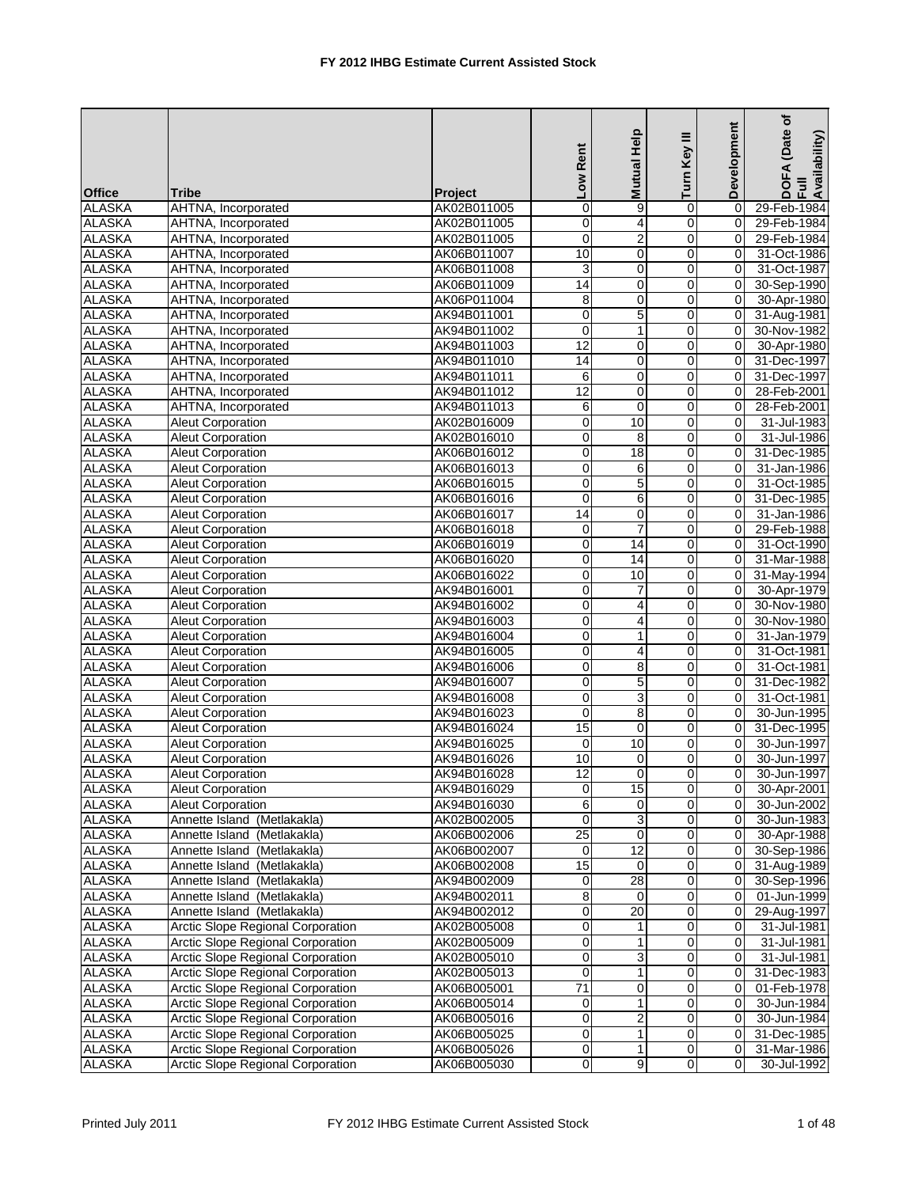# FY 2012 IHBG Estimate Current Assisted Stock

| Office | Tribe | Project | Low Rent | Mutual Help | Turn Key III | Development | DOFA (Date of Full Availability) |
|---|---|---|---|---|---|---|---|
| ALASKA | AHTNA, Incorporated | AK02B011005 | 0 | 9 | 0 | 0 | 29-Feb-1984 |
| ALASKA | AHTNA, Incorporated | AK02B011005 | 0 | 4 | 0 | 0 | 29-Feb-1984 |
| ALASKA | AHTNA, Incorporated | AK02B011005 | 0 | 2 | 0 | 0 | 29-Feb-1984 |
| ALASKA | AHTNA, Incorporated | AK06B011007 | 10 | 0 | 0 | 0 | 31-Oct-1986 |
| ALASKA | AHTNA, Incorporated | AK06B011008 | 3 | 0 | 0 | 0 | 31-Oct-1987 |
| ALASKA | AHTNA, Incorporated | AK06B011009 | 14 | 0 | 0 | 0 | 30-Sep-1990 |
| ALASKA | AHTNA, Incorporated | AK06P011004 | 8 | 0 | 0 | 0 | 30-Apr-1980 |
| ALASKA | AHTNA, Incorporated | AK94B011001 | 0 | 5 | 0 | 0 | 31-Aug-1981 |
| ALASKA | AHTNA, Incorporated | AK94B011002 | 0 | 1 | 0 | 0 | 30-Nov-1982 |
| ALASKA | AHTNA, Incorporated | AK94B011003 | 12 | 0 | 0 | 0 | 30-Apr-1980 |
| ALASKA | AHTNA, Incorporated | AK94B011010 | 14 | 0 | 0 | 0 | 31-Dec-1997 |
| ALASKA | AHTNA, Incorporated | AK94B011011 | 6 | 0 | 0 | 0 | 31-Dec-1997 |
| ALASKA | AHTNA, Incorporated | AK94B011012 | 12 | 0 | 0 | 0 | 28-Feb-2001 |
| ALASKA | AHTNA, Incorporated | AK94B011013 | 6 | 0 | 0 | 0 | 28-Feb-2001 |
| ALASKA | Aleut Corporation | AK02B016009 | 0 | 10 | 0 | 0 | 31-Jul-1983 |
| ALASKA | Aleut Corporation | AK02B016010 | 0 | 8 | 0 | 0 | 31-Jul-1986 |
| ALASKA | Aleut Corporation | AK06B016012 | 0 | 18 | 0 | 0 | 31-Dec-1985 |
| ALASKA | Aleut Corporation | AK06B016013 | 0 | 6 | 0 | 0 | 31-Jan-1986 |
| ALASKA | Aleut Corporation | AK06B016015 | 0 | 5 | 0 | 0 | 31-Oct-1985 |
| ALASKA | Aleut Corporation | AK06B016016 | 0 | 6 | 0 | 0 | 31-Dec-1985 |
| ALASKA | Aleut Corporation | AK06B016017 | 14 | 0 | 0 | 0 | 31-Jan-1986 |
| ALASKA | Aleut Corporation | AK06B016018 | 0 | 7 | 0 | 0 | 29-Feb-1988 |
| ALASKA | Aleut Corporation | AK06B016019 | 0 | 14 | 0 | 0 | 31-Oct-1990 |
| ALASKA | Aleut Corporation | AK06B016020 | 0 | 14 | 0 | 0 | 31-Mar-1988 |
| ALASKA | Aleut Corporation | AK06B016022 | 0 | 10 | 0 | 0 | 31-May-1994 |
| ALASKA | Aleut Corporation | AK94B016001 | 0 | 7 | 0 | 0 | 30-Apr-1979 |
| ALASKA | Aleut Corporation | AK94B016002 | 0 | 4 | 0 | 0 | 30-Nov-1980 |
| ALASKA | Aleut Corporation | AK94B016003 | 0 | 4 | 0 | 0 | 30-Nov-1980 |
| ALASKA | Aleut Corporation | AK94B016004 | 0 | 1 | 0 | 0 | 31-Jan-1979 |
| ALASKA | Aleut Corporation | AK94B016005 | 0 | 4 | 0 | 0 | 31-Oct-1981 |
| ALASKA | Aleut Corporation | AK94B016006 | 0 | 8 | 0 | 0 | 31-Oct-1981 |
| ALASKA | Aleut Corporation | AK94B016007 | 0 | 5 | 0 | 0 | 31-Dec-1982 |
| ALASKA | Aleut Corporation | AK94B016008 | 0 | 3 | 0 | 0 | 31-Oct-1981 |
| ALASKA | Aleut Corporation | AK94B016023 | 0 | 8 | 0 | 0 | 30-Jun-1995 |
| ALASKA | Aleut Corporation | AK94B016024 | 15 | 0 | 0 | 0 | 31-Dec-1995 |
| ALASKA | Aleut Corporation | AK94B016025 | 0 | 10 | 0 | 0 | 30-Jun-1997 |
| ALASKA | Aleut Corporation | AK94B016026 | 10 | 0 | 0 | 0 | 30-Jun-1997 |
| ALASKA | Aleut Corporation | AK94B016028 | 12 | 0 | 0 | 0 | 30-Jun-1997 |
| ALASKA | Aleut Corporation | AK94B016029 | 0 | 15 | 0 | 0 | 30-Apr-2001 |
| ALASKA | Aleut Corporation | AK94B016030 | 6 | 0 | 0 | 0 | 30-Jun-2002 |
| ALASKA | Annette Island (Metlakakla) | AK02B002005 | 0 | 3 | 0 | 0 | 30-Jun-1983 |
| ALASKA | Annette Island (Metlakakla) | AK06B002006 | 25 | 0 | 0 | 0 | 30-Apr-1988 |
| ALASKA | Annette Island (Metlakakla) | AK06B002007 | 0 | 12 | 0 | 0 | 30-Sep-1986 |
| ALASKA | Annette Island (Metlakakla) | AK06B002008 | 15 | 0 | 0 | 0 | 31-Aug-1989 |
| ALASKA | Annette Island (Metlakakla) | AK94B002009 | 0 | 28 | 0 | 0 | 30-Sep-1996 |
| ALASKA | Annette Island (Metlakakla) | AK94B002011 | 8 | 0 | 0 | 0 | 01-Jun-1999 |
| ALASKA | Annette Island (Metlakakla) | AK94B002012 | 0 | 20 | 0 | 0 | 29-Aug-1997 |
| ALASKA | Arctic Slope Regional Corporation | AK02B005008 | 0 | 1 | 0 | 0 | 31-Jul-1981 |
| ALASKA | Arctic Slope Regional Corporation | AK02B005009 | 0 | 1 | 0 | 0 | 31-Jul-1981 |
| ALASKA | Arctic Slope Regional Corporation | AK02B005010 | 0 | 3 | 0 | 0 | 31-Jul-1981 |
| ALASKA | Arctic Slope Regional Corporation | AK02B005013 | 0 | 1 | 0 | 0 | 31-Dec-1983 |
| ALASKA | Arctic Slope Regional Corporation | AK06B005001 | 71 | 0 | 0 | 0 | 01-Feb-1978 |
| ALASKA | Arctic Slope Regional Corporation | AK06B005014 | 0 | 1 | 0 | 0 | 30-Jun-1984 |
| ALASKA | Arctic Slope Regional Corporation | AK06B005016 | 0 | 2 | 0 | 0 | 30-Jun-1984 |
| ALASKA | Arctic Slope Regional Corporation | AK06B005025 | 0 | 1 | 0 | 0 | 31-Dec-1985 |
| ALASKA | Arctic Slope Regional Corporation | AK06B005026 | 0 | 1 | 0 | 0 | 31-Mar-1986 |
| ALASKA | Arctic Slope Regional Corporation | AK06B005030 | 0 | 9 | 0 | 0 | 30-Jul-1992 |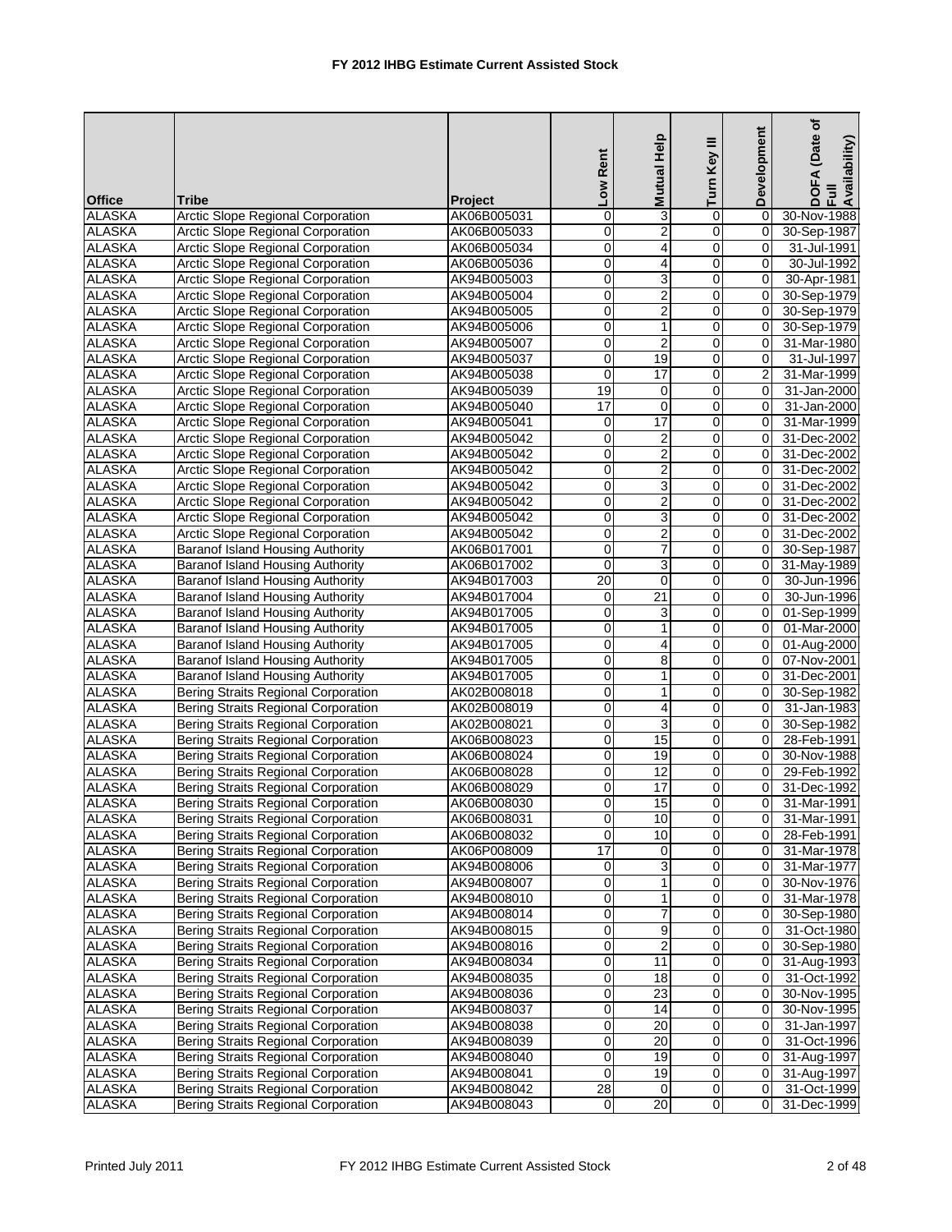# FY 2012 IHBG Estimate Current Assisted Stock

| Office | Tribe | Project | Low Rent | Mutual Help | Turn Key III | Development | DOFA (Date of Full Availability) |
|---|---|---|---|---|---|---|---|
| ALASKA | Arctic Slope Regional Corporation | AK06B005031 | 0 | 3 | 0 | 0 | 30-Nov-1988 |
| ALASKA | Arctic Slope Regional Corporation | AK06B005033 | 0 | 2 | 0 | 0 | 30-Sep-1987 |
| ALASKA | Arctic Slope Regional Corporation | AK06B005034 | 0 | 4 | 0 | 0 | 31-Jul-1991 |
| ALASKA | Arctic Slope Regional Corporation | AK06B005036 | 0 | 4 | 0 | 0 | 30-Jul-1992 |
| ALASKA | Arctic Slope Regional Corporation | AK94B005003 | 0 | 3 | 0 | 0 | 30-Apr-1981 |
| ALASKA | Arctic Slope Regional Corporation | AK94B005004 | 0 | 2 | 0 | 0 | 30-Sep-1979 |
| ALASKA | Arctic Slope Regional Corporation | AK94B005005 | 0 | 2 | 0 | 0 | 30-Sep-1979 |
| ALASKA | Arctic Slope Regional Corporation | AK94B005006 | 0 | 1 | 0 | 0 | 30-Sep-1979 |
| ALASKA | Arctic Slope Regional Corporation | AK94B005007 | 0 | 2 | 0 | 0 | 31-Mar-1980 |
| ALASKA | Arctic Slope Regional Corporation | AK94B005037 | 0 | 19 | 0 | 0 | 31-Jul-1997 |
| ALASKA | Arctic Slope Regional Corporation | AK94B005038 | 0 | 17 | 0 | 2 | 31-Mar-1999 |
| ALASKA | Arctic Slope Regional Corporation | AK94B005039 | 19 | 0 | 0 | 0 | 31-Jan-2000 |
| ALASKA | Arctic Slope Regional Corporation | AK94B005040 | 17 | 0 | 0 | 0 | 31-Jan-2000 |
| ALASKA | Arctic Slope Regional Corporation | AK94B005041 | 0 | 17 | 0 | 0 | 31-Mar-1999 |
| ALASKA | Arctic Slope Regional Corporation | AK94B005042 | 0 | 2 | 0 | 0 | 31-Dec-2002 |
| ALASKA | Arctic Slope Regional Corporation | AK94B005042 | 0 | 2 | 0 | 0 | 31-Dec-2002 |
| ALASKA | Arctic Slope Regional Corporation | AK94B005042 | 0 | 2 | 0 | 0 | 31-Dec-2002 |
| ALASKA | Arctic Slope Regional Corporation | AK94B005042 | 0 | 3 | 0 | 0 | 31-Dec-2002 |
| ALASKA | Arctic Slope Regional Corporation | AK94B005042 | 0 | 2 | 0 | 0 | 31-Dec-2002 |
| ALASKA | Arctic Slope Regional Corporation | AK94B005042 | 0 | 3 | 0 | 0 | 31-Dec-2002 |
| ALASKA | Arctic Slope Regional Corporation | AK94B005042 | 0 | 2 | 0 | 0 | 31-Dec-2002 |
| ALASKA | Baranof Island Housing Authority | AK06B017001 | 0 | 7 | 0 | 0 | 30-Sep-1987 |
| ALASKA | Baranof Island Housing Authority | AK06B017002 | 0 | 3 | 0 | 0 | 31-May-1989 |
| ALASKA | Baranof Island Housing Authority | AK94B017003 | 20 | 0 | 0 | 0 | 30-Jun-1996 |
| ALASKA | Baranof Island Housing Authority | AK94B017004 | 0 | 21 | 0 | 0 | 30-Jun-1996 |
| ALASKA | Baranof Island Housing Authority | AK94B017005 | 0 | 3 | 0 | 0 | 01-Sep-1999 |
| ALASKA | Baranof Island Housing Authority | AK94B017005 | 0 | 1 | 0 | 0 | 01-Mar-2000 |
| ALASKA | Baranof Island Housing Authority | AK94B017005 | 0 | 4 | 0 | 0 | 01-Aug-2000 |
| ALASKA | Baranof Island Housing Authority | AK94B017005 | 0 | 8 | 0 | 0 | 07-Nov-2001 |
| ALASKA | Baranof Island Housing Authority | AK94B017005 | 0 | 1 | 0 | 0 | 31-Dec-2001 |
| ALASKA | Bering Straits Regional Corporation | AK02B008018 | 0 | 1 | 0 | 0 | 30-Sep-1982 |
| ALASKA | Bering Straits Regional Corporation | AK02B008019 | 0 | 4 | 0 | 0 | 31-Jan-1983 |
| ALASKA | Bering Straits Regional Corporation | AK02B008021 | 0 | 3 | 0 | 0 | 30-Sep-1982 |
| ALASKA | Bering Straits Regional Corporation | AK06B008023 | 0 | 15 | 0 | 0 | 28-Feb-1991 |
| ALASKA | Bering Straits Regional Corporation | AK06B008024 | 0 | 19 | 0 | 0 | 30-Nov-1988 |
| ALASKA | Bering Straits Regional Corporation | AK06B008028 | 0 | 12 | 0 | 0 | 29-Feb-1992 |
| ALASKA | Bering Straits Regional Corporation | AK06B008029 | 0 | 17 | 0 | 0 | 31-Dec-1992 |
| ALASKA | Bering Straits Regional Corporation | AK06B008030 | 0 | 15 | 0 | 0 | 31-Mar-1991 |
| ALASKA | Bering Straits Regional Corporation | AK06B008031 | 0 | 10 | 0 | 0 | 31-Mar-1991 |
| ALASKA | Bering Straits Regional Corporation | AK06B008032 | 0 | 10 | 0 | 0 | 28-Feb-1991 |
| ALASKA | Bering Straits Regional Corporation | AK06P008009 | 17 | 0 | 0 | 0 | 31-Mar-1978 |
| ALASKA | Bering Straits Regional Corporation | AK94B008006 | 0 | 3 | 0 | 0 | 31-Mar-1977 |
| ALASKA | Bering Straits Regional Corporation | AK94B008007 | 0 | 1 | 0 | 0 | 30-Nov-1976 |
| ALASKA | Bering Straits Regional Corporation | AK94B008010 | 0 | 1 | 0 | 0 | 31-Mar-1978 |
| ALASKA | Bering Straits Regional Corporation | AK94B008014 | 0 | 7 | 0 | 0 | 30-Sep-1980 |
| ALASKA | Bering Straits Regional Corporation | AK94B008015 | 0 | 9 | 0 | 0 | 31-Oct-1980 |
| ALASKA | Bering Straits Regional Corporation | AK94B008016 | 0 | 2 | 0 | 0 | 30-Sep-1980 |
| ALASKA | Bering Straits Regional Corporation | AK94B008034 | 0 | 11 | 0 | 0 | 31-Aug-1993 |
| ALASKA | Bering Straits Regional Corporation | AK94B008035 | 0 | 18 | 0 | 0 | 31-Oct-1992 |
| ALASKA | Bering Straits Regional Corporation | AK94B008036 | 0 | 23 | 0 | 0 | 30-Nov-1995 |
| ALASKA | Bering Straits Regional Corporation | AK94B008037 | 0 | 14 | 0 | 0 | 30-Nov-1995 |
| ALASKA | Bering Straits Regional Corporation | AK94B008038 | 0 | 20 | 0 | 0 | 31-Jan-1997 |
| ALASKA | Bering Straits Regional Corporation | AK94B008039 | 0 | 20 | 0 | 0 | 31-Oct-1996 |
| ALASKA | Bering Straits Regional Corporation | AK94B008040 | 0 | 19 | 0 | 0 | 31-Aug-1997 |
| ALASKA | Bering Straits Regional Corporation | AK94B008041 | 0 | 19 | 0 | 0 | 31-Aug-1997 |
| ALASKA | Bering Straits Regional Corporation | AK94B008042 | 28 | 0 | 0 | 0 | 31-Oct-1999 |
| ALASKA | Bering Straits Regional Corporation | AK94B008043 | 0 | 20 | 0 | 0 | 31-Dec-1999 |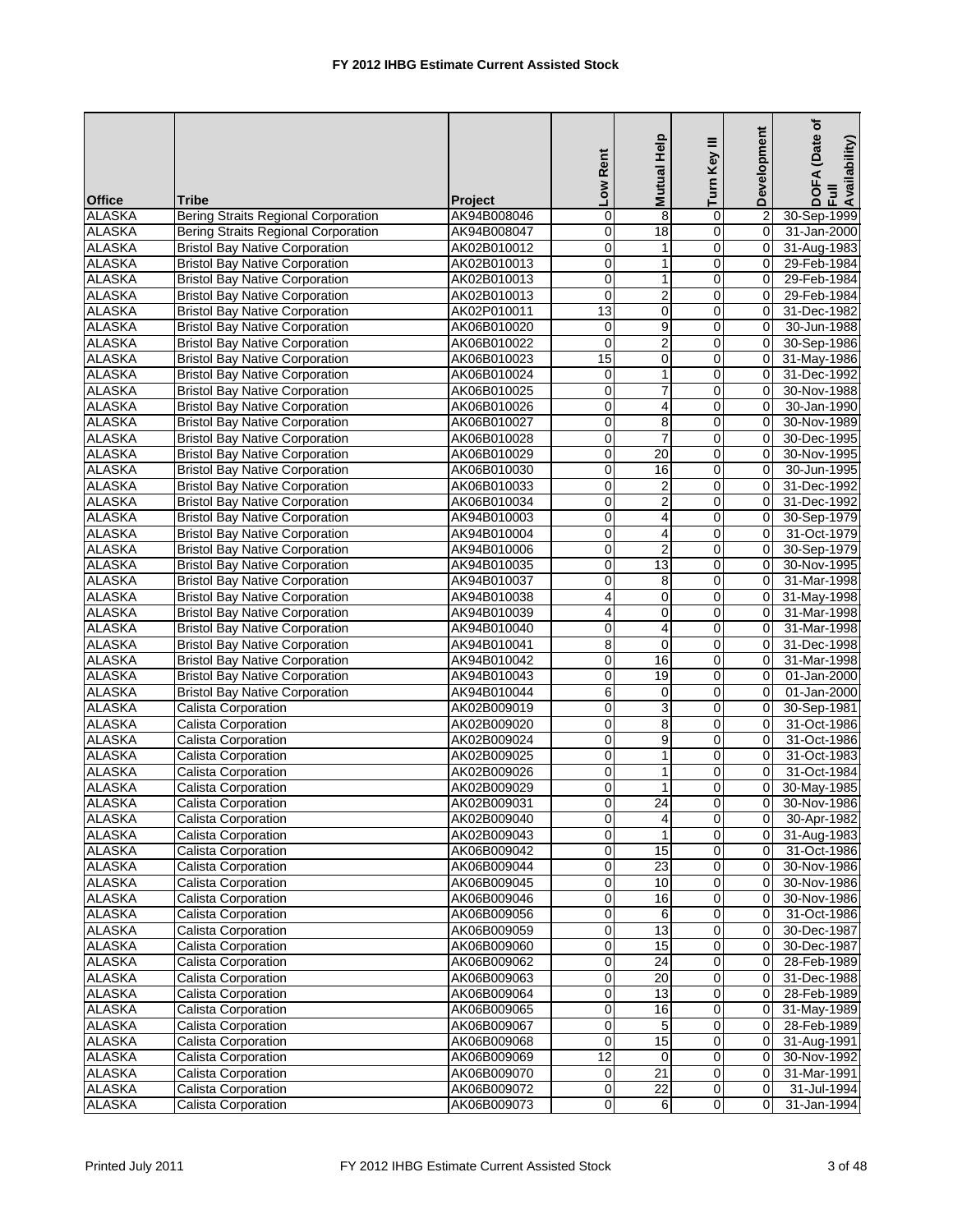# FY 2012 IHBG Estimate Current Assisted Stock

| Office | Tribe | Project | Low Rent | Mutual Help | Turn Key III | Development | DOFA (Date of Full Availability) |
|---|---|---|---|---|---|---|---|
| ALASKA | Bering Straits Regional Corporation | AK94B008046 | 0 | 8 | 0 | 2 | 30-Sep-1999 |
| ALASKA | Bering Straits Regional Corporation | AK94B008047 | 0 | 18 | 0 | 0 | 31-Jan-2000 |
| ALASKA | Bristol Bay Native Corporation | AK02B010012 | 0 | 1 | 0 | 0 | 31-Aug-1983 |
| ALASKA | Bristol Bay Native Corporation | AK02B010013 | 0 | 1 | 0 | 0 | 29-Feb-1984 |
| ALASKA | Bristol Bay Native Corporation | AK02B010013 | 0 | 1 | 0 | 0 | 29-Feb-1984 |
| ALASKA | Bristol Bay Native Corporation | AK02B010013 | 0 | 2 | 0 | 0 | 29-Feb-1984 |
| ALASKA | Bristol Bay Native Corporation | AK02P010011 | 13 | 0 | 0 | 0 | 31-Dec-1982 |
| ALASKA | Bristol Bay Native Corporation | AK06B010020 | 0 | 9 | 0 | 0 | 30-Jun-1988 |
| ALASKA | Bristol Bay Native Corporation | AK06B010022 | 0 | 2 | 0 | 0 | 30-Sep-1986 |
| ALASKA | Bristol Bay Native Corporation | AK06B010023 | 15 | 0 | 0 | 0 | 31-May-1986 |
| ALASKA | Bristol Bay Native Corporation | AK06B010024 | 0 | 1 | 0 | 0 | 31-Dec-1992 |
| ALASKA | Bristol Bay Native Corporation | AK06B010025 | 0 | 7 | 0 | 0 | 30-Nov-1988 |
| ALASKA | Bristol Bay Native Corporation | AK06B010026 | 0 | 4 | 0 | 0 | 30-Jan-1990 |
| ALASKA | Bristol Bay Native Corporation | AK06B010027 | 0 | 8 | 0 | 0 | 30-Nov-1989 |
| ALASKA | Bristol Bay Native Corporation | AK06B010028 | 0 | 7 | 0 | 0 | 30-Dec-1995 |
| ALASKA | Bristol Bay Native Corporation | AK06B010029 | 0 | 20 | 0 | 0 | 30-Nov-1995 |
| ALASKA | Bristol Bay Native Corporation | AK06B010030 | 0 | 16 | 0 | 0 | 30-Jun-1995 |
| ALASKA | Bristol Bay Native Corporation | AK06B010033 | 0 | 2 | 0 | 0 | 31-Dec-1992 |
| ALASKA | Bristol Bay Native Corporation | AK06B010034 | 0 | 2 | 0 | 0 | 31-Dec-1992 |
| ALASKA | Bristol Bay Native Corporation | AK94B010003 | 0 | 4 | 0 | 0 | 30-Sep-1979 |
| ALASKA | Bristol Bay Native Corporation | AK94B010004 | 0 | 4 | 0 | 0 | 31-Oct-1979 |
| ALASKA | Bristol Bay Native Corporation | AK94B010006 | 0 | 2 | 0 | 0 | 30-Sep-1979 |
| ALASKA | Bristol Bay Native Corporation | AK94B010035 | 0 | 13 | 0 | 0 | 30-Nov-1995 |
| ALASKA | Bristol Bay Native Corporation | AK94B010037 | 0 | 8 | 0 | 0 | 31-Mar-1998 |
| ALASKA | Bristol Bay Native Corporation | AK94B010038 | 4 | 0 | 0 | 0 | 31-May-1998 |
| ALASKA | Bristol Bay Native Corporation | AK94B010039 | 4 | 0 | 0 | 0 | 31-Mar-1998 |
| ALASKA | Bristol Bay Native Corporation | AK94B010040 | 0 | 4 | 0 | 0 | 31-Mar-1998 |
| ALASKA | Bristol Bay Native Corporation | AK94B010041 | 8 | 0 | 0 | 0 | 31-Dec-1998 |
| ALASKA | Bristol Bay Native Corporation | AK94B010042 | 0 | 16 | 0 | 0 | 31-Mar-1998 |
| ALASKA | Bristol Bay Native Corporation | AK94B010043 | 0 | 19 | 0 | 0 | 01-Jan-2000 |
| ALASKA | Bristol Bay Native Corporation | AK94B010044 | 6 | 0 | 0 | 0 | 01-Jan-2000 |
| ALASKA | Calista Corporation | AK02B009019 | 0 | 3 | 0 | 0 | 30-Sep-1981 |
| ALASKA | Calista Corporation | AK02B009020 | 0 | 8 | 0 | 0 | 31-Oct-1986 |
| ALASKA | Calista Corporation | AK02B009024 | 0 | 9 | 0 | 0 | 31-Oct-1986 |
| ALASKA | Calista Corporation | AK02B009025 | 0 | 1 | 0 | 0 | 31-Oct-1983 |
| ALASKA | Calista Corporation | AK02B009026 | 0 | 1 | 0 | 0 | 31-Oct-1984 |
| ALASKA | Calista Corporation | AK02B009029 | 0 | 1 | 0 | 0 | 30-May-1985 |
| ALASKA | Calista Corporation | AK02B009031 | 0 | 24 | 0 | 0 | 30-Nov-1986 |
| ALASKA | Calista Corporation | AK02B009040 | 0 | 4 | 0 | 0 | 30-Apr-1982 |
| ALASKA | Calista Corporation | AK02B009043 | 0 | 1 | 0 | 0 | 31-Aug-1983 |
| ALASKA | Calista Corporation | AK06B009042 | 0 | 15 | 0 | 0 | 31-Oct-1986 |
| ALASKA | Calista Corporation | AK06B009044 | 0 | 23 | 0 | 0 | 30-Nov-1986 |
| ALASKA | Calista Corporation | AK06B009045 | 0 | 10 | 0 | 0 | 30-Nov-1986 |
| ALASKA | Calista Corporation | AK06B009046 | 0 | 16 | 0 | 0 | 30-Nov-1986 |
| ALASKA | Calista Corporation | AK06B009056 | 0 | 6 | 0 | 0 | 31-Oct-1986 |
| ALASKA | Calista Corporation | AK06B009059 | 0 | 13 | 0 | 0 | 30-Dec-1987 |
| ALASKA | Calista Corporation | AK06B009060 | 0 | 15 | 0 | 0 | 30-Dec-1987 |
| ALASKA | Calista Corporation | AK06B009062 | 0 | 24 | 0 | 0 | 28-Feb-1989 |
| ALASKA | Calista Corporation | AK06B009063 | 0 | 20 | 0 | 0 | 31-Dec-1988 |
| ALASKA | Calista Corporation | AK06B009064 | 0 | 13 | 0 | 0 | 28-Feb-1989 |
| ALASKA | Calista Corporation | AK06B009065 | 0 | 16 | 0 | 0 | 31-May-1989 |
| ALASKA | Calista Corporation | AK06B009067 | 0 | 5 | 0 | 0 | 28-Feb-1989 |
| ALASKA | Calista Corporation | AK06B009068 | 0 | 15 | 0 | 0 | 31-Aug-1991 |
| ALASKA | Calista Corporation | AK06B009069 | 12 | 0 | 0 | 0 | 30-Nov-1992 |
| ALASKA | Calista Corporation | AK06B009070 | 0 | 21 | 0 | 0 | 31-Mar-1991 |
| ALASKA | Calista Corporation | AK06B009072 | 0 | 22 | 0 | 0 | 31-Jul-1994 |
| ALASKA | Calista Corporation | AK06B009073 | 0 | 6 | 0 | 0 | 31-Jan-1994 |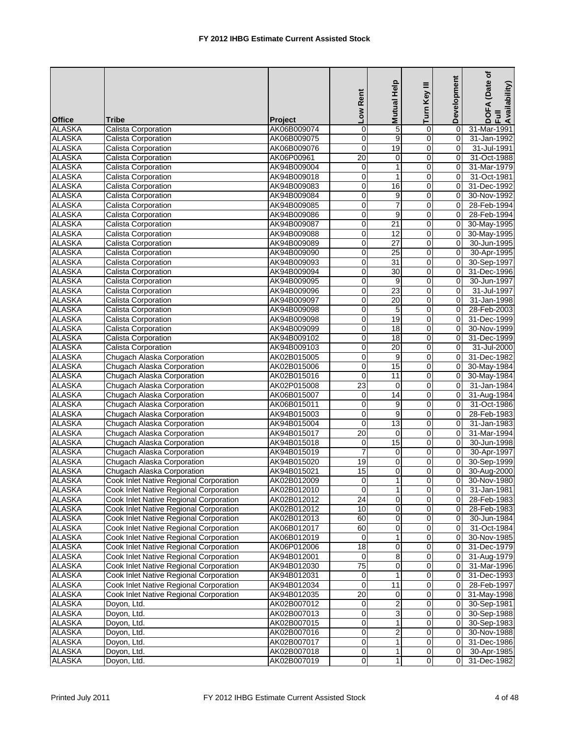# FY 2012 IHBG Estimate Current Assisted Stock

| Office | Tribe | Project | Low Rent | Mutual Help | Turn Key III | Development | DOFA (Date of Full Availability) |
|---|---|---|---|---|---|---|---|
| ALASKA | Calista Corporation | AK06B009074 | 0 | 5 | 0 | 0 | 31-Mar-1991 |
| ALASKA | Calista Corporation | AK06B009075 | 0 | 9 | 0 | 0 | 31-Jan-1992 |
| ALASKA | Calista Corporation | AK06B009076 | 0 | 19 | 0 | 0 | 31-Jul-1991 |
| ALASKA | Calista Corporation | AK06P00961 | 20 | 0 | 0 | 0 | 31-Oct-1988 |
| ALASKA | Calista Corporation | AK94B009004 | 0 | 1 | 0 | 0 | 31-Mar-1979 |
| ALASKA | Calista Corporation | AK94B009018 | 0 | 1 | 0 | 0 | 31-Oct-1981 |
| ALASKA | Calista Corporation | AK94B009083 | 0 | 16 | 0 | 0 | 31-Dec-1992 |
| ALASKA | Calista Corporation | AK94B009084 | 0 | 9 | 0 | 0 | 30-Nov-1992 |
| ALASKA | Calista Corporation | AK94B009085 | 0 | 7 | 0 | 0 | 28-Feb-1994 |
| ALASKA | Calista Corporation | AK94B009086 | 0 | 9 | 0 | 0 | 28-Feb-1994 |
| ALASKA | Calista Corporation | AK94B009087 | 0 | 21 | 0 | 0 | 30-May-1995 |
| ALASKA | Calista Corporation | AK94B009088 | 0 | 12 | 0 | 0 | 30-May-1995 |
| ALASKA | Calista Corporation | AK94B009089 | 0 | 27 | 0 | 0 | 30-Jun-1995 |
| ALASKA | Calista Corporation | AK94B009090 | 0 | 25 | 0 | 0 | 30-Apr-1995 |
| ALASKA | Calista Corporation | AK94B009093 | 0 | 31 | 0 | 0 | 30-Sep-1997 |
| ALASKA | Calista Corporation | AK94B009094 | 0 | 30 | 0 | 0 | 31-Dec-1996 |
| ALASKA | Calista Corporation | AK94B009095 | 0 | 9 | 0 | 0 | 30-Jun-1997 |
| ALASKA | Calista Corporation | AK94B009096 | 0 | 23 | 0 | 0 | 31-Jul-1997 |
| ALASKA | Calista Corporation | AK94B009097 | 0 | 20 | 0 | 0 | 31-Jan-1998 |
| ALASKA | Calista Corporation | AK94B009098 | 0 | 5 | 0 | 0 | 28-Feb-2003 |
| ALASKA | Calista Corporation | AK94B009098 | 0 | 19 | 0 | 0 | 31-Dec-1999 |
| ALASKA | Calista Corporation | AK94B009099 | 0 | 18 | 0 | 0 | 30-Nov-1999 |
| ALASKA | Calista Corporation | AK94B009102 | 0 | 18 | 0 | 0 | 31-Dec-1999 |
| ALASKA | Calista Corporation | AK94B009103 | 0 | 20 | 0 | 0 | 31-Jul-2000 |
| ALASKA | Chugach Alaska Corporation | AK02B015005 | 0 | 9 | 0 | 0 | 31-Dec-1982 |
| ALASKA | Chugach Alaska Corporation | AK02B015006 | 0 | 15 | 0 | 0 | 30-May-1984 |
| ALASKA | Chugach Alaska Corporation | AK02B015016 | 0 | 11 | 0 | 0 | 30-May-1984 |
| ALASKA | Chugach Alaska Corporation | AK02P015008 | 23 | 0 | 0 | 0 | 31-Jan-1984 |
| ALASKA | Chugach Alaska Corporation | AK06B015007 | 0 | 14 | 0 | 0 | 31-Aug-1984 |
| ALASKA | Chugach Alaska Corporation | AK06B015011 | 0 | 9 | 0 | 0 | 31-Oct-1986 |
| ALASKA | Chugach Alaska Corporation | AK94B015003 | 0 | 9 | 0 | 0 | 28-Feb-1983 |
| ALASKA | Chugach Alaska Corporation | AK94B015004 | 0 | 13 | 0 | 0 | 31-Jan-1983 |
| ALASKA | Chugach Alaska Corporation | AK94B015017 | 20 | 0 | 0 | 0 | 31-Mar-1994 |
| ALASKA | Chugach Alaska Corporation | AK94B015018 | 0 | 15 | 0 | 0 | 30-Jun-1998 |
| ALASKA | Chugach Alaska Corporation | AK94B015019 | 7 | 0 | 0 | 0 | 30-Apr-1997 |
| ALASKA | Chugach Alaska Corporation | AK94B015020 | 19 | 0 | 0 | 0 | 30-Sep-1999 |
| ALASKA | Chugach Alaska Corporation | AK94B015021 | 15 | 0 | 0 | 0 | 30-Aug-2000 |
| ALASKA | Cook Inlet Native Regional Corporation | AK02B012009 | 0 | 1 | 0 | 0 | 30-Nov-1980 |
| ALASKA | Cook Inlet Native Regional Corporation | AK02B012010 | 0 | 1 | 0 | 0 | 31-Jan-1981 |
| ALASKA | Cook Inlet Native Regional Corporation | AK02B012012 | 24 | 0 | 0 | 0 | 28-Feb-1983 |
| ALASKA | Cook Inlet Native Regional Corporation | AK02B012012 | 10 | 0 | 0 | 0 | 28-Feb-1983 |
| ALASKA | Cook Inlet Native Regional Corporation | AK02B012013 | 60 | 0 | 0 | 0 | 30-Jun-1984 |
| ALASKA | Cook Inlet Native Regional Corporation | AK06B012017 | 60 | 0 | 0 | 0 | 31-Oct-1984 |
| ALASKA | Cook Inlet Native Regional Corporation | AK06B012019 | 0 | 1 | 0 | 0 | 30-Nov-1985 |
| ALASKA | Cook Inlet Native Regional Corporation | AK06P012006 | 18 | 0 | 0 | 0 | 31-Dec-1979 |
| ALASKA | Cook Inlet Native Regional Corporation | AK94B012001 | 0 | 8 | 0 | 0 | 31-Aug-1979 |
| ALASKA | Cook Inlet Native Regional Corporation | AK94B012030 | 75 | 0 | 0 | 0 | 31-Mar-1996 |
| ALASKA | Cook Inlet Native Regional Corporation | AK94B012031 | 0 | 1 | 0 | 0 | 31-Dec-1993 |
| ALASKA | Cook Inlet Native Regional Corporation | AK94B012034 | 0 | 11 | 0 | 0 | 28-Feb-1997 |
| ALASKA | Cook Inlet Native Regional Corporation | AK94B012035 | 20 | 0 | 0 | 0 | 31-May-1998 |
| ALASKA | Doyon, Ltd. | AK02B007012 | 0 | 2 | 0 | 0 | 30-Sep-1981 |
| ALASKA | Doyon, Ltd. | AK02B007013 | 0 | 3 | 0 | 0 | 30-Sep-1988 |
| ALASKA | Doyon, Ltd. | AK02B007015 | 0 | 1 | 0 | 0 | 30-Sep-1983 |
| ALASKA | Doyon, Ltd. | AK02B007016 | 0 | 2 | 0 | 0 | 30-Nov-1988 |
| ALASKA | Doyon, Ltd. | AK02B007017 | 0 | 1 | 0 | 0 | 31-Dec-1986 |
| ALASKA | Doyon, Ltd. | AK02B007018 | 0 | 1 | 0 | 0 | 30-Apr-1985 |
| ALASKA | Doyon, Ltd. | AK02B007019 | 0 | 1 | 0 | 0 | 31-Dec-1982 |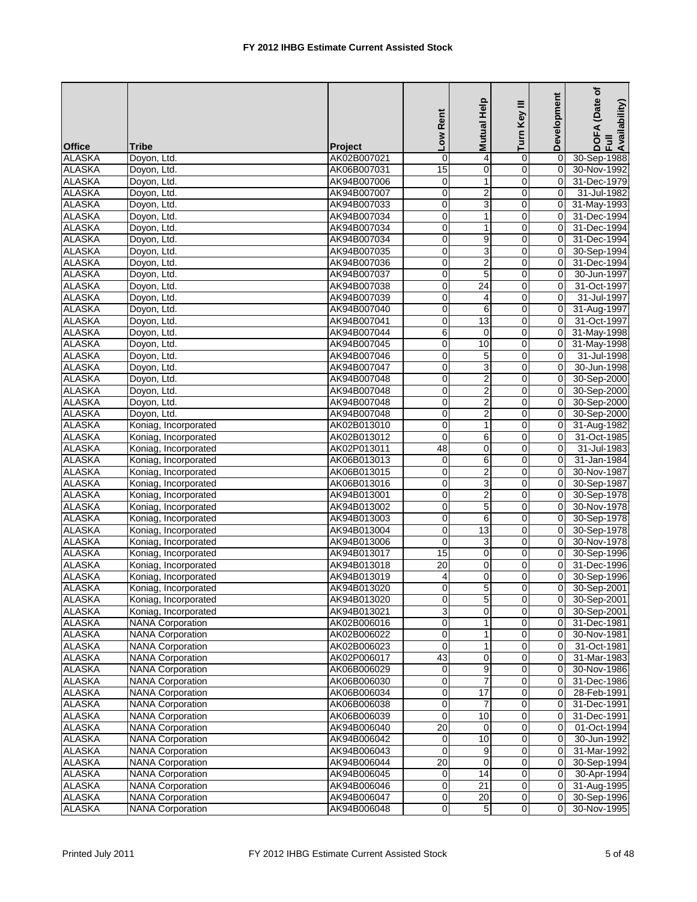# FY 2012 IHBG Estimate Current Assisted Stock

| Office | Tribe | Project | Low Rent | Mutual Help | Turn Key III | Development | DOFA (Date of Full Availability) |
|---|---|---|---|---|---|---|---|
| ALASKA | Doyon, Ltd. | AK02B007021 | 0 | 4 | 0 | 0 | 30-Sep-1988 |
| ALASKA | Doyon, Ltd. | AK06B007031 | 15 | 0 | 0 | 0 | 30-Nov-1992 |
| ALASKA | Doyon, Ltd. | AK94B007006 | 0 | 1 | 0 | 0 | 31-Dec-1979 |
| ALASKA | Doyon, Ltd. | AK94B007007 | 0 | 2 | 0 | 0 | 31-Jul-1982 |
| ALASKA | Doyon, Ltd. | AK94B007033 | 0 | 3 | 0 | 0 | 31-May-1993 |
| ALASKA | Doyon, Ltd. | AK94B007034 | 0 | 1 | 0 | 0 | 31-Dec-1994 |
| ALASKA | Doyon, Ltd. | AK94B007034 | 0 | 1 | 0 | 0 | 31-Dec-1994 |
| ALASKA | Doyon, Ltd. | AK94B007034 | 0 | 9 | 0 | 0 | 31-Dec-1994 |
| ALASKA | Doyon, Ltd. | AK94B007035 | 0 | 3 | 0 | 0 | 30-Sep-1994 |
| ALASKA | Doyon, Ltd. | AK94B007036 | 0 | 2 | 0 | 0 | 31-Dec-1994 |
| ALASKA | Doyon, Ltd. | AK94B007037 | 0 | 5 | 0 | 0 | 30-Jun-1997 |
| ALASKA | Doyon, Ltd. | AK94B007038 | 0 | 24 | 0 | 0 | 31-Oct-1997 |
| ALASKA | Doyon, Ltd. | AK94B007039 | 0 | 4 | 0 | 0 | 31-Jul-1997 |
| ALASKA | Doyon, Ltd. | AK94B007040 | 0 | 6 | 0 | 0 | 31-Aug-1997 |
| ALASKA | Doyon, Ltd. | AK94B007041 | 0 | 13 | 0 | 0 | 31-Oct-1997 |
| ALASKA | Doyon, Ltd. | AK94B007044 | 6 | 0 | 0 | 0 | 31-May-1998 |
| ALASKA | Doyon, Ltd. | AK94B007045 | 0 | 10 | 0 | 0 | 31-May-1998 |
| ALASKA | Doyon, Ltd. | AK94B007046 | 0 | 5 | 0 | 0 | 31-Jul-1998 |
| ALASKA | Doyon, Ltd. | AK94B007047 | 0 | 3 | 0 | 0 | 30-Jun-1998 |
| ALASKA | Doyon, Ltd. | AK94B007048 | 0 | 2 | 0 | 0 | 30-Sep-2000 |
| ALASKA | Doyon, Ltd. | AK94B007048 | 0 | 2 | 0 | 0 | 30-Sep-2000 |
| ALASKA | Doyon, Ltd. | AK94B007048 | 0 | 2 | 0 | 0 | 30-Sep-2000 |
| ALASKA | Doyon, Ltd. | AK94B007048 | 0 | 2 | 0 | 0 | 30-Sep-2000 |
| ALASKA | Koniag, Incorporated | AK02B013010 | 0 | 1 | 0 | 0 | 31-Aug-1982 |
| ALASKA | Koniag, Incorporated | AK02B013012 | 0 | 6 | 0 | 0 | 31-Oct-1985 |
| ALASKA | Koniag, Incorporated | AK02P013011 | 48 | 0 | 0 | 0 | 31-Jul-1983 |
| ALASKA | Koniag, Incorporated | AK06B013013 | 0 | 6 | 0 | 0 | 31-Jan-1984 |
| ALASKA | Koniag, Incorporated | AK06B013015 | 0 | 2 | 0 | 0 | 30-Nov-1987 |
| ALASKA | Koniag, Incorporated | AK06B013016 | 0 | 3 | 0 | 0 | 30-Sep-1987 |
| ALASKA | Koniag, Incorporated | AK94B013001 | 0 | 2 | 0 | 0 | 30-Sep-1978 |
| ALASKA | Koniag, Incorporated | AK94B013002 | 0 | 5 | 0 | 0 | 30-Nov-1978 |
| ALASKA | Koniag, Incorporated | AK94B013003 | 0 | 6 | 0 | 0 | 30-Sep-1978 |
| ALASKA | Koniag, Incorporated | AK94B013004 | 0 | 13 | 0 | 0 | 30-Sep-1978 |
| ALASKA | Koniag, Incorporated | AK94B013006 | 0 | 3 | 0 | 0 | 30-Nov-1978 |
| ALASKA | Koniag, Incorporated | AK94B013017 | 15 | 0 | 0 | 0 | 30-Sep-1996 |
| ALASKA | Koniag, Incorporated | AK94B013018 | 20 | 0 | 0 | 0 | 31-Dec-1996 |
| ALASKA | Koniag, Incorporated | AK94B013019 | 4 | 0 | 0 | 0 | 30-Sep-1996 |
| ALASKA | Koniag, Incorporated | AK94B013020 | 0 | 5 | 0 | 0 | 30-Sep-2001 |
| ALASKA | Koniag, Incorporated | AK94B013020 | 0 | 5 | 0 | 0 | 30-Sep-2001 |
| ALASKA | Koniag, Incorporated | AK94B013021 | 3 | 0 | 0 | 0 | 30-Sep-2001 |
| ALASKA | NANA Corporation | AK02B006016 | 0 | 1 | 0 | 0 | 31-Dec-1981 |
| ALASKA | NANA Corporation | AK02B006022 | 0 | 1 | 0 | 0 | 30-Nov-1981 |
| ALASKA | NANA Corporation | AK02B006023 | 0 | 1 | 0 | 0 | 31-Oct-1981 |
| ALASKA | NANA Corporation | AK02P006017 | 43 | 0 | 0 | 0 | 31-Mar-1983 |
| ALASKA | NANA Corporation | AK06B006029 | 0 | 9 | 0 | 0 | 30-Nov-1986 |
| ALASKA | NANA Corporation | AK06B006030 | 0 | 7 | 0 | 0 | 31-Dec-1986 |
| ALASKA | NANA Corporation | AK06B006034 | 0 | 17 | 0 | 0 | 28-Feb-1991 |
| ALASKA | NANA Corporation | AK06B006038 | 0 | 7 | 0 | 0 | 31-Dec-1991 |
| ALASKA | NANA Corporation | AK06B006039 | 0 | 10 | 0 | 0 | 31-Dec-1991 |
| ALASKA | NANA Corporation | AK94B006040 | 20 | 0 | 0 | 0 | 01-Oct-1994 |
| ALASKA | NANA Corporation | AK94B006042 | 0 | 10 | 0 | 0 | 30-Jun-1992 |
| ALASKA | NANA Corporation | AK94B006043 | 0 | 9 | 0 | 0 | 31-Mar-1992 |
| ALASKA | NANA Corporation | AK94B006044 | 20 | 0 | 0 | 0 | 30-Sep-1994 |
| ALASKA | NANA Corporation | AK94B006045 | 0 | 14 | 0 | 0 | 30-Apr-1994 |
| ALASKA | NANA Corporation | AK94B006046 | 0 | 21 | 0 | 0 | 31-Aug-1995 |
| ALASKA | NANA Corporation | AK94B006047 | 0 | 20 | 0 | 0 | 30-Sep-1996 |
| ALASKA | NANA Corporation | AK94B006048 | 0 | 5 | 0 | 0 | 30-Nov-1995 |

Printed July 2011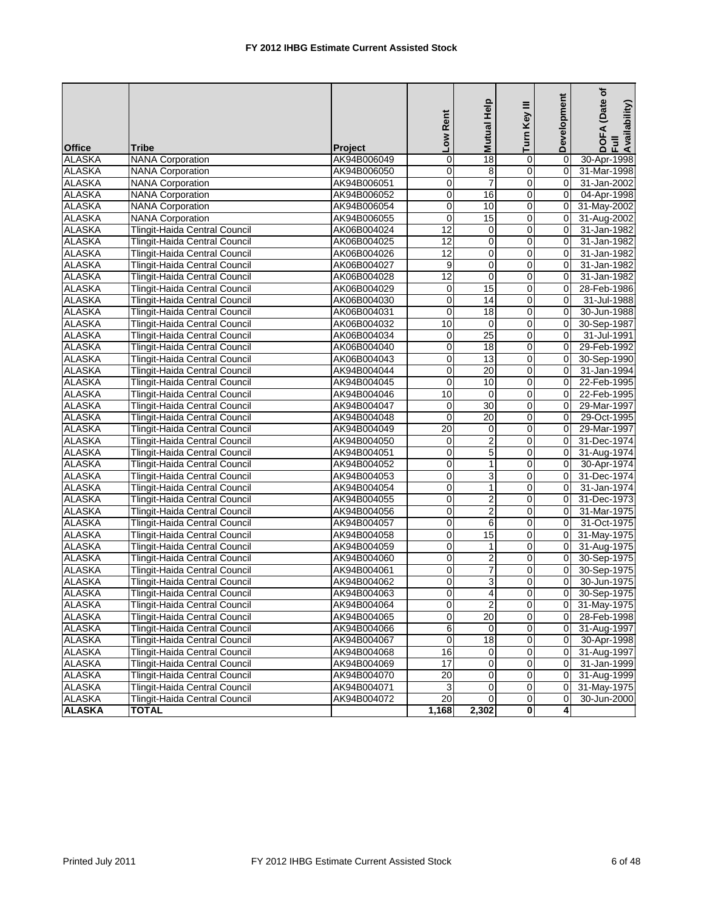# FY 2012 IHBG Estimate Current Assisted Stock

| Office | Tribe | Project | Low Rent | Mutual Help | Turn Key III | Development | DOFA (Date of Full Availability) |
|---|---|---|---|---|---|---|---|
| ALASKA | NANA Corporation | AK94B006049 | 0 | 18 | 0 | 0 | 30-Apr-1998 |
| ALASKA | NANA Corporation | AK94B006050 | 0 | 8 | 0 | 0 | 31-Mar-1998 |
| ALASKA | NANA Corporation | AK94B006051 | 0 | 7 | 0 | 0 | 31-Jan-2002 |
| ALASKA | NANA Corporation | AK94B006052 | 0 | 16 | 0 | 0 | 04-Apr-1998 |
| ALASKA | NANA Corporation | AK94B006054 | 0 | 10 | 0 | 0 | 31-May-2002 |
| ALASKA | NANA Corporation | AK94B006055 | 0 | 15 | 0 | 0 | 31-Aug-2002 |
| ALASKA | Tlingit-Haida Central Council | AK06B004024 | 12 | 0 | 0 | 0 | 31-Jan-1982 |
| ALASKA | Tlingit-Haida Central Council | AK06B004025 | 12 | 0 | 0 | 0 | 31-Jan-1982 |
| ALASKA | Tlingit-Haida Central Council | AK06B004026 | 12 | 0 | 0 | 0 | 31-Jan-1982 |
| ALASKA | Tlingit-Haida Central Council | AK06B004027 | 9 | 0 | 0 | 0 | 31-Jan-1982 |
| ALASKA | Tlingit-Haida Central Council | AK06B004028 | 12 | 0 | 0 | 0 | 31-Jan-1982 |
| ALASKA | Tlingit-Haida Central Council | AK06B004029 | 0 | 15 | 0 | 0 | 28-Feb-1986 |
| ALASKA | Tlingit-Haida Central Council | AK06B004030 | 0 | 14 | 0 | 0 | 31-Jul-1988 |
| ALASKA | Tlingit-Haida Central Council | AK06B004031 | 0 | 18 | 0 | 0 | 30-Jun-1988 |
| ALASKA | Tlingit-Haida Central Council | AK06B004032 | 10 | 0 | 0 | 0 | 30-Sep-1987 |
| ALASKA | Tlingit-Haida Central Council | AK06B004034 | 0 | 25 | 0 | 0 | 31-Jul-1991 |
| ALASKA | Tlingit-Haida Central Council | AK06B004040 | 0 | 18 | 0 | 0 | 29-Feb-1992 |
| ALASKA | Tlingit-Haida Central Council | AK06B004043 | 0 | 13 | 0 | 0 | 30-Sep-1990 |
| ALASKA | Tlingit-Haida Central Council | AK94B004044 | 0 | 20 | 0 | 0 | 31-Jan-1994 |
| ALASKA | Tlingit-Haida Central Council | AK94B004045 | 0 | 10 | 0 | 0 | 22-Feb-1995 |
| ALASKA | Tlingit-Haida Central Council | AK94B004046 | 10 | 0 | 0 | 0 | 22-Feb-1995 |
| ALASKA | Tlingit-Haida Central Council | AK94B004047 | 0 | 30 | 0 | 0 | 29-Mar-1997 |
| ALASKA | Tlingit-Haida Central Council | AK94B004048 | 0 | 20 | 0 | 0 | 29-Oct-1995 |
| ALASKA | Tlingit-Haida Central Council | AK94B004049 | 20 | 0 | 0 | 0 | 29-Mar-1997 |
| ALASKA | Tlingit-Haida Central Council | AK94B004050 | 0 | 2 | 0 | 0 | 31-Dec-1974 |
| ALASKA | Tlingit-Haida Central Council | AK94B004051 | 0 | 5 | 0 | 0 | 31-Aug-1974 |
| ALASKA | Tlingit-Haida Central Council | AK94B004052 | 0 | 1 | 0 | 0 | 30-Apr-1974 |
| ALASKA | Tlingit-Haida Central Council | AK94B004053 | 0 | 3 | 0 | 0 | 31-Dec-1974 |
| ALASKA | Tlingit-Haida Central Council | AK94B004054 | 0 | 1 | 0 | 0 | 31-Jan-1974 |
| ALASKA | Tlingit-Haida Central Council | AK94B004055 | 0 | 2 | 0 | 0 | 31-Dec-1973 |
| ALASKA | Tlingit-Haida Central Council | AK94B004056 | 0 | 2 | 0 | 0 | 31-Mar-1975 |
| ALASKA | Tlingit-Haida Central Council | AK94B004057 | 0 | 6 | 0 | 0 | 31-Oct-1975 |
| ALASKA | Tlingit-Haida Central Council | AK94B004058 | 0 | 15 | 0 | 0 | 31-May-1975 |
| ALASKA | Tlingit-Haida Central Council | AK94B004059 | 0 | 1 | 0 | 0 | 31-Aug-1975 |
| ALASKA | Tlingit-Haida Central Council | AK94B004060 | 0 | 2 | 0 | 0 | 30-Sep-1975 |
| ALASKA | Tlingit-Haida Central Council | AK94B004061 | 0 | 7 | 0 | 0 | 30-Sep-1975 |
| ALASKA | Tlingit-Haida Central Council | AK94B004062 | 0 | 3 | 0 | 0 | 30-Jun-1975 |
| ALASKA | Tlingit-Haida Central Council | AK94B004063 | 0 | 4 | 0 | 0 | 30-Sep-1975 |
| ALASKA | Tlingit-Haida Central Council | AK94B004064 | 0 | 2 | 0 | 0 | 31-May-1975 |
| ALASKA | Tlingit-Haida Central Council | AK94B004065 | 0 | 20 | 0 | 0 | 28-Feb-1998 |
| ALASKA | Tlingit-Haida Central Council | AK94B004066 | 6 | 0 | 0 | 0 | 31-Aug-1997 |
| ALASKA | Tlingit-Haida Central Council | AK94B004067 | 0 | 18 | 0 | 0 | 30-Apr-1998 |
| ALASKA | Tlingit-Haida Central Council | AK94B004068 | 16 | 0 | 0 | 0 | 31-Aug-1997 |
| ALASKA | Tlingit-Haida Central Council | AK94B004069 | 17 | 0 | 0 | 0 | 31-Jan-1999 |
| ALASKA | Tlingit-Haida Central Council | AK94B004070 | 20 | 0 | 0 | 0 | 31-Aug-1999 |
| ALASKA | Tlingit-Haida Central Council | AK94B004071 | 3 | 0 | 0 | 0 | 31-May-1975 |
| ALASKA | Tlingit-Haida Central Council | AK94B004072 | 20 | 0 | 0 | 0 | 30-Jun-2000 |
| **ALASKA** | **TOTAL** | | **1,168** | **2,302** | **0** | **4** | |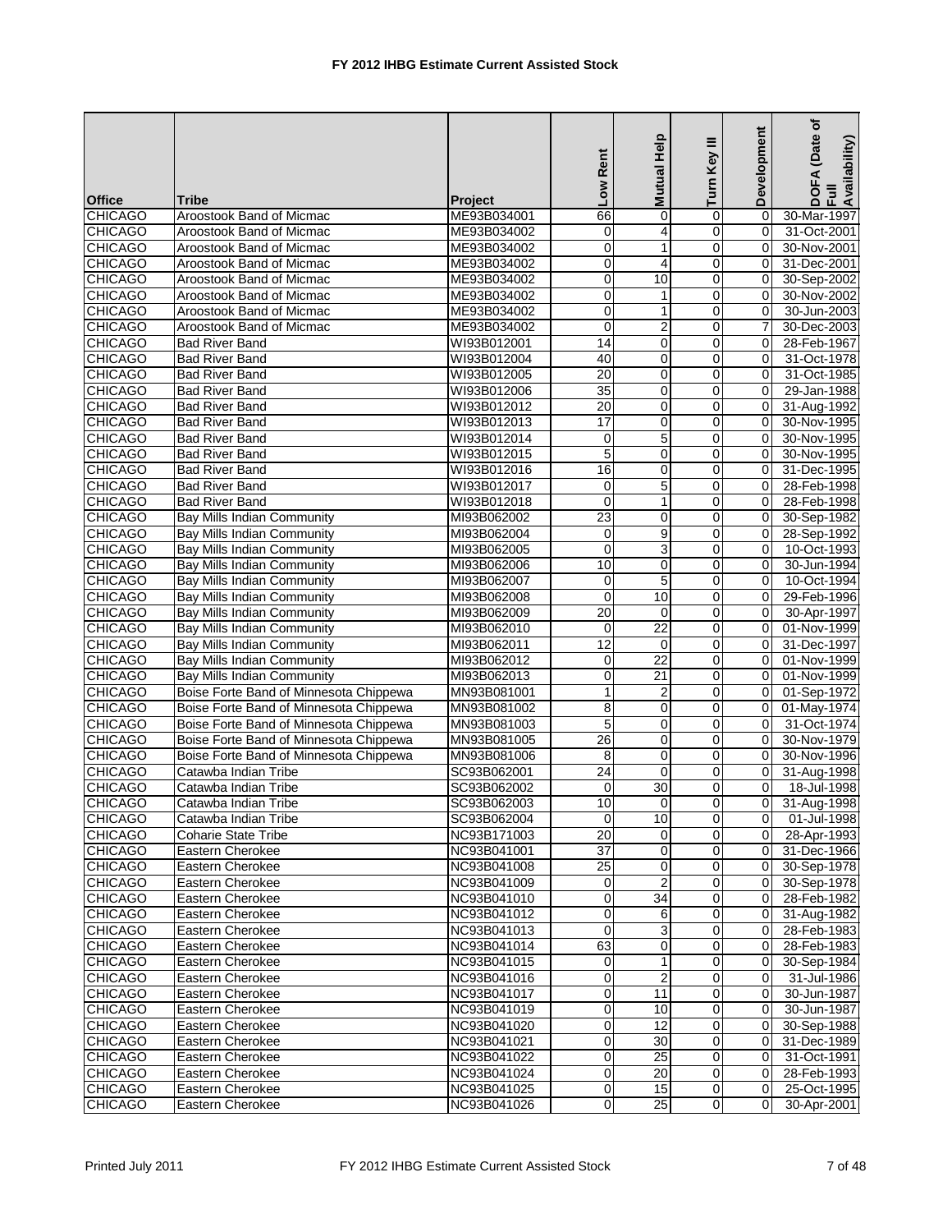# FY 2012 IHBG Estimate Current Assisted Stock

| Office | Tribe | Project | Low Rent | Mutual Help | Turn Key III | Development | DOFA (Date of Full Availability) |
|---|---|---|---|---|---|---|---|
| CHICAGO | Aroostook Band of Micmac | ME93B034001 | 66 | 0 | 0 | 0 | 30-Mar-1997 |
| CHICAGO | Aroostook Band of Micmac | ME93B034002 | 0 | 4 | 0 | 0 | 31-Oct-2001 |
| CHICAGO | Aroostook Band of Micmac | ME93B034002 | 0 | 1 | 0 | 0 | 30-Nov-2001 |
| CHICAGO | Aroostook Band of Micmac | ME93B034002 | 0 | 4 | 0 | 0 | 31-Dec-2001 |
| CHICAGO | Aroostook Band of Micmac | ME93B034002 | 0 | 10 | 0 | 0 | 30-Sep-2002 |
| CHICAGO | Aroostook Band of Micmac | ME93B034002 | 0 | 1 | 0 | 0 | 30-Nov-2002 |
| CHICAGO | Aroostook Band of Micmac | ME93B034002 | 0 | 1 | 0 | 0 | 30-Jun-2003 |
| CHICAGO | Aroostook Band of Micmac | ME93B034002 | 0 | 2 | 0 | 7 | 30-Dec-2003 |
| CHICAGO | Bad River Band | WI93B012001 | 14 | 0 | 0 | 0 | 28-Feb-1967 |
| CHICAGO | Bad River Band | WI93B012004 | 40 | 0 | 0 | 0 | 31-Oct-1978 |
| CHICAGO | Bad River Band | WI93B012005 | 20 | 0 | 0 | 0 | 31-Oct-1985 |
| CHICAGO | Bad River Band | WI93B012006 | 35 | 0 | 0 | 0 | 29-Jan-1988 |
| CHICAGO | Bad River Band | WI93B012012 | 20 | 0 | 0 | 0 | 31-Aug-1992 |
| CHICAGO | Bad River Band | WI93B012013 | 17 | 0 | 0 | 0 | 30-Nov-1995 |
| CHICAGO | Bad River Band | WI93B012014 | 0 | 5 | 0 | 0 | 30-Nov-1995 |
| CHICAGO | Bad River Band | WI93B012015 | 5 | 0 | 0 | 0 | 30-Nov-1995 |
| CHICAGO | Bad River Band | WI93B012016 | 16 | 0 | 0 | 0 | 31-Dec-1995 |
| CHICAGO | Bad River Band | WI93B012017 | 0 | 5 | 0 | 0 | 28-Feb-1998 |
| CHICAGO | Bad River Band | WI93B012018 | 0 | 1 | 0 | 0 | 28-Feb-1998 |
| CHICAGO | Bay Mills Indian Community | MI93B062002 | 23 | 0 | 0 | 0 | 30-Sep-1982 |
| CHICAGO | Bay Mills Indian Community | MI93B062004 | 0 | 9 | 0 | 0 | 28-Sep-1992 |
| CHICAGO | Bay Mills Indian Community | MI93B062005 | 0 | 3 | 0 | 0 | 10-Oct-1993 |
| CHICAGO | Bay Mills Indian Community | MI93B062006 | 10 | 0 | 0 | 0 | 30-Jun-1994 |
| CHICAGO | Bay Mills Indian Community | MI93B062007 | 0 | 5 | 0 | 0 | 10-Oct-1994 |
| CHICAGO | Bay Mills Indian Community | MI93B062008 | 0 | 10 | 0 | 0 | 29-Feb-1996 |
| CHICAGO | Bay Mills Indian Community | MI93B062009 | 20 | 0 | 0 | 0 | 30-Apr-1997 |
| CHICAGO | Bay Mills Indian Community | MI93B062010 | 0 | 22 | 0 | 0 | 01-Nov-1999 |
| CHICAGO | Bay Mills Indian Community | MI93B062011 | 12 | 0 | 0 | 0 | 31-Dec-1997 |
| CHICAGO | Bay Mills Indian Community | MI93B062012 | 0 | 22 | 0 | 0 | 01-Nov-1999 |
| CHICAGO | Bay Mills Indian Community | MI93B062013 | 0 | 21 | 0 | 0 | 01-Nov-1999 |
| CHICAGO | Boise Forte Band of Minnesota Chippewa | MN93B081001 | 1 | 2 | 0 | 0 | 01-Sep-1972 |
| CHICAGO | Boise Forte Band of Minnesota Chippewa | MN93B081002 | 8 | 0 | 0 | 0 | 01-May-1974 |
| CHICAGO | Boise Forte Band of Minnesota Chippewa | MN93B081003 | 5 | 0 | 0 | 0 | 31-Oct-1974 |
| CHICAGO | Boise Forte Band of Minnesota Chippewa | MN93B081005 | 26 | 0 | 0 | 0 | 30-Nov-1979 |
| CHICAGO | Boise Forte Band of Minnesota Chippewa | MN93B081006 | 8 | 0 | 0 | 0 | 30-Nov-1996 |
| CHICAGO | Catawba Indian Tribe | SC93B062001 | 24 | 0 | 0 | 0 | 31-Aug-1998 |
| CHICAGO | Catawba Indian Tribe | SC93B062002 | 0 | 30 | 0 | 0 | 18-Jul-1998 |
| CHICAGO | Catawba Indian Tribe | SC93B062003 | 10 | 0 | 0 | 0 | 31-Aug-1998 |
| CHICAGO | Catawba Indian Tribe | SC93B062004 | 0 | 10 | 0 | 0 | 01-Jul-1998 |
| CHICAGO | Coharie State Tribe | NC93B171003 | 20 | 0 | 0 | 0 | 28-Apr-1993 |
| CHICAGO | Eastern Cherokee | NC93B041001 | 37 | 0 | 0 | 0 | 31-Dec-1966 |
| CHICAGO | Eastern Cherokee | NC93B041008 | 25 | 0 | 0 | 0 | 30-Sep-1978 |
| CHICAGO | Eastern Cherokee | NC93B041009 | 0 | 2 | 0 | 0 | 30-Sep-1978 |
| CHICAGO | Eastern Cherokee | NC93B041010 | 0 | 34 | 0 | 0 | 28-Feb-1982 |
| CHICAGO | Eastern Cherokee | NC93B041012 | 0 | 6 | 0 | 0 | 31-Aug-1982 |
| CHICAGO | Eastern Cherokee | NC93B041013 | 0 | 3 | 0 | 0 | 28-Feb-1983 |
| CHICAGO | Eastern Cherokee | NC93B041014 | 63 | 0 | 0 | 0 | 28-Feb-1983 |
| CHICAGO | Eastern Cherokee | NC93B041015 | 0 | 1 | 0 | 0 | 30-Sep-1984 |
| CHICAGO | Eastern Cherokee | NC93B041016 | 0 | 2 | 0 | 0 | 31-Jul-1986 |
| CHICAGO | Eastern Cherokee | NC93B041017 | 0 | 11 | 0 | 0 | 30-Jun-1987 |
| CHICAGO | Eastern Cherokee | NC93B041019 | 0 | 10 | 0 | 0 | 30-Jun-1987 |
| CHICAGO | Eastern Cherokee | NC93B041020 | 0 | 12 | 0 | 0 | 30-Sep-1988 |
| CHICAGO | Eastern Cherokee | NC93B041021 | 0 | 30 | 0 | 0 | 31-Dec-1989 |
| CHICAGO | Eastern Cherokee | NC93B041022 | 0 | 25 | 0 | 0 | 31-Oct-1991 |
| CHICAGO | Eastern Cherokee | NC93B041024 | 0 | 20 | 0 | 0 | 28-Feb-1993 |
| CHICAGO | Eastern Cherokee | NC93B041025 | 0 | 15 | 0 | 0 | 25-Oct-1995 |
| CHICAGO | Eastern Cherokee | NC93B041026 | 0 | 25 | 0 | 0 | 30-Apr-2001 |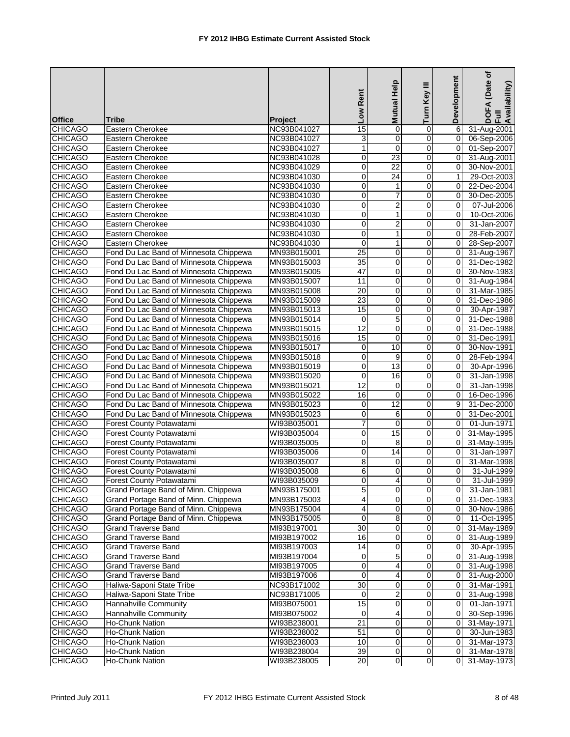# FY 2012 IHBG Estimate Current Assisted Stock

| Office | Tribe | Project | Low Rent | Mutual Help | Turn Key III | Development | DOFA (Date of Full Availability) |
|---|---|---|---|---|---|---|---|
| CHICAGO | Eastern Cherokee | NC93B041027 | 15 | 0 | 0 | 6 | 31-Aug-2001 |
| CHICAGO | Eastern Cherokee | NC93B041027 | 3 | 0 | 0 | 0 | 06-Sep-2006 |
| CHICAGO | Eastern Cherokee | NC93B041027 | 1 | 0 | 0 | 0 | 01-Sep-2007 |
| CHICAGO | Eastern Cherokee | NC93B041028 | 0 | 23 | 0 | 0 | 31-Aug-2001 |
| CHICAGO | Eastern Cherokee | NC93B041029 | 0 | 22 | 0 | 0 | 30-Nov-2001 |
| CHICAGO | Eastern Cherokee | NC93B041030 | 0 | 24 | 0 | 1 | 29-Oct-2003 |
| CHICAGO | Eastern Cherokee | NC93B041030 | 0 | 1 | 0 | 0 | 22-Dec-2004 |
| CHICAGO | Eastern Cherokee | NC93B041030 | 0 | 7 | 0 | 0 | 30-Dec-2005 |
| CHICAGO | Eastern Cherokee | NC93B041030 | 0 | 2 | 0 | 0 | 07-Jul-2006 |
| CHICAGO | Eastern Cherokee | NC93B041030 | 0 | 1 | 0 | 0 | 10-Oct-2006 |
| CHICAGO | Eastern Cherokee | NC93B041030 | 0 | 2 | 0 | 0 | 31-Jan-2007 |
| CHICAGO | Eastern Cherokee | NC93B041030 | 0 | 1 | 0 | 0 | 28-Feb-2007 |
| CHICAGO | Eastern Cherokee | NC93B041030 | 0 | 1 | 0 | 0 | 28-Sep-2007 |
| CHICAGO | Fond Du Lac Band of Minnesota Chippewa | MN93B015001 | 25 | 0 | 0 | 0 | 31-Aug-1967 |
| CHICAGO | Fond Du Lac Band of Minnesota Chippewa | MN93B015003 | 35 | 0 | 0 | 0 | 31-Dec-1982 |
| CHICAGO | Fond Du Lac Band of Minnesota Chippewa | MN93B015005 | 47 | 0 | 0 | 0 | 30-Nov-1983 |
| CHICAGO | Fond Du Lac Band of Minnesota Chippewa | MN93B015007 | 11 | 0 | 0 | 0 | 31-Aug-1984 |
| CHICAGO | Fond Du Lac Band of Minnesota Chippewa | MN93B015008 | 20 | 0 | 0 | 0 | 31-Mar-1985 |
| CHICAGO | Fond Du Lac Band of Minnesota Chippewa | MN93B015009 | 23 | 0 | 0 | 0 | 31-Dec-1986 |
| CHICAGO | Fond Du Lac Band of Minnesota Chippewa | MN93B015013 | 15 | 0 | 0 | 0 | 30-Apr-1987 |
| CHICAGO | Fond Du Lac Band of Minnesota Chippewa | MN93B015014 | 0 | 5 | 0 | 0 | 31-Dec-1988 |
| CHICAGO | Fond Du Lac Band of Minnesota Chippewa | MN93B015015 | 12 | 0 | 0 | 0 | 31-Dec-1988 |
| CHICAGO | Fond Du Lac Band of Minnesota Chippewa | MN93B015016 | 15 | 0 | 0 | 0 | 31-Dec-1991 |
| CHICAGO | Fond Du Lac Band of Minnesota Chippewa | MN93B015017 | 0 | 10 | 0 | 0 | 30-Nov-1991 |
| CHICAGO | Fond Du Lac Band of Minnesota Chippewa | MN93B015018 | 0 | 9 | 0 | 0 | 28-Feb-1994 |
| CHICAGO | Fond Du Lac Band of Minnesota Chippewa | MN93B015019 | 0 | 13 | 0 | 0 | 30-Apr-1996 |
| CHICAGO | Fond Du Lac Band of Minnesota Chippewa | MN93B015020 | 0 | 16 | 0 | 0 | 31-Jan-1998 |
| CHICAGO | Fond Du Lac Band of Minnesota Chippewa | MN93B015021 | 12 | 0 | 0 | 0 | 31-Jan-1998 |
| CHICAGO | Fond Du Lac Band of Minnesota Chippewa | MN93B015022 | 16 | 0 | 0 | 0 | 16-Dec-1996 |
| CHICAGO | Fond Du Lac Band of Minnesota Chippewa | MN93B015023 | 0 | 12 | 0 | 9 | 31-Dec-2000 |
| CHICAGO | Fond Du Lac Band of Minnesota Chippewa | MN93B015023 | 0 | 6 | 0 | 0 | 31-Dec-2001 |
| CHICAGO | Forest County Potawatami | WI93B035001 | 7 | 0 | 0 | 0 | 01-Jun-1971 |
| CHICAGO | Forest County Potawatami | WI93B035004 | 0 | 15 | 0 | 0 | 31-May-1995 |
| CHICAGO | Forest County Potawatami | WI93B035005 | 0 | 8 | 0 | 0 | 31-May-1995 |
| CHICAGO | Forest County Potawatami | WI93B035006 | 0 | 14 | 0 | 0 | 31-Jan-1997 |
| CHICAGO | Forest County Potawatami | WI93B035007 | 8 | 0 | 0 | 0 | 31-Mar-1998 |
| CHICAGO | Forest County Potawatami | WI93B035008 | 6 | 0 | 0 | 0 | 31-Jul-1999 |
| CHICAGO | Forest County Potawatami | WI93B035009 | 0 | 4 | 0 | 0 | 31-Jul-1999 |
| CHICAGO | Grand Portage Band of Minn. Chippewa | MN93B175001 | 5 | 0 | 0 | 0 | 31-Jan-1981 |
| CHICAGO | Grand Portage Band of Minn. Chippewa | MN93B175003 | 4 | 0 | 0 | 0 | 31-Dec-1983 |
| CHICAGO | Grand Portage Band of Minn. Chippewa | MN93B175004 | 4 | 0 | 0 | 0 | 30-Nov-1986 |
| CHICAGO | Grand Portage Band of Minn. Chippewa | MN93B175005 | 0 | 8 | 0 | 0 | 11-Oct-1995 |
| CHICAGO | Grand Traverse Band | MI93B197001 | 30 | 0 | 0 | 0 | 31-May-1989 |
| CHICAGO | Grand Traverse Band | MI93B197002 | 16 | 0 | 0 | 0 | 31-Aug-1989 |
| CHICAGO | Grand Traverse Band | MI93B197003 | 14 | 0 | 0 | 0 | 30-Apr-1995 |
| CHICAGO | Grand Traverse Band | MI93B197004 | 0 | 5 | 0 | 0 | 31-Aug-1998 |
| CHICAGO | Grand Traverse Band | MI93B197005 | 0 | 4 | 0 | 0 | 31-Aug-1998 |
| CHICAGO | Grand Traverse Band | MI93B197006 | 0 | 4 | 0 | 0 | 31-Aug-2000 |
| CHICAGO | Haliwa-Saponi State Tribe | NC93B171002 | 30 | 0 | 0 | 0 | 31-Mar-1991 |
| CHICAGO | Haliwa-Saponi State Tribe | NC93B171005 | 0 | 2 | 0 | 0 | 31-Aug-1998 |
| CHICAGO | Hannahville Community | MI93B075001 | 15 | 0 | 0 | 0 | 01-Jan-1971 |
| CHICAGO | Hannahville Community | MI93B075002 | 0 | 4 | 0 | 0 | 30-Sep-1996 |
| CHICAGO | Ho-Chunk Nation | WI93B238001 | 21 | 0 | 0 | 0 | 31-May-1971 |
| CHICAGO | Ho-Chunk Nation | WI93B238002 | 51 | 0 | 0 | 0 | 30-Jun-1983 |
| CHICAGO | Ho-Chunk Nation | WI93B238003 | 10 | 0 | 0 | 0 | 31-Mar-1973 |
| CHICAGO | Ho-Chunk Nation | WI93B238004 | 39 | 0 | 0 | 0 | 31-Mar-1978 |
| CHICAGO | Ho-Chunk Nation | WI93B238005 | 20 | 0 | 0 | 0 | 31-May-1973 |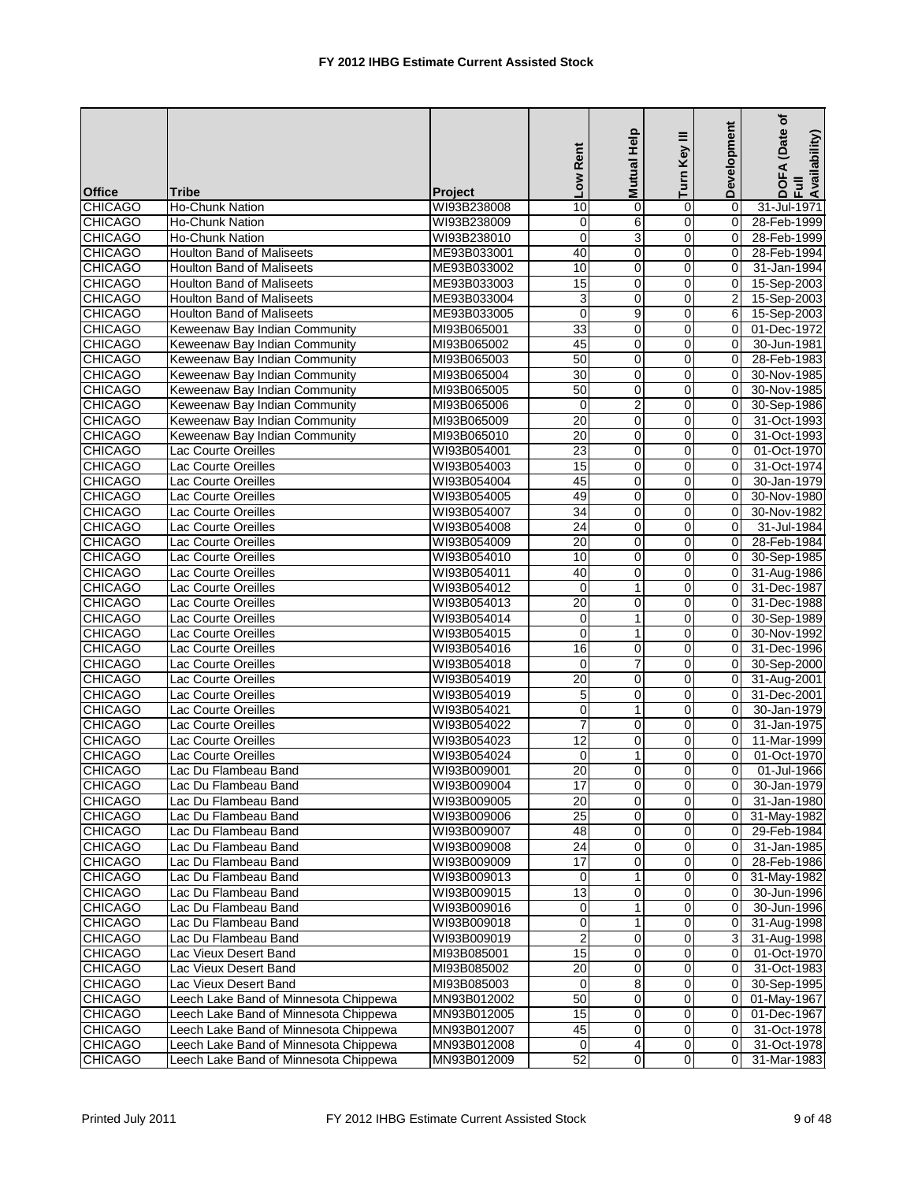# FY 2012 IHBG Estimate Current Assisted Stock

| Office | Tribe | Project | Low Rent | Mutual Help | Turn Key III | Development | DOFA (Date of Full Availability) |
|---|---|---|---|---|---|---|---|
| CHICAGO | Ho-Chunk Nation | WI93B238008 | 10 | 0 | 0 | 0 | 31-Jul-1971 |
| CHICAGO | Ho-Chunk Nation | WI93B238009 | 0 | 6 | 0 | 0 | 28-Feb-1999 |
| CHICAGO | Ho-Chunk Nation | WI93B238010 | 0 | 3 | 0 | 0 | 28-Feb-1999 |
| CHICAGO | Houlton Band of Maliseets | ME93B033001 | 40 | 0 | 0 | 0 | 28-Feb-1994 |
| CHICAGO | Houlton Band of Maliseets | ME93B033002 | 10 | 0 | 0 | 0 | 31-Jan-1994 |
| CHICAGO | Houlton Band of Maliseets | ME93B033003 | 15 | 0 | 0 | 0 | 15-Sep-2003 |
| CHICAGO | Houlton Band of Maliseets | ME93B033004 | 3 | 0 | 0 | 2 | 15-Sep-2003 |
| CHICAGO | Houlton Band of Maliseets | ME93B033005 | 0 | 9 | 0 | 6 | 15-Sep-2003 |
| CHICAGO | Keweenaw Bay Indian Community | MI93B065001 | 33 | 0 | 0 | 0 | 01-Dec-1972 |
| CHICAGO | Keweenaw Bay Indian Community | MI93B065002 | 45 | 0 | 0 | 0 | 30-Jun-1981 |
| CHICAGO | Keweenaw Bay Indian Community | MI93B065003 | 50 | 0 | 0 | 0 | 28-Feb-1983 |
| CHICAGO | Keweenaw Bay Indian Community | MI93B065004 | 30 | 0 | 0 | 0 | 30-Nov-1985 |
| CHICAGO | Keweenaw Bay Indian Community | MI93B065005 | 50 | 0 | 0 | 0 | 30-Nov-1985 |
| CHICAGO | Keweenaw Bay Indian Community | MI93B065006 | 0 | 2 | 0 | 0 | 30-Sep-1986 |
| CHICAGO | Keweenaw Bay Indian Community | MI93B065009 | 20 | 0 | 0 | 0 | 31-Oct-1993 |
| CHICAGO | Keweenaw Bay Indian Community | MI93B065010 | 20 | 0 | 0 | 0 | 31-Oct-1993 |
| CHICAGO | Lac Courte Oreilles | WI93B054001 | 23 | 0 | 0 | 0 | 01-Oct-1970 |
| CHICAGO | Lac Courte Oreilles | WI93B054003 | 15 | 0 | 0 | 0 | 31-Oct-1974 |
| CHICAGO | Lac Courte Oreilles | WI93B054004 | 45 | 0 | 0 | 0 | 30-Jan-1979 |
| CHICAGO | Lac Courte Oreilles | WI93B054005 | 49 | 0 | 0 | 0 | 30-Nov-1980 |
| CHICAGO | Lac Courte Oreilles | WI93B054007 | 34 | 0 | 0 | 0 | 30-Nov-1982 |
| CHICAGO | Lac Courte Oreilles | WI93B054008 | 24 | 0 | 0 | 0 | 31-Jul-1984 |
| CHICAGO | Lac Courte Oreilles | WI93B054009 | 20 | 0 | 0 | 0 | 28-Feb-1984 |
| CHICAGO | Lac Courte Oreilles | WI93B054010 | 10 | 0 | 0 | 0 | 30-Sep-1985 |
| CHICAGO | Lac Courte Oreilles | WI93B054011 | 40 | 0 | 0 | 0 | 31-Aug-1986 |
| CHICAGO | Lac Courte Oreilles | WI93B054012 | 0 | 1 | 0 | 0 | 31-Dec-1987 |
| CHICAGO | Lac Courte Oreilles | WI93B054013 | 20 | 0 | 0 | 0 | 31-Dec-1988 |
| CHICAGO | Lac Courte Oreilles | WI93B054014 | 0 | 1 | 0 | 0 | 30-Sep-1989 |
| CHICAGO | Lac Courte Oreilles | WI93B054015 | 0 | 1 | 0 | 0 | 30-Nov-1992 |
| CHICAGO | Lac Courte Oreilles | WI93B054016 | 16 | 0 | 0 | 0 | 31-Dec-1996 |
| CHICAGO | Lac Courte Oreilles | WI93B054018 | 0 | 7 | 0 | 0 | 30-Sep-2000 |
| CHICAGO | Lac Courte Oreilles | WI93B054019 | 20 | 0 | 0 | 0 | 31-Aug-2001 |
| CHICAGO | Lac Courte Oreilles | WI93B054019 | 5 | 0 | 0 | 0 | 31-Dec-2001 |
| CHICAGO | Lac Courte Oreilles | WI93B054021 | 0 | 1 | 0 | 0 | 30-Jan-1979 |
| CHICAGO | Lac Courte Oreilles | WI93B054022 | 7 | 0 | 0 | 0 | 31-Jan-1975 |
| CHICAGO | Lac Courte Oreilles | WI93B054023 | 12 | 0 | 0 | 0 | 11-Mar-1999 |
| CHICAGO | Lac Courte Oreilles | WI93B054024 | 0 | 1 | 0 | 0 | 01-Oct-1970 |
| CHICAGO | Lac Du Flambeau Band | WI93B009001 | 20 | 0 | 0 | 0 | 01-Jul-1966 |
| CHICAGO | Lac Du Flambeau Band | WI93B009004 | 17 | 0 | 0 | 0 | 30-Jan-1979 |
| CHICAGO | Lac Du Flambeau Band | WI93B009005 | 20 | 0 | 0 | 0 | 31-Jan-1980 |
| CHICAGO | Lac Du Flambeau Band | WI93B009006 | 25 | 0 | 0 | 0 | 31-May-1982 |
| CHICAGO | Lac Du Flambeau Band | WI93B009007 | 48 | 0 | 0 | 0 | 29-Feb-1984 |
| CHICAGO | Lac Du Flambeau Band | WI93B009008 | 24 | 0 | 0 | 0 | 31-Jan-1985 |
| CHICAGO | Lac Du Flambeau Band | WI93B009009 | 17 | 0 | 0 | 0 | 28-Feb-1986 |
| CHICAGO | Lac Du Flambeau Band | WI93B009013 | 0 | 1 | 0 | 0 | 31-May-1982 |
| CHICAGO | Lac Du Flambeau Band | WI93B009015 | 13 | 0 | 0 | 0 | 30-Jun-1996 |
| CHICAGO | Lac Du Flambeau Band | WI93B009016 | 0 | 1 | 0 | 0 | 30-Jun-1996 |
| CHICAGO | Lac Du Flambeau Band | WI93B009018 | 0 | 1 | 0 | 0 | 31-Aug-1998 |
| CHICAGO | Lac Du Flambeau Band | WI93B009019 | 2 | 0 | 0 | 3 | 31-Aug-1998 |
| CHICAGO | Lac Vieux Desert Band | MI93B085001 | 15 | 0 | 0 | 0 | 01-Oct-1970 |
| CHICAGO | Lac Vieux Desert Band | MI93B085002 | 20 | 0 | 0 | 0 | 31-Oct-1983 |
| CHICAGO | Lac Vieux Desert Band | MI93B085003 | 0 | 8 | 0 | 0 | 30-Sep-1995 |
| CHICAGO | Leech Lake Band of Minnesota Chippewa | MN93B012002 | 50 | 0 | 0 | 0 | 01-May-1967 |
| CHICAGO | Leech Lake Band of Minnesota Chippewa | MN93B012005 | 15 | 0 | 0 | 0 | 01-Dec-1967 |
| CHICAGO | Leech Lake Band of Minnesota Chippewa | MN93B012007 | 45 | 0 | 0 | 0 | 31-Oct-1978 |
| CHICAGO | Leech Lake Band of Minnesota Chippewa | MN93B012008 | 0 | 4 | 0 | 0 | 31-Oct-1978 |
| CHICAGO | Leech Lake Band of Minnesota Chippewa | MN93B012009 | 52 | 0 | 0 | 0 | 31-Mar-1983 |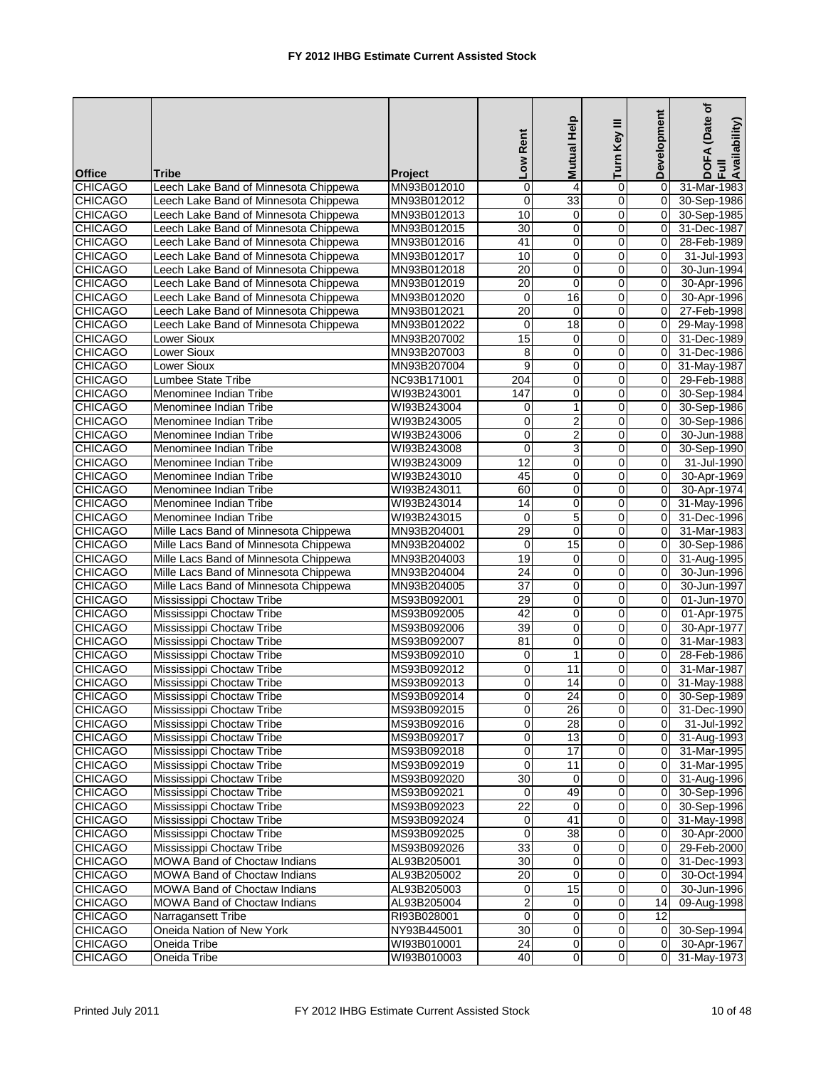# FY 2012 IHBG Estimate Current Assisted Stock

| Office | Tribe | Project | Low Rent | Mutual Help | Turn Key III | Development | DOFA (Date of Full Availability) |
|---|---|---|---|---|---|---|---|
| CHICAGO | Leech Lake Band of Minnesota Chippewa | MN93B012010 | 0 | 4 | 0 | 0 | 31-Mar-1983 |
| CHICAGO | Leech Lake Band of Minnesota Chippewa | MN93B012012 | 0 | 33 | 0 | 0 | 30-Sep-1986 |
| CHICAGO | Leech Lake Band of Minnesota Chippewa | MN93B012013 | 10 | 0 | 0 | 0 | 30-Sep-1985 |
| CHICAGO | Leech Lake Band of Minnesota Chippewa | MN93B012015 | 30 | 0 | 0 | 0 | 31-Dec-1987 |
| CHICAGO | Leech Lake Band of Minnesota Chippewa | MN93B012016 | 41 | 0 | 0 | 0 | 28-Feb-1989 |
| CHICAGO | Leech Lake Band of Minnesota Chippewa | MN93B012017 | 10 | 0 | 0 | 0 | 31-Jul-1993 |
| CHICAGO | Leech Lake Band of Minnesota Chippewa | MN93B012018 | 20 | 0 | 0 | 0 | 30-Jun-1994 |
| CHICAGO | Leech Lake Band of Minnesota Chippewa | MN93B012019 | 20 | 0 | 0 | 0 | 30-Apr-1996 |
| CHICAGO | Leech Lake Band of Minnesota Chippewa | MN93B012020 | 0 | 16 | 0 | 0 | 30-Apr-1996 |
| CHICAGO | Leech Lake Band of Minnesota Chippewa | MN93B012021 | 20 | 0 | 0 | 0 | 27-Feb-1998 |
| CHICAGO | Leech Lake Band of Minnesota Chippewa | MN93B012022 | 0 | 18 | 0 | 0 | 29-May-1998 |
| CHICAGO | Lower Sioux | MN93B207002 | 15 | 0 | 0 | 0 | 31-Dec-1989 |
| CHICAGO | Lower Sioux | MN93B207003 | 8 | 0 | 0 | 0 | 31-Dec-1986 |
| CHICAGO | Lower Sioux | MN93B207004 | 9 | 0 | 0 | 0 | 31-May-1987 |
| CHICAGO | Lumbee State Tribe | NC93B171001 | 204 | 0 | 0 | 0 | 29-Feb-1988 |
| CHICAGO | Menominee Indian Tribe | WI93B243001 | 147 | 0 | 0 | 0 | 30-Sep-1984 |
| CHICAGO | Menominee Indian Tribe | WI93B243004 | 0 | 1 | 0 | 0 | 30-Sep-1986 |
| CHICAGO | Menominee Indian Tribe | WI93B243005 | 0 | 2 | 0 | 0 | 30-Sep-1986 |
| CHICAGO | Menominee Indian Tribe | WI93B243006 | 0 | 2 | 0 | 0 | 30-Jun-1988 |
| CHICAGO | Menominee Indian Tribe | WI93B243008 | 0 | 3 | 0 | 0 | 30-Sep-1990 |
| CHICAGO | Menominee Indian Tribe | WI93B243009 | 12 | 0 | 0 | 0 | 31-Jul-1990 |
| CHICAGO | Menominee Indian Tribe | WI93B243010 | 45 | 0 | 0 | 0 | 30-Apr-1969 |
| CHICAGO | Menominee Indian Tribe | WI93B243011 | 60 | 0 | 0 | 0 | 30-Apr-1974 |
| CHICAGO | Menominee Indian Tribe | WI93B243014 | 14 | 0 | 0 | 0 | 31-May-1996 |
| CHICAGO | Menominee Indian Tribe | WI93B243015 | 0 | 5 | 0 | 0 | 31-Dec-1996 |
| CHICAGO | Mille Lacs Band of Minnesota Chippewa | MN93B204001 | 29 | 0 | 0 | 0 | 31-Mar-1983 |
| CHICAGO | Mille Lacs Band of Minnesota Chippewa | MN93B204002 | 0 | 15 | 0 | 0 | 30-Sep-1986 |
| CHICAGO | Mille Lacs Band of Minnesota Chippewa | MN93B204003 | 19 | 0 | 0 | 0 | 31-Aug-1995 |
| CHICAGO | Mille Lacs Band of Minnesota Chippewa | MN93B204004 | 24 | 0 | 0 | 0 | 30-Jun-1996 |
| CHICAGO | Mille Lacs Band of Minnesota Chippewa | MN93B204005 | 37 | 0 | 0 | 0 | 30-Jun-1997 |
| CHICAGO | Mississippi Choctaw Tribe | MS93B092001 | 29 | 0 | 0 | 0 | 01-Jun-1970 |
| CHICAGO | Mississippi Choctaw Tribe | MS93B092005 | 42 | 0 | 0 | 0 | 01-Apr-1975 |
| CHICAGO | Mississippi Choctaw Tribe | MS93B092006 | 39 | 0 | 0 | 0 | 30-Apr-1977 |
| CHICAGO | Mississippi Choctaw Tribe | MS93B092007 | 81 | 0 | 0 | 0 | 31-Mar-1983 |
| CHICAGO | Mississippi Choctaw Tribe | MS93B092010 | 0 | 1 | 0 | 0 | 28-Feb-1986 |
| CHICAGO | Mississippi Choctaw Tribe | MS93B092012 | 0 | 11 | 0 | 0 | 31-Mar-1987 |
| CHICAGO | Mississippi Choctaw Tribe | MS93B092013 | 0 | 14 | 0 | 0 | 31-May-1988 |
| CHICAGO | Mississippi Choctaw Tribe | MS93B092014 | 0 | 24 | 0 | 0 | 30-Sep-1989 |
| CHICAGO | Mississippi Choctaw Tribe | MS93B092015 | 0 | 26 | 0 | 0 | 31-Dec-1990 |
| CHICAGO | Mississippi Choctaw Tribe | MS93B092016 | 0 | 28 | 0 | 0 | 31-Jul-1992 |
| CHICAGO | Mississippi Choctaw Tribe | MS93B092017 | 0 | 13 | 0 | 0 | 31-Aug-1993 |
| CHICAGO | Mississippi Choctaw Tribe | MS93B092018 | 0 | 17 | 0 | 0 | 31-Mar-1995 |
| CHICAGO | Mississippi Choctaw Tribe | MS93B092019 | 0 | 11 | 0 | 0 | 31-Mar-1995 |
| CHICAGO | Mississippi Choctaw Tribe | MS93B092020 | 30 | 0 | 0 | 0 | 31-Aug-1996 |
| CHICAGO | Mississippi Choctaw Tribe | MS93B092021 | 0 | 49 | 0 | 0 | 30-Sep-1996 |
| CHICAGO | Mississippi Choctaw Tribe | MS93B092023 | 22 | 0 | 0 | 0 | 30-Sep-1996 |
| CHICAGO | Mississippi Choctaw Tribe | MS93B092024 | 0 | 41 | 0 | 0 | 31-May-1998 |
| CHICAGO | Mississippi Choctaw Tribe | MS93B092025 | 0 | 38 | 0 | 0 | 30-Apr-2000 |
| CHICAGO | Mississippi Choctaw Tribe | MS93B092026 | 33 | 0 | 0 | 0 | 29-Feb-2000 |
| CHICAGO | MOWA Band of Choctaw Indians | AL93B205001 | 30 | 0 | 0 | 0 | 31-Dec-1993 |
| CHICAGO | MOWA Band of Choctaw Indians | AL93B205002 | 20 | 0 | 0 | 0 | 30-Oct-1994 |
| CHICAGO | MOWA Band of Choctaw Indians | AL93B205003 | 0 | 15 | 0 | 0 | 30-Jun-1996 |
| CHICAGO | MOWA Band of Choctaw Indians | AL93B205004 | 2 | 0 | 0 | 14 | 09-Aug-1998 |
| CHICAGO | Narragansett Tribe | RI93B028001 | 0 | 0 | 0 | 12 | |
| CHICAGO | Oneida Nation of New York | NY93B445001 | 30 | 0 | 0 | 0 | 30-Sep-1994 |
| CHICAGO | Oneida Tribe | WI93B010001 | 24 | 0 | 0 | 0 | 30-Apr-1967 |
| CHICAGO | Oneida Tribe | WI93B010003 | 40 | 0 | 0 | 0 | 31-May-1973 |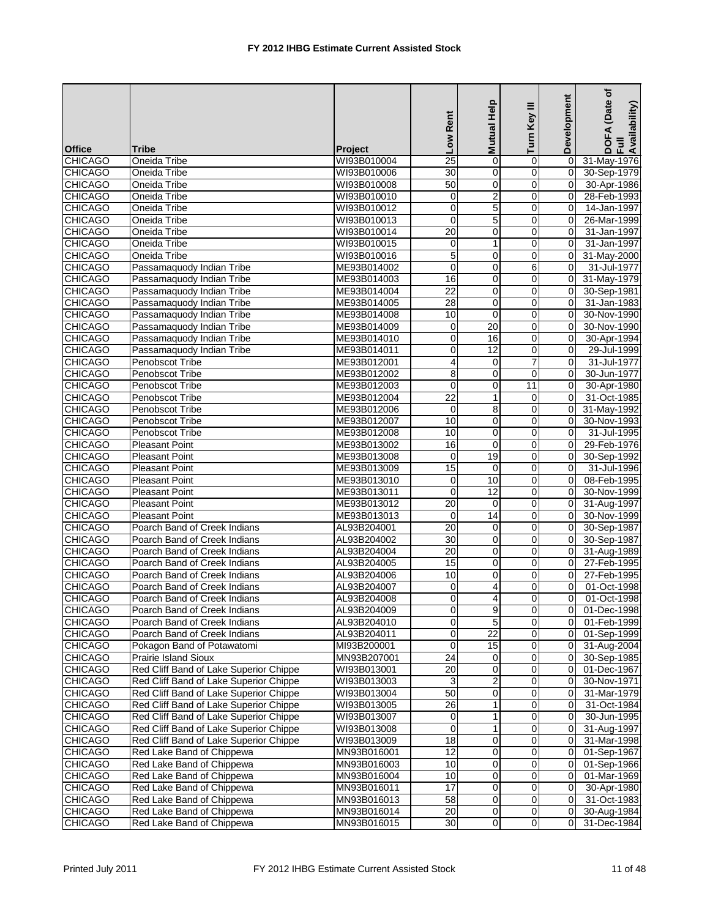# FY 2012 IHBG Estimate Current Assisted Stock

| Office | Tribe | Project | Low Rent | Mutual Help | Turn Key III | Development | DOFA (Date of Full Availability) |
|---|---|---|---|---|---|---|---|
| CHICAGO | Oneida Tribe | WI93B010004 | 25 | 0 | 0 | 0 | 31-May-1976 |
| CHICAGO | Oneida Tribe | WI93B010006 | 30 | 0 | 0 | 0 | 30-Sep-1979 |
| CHICAGO | Oneida Tribe | WI93B010008 | 50 | 0 | 0 | 0 | 30-Apr-1986 |
| CHICAGO | Oneida Tribe | WI93B010010 | 0 | 2 | 0 | 0 | 28-Feb-1993 |
| CHICAGO | Oneida Tribe | WI93B010012 | 0 | 5 | 0 | 0 | 14-Jan-1997 |
| CHICAGO | Oneida Tribe | WI93B010013 | 0 | 5 | 0 | 0 | 26-Mar-1999 |
| CHICAGO | Oneida Tribe | WI93B010014 | 20 | 0 | 0 | 0 | 31-Jan-1997 |
| CHICAGO | Oneida Tribe | WI93B010015 | 0 | 1 | 0 | 0 | 31-Jan-1997 |
| CHICAGO | Oneida Tribe | WI93B010016 | 5 | 0 | 0 | 0 | 31-May-2000 |
| CHICAGO | Passamaquody Indian Tribe | ME93B014002 | 0 | 0 | 6 | 0 | 31-Jul-1977 |
| CHICAGO | Passamaquody Indian Tribe | ME93B014003 | 16 | 0 | 0 | 0 | 31-May-1979 |
| CHICAGO | Passamaquody Indian Tribe | ME93B014004 | 22 | 0 | 0 | 0 | 30-Sep-1981 |
| CHICAGO | Passamaquody Indian Tribe | ME93B014005 | 28 | 0 | 0 | 0 | 31-Jan-1983 |
| CHICAGO | Passamaquody Indian Tribe | ME93B014008 | 10 | 0 | 0 | 0 | 30-Nov-1990 |
| CHICAGO | Passamaquody Indian Tribe | ME93B014009 | 0 | 20 | 0 | 0 | 30-Nov-1990 |
| CHICAGO | Passamaquody Indian Tribe | ME93B014010 | 0 | 16 | 0 | 0 | 30-Apr-1994 |
| CHICAGO | Passamaquody Indian Tribe | ME93B014011 | 0 | 12 | 0 | 0 | 29-Jul-1999 |
| CHICAGO | Penobscot Tribe | ME93B012001 | 4 | 0 | 7 | 0 | 31-Jul-1977 |
| CHICAGO | Penobscot Tribe | ME93B012002 | 8 | 0 | 0 | 0 | 30-Jun-1977 |
| CHICAGO | Penobscot Tribe | ME93B012003 | 0 | 0 | 11 | 0 | 30-Apr-1980 |
| CHICAGO | Penobscot Tribe | ME93B012004 | 22 | 1 | 0 | 0 | 31-Oct-1985 |
| CHICAGO | Penobscot Tribe | ME93B012006 | 0 | 8 | 0 | 0 | 31-May-1992 |
| CHICAGO | Penobscot Tribe | ME93B012007 | 10 | 0 | 0 | 0 | 30-Nov-1993 |
| CHICAGO | Penobscot Tribe | ME93B012008 | 10 | 0 | 0 | 0 | 31-Jul-1995 |
| CHICAGO | Pleasant Point | ME93B013002 | 16 | 0 | 0 | 0 | 29-Feb-1976 |
| CHICAGO | Pleasant Point | ME93B013008 | 0 | 19 | 0 | 0 | 30-Sep-1992 |
| CHICAGO | Pleasant Point | ME93B013009 | 15 | 0 | 0 | 0 | 31-Jul-1996 |
| CHICAGO | Pleasant Point | ME93B013010 | 0 | 10 | 0 | 0 | 08-Feb-1995 |
| CHICAGO | Pleasant Point | ME93B013011 | 0 | 12 | 0 | 0 | 30-Nov-1999 |
| CHICAGO | Pleasant Point | ME93B013012 | 20 | 0 | 0 | 0 | 31-Aug-1997 |
| CHICAGO | Pleasant Point | ME93B013013 | 0 | 14 | 0 | 0 | 30-Nov-1999 |
| CHICAGO | Poarch Band of Creek Indians | AL93B204001 | 20 | 0 | 0 | 0 | 30-Sep-1987 |
| CHICAGO | Poarch Band of Creek Indians | AL93B204002 | 30 | 0 | 0 | 0 | 30-Sep-1987 |
| CHICAGO | Poarch Band of Creek Indians | AL93B204004 | 20 | 0 | 0 | 0 | 31-Aug-1989 |
| CHICAGO | Poarch Band of Creek Indians | AL93B204005 | 15 | 0 | 0 | 0 | 27-Feb-1995 |
| CHICAGO | Poarch Band of Creek Indians | AL93B204006 | 10 | 0 | 0 | 0 | 27-Feb-1995 |
| CHICAGO | Poarch Band of Creek Indians | AL93B204007 | 0 | 4 | 0 | 0 | 01-Oct-1998 |
| CHICAGO | Poarch Band of Creek Indians | AL93B204008 | 0 | 4 | 0 | 0 | 01-Oct-1998 |
| CHICAGO | Poarch Band of Creek Indians | AL93B204009 | 0 | 9 | 0 | 0 | 01-Dec-1998 |
| CHICAGO | Poarch Band of Creek Indians | AL93B204010 | 0 | 5 | 0 | 0 | 01-Feb-1999 |
| CHICAGO | Poarch Band of Creek Indians | AL93B204011 | 0 | 22 | 0 | 0 | 01-Sep-1999 |
| CHICAGO | Pokagon Band of Potawatomi | MI93B200001 | 0 | 15 | 0 | 0 | 31-Aug-2004 |
| CHICAGO | Prairie Island Sioux | MN93B207001 | 24 | 0 | 0 | 0 | 30-Sep-1985 |
| CHICAGO | Red Cliff Band of Lake Superior Chippe | WI93B013001 | 20 | 0 | 0 | 0 | 01-Dec-1967 |
| CHICAGO | Red Cliff Band of Lake Superior Chippe | WI93B013003 | 3 | 2 | 0 | 0 | 30-Nov-1971 |
| CHICAGO | Red Cliff Band of Lake Superior Chippe | WI93B013004 | 50 | 0 | 0 | 0 | 31-Mar-1979 |
| CHICAGO | Red Cliff Band of Lake Superior Chippe | WI93B013005 | 26 | 1 | 0 | 0 | 31-Oct-1984 |
| CHICAGO | Red Cliff Band of Lake Superior Chippe | WI93B013007 | 0 | 1 | 0 | 0 | 30-Jun-1995 |
| CHICAGO | Red Cliff Band of Lake Superior Chippe | WI93B013008 | 0 | 1 | 0 | 0 | 31-Aug-1997 |
| CHICAGO | Red Cliff Band of Lake Superior Chippe | WI93B013009 | 18 | 0 | 0 | 0 | 31-Mar-1998 |
| CHICAGO | Red Lake Band of Chippewa | MN93B016001 | 12 | 0 | 0 | 0 | 01-Sep-1967 |
| CHICAGO | Red Lake Band of Chippewa | MN93B016003 | 10 | 0 | 0 | 0 | 01-Sep-1966 |
| CHICAGO | Red Lake Band of Chippewa | MN93B016004 | 10 | 0 | 0 | 0 | 01-Mar-1969 |
| CHICAGO | Red Lake Band of Chippewa | MN93B016011 | 17 | 0 | 0 | 0 | 30-Apr-1980 |
| CHICAGO | Red Lake Band of Chippewa | MN93B016013 | 58 | 0 | 0 | 0 | 31-Oct-1983 |
| CHICAGO | Red Lake Band of Chippewa | MN93B016014 | 20 | 0 | 0 | 0 | 30-Aug-1984 |
| CHICAGO | Red Lake Band of Chippewa | MN93B016015 | 30 | 0 | 0 | 0 | 31-Dec-1984 |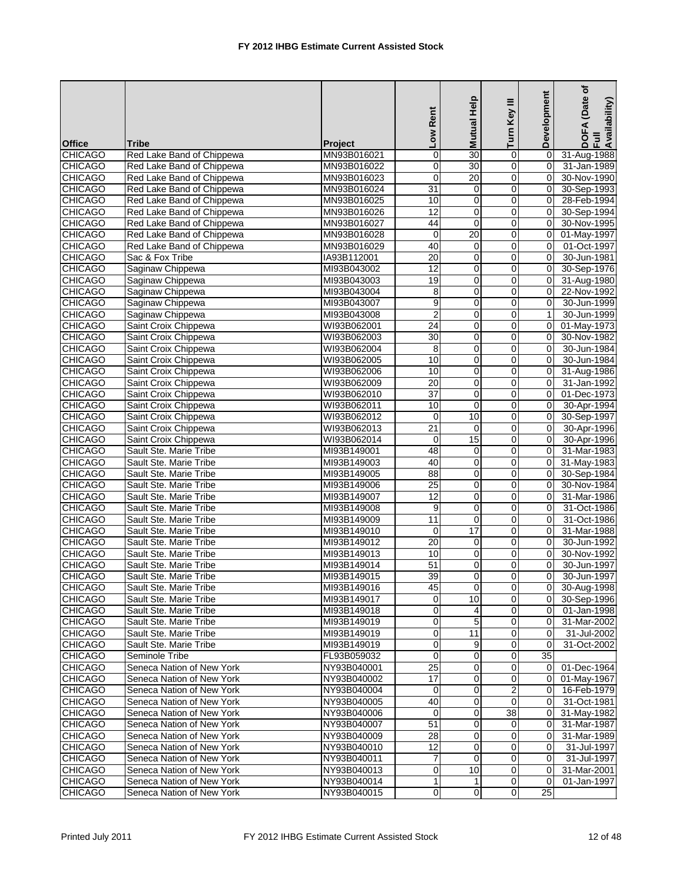# FY 2012 IHBG Estimate Current Assisted Stock

| Office | Tribe | Project | Low Rent | Mutual Help | Turn Key III | Development | DOFA (Date of Full Availability) |
|---|---|---|---|---|---|---|---|
| CHICAGO | Red Lake Band of Chippewa | MN93B016021 | 0 | 30 | 0 | 0 | 31-Aug-1988 |
| CHICAGO | Red Lake Band of Chippewa | MN93B016022 | 0 | 30 | 0 | 0 | 31-Jan-1989 |
| CHICAGO | Red Lake Band of Chippewa | MN93B016023 | 0 | 20 | 0 | 0 | 30-Nov-1990 |
| CHICAGO | Red Lake Band of Chippewa | MN93B016024 | 31 | 0 | 0 | 0 | 30-Sep-1993 |
| CHICAGO | Red Lake Band of Chippewa | MN93B016025 | 10 | 0 | 0 | 0 | 28-Feb-1994 |
| CHICAGO | Red Lake Band of Chippewa | MN93B016026 | 12 | 0 | 0 | 0 | 30-Sep-1994 |
| CHICAGO | Red Lake Band of Chippewa | MN93B016027 | 44 | 0 | 0 | 0 | 30-Nov-1995 |
| CHICAGO | Red Lake Band of Chippewa | MN93B016028 | 0 | 20 | 0 | 0 | 01-May-1997 |
| CHICAGO | Red Lake Band of Chippewa | MN93B016029 | 40 | 0 | 0 | 0 | 01-Oct-1997 |
| CHICAGO | Sac & Fox Tribe | IA93B112001 | 20 | 0 | 0 | 0 | 30-Jun-1981 |
| CHICAGO | Saginaw Chippewa | MI93B043002 | 12 | 0 | 0 | 0 | 30-Sep-1976 |
| CHICAGO | Saginaw Chippewa | MI93B043003 | 19 | 0 | 0 | 0 | 31-Aug-1980 |
| CHICAGO | Saginaw Chippewa | MI93B043004 | 8 | 0 | 0 | 0 | 22-Nov-1992 |
| CHICAGO | Saginaw Chippewa | MI93B043007 | 9 | 0 | 0 | 0 | 30-Jun-1999 |
| CHICAGO | Saginaw Chippewa | MI93B043008 | 2 | 0 | 0 | 1 | 30-Jun-1999 |
| CHICAGO | Saint Croix Chippewa | WI93B062001 | 24 | 0 | 0 | 0 | 01-May-1973 |
| CHICAGO | Saint Croix Chippewa | WI93B062003 | 30 | 0 | 0 | 0 | 30-Nov-1982 |
| CHICAGO | Saint Croix Chippewa | WI93B062004 | 8 | 0 | 0 | 0 | 30-Jun-1984 |
| CHICAGO | Saint Croix Chippewa | WI93B062005 | 10 | 0 | 0 | 0 | 30-Jun-1984 |
| CHICAGO | Saint Croix Chippewa | WI93B062006 | 10 | 0 | 0 | 0 | 31-Aug-1986 |
| CHICAGO | Saint Croix Chippewa | WI93B062009 | 20 | 0 | 0 | 0 | 31-Jan-1992 |
| CHICAGO | Saint Croix Chippewa | WI93B062010 | 37 | 0 | 0 | 0 | 01-Dec-1973 |
| CHICAGO | Saint Croix Chippewa | WI93B062011 | 10 | 0 | 0 | 0 | 30-Apr-1994 |
| CHICAGO | Saint Croix Chippewa | WI93B062012 | 0 | 10 | 0 | 0 | 30-Sep-1997 |
| CHICAGO | Saint Croix Chippewa | WI93B062013 | 21 | 0 | 0 | 0 | 30-Apr-1996 |
| CHICAGO | Saint Croix Chippewa | WI93B062014 | 0 | 15 | 0 | 0 | 30-Apr-1996 |
| CHICAGO | Sault Ste. Marie Tribe | MI93B149001 | 48 | 0 | 0 | 0 | 31-Mar-1983 |
| CHICAGO | Sault Ste. Marie Tribe | MI93B149003 | 40 | 0 | 0 | 0 | 31-May-1983 |
| CHICAGO | Sault Ste. Marie Tribe | MI93B149005 | 88 | 0 | 0 | 0 | 30-Sep-1984 |
| CHICAGO | Sault Ste. Marie Tribe | MI93B149006 | 25 | 0 | 0 | 0 | 30-Nov-1984 |
| CHICAGO | Sault Ste. Marie Tribe | MI93B149007 | 12 | 0 | 0 | 0 | 31-Mar-1986 |
| CHICAGO | Sault Ste. Marie Tribe | MI93B149008 | 9 | 0 | 0 | 0 | 31-Oct-1986 |
| CHICAGO | Sault Ste. Marie Tribe | MI93B149009 | 11 | 0 | 0 | 0 | 31-Oct-1986 |
| CHICAGO | Sault Ste. Marie Tribe | MI93B149010 | 0 | 17 | 0 | 0 | 31-Mar-1988 |
| CHICAGO | Sault Ste. Marie Tribe | MI93B149012 | 20 | 0 | 0 | 0 | 30-Jun-1992 |
| CHICAGO | Sault Ste. Marie Tribe | MI93B149013 | 10 | 0 | 0 | 0 | 30-Nov-1992 |
| CHICAGO | Sault Ste. Marie Tribe | MI93B149014 | 51 | 0 | 0 | 0 | 30-Jun-1997 |
| CHICAGO | Sault Ste. Marie Tribe | MI93B149015 | 39 | 0 | 0 | 0 | 30-Jun-1997 |
| CHICAGO | Sault Ste. Marie Tribe | MI93B149016 | 45 | 0 | 0 | 0 | 30-Aug-1998 |
| CHICAGO | Sault Ste. Marie Tribe | MI93B149017 | 0 | 10 | 0 | 0 | 30-Sep-1996 |
| CHICAGO | Sault Ste. Marie Tribe | MI93B149018 | 0 | 4 | 0 | 0 | 01-Jan-1998 |
| CHICAGO | Sault Ste. Marie Tribe | MI93B149019 | 0 | 5 | 0 | 0 | 31-Mar-2002 |
| CHICAGO | Sault Ste. Marie Tribe | MI93B149019 | 0 | 11 | 0 | 0 | 31-Jul-2002 |
| CHICAGO | Sault Ste. Marie Tribe | MI93B149019 | 0 | 9 | 0 | 0 | 31-Oct-2002 |
| CHICAGO | Seminole Tribe | FL93B059032 | 0 | 0 | 0 | 35 | |
| CHICAGO | Seneca Nation of New York | NY93B040001 | 25 | 0 | 0 | 0 | 01-Dec-1964 |
| CHICAGO | Seneca Nation of New York | NY93B040002 | 17 | 0 | 0 | 0 | 01-May-1967 |
| CHICAGO | Seneca Nation of New York | NY93B040004 | 0 | 0 | 2 | 0 | 16-Feb-1979 |
| CHICAGO | Seneca Nation of New York | NY93B040005 | 40 | 0 | 0 | 0 | 31-Oct-1981 |
| CHICAGO | Seneca Nation of New York | NY93B040006 | 0 | 0 | 38 | 0 | 31-May-1982 |
| CHICAGO | Seneca Nation of New York | NY93B040007 | 51 | 0 | 0 | 0 | 31-Mar-1987 |
| CHICAGO | Seneca Nation of New York | NY93B040009 | 28 | 0 | 0 | 0 | 31-Mar-1989 |
| CHICAGO | Seneca Nation of New York | NY93B040010 | 12 | 0 | 0 | 0 | 31-Jul-1997 |
| CHICAGO | Seneca Nation of New York | NY93B040011 | 7 | 0 | 0 | 0 | 31-Jul-1997 |
| CHICAGO | Seneca Nation of New York | NY93B040013 | 0 | 10 | 0 | 0 | 31-Mar-2001 |
| CHICAGO | Seneca Nation of New York | NY93B040014 | 1 | 1 | 0 | 0 | 01-Jan-1997 |
| CHICAGO | Seneca Nation of New York | NY93B040015 | 0 | 0 | 0 | 25 | |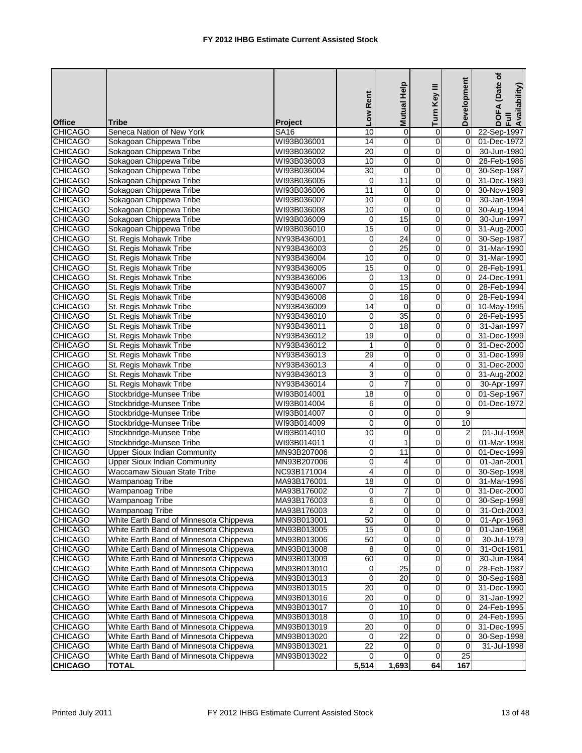# FY 2012 IHBG Estimate Current Assisted Stock

| Office | Tribe | Project | Low Rent | Mutual Help | Turn Key III | Development | DOFA (Date of Full Availability) |
|---|---|---|---|---|---|---|---|
| CHICAGO | Seneca Nation of New York | SA16 | 10 | 0 | 0 | 0 | 22-Sep-1997 |
| CHICAGO | Sokagoan Chippewa Tribe | WI93B036001 | 14 | 0 | 0 | 0 | 01-Dec-1972 |
| CHICAGO | Sokagoan Chippewa Tribe | WI93B036002 | 20 | 0 | 0 | 0 | 30-Jun-1980 |
| CHICAGO | Sokagoan Chippewa Tribe | WI93B036003 | 10 | 0 | 0 | 0 | 28-Feb-1986 |
| CHICAGO | Sokagoan Chippewa Tribe | WI93B036004 | 30 | 0 | 0 | 0 | 30-Sep-1987 |
| CHICAGO | Sokagoan Chippewa Tribe | WI93B036005 | 0 | 11 | 0 | 0 | 31-Dec-1989 |
| CHICAGO | Sokagoan Chippewa Tribe | WI93B036006 | 11 | 0 | 0 | 0 | 30-Nov-1989 |
| CHICAGO | Sokagoan Chippewa Tribe | WI93B036007 | 10 | 0 | 0 | 0 | 30-Jan-1994 |
| CHICAGO | Sokagoan Chippewa Tribe | WI93B036008 | 10 | 0 | 0 | 0 | 30-Aug-1994 |
| CHICAGO | Sokagoan Chippewa Tribe | WI93B036009 | 0 | 15 | 0 | 0 | 30-Jun-1997 |
| CHICAGO | Sokagoan Chippewa Tribe | WI93B036010 | 15 | 0 | 0 | 0 | 31-Aug-2000 |
| CHICAGO | St. Regis Mohawk Tribe | NY93B436001 | 0 | 24 | 0 | 0 | 30-Sep-1987 |
| CHICAGO | St. Regis Mohawk Tribe | NY93B436003 | 0 | 25 | 0 | 0 | 31-Mar-1990 |
| CHICAGO | St. Regis Mohawk Tribe | NY93B436004 | 10 | 0 | 0 | 0 | 31-Mar-1990 |
| CHICAGO | St. Regis Mohawk Tribe | NY93B436005 | 15 | 0 | 0 | 0 | 28-Feb-1991 |
| CHICAGO | St. Regis Mohawk Tribe | NY93B436006 | 0 | 13 | 0 | 0 | 24-Dec-1991 |
| CHICAGO | St. Regis Mohawk Tribe | NY93B436007 | 0 | 15 | 0 | 0 | 28-Feb-1994 |
| CHICAGO | St. Regis Mohawk Tribe | NY93B436008 | 0 | 18 | 0 | 0 | 28-Feb-1994 |
| CHICAGO | St. Regis Mohawk Tribe | NY93B436009 | 14 | 0 | 0 | 0 | 10-May-1995 |
| CHICAGO | St. Regis Mohawk Tribe | NY93B436010 | 0 | 35 | 0 | 0 | 28-Feb-1995 |
| CHICAGO | St. Regis Mohawk Tribe | NY93B436011 | 0 | 18 | 0 | 0 | 31-Jan-1997 |
| CHICAGO | St. Regis Mohawk Tribe | NY93B436012 | 19 | 0 | 0 | 0 | 31-Dec-1999 |
| CHICAGO | St. Regis Mohawk Tribe | NY93B436012 | 1 | 0 | 0 | 0 | 31-Dec-2000 |
| CHICAGO | St. Regis Mohawk Tribe | NY93B436013 | 29 | 0 | 0 | 0 | 31-Dec-1999 |
| CHICAGO | St. Regis Mohawk Tribe | NY93B436013 | 4 | 0 | 0 | 0 | 31-Dec-2000 |
| CHICAGO | St. Regis Mohawk Tribe | NY93B436013 | 3 | 0 | 0 | 0 | 31-Aug-2002 |
| CHICAGO | St. Regis Mohawk Tribe | NY93B436014 | 0 | 7 | 0 | 0 | 30-Apr-1997 |
| CHICAGO | Stockbridge-Munsee Tribe | WI93B014001 | 18 | 0 | 0 | 0 | 01-Sep-1967 |
| CHICAGO | Stockbridge-Munsee Tribe | WI93B014004 | 6 | 0 | 0 | 0 | 01-Dec-1972 |
| CHICAGO | Stockbridge-Munsee Tribe | WI93B014007 | 0 | 0 | 0 | 9 | |
| CHICAGO | Stockbridge-Munsee Tribe | WI93B014009 | 0 | 0 | 0 | 10 | |
| CHICAGO | Stockbridge-Munsee Tribe | WI93B014010 | 10 | 0 | 0 | 2 | 01-Jul-1998 |
| CHICAGO | Stockbridge-Munsee Tribe | WI93B014011 | 0 | 1 | 0 | 0 | 01-Mar-1998 |
| CHICAGO | Upper Sioux Indian Community | MN93B207006 | 0 | 11 | 0 | 0 | 01-Dec-1999 |
| CHICAGO | Upper Sioux Indian Community | MN93B207006 | 0 | 4 | 0 | 0 | 01-Jan-2001 |
| CHICAGO | Waccamaw Siouan State Tribe | NC93B171004 | 4 | 0 | 0 | 0 | 30-Sep-1998 |
| CHICAGO | Wampanoag Tribe | MA93B176001 | 18 | 0 | 0 | 0 | 31-Mar-1996 |
| CHICAGO | Wampanoag Tribe | MA93B176002 | 0 | 7 | 0 | 0 | 31-Dec-2000 |
| CHICAGO | Wampanoag Tribe | MA93B176003 | 6 | 0 | 0 | 0 | 30-Sep-1998 |
| CHICAGO | Wampanoag Tribe | MA93B176003 | 2 | 0 | 0 | 0 | 31-Oct-2003 |
| CHICAGO | White Earth Band of Minnesota Chippewa | MN93B013001 | 50 | 0 | 0 | 0 | 01-Apr-1968 |
| CHICAGO | White Earth Band of Minnesota Chippewa | MN93B013005 | 15 | 0 | 0 | 0 | 01-Jan-1968 |
| CHICAGO | White Earth Band of Minnesota Chippewa | MN93B013006 | 50 | 0 | 0 | 0 | 30-Jul-1979 |
| CHICAGO | White Earth Band of Minnesota Chippewa | MN93B013008 | 8 | 0 | 0 | 0 | 31-Oct-1981 |
| CHICAGO | White Earth Band of Minnesota Chippewa | MN93B013009 | 60 | 0 | 0 | 0 | 30-Jun-1984 |
| CHICAGO | White Earth Band of Minnesota Chippewa | MN93B013010 | 0 | 25 | 0 | 0 | 28-Feb-1987 |
| CHICAGO | White Earth Band of Minnesota Chippewa | MN93B013013 | 0 | 20 | 0 | 0 | 30-Sep-1988 |
| CHICAGO | White Earth Band of Minnesota Chippewa | MN93B013015 | 20 | 0 | 0 | 0 | 31-Dec-1990 |
| CHICAGO | White Earth Band of Minnesota Chippewa | MN93B013016 | 20 | 0 | 0 | 0 | 31-Jan-1992 |
| CHICAGO | White Earth Band of Minnesota Chippewa | MN93B013017 | 0 | 10 | 0 | 0 | 24-Feb-1995 |
| CHICAGO | White Earth Band of Minnesota Chippewa | MN93B013018 | 0 | 10 | 0 | 0 | 24-Feb-1995 |
| CHICAGO | White Earth Band of Minnesota Chippewa | MN93B013019 | 20 | 0 | 0 | 0 | 31-Dec-1995 |
| CHICAGO | White Earth Band of Minnesota Chippewa | MN93B013020 | 0 | 22 | 0 | 0 | 30-Sep-1998 |
| CHICAGO | White Earth Band of Minnesota Chippewa | MN93B013021 | 22 | 0 | 0 | 0 | 31-Jul-1998 |
| CHICAGO | White Earth Band of Minnesota Chippewa | MN93B013022 | 0 | 0 | 0 | 25 | |
| **CHICAGO** | **TOTAL** | | **5,514** | **1,693** | **64** | **167** | |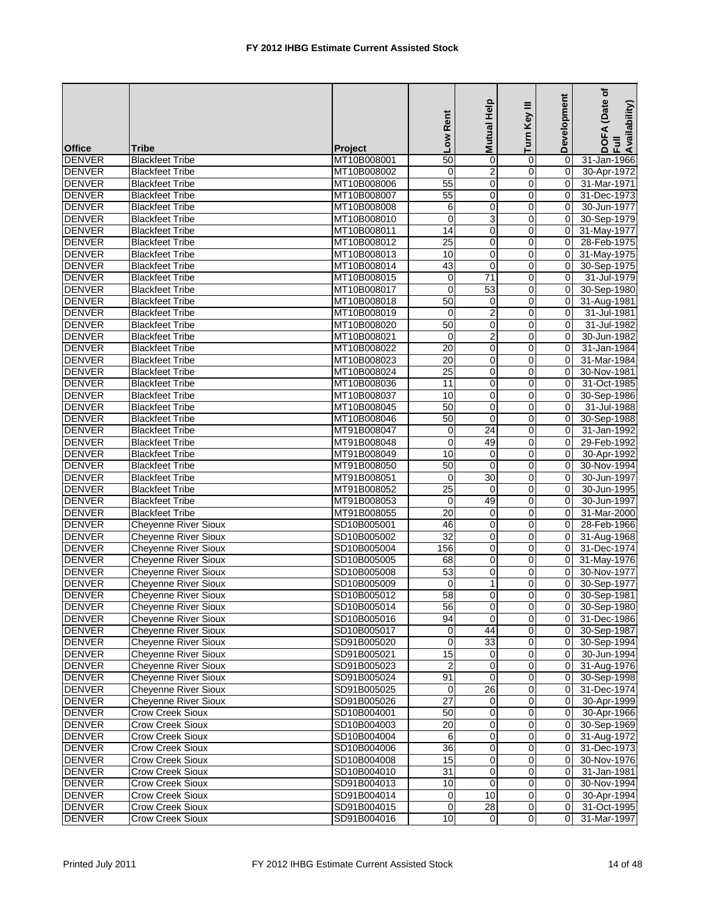# FY 2012 IHBG Estimate Current Assisted Stock

| Office | Tribe | Project | Low Rent | Mutual Help | Turn Key III | Development | DOFA (Date of Full Availability) |
|---|---|---|---|---|---|---|---|
| DENVER | Blackfeet Tribe | MT10B008001 | 50 | 0 | 0 | 0 | 31-Jan-1966 |
| DENVER | Blackfeet Tribe | MT10B008002 | 0 | 2 | 0 | 0 | 30-Apr-1972 |
| DENVER | Blackfeet Tribe | MT10B008006 | 55 | 0 | 0 | 0 | 31-Mar-1971 |
| DENVER | Blackfeet Tribe | MT10B008007 | 55 | 0 | 0 | 0 | 31-Dec-1973 |
| DENVER | Blackfeet Tribe | MT10B008008 | 6 | 0 | 0 | 0 | 30-Jun-1977 |
| DENVER | Blackfeet Tribe | MT10B008010 | 0 | 3 | 0 | 0 | 30-Sep-1979 |
| DENVER | Blackfeet Tribe | MT10B008011 | 14 | 0 | 0 | 0 | 31-May-1977 |
| DENVER | Blackfeet Tribe | MT10B008012 | 25 | 0 | 0 | 0 | 28-Feb-1975 |
| DENVER | Blackfeet Tribe | MT10B008013 | 10 | 0 | 0 | 0 | 31-May-1975 |
| DENVER | Blackfeet Tribe | MT10B008014 | 43 | 0 | 0 | 0 | 30-Sep-1975 |
| DENVER | Blackfeet Tribe | MT10B008015 | 0 | 71 | 0 | 0 | 31-Jul-1979 |
| DENVER | Blackfeet Tribe | MT10B008017 | 0 | 53 | 0 | 0 | 30-Sep-1980 |
| DENVER | Blackfeet Tribe | MT10B008018 | 50 | 0 | 0 | 0 | 31-Aug-1981 |
| DENVER | Blackfeet Tribe | MT10B008019 | 0 | 2 | 0 | 0 | 31-Jul-1981 |
| DENVER | Blackfeet Tribe | MT10B008020 | 50 | 0 | 0 | 0 | 31-Jul-1982 |
| DENVER | Blackfeet Tribe | MT10B008021 | 0 | 2 | 0 | 0 | 30-Jun-1982 |
| DENVER | Blackfeet Tribe | MT10B008022 | 20 | 0 | 0 | 0 | 31-Jan-1984 |
| DENVER | Blackfeet Tribe | MT10B008023 | 20 | 0 | 0 | 0 | 31-Mar-1984 |
| DENVER | Blackfeet Tribe | MT10B008024 | 25 | 0 | 0 | 0 | 30-Nov-1981 |
| DENVER | Blackfeet Tribe | MT10B008036 | 11 | 0 | 0 | 0 | 31-Oct-1985 |
| DENVER | Blackfeet Tribe | MT10B008037 | 10 | 0 | 0 | 0 | 30-Sep-1986 |
| DENVER | Blackfeet Tribe | MT10B008045 | 50 | 0 | 0 | 0 | 31-Jul-1988 |
| DENVER | Blackfeet Tribe | MT10B008046 | 50 | 0 | 0 | 0 | 30-Sep-1988 |
| DENVER | Blackfeet Tribe | MT91B008047 | 0 | 24 | 0 | 0 | 31-Jan-1992 |
| DENVER | Blackfeet Tribe | MT91B008048 | 0 | 49 | 0 | 0 | 29-Feb-1992 |
| DENVER | Blackfeet Tribe | MT91B008049 | 10 | 0 | 0 | 0 | 30-Apr-1992 |
| DENVER | Blackfeet Tribe | MT91B008050 | 50 | 0 | 0 | 0 | 30-Nov-1994 |
| DENVER | Blackfeet Tribe | MT91B008051 | 0 | 30 | 0 | 0 | 30-Jun-1997 |
| DENVER | Blackfeet Tribe | MT91B008052 | 25 | 0 | 0 | 0 | 30-Jun-1995 |
| DENVER | Blackfeet Tribe | MT91B008053 | 0 | 49 | 0 | 0 | 30-Jun-1997 |
| DENVER | Blackfeet Tribe | MT91B008055 | 20 | 0 | 0 | 0 | 31-Mar-2000 |
| DENVER | Cheyenne River Sioux | SD10B005001 | 46 | 0 | 0 | 0 | 28-Feb-1966 |
| DENVER | Cheyenne River Sioux | SD10B005002 | 32 | 0 | 0 | 0 | 31-Aug-1968 |
| DENVER | Cheyenne River Sioux | SD10B005004 | 156 | 0 | 0 | 0 | 31-Dec-1974 |
| DENVER | Cheyenne River Sioux | SD10B005005 | 68 | 0 | 0 | 0 | 31-May-1976 |
| DENVER | Cheyenne River Sioux | SD10B005008 | 53 | 0 | 0 | 0 | 30-Nov-1977 |
| DENVER | Cheyenne River Sioux | SD10B005009 | 0 | 1 | 0 | 0 | 30-Sep-1977 |
| DENVER | Cheyenne River Sioux | SD10B005012 | 58 | 0 | 0 | 0 | 30-Sep-1981 |
| DENVER | Cheyenne River Sioux | SD10B005014 | 56 | 0 | 0 | 0 | 30-Sep-1980 |
| DENVER | Cheyenne River Sioux | SD10B005016 | 94 | 0 | 0 | 0 | 31-Dec-1986 |
| DENVER | Cheyenne River Sioux | SD10B005017 | 0 | 44 | 0 | 0 | 30-Sep-1987 |
| DENVER | Cheyenne River Sioux | SD91B005020 | 0 | 33 | 0 | 0 | 30-Sep-1994 |
| DENVER | Cheyenne River Sioux | SD91B005021 | 15 | 0 | 0 | 0 | 30-Jun-1994 |
| DENVER | Cheyenne River Sioux | SD91B005023 | 2 | 0 | 0 | 0 | 31-Aug-1976 |
| DENVER | Cheyenne River Sioux | SD91B005024 | 91 | 0 | 0 | 0 | 30-Sep-1998 |
| DENVER | Cheyenne River Sioux | SD91B005025 | 0 | 26 | 0 | 0 | 31-Dec-1974 |
| DENVER | Cheyenne River Sioux | SD91B005026 | 27 | 0 | 0 | 0 | 30-Apr-1999 |
| DENVER | Crow Creek Sioux | SD10B004001 | 50 | 0 | 0 | 0 | 30-Apr-1966 |
| DENVER | Crow Creek Sioux | SD10B004003 | 20 | 0 | 0 | 0 | 30-Sep-1969 |
| DENVER | Crow Creek Sioux | SD10B004004 | 6 | 0 | 0 | 0 | 31-Aug-1972 |
| DENVER | Crow Creek Sioux | SD10B004006 | 36 | 0 | 0 | 0 | 31-Dec-1973 |
| DENVER | Crow Creek Sioux | SD10B004008 | 15 | 0 | 0 | 0 | 30-Nov-1976 |
| DENVER | Crow Creek Sioux | SD10B004010 | 31 | 0 | 0 | 0 | 31-Jan-1981 |
| DENVER | Crow Creek Sioux | SD91B004013 | 10 | 0 | 0 | 0 | 30-Nov-1994 |
| DENVER | Crow Creek Sioux | SD91B004014 | 0 | 10 | 0 | 0 | 30-Apr-1994 |
| DENVER | Crow Creek Sioux | SD91B004015 | 0 | 28 | 0 | 0 | 31-Oct-1995 |
| DENVER | Crow Creek Sioux | SD91B004016 | 10 | 0 | 0 | 0 | 31-Mar-1997 |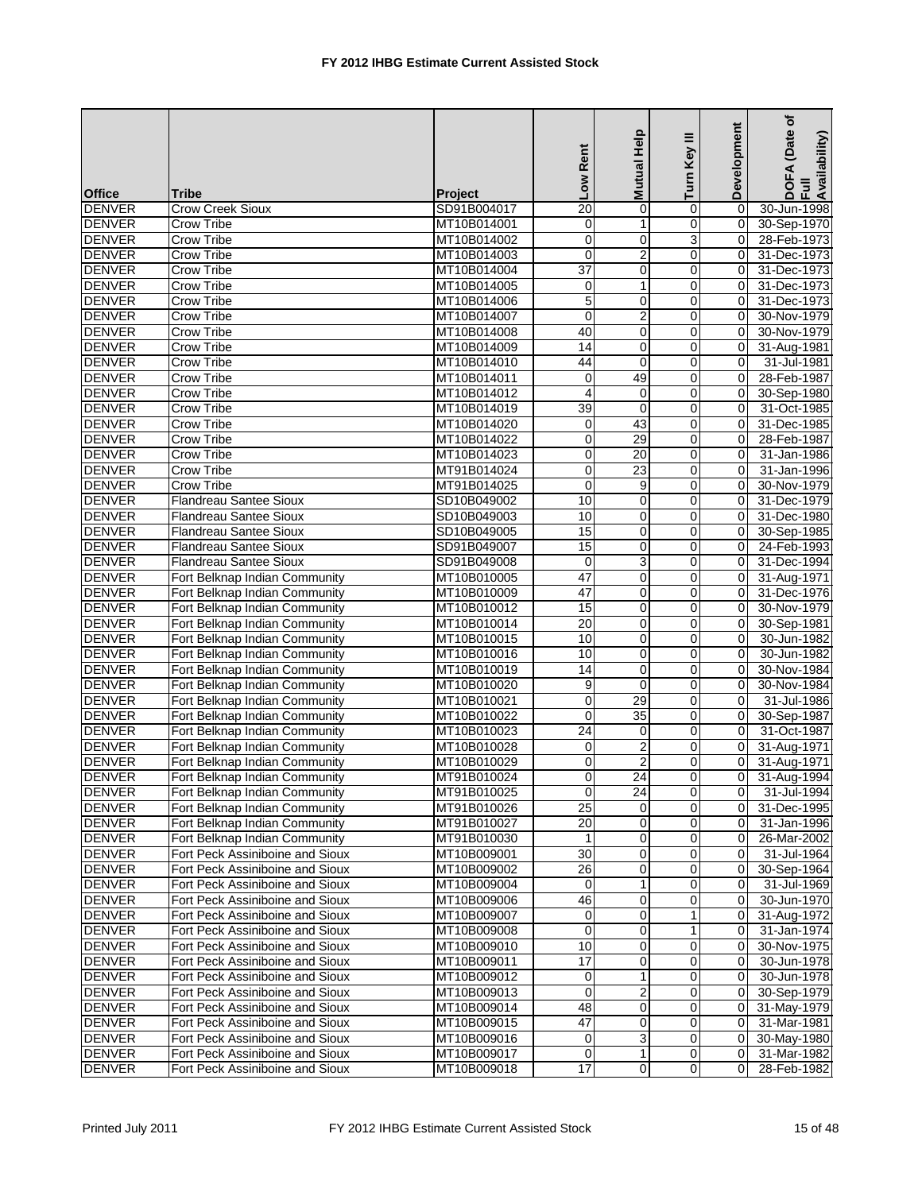# FY 2012 IHBG Estimate Current Assisted Stock

| Office | Tribe | Project | Low Rent | Mutual Help | Turn Key III | Development | DOFA (Date of Full Availability) |
|---|---|---|---|---|---|---|---|
| DENVER | Crow Creek Sioux | SD91B004017 | 20 | 0 | 0 | 0 | 30-Jun-1998 |
| DENVER | Crow Tribe | MT10B014001 | 0 | 1 | 0 | 0 | 30-Sep-1970 |
| DENVER | Crow Tribe | MT10B014002 | 0 | 0 | 3 | 0 | 28-Feb-1973 |
| DENVER | Crow Tribe | MT10B014003 | 0 | 2 | 0 | 0 | 31-Dec-1973 |
| DENVER | Crow Tribe | MT10B014004 | 37 | 0 | 0 | 0 | 31-Dec-1973 |
| DENVER | Crow Tribe | MT10B014005 | 0 | 1 | 0 | 0 | 31-Dec-1973 |
| DENVER | Crow Tribe | MT10B014006 | 5 | 0 | 0 | 0 | 31-Dec-1973 |
| DENVER | Crow Tribe | MT10B014007 | 0 | 2 | 0 | 0 | 30-Nov-1979 |
| DENVER | Crow Tribe | MT10B014008 | 40 | 0 | 0 | 0 | 30-Nov-1979 |
| DENVER | Crow Tribe | MT10B014009 | 14 | 0 | 0 | 0 | 31-Aug-1981 |
| DENVER | Crow Tribe | MT10B014010 | 44 | 0 | 0 | 0 | 31-Jul-1981 |
| DENVER | Crow Tribe | MT10B014011 | 0 | 49 | 0 | 0 | 28-Feb-1987 |
| DENVER | Crow Tribe | MT10B014012 | 4 | 0 | 0 | 0 | 30-Sep-1980 |
| DENVER | Crow Tribe | MT10B014019 | 39 | 0 | 0 | 0 | 31-Oct-1985 |
| DENVER | Crow Tribe | MT10B014020 | 0 | 43 | 0 | 0 | 31-Dec-1985 |
| DENVER | Crow Tribe | MT10B014022 | 0 | 29 | 0 | 0 | 28-Feb-1987 |
| DENVER | Crow Tribe | MT10B014023 | 0 | 20 | 0 | 0 | 31-Jan-1986 |
| DENVER | Crow Tribe | MT91B014024 | 0 | 23 | 0 | 0 | 31-Jan-1996 |
| DENVER | Crow Tribe | MT91B014025 | 0 | 9 | 0 | 0 | 30-Nov-1979 |
| DENVER | Flandreau Santee Sioux | SD10B049002 | 10 | 0 | 0 | 0 | 31-Dec-1979 |
| DENVER | Flandreau Santee Sioux | SD10B049003 | 10 | 0 | 0 | 0 | 31-Dec-1980 |
| DENVER | Flandreau Santee Sioux | SD10B049005 | 15 | 0 | 0 | 0 | 30-Sep-1985 |
| DENVER | Flandreau Santee Sioux | SD91B049007 | 15 | 0 | 0 | 0 | 24-Feb-1993 |
| DENVER | Flandreau Santee Sioux | SD91B049008 | 0 | 3 | 0 | 0 | 31-Dec-1994 |
| DENVER | Fort Belknap Indian Community | MT10B010005 | 47 | 0 | 0 | 0 | 31-Aug-1971 |
| DENVER | Fort Belknap Indian Community | MT10B010009 | 47 | 0 | 0 | 0 | 31-Dec-1976 |
| DENVER | Fort Belknap Indian Community | MT10B010012 | 15 | 0 | 0 | 0 | 30-Nov-1979 |
| DENVER | Fort Belknap Indian Community | MT10B010014 | 20 | 0 | 0 | 0 | 30-Sep-1981 |
| DENVER | Fort Belknap Indian Community | MT10B010015 | 10 | 0 | 0 | 0 | 30-Jun-1982 |
| DENVER | Fort Belknap Indian Community | MT10B010016 | 10 | 0 | 0 | 0 | 30-Jun-1982 |
| DENVER | Fort Belknap Indian Community | MT10B010019 | 14 | 0 | 0 | 0 | 30-Nov-1984 |
| DENVER | Fort Belknap Indian Community | MT10B010020 | 9 | 0 | 0 | 0 | 30-Nov-1984 |
| DENVER | Fort Belknap Indian Community | MT10B010021 | 0 | 29 | 0 | 0 | 31-Jul-1986 |
| DENVER | Fort Belknap Indian Community | MT10B010022 | 0 | 35 | 0 | 0 | 30-Sep-1987 |
| DENVER | Fort Belknap Indian Community | MT10B010023 | 24 | 0 | 0 | 0 | 31-Oct-1987 |
| DENVER | Fort Belknap Indian Community | MT10B010028 | 0 | 2 | 0 | 0 | 31-Aug-1971 |
| DENVER | Fort Belknap Indian Community | MT10B010029 | 0 | 2 | 0 | 0 | 31-Aug-1971 |
| DENVER | Fort Belknap Indian Community | MT91B010024 | 0 | 24 | 0 | 0 | 31-Aug-1994 |
| DENVER | Fort Belknap Indian Community | MT91B010025 | 0 | 24 | 0 | 0 | 31-Jul-1994 |
| DENVER | Fort Belknap Indian Community | MT91B010026 | 25 | 0 | 0 | 0 | 31-Dec-1995 |
| DENVER | Fort Belknap Indian Community | MT91B010027 | 20 | 0 | 0 | 0 | 31-Jan-1996 |
| DENVER | Fort Belknap Indian Community | MT91B010030 | 1 | 0 | 0 | 0 | 26-Mar-2002 |
| DENVER | Fort Peck Assiniboine and Sioux | MT10B009001 | 30 | 0 | 0 | 0 | 31-Jul-1964 |
| DENVER | Fort Peck Assiniboine and Sioux | MT10B009002 | 26 | 0 | 0 | 0 | 30-Sep-1964 |
| DENVER | Fort Peck Assiniboine and Sioux | MT10B009004 | 0 | 1 | 0 | 0 | 31-Jul-1969 |
| DENVER | Fort Peck Assiniboine and Sioux | MT10B009006 | 46 | 0 | 0 | 0 | 30-Jun-1970 |
| DENVER | Fort Peck Assiniboine and Sioux | MT10B009007 | 0 | 0 | 1 | 0 | 31-Aug-1972 |
| DENVER | Fort Peck Assiniboine and Sioux | MT10B009008 | 0 | 0 | 1 | 0 | 31-Jan-1974 |
| DENVER | Fort Peck Assiniboine and Sioux | MT10B009010 | 10 | 0 | 0 | 0 | 30-Nov-1975 |
| DENVER | Fort Peck Assiniboine and Sioux | MT10B009011 | 17 | 0 | 0 | 0 | 30-Jun-1978 |
| DENVER | Fort Peck Assiniboine and Sioux | MT10B009012 | 0 | 1 | 0 | 0 | 30-Jun-1978 |
| DENVER | Fort Peck Assiniboine and Sioux | MT10B009013 | 0 | 2 | 0 | 0 | 30-Sep-1979 |
| DENVER | Fort Peck Assiniboine and Sioux | MT10B009014 | 48 | 0 | 0 | 0 | 31-May-1979 |
| DENVER | Fort Peck Assiniboine and Sioux | MT10B009015 | 47 | 0 | 0 | 0 | 31-Mar-1981 |
| DENVER | Fort Peck Assiniboine and Sioux | MT10B009016 | 0 | 3 | 0 | 0 | 30-May-1980 |
| DENVER | Fort Peck Assiniboine and Sioux | MT10B009017 | 0 | 1 | 0 | 0 | 31-Mar-1982 |
| DENVER | Fort Peck Assiniboine and Sioux | MT10B009018 | 17 | 0 | 0 | 0 | 28-Feb-1982 |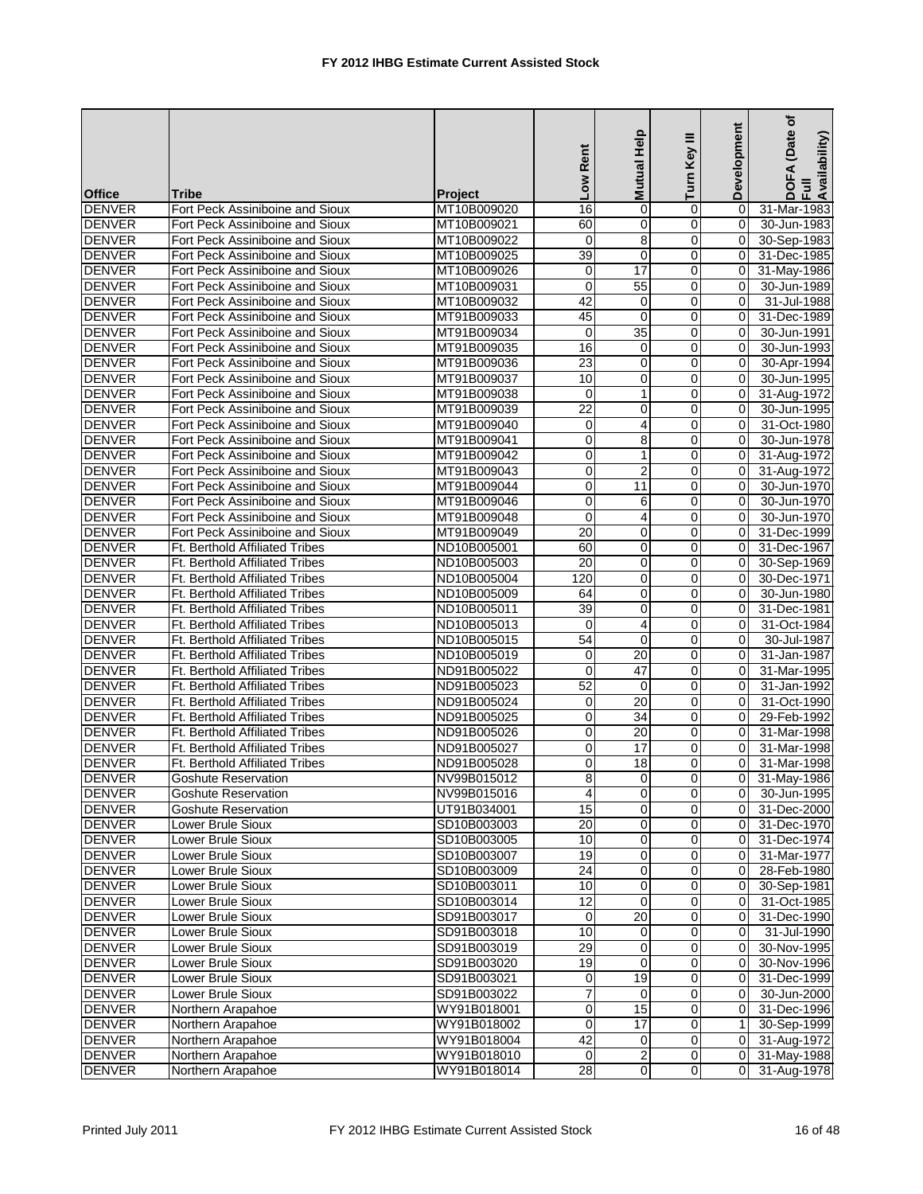# FY 2012 IHBG Estimate Current Assisted Stock

| Office | Tribe | Project | Low Rent | Mutual Help | Turn Key III | Development | DOFA (Date of Full Availability) |
|---|---|---|---|---|---|---|---|
| DENVER | Fort Peck Assiniboine and Sioux | MT10B009020 | 16 | 0 | 0 | 0 | 31-Mar-1983 |
| DENVER | Fort Peck Assiniboine and Sioux | MT10B009021 | 60 | 0 | 0 | 0 | 30-Jun-1983 |
| DENVER | Fort Peck Assiniboine and Sioux | MT10B009022 | 0 | 8 | 0 | 0 | 30-Sep-1983 |
| DENVER | Fort Peck Assiniboine and Sioux | MT10B009025 | 39 | 0 | 0 | 0 | 31-Dec-1985 |
| DENVER | Fort Peck Assiniboine and Sioux | MT10B009026 | 0 | 17 | 0 | 0 | 31-May-1986 |
| DENVER | Fort Peck Assiniboine and Sioux | MT10B009031 | 0 | 55 | 0 | 0 | 30-Jun-1989 |
| DENVER | Fort Peck Assiniboine and Sioux | MT10B009032 | 42 | 0 | 0 | 0 | 31-Jul-1988 |
| DENVER | Fort Peck Assiniboine and Sioux | MT91B009033 | 45 | 0 | 0 | 0 | 31-Dec-1989 |
| DENVER | Fort Peck Assiniboine and Sioux | MT91B009034 | 0 | 35 | 0 | 0 | 30-Jun-1991 |
| DENVER | Fort Peck Assiniboine and Sioux | MT91B009035 | 16 | 0 | 0 | 0 | 30-Jun-1993 |
| DENVER | Fort Peck Assiniboine and Sioux | MT91B009036 | 23 | 0 | 0 | 0 | 30-Apr-1994 |
| DENVER | Fort Peck Assiniboine and Sioux | MT91B009037 | 10 | 0 | 0 | 0 | 30-Jun-1995 |
| DENVER | Fort Peck Assiniboine and Sioux | MT91B009038 | 0 | 1 | 0 | 0 | 31-Aug-1972 |
| DENVER | Fort Peck Assiniboine and Sioux | MT91B009039 | 22 | 0 | 0 | 0 | 30-Jun-1995 |
| DENVER | Fort Peck Assiniboine and Sioux | MT91B009040 | 0 | 4 | 0 | 0 | 31-Oct-1980 |
| DENVER | Fort Peck Assiniboine and Sioux | MT91B009041 | 0 | 8 | 0 | 0 | 30-Jun-1978 |
| DENVER | Fort Peck Assiniboine and Sioux | MT91B009042 | 0 | 1 | 0 | 0 | 31-Aug-1972 |
| DENVER | Fort Peck Assiniboine and Sioux | MT91B009043 | 0 | 2 | 0 | 0 | 31-Aug-1972 |
| DENVER | Fort Peck Assiniboine and Sioux | MT91B009044 | 0 | 11 | 0 | 0 | 30-Jun-1970 |
| DENVER | Fort Peck Assiniboine and Sioux | MT91B009046 | 0 | 6 | 0 | 0 | 30-Jun-1970 |
| DENVER | Fort Peck Assiniboine and Sioux | MT91B009048 | 0 | 4 | 0 | 0 | 30-Jun-1970 |
| DENVER | Fort Peck Assiniboine and Sioux | MT91B009049 | 20 | 0 | 0 | 0 | 31-Dec-1999 |
| DENVER | Ft. Berthold Affiliated Tribes | ND10B005001 | 60 | 0 | 0 | 0 | 31-Dec-1967 |
| DENVER | Ft. Berthold Affiliated Tribes | ND10B005003 | 20 | 0 | 0 | 0 | 30-Sep-1969 |
| DENVER | Ft. Berthold Affiliated Tribes | ND10B005004 | 120 | 0 | 0 | 0 | 30-Dec-1971 |
| DENVER | Ft. Berthold Affiliated Tribes | ND10B005009 | 64 | 0 | 0 | 0 | 30-Jun-1980 |
| DENVER | Ft. Berthold Affiliated Tribes | ND10B005011 | 39 | 0 | 0 | 0 | 31-Dec-1981 |
| DENVER | Ft. Berthold Affiliated Tribes | ND10B005013 | 0 | 4 | 0 | 0 | 31-Oct-1984 |
| DENVER | Ft. Berthold Affiliated Tribes | ND10B005015 | 54 | 0 | 0 | 0 | 30-Jul-1987 |
| DENVER | Ft. Berthold Affiliated Tribes | ND10B005019 | 0 | 20 | 0 | 0 | 31-Jan-1987 |
| DENVER | Ft. Berthold Affiliated Tribes | ND91B005022 | 0 | 47 | 0 | 0 | 31-Mar-1995 |
| DENVER | Ft. Berthold Affiliated Tribes | ND91B005023 | 52 | 0 | 0 | 0 | 31-Jan-1992 |
| DENVER | Ft. Berthold Affiliated Tribes | ND91B005024 | 0 | 20 | 0 | 0 | 31-Oct-1990 |
| DENVER | Ft. Berthold Affiliated Tribes | ND91B005025 | 0 | 34 | 0 | 0 | 29-Feb-1992 |
| DENVER | Ft. Berthold Affiliated Tribes | ND91B005026 | 0 | 20 | 0 | 0 | 31-Mar-1998 |
| DENVER | Ft. Berthold Affiliated Tribes | ND91B005027 | 0 | 17 | 0 | 0 | 31-Mar-1998 |
| DENVER | Ft. Berthold Affiliated Tribes | ND91B005028 | 0 | 18 | 0 | 0 | 31-Mar-1998 |
| DENVER | Goshute Reservation | NV99B015012 | 8 | 0 | 0 | 0 | 31-May-1986 |
| DENVER | Goshute Reservation | NV99B015016 | 4 | 0 | 0 | 0 | 30-Jun-1995 |
| DENVER | Goshute Reservation | UT91B034001 | 15 | 0 | 0 | 0 | 31-Dec-2000 |
| DENVER | Lower Brule Sioux | SD10B003003 | 20 | 0 | 0 | 0 | 31-Dec-1970 |
| DENVER | Lower Brule Sioux | SD10B003005 | 10 | 0 | 0 | 0 | 31-Dec-1974 |
| DENVER | Lower Brule Sioux | SD10B003007 | 19 | 0 | 0 | 0 | 31-Mar-1977 |
| DENVER | Lower Brule Sioux | SD10B003009 | 24 | 0 | 0 | 0 | 28-Feb-1980 |
| DENVER | Lower Brule Sioux | SD10B003011 | 10 | 0 | 0 | 0 | 30-Sep-1981 |
| DENVER | Lower Brule Sioux | SD10B003014 | 12 | 0 | 0 | 0 | 31-Oct-1985 |
| DENVER | Lower Brule Sioux | SD91B003017 | 0 | 20 | 0 | 0 | 31-Dec-1990 |
| DENVER | Lower Brule Sioux | SD91B003018 | 10 | 0 | 0 | 0 | 31-Jul-1990 |
| DENVER | Lower Brule Sioux | SD91B003019 | 29 | 0 | 0 | 0 | 30-Nov-1995 |
| DENVER | Lower Brule Sioux | SD91B003020 | 19 | 0 | 0 | 0 | 30-Nov-1996 |
| DENVER | Lower Brule Sioux | SD91B003021 | 0 | 19 | 0 | 0 | 31-Dec-1999 |
| DENVER | Lower Brule Sioux | SD91B003022 | 7 | 0 | 0 | 0 | 30-Jun-2000 |
| DENVER | Northern Arapahoe | WY91B018001 | 0 | 15 | 0 | 0 | 31-Dec-1996 |
| DENVER | Northern Arapahoe | WY91B018002 | 0 | 17 | 0 | 1 | 30-Sep-1999 |
| DENVER | Northern Arapahoe | WY91B018004 | 42 | 0 | 0 | 0 | 31-Aug-1972 |
| DENVER | Northern Arapahoe | WY91B018010 | 0 | 2 | 0 | 0 | 31-May-1988 |
| DENVER | Northern Arapahoe | WY91B018014 | 28 | 0 | 0 | 0 | 31-Aug-1978 |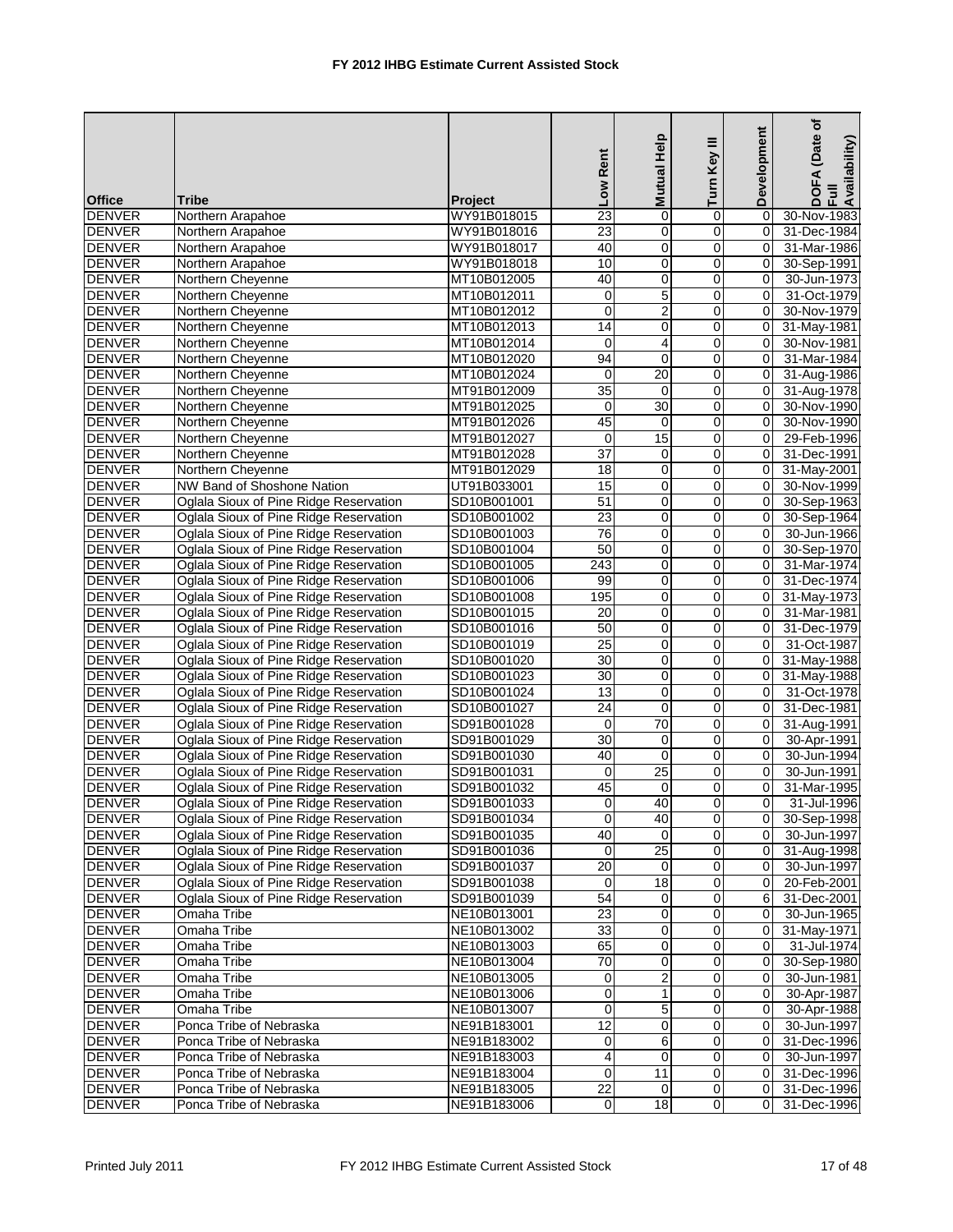# FY 2012 IHBG Estimate Current Assisted Stock

| Office | Tribe | Project | Low Rent | Mutual Help | Turn Key III | Development | DOFA (Date of Full Availability) |
|---|---|---|---|---|---|---|---|
| DENVER | Northern Arapahoe | WY91B018015 | 23 | 0 | 0 | 0 | 30-Nov-1983 |
| DENVER | Northern Arapahoe | WY91B018016 | 23 | 0 | 0 | 0 | 31-Dec-1984 |
| DENVER | Northern Arapahoe | WY91B018017 | 40 | 0 | 0 | 0 | 31-Mar-1986 |
| DENVER | Northern Arapahoe | WY91B018018 | 10 | 0 | 0 | 0 | 30-Sep-1991 |
| DENVER | Northern Cheyenne | MT10B012005 | 40 | 0 | 0 | 0 | 30-Jun-1973 |
| DENVER | Northern Cheyenne | MT10B012011 | 0 | 5 | 0 | 0 | 31-Oct-1979 |
| DENVER | Northern Cheyenne | MT10B012012 | 0 | 2 | 0 | 0 | 30-Nov-1979 |
| DENVER | Northern Cheyenne | MT10B012013 | 14 | 0 | 0 | 0 | 31-May-1981 |
| DENVER | Northern Cheyenne | MT10B012014 | 0 | 4 | 0 | 0 | 30-Nov-1981 |
| DENVER | Northern Cheyenne | MT10B012020 | 94 | 0 | 0 | 0 | 31-Mar-1984 |
| DENVER | Northern Cheyenne | MT10B012024 | 0 | 20 | 0 | 0 | 31-Aug-1986 |
| DENVER | Northern Cheyenne | MT91B012009 | 35 | 0 | 0 | 0 | 31-Aug-1978 |
| DENVER | Northern Cheyenne | MT91B012025 | 0 | 30 | 0 | 0 | 30-Nov-1990 |
| DENVER | Northern Cheyenne | MT91B012026 | 45 | 0 | 0 | 0 | 30-Nov-1990 |
| DENVER | Northern Cheyenne | MT91B012027 | 0 | 15 | 0 | 0 | 29-Feb-1996 |
| DENVER | Northern Cheyenne | MT91B012028 | 37 | 0 | 0 | 0 | 31-Dec-1991 |
| DENVER | Northern Cheyenne | MT91B012029 | 18 | 0 | 0 | 0 | 31-May-2001 |
| DENVER | NW Band of Shoshone Nation | UT91B033001 | 15 | 0 | 0 | 0 | 30-Nov-1999 |
| DENVER | Oglala Sioux of Pine Ridge Reservation | SD10B001001 | 51 | 0 | 0 | 0 | 30-Sep-1963 |
| DENVER | Oglala Sioux of Pine Ridge Reservation | SD10B001002 | 23 | 0 | 0 | 0 | 30-Sep-1964 |
| DENVER | Oglala Sioux of Pine Ridge Reservation | SD10B001003 | 76 | 0 | 0 | 0 | 30-Jun-1966 |
| DENVER | Oglala Sioux of Pine Ridge Reservation | SD10B001004 | 50 | 0 | 0 | 0 | 30-Sep-1970 |
| DENVER | Oglala Sioux of Pine Ridge Reservation | SD10B001005 | 243 | 0 | 0 | 0 | 31-Mar-1974 |
| DENVER | Oglala Sioux of Pine Ridge Reservation | SD10B001006 | 99 | 0 | 0 | 0 | 31-Dec-1974 |
| DENVER | Oglala Sioux of Pine Ridge Reservation | SD10B001008 | 195 | 0 | 0 | 0 | 31-May-1973 |
| DENVER | Oglala Sioux of Pine Ridge Reservation | SD10B001015 | 20 | 0 | 0 | 0 | 31-Mar-1981 |
| DENVER | Oglala Sioux of Pine Ridge Reservation | SD10B001016 | 50 | 0 | 0 | 0 | 31-Dec-1979 |
| DENVER | Oglala Sioux of Pine Ridge Reservation | SD10B001019 | 25 | 0 | 0 | 0 | 31-Oct-1987 |
| DENVER | Oglala Sioux of Pine Ridge Reservation | SD10B001020 | 30 | 0 | 0 | 0 | 31-May-1988 |
| DENVER | Oglala Sioux of Pine Ridge Reservation | SD10B001023 | 30 | 0 | 0 | 0 | 31-May-1988 |
| DENVER | Oglala Sioux of Pine Ridge Reservation | SD10B001024 | 13 | 0 | 0 | 0 | 31-Oct-1978 |
| DENVER | Oglala Sioux of Pine Ridge Reservation | SD10B001027 | 24 | 0 | 0 | 0 | 31-Dec-1981 |
| DENVER | Oglala Sioux of Pine Ridge Reservation | SD91B001028 | 0 | 70 | 0 | 0 | 31-Aug-1991 |
| DENVER | Oglala Sioux of Pine Ridge Reservation | SD91B001029 | 30 | 0 | 0 | 0 | 30-Apr-1991 |
| DENVER | Oglala Sioux of Pine Ridge Reservation | SD91B001030 | 40 | 0 | 0 | 0 | 30-Jun-1994 |
| DENVER | Oglala Sioux of Pine Ridge Reservation | SD91B001031 | 0 | 25 | 0 | 0 | 30-Jun-1991 |
| DENVER | Oglala Sioux of Pine Ridge Reservation | SD91B001032 | 45 | 0 | 0 | 0 | 31-Mar-1995 |
| DENVER | Oglala Sioux of Pine Ridge Reservation | SD91B001033 | 0 | 40 | 0 | 0 | 31-Jul-1996 |
| DENVER | Oglala Sioux of Pine Ridge Reservation | SD91B001034 | 0 | 40 | 0 | 0 | 30-Sep-1998 |
| DENVER | Oglala Sioux of Pine Ridge Reservation | SD91B001035 | 40 | 0 | 0 | 0 | 30-Jun-1997 |
| DENVER | Oglala Sioux of Pine Ridge Reservation | SD91B001036 | 0 | 25 | 0 | 0 | 31-Aug-1998 |
| DENVER | Oglala Sioux of Pine Ridge Reservation | SD91B001037 | 20 | 0 | 0 | 0 | 30-Jun-1997 |
| DENVER | Oglala Sioux of Pine Ridge Reservation | SD91B001038 | 0 | 18 | 0 | 0 | 20-Feb-2001 |
| DENVER | Oglala Sioux of Pine Ridge Reservation | SD91B001039 | 54 | 0 | 0 | 6 | 31-Dec-2001 |
| DENVER | Omaha Tribe | NE10B013001 | 23 | 0 | 0 | 0 | 30-Jun-1965 |
| DENVER | Omaha Tribe | NE10B013002 | 33 | 0 | 0 | 0 | 31-May-1971 |
| DENVER | Omaha Tribe | NE10B013003 | 65 | 0 | 0 | 0 | 31-Jul-1974 |
| DENVER | Omaha Tribe | NE10B013004 | 70 | 0 | 0 | 0 | 30-Sep-1980 |
| DENVER | Omaha Tribe | NE10B013005 | 0 | 2 | 0 | 0 | 30-Jun-1981 |
| DENVER | Omaha Tribe | NE10B013006 | 0 | 1 | 0 | 0 | 30-Apr-1987 |
| DENVER | Omaha Tribe | NE10B013007 | 0 | 5 | 0 | 0 | 30-Apr-1988 |
| DENVER | Ponca Tribe of Nebraska | NE91B183001 | 12 | 0 | 0 | 0 | 30-Jun-1997 |
| DENVER | Ponca Tribe of Nebraska | NE91B183002 | 0 | 6 | 0 | 0 | 31-Dec-1996 |
| DENVER | Ponca Tribe of Nebraska | NE91B183003 | 4 | 0 | 0 | 0 | 30-Jun-1997 |
| DENVER | Ponca Tribe of Nebraska | NE91B183004 | 0 | 11 | 0 | 0 | 31-Dec-1996 |
| DENVER | Ponca Tribe of Nebraska | NE91B183005 | 22 | 0 | 0 | 0 | 31-Dec-1996 |
| DENVER | Ponca Tribe of Nebraska | NE91B183006 | 0 | 18 | 0 | 0 | 31-Dec-1996 |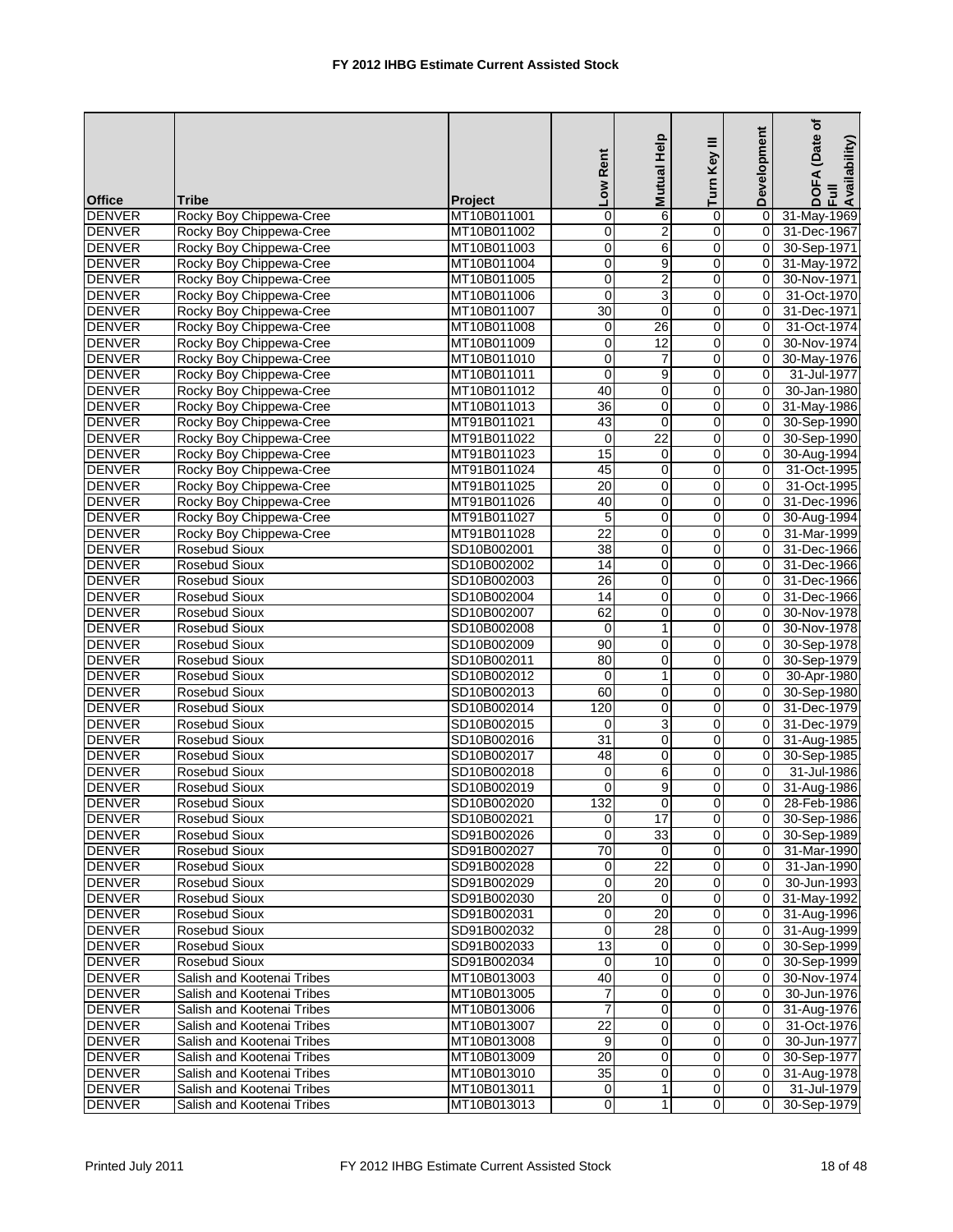# FY 2012 IHBG Estimate Current Assisted Stock

| Office | Tribe | Project | Low Rent | Mutual Help | Turn Key III | Development | DOFA (Date of Full Availability) |
|---|---|---|---|---|---|---|---|
| DENVER | Rocky Boy Chippewa-Cree | MT10B011001 | 0 | 6 | 0 | 0 | 31-May-1969 |
| DENVER | Rocky Boy Chippewa-Cree | MT10B011002 | 0 | 2 | 0 | 0 | 31-Dec-1967 |
| DENVER | Rocky Boy Chippewa-Cree | MT10B011003 | 0 | 6 | 0 | 0 | 30-Sep-1971 |
| DENVER | Rocky Boy Chippewa-Cree | MT10B011004 | 0 | 9 | 0 | 0 | 31-May-1972 |
| DENVER | Rocky Boy Chippewa-Cree | MT10B011005 | 0 | 2 | 0 | 0 | 30-Nov-1971 |
| DENVER | Rocky Boy Chippewa-Cree | MT10B011006 | 0 | 3 | 0 | 0 | 31-Oct-1970 |
| DENVER | Rocky Boy Chippewa-Cree | MT10B011007 | 30 | 0 | 0 | 0 | 31-Dec-1971 |
| DENVER | Rocky Boy Chippewa-Cree | MT10B011008 | 0 | 26 | 0 | 0 | 31-Oct-1974 |
| DENVER | Rocky Boy Chippewa-Cree | MT10B011009 | 0 | 12 | 0 | 0 | 30-Nov-1974 |
| DENVER | Rocky Boy Chippewa-Cree | MT10B011010 | 0 | 7 | 0 | 0 | 30-May-1976 |
| DENVER | Rocky Boy Chippewa-Cree | MT10B011011 | 0 | 9 | 0 | 0 | 31-Jul-1977 |
| DENVER | Rocky Boy Chippewa-Cree | MT10B011012 | 40 | 0 | 0 | 0 | 30-Jan-1980 |
| DENVER | Rocky Boy Chippewa-Cree | MT10B011013 | 36 | 0 | 0 | 0 | 31-May-1986 |
| DENVER | Rocky Boy Chippewa-Cree | MT91B011021 | 43 | 0 | 0 | 0 | 30-Sep-1990 |
| DENVER | Rocky Boy Chippewa-Cree | MT91B011022 | 0 | 22 | 0 | 0 | 30-Sep-1990 |
| DENVER | Rocky Boy Chippewa-Cree | MT91B011023 | 15 | 0 | 0 | 0 | 30-Aug-1994 |
| DENVER | Rocky Boy Chippewa-Cree | MT91B011024 | 45 | 0 | 0 | 0 | 31-Oct-1995 |
| DENVER | Rocky Boy Chippewa-Cree | MT91B011025 | 20 | 0 | 0 | 0 | 31-Oct-1995 |
| DENVER | Rocky Boy Chippewa-Cree | MT91B011026 | 40 | 0 | 0 | 0 | 31-Dec-1996 |
| DENVER | Rocky Boy Chippewa-Cree | MT91B011027 | 5 | 0 | 0 | 0 | 30-Aug-1994 |
| DENVER | Rocky Boy Chippewa-Cree | MT91B011028 | 22 | 0 | 0 | 0 | 31-Mar-1999 |
| DENVER | Rosebud Sioux | SD10B002001 | 38 | 0 | 0 | 0 | 31-Dec-1966 |
| DENVER | Rosebud Sioux | SD10B002002 | 14 | 0 | 0 | 0 | 31-Dec-1966 |
| DENVER | Rosebud Sioux | SD10B002003 | 26 | 0 | 0 | 0 | 31-Dec-1966 |
| DENVER | Rosebud Sioux | SD10B002004 | 14 | 0 | 0 | 0 | 31-Dec-1966 |
| DENVER | Rosebud Sioux | SD10B002007 | 62 | 0 | 0 | 0 | 30-Nov-1978 |
| DENVER | Rosebud Sioux | SD10B002008 | 0 | 1 | 0 | 0 | 30-Nov-1978 |
| DENVER | Rosebud Sioux | SD10B002009 | 90 | 0 | 0 | 0 | 30-Sep-1978 |
| DENVER | Rosebud Sioux | SD10B002011 | 80 | 0 | 0 | 0 | 30-Sep-1979 |
| DENVER | Rosebud Sioux | SD10B002012 | 0 | 1 | 0 | 0 | 30-Apr-1980 |
| DENVER | Rosebud Sioux | SD10B002013 | 60 | 0 | 0 | 0 | 30-Sep-1980 |
| DENVER | Rosebud Sioux | SD10B002014 | 120 | 0 | 0 | 0 | 31-Dec-1979 |
| DENVER | Rosebud Sioux | SD10B002015 | 0 | 3 | 0 | 0 | 31-Dec-1979 |
| DENVER | Rosebud Sioux | SD10B002016 | 31 | 0 | 0 | 0 | 31-Aug-1985 |
| DENVER | Rosebud Sioux | SD10B002017 | 48 | 0 | 0 | 0 | 30-Sep-1985 |
| DENVER | Rosebud Sioux | SD10B002018 | 0 | 6 | 0 | 0 | 31-Jul-1986 |
| DENVER | Rosebud Sioux | SD10B002019 | 0 | 9 | 0 | 0 | 31-Aug-1986 |
| DENVER | Rosebud Sioux | SD10B002020 | 132 | 0 | 0 | 0 | 28-Feb-1986 |
| DENVER | Rosebud Sioux | SD10B002021 | 0 | 17 | 0 | 0 | 30-Sep-1986 |
| DENVER | Rosebud Sioux | SD91B002026 | 0 | 33 | 0 | 0 | 30-Sep-1989 |
| DENVER | Rosebud Sioux | SD91B002027 | 70 | 0 | 0 | 0 | 31-Mar-1990 |
| DENVER | Rosebud Sioux | SD91B002028 | 0 | 22 | 0 | 0 | 31-Jan-1990 |
| DENVER | Rosebud Sioux | SD91B002029 | 0 | 20 | 0 | 0 | 30-Jun-1993 |
| DENVER | Rosebud Sioux | SD91B002030 | 20 | 0 | 0 | 0 | 31-May-1992 |
| DENVER | Rosebud Sioux | SD91B002031 | 0 | 20 | 0 | 0 | 31-Aug-1996 |
| DENVER | Rosebud Sioux | SD91B002032 | 0 | 28 | 0 | 0 | 31-Aug-1999 |
| DENVER | Rosebud Sioux | SD91B002033 | 13 | 0 | 0 | 0 | 30-Sep-1999 |
| DENVER | Rosebud Sioux | SD91B002034 | 0 | 10 | 0 | 0 | 30-Sep-1999 |
| DENVER | Salish and Kootenai Tribes | MT10B013003 | 40 | 0 | 0 | 0 | 30-Nov-1974 |
| DENVER | Salish and Kootenai Tribes | MT10B013005 | 7 | 0 | 0 | 0 | 30-Jun-1976 |
| DENVER | Salish and Kootenai Tribes | MT10B013006 | 7 | 0 | 0 | 0 | 31-Aug-1976 |
| DENVER | Salish and Kootenai Tribes | MT10B013007 | 22 | 0 | 0 | 0 | 31-Oct-1976 |
| DENVER | Salish and Kootenai Tribes | MT10B013008 | 9 | 0 | 0 | 0 | 30-Jun-1977 |
| DENVER | Salish and Kootenai Tribes | MT10B013009 | 20 | 0 | 0 | 0 | 30-Sep-1977 |
| DENVER | Salish and Kootenai Tribes | MT10B013010 | 35 | 0 | 0 | 0 | 31-Aug-1978 |
| DENVER | Salish and Kootenai Tribes | MT10B013011 | 0 | 1 | 0 | 0 | 31-Jul-1979 |
| DENVER | Salish and Kootenai Tribes | MT10B013013 | 0 | 1 | 0 | 0 | 30-Sep-1979 |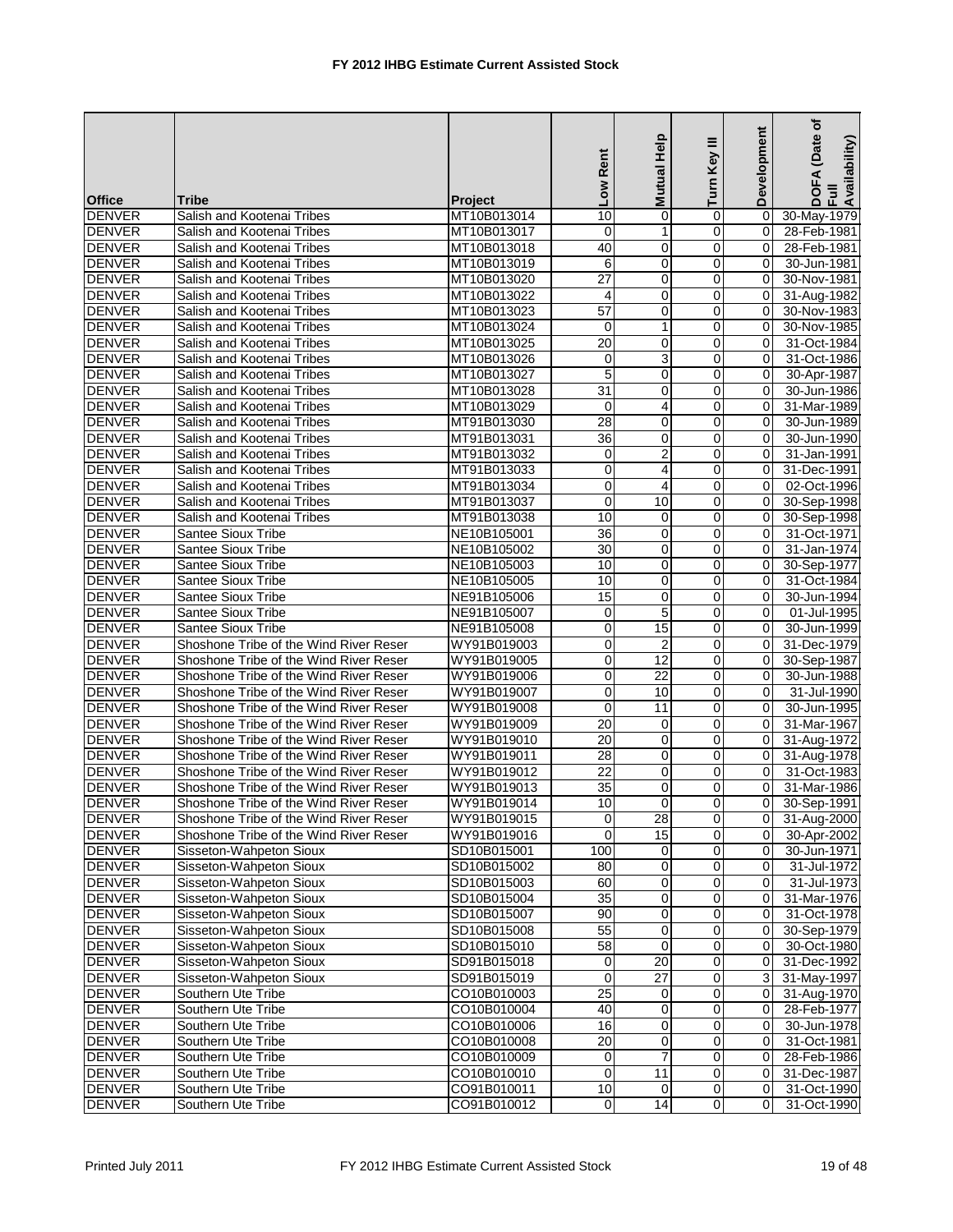# FY 2012 IHBG Estimate Current Assisted Stock

| Office | Tribe | Project | Low Rent | Mutual Help | Turn Key III | Development | DOFA (Date of Full Availability) |
|---|---|---|---|---|---|---|---|
| DENVER | Salish and Kootenai Tribes | MT10B013014 | 10 | 0 | 0 | 0 | 30-May-1979 |
| DENVER | Salish and Kootenai Tribes | MT10B013017 | 0 | 1 | 0 | 0 | 28-Feb-1981 |
| DENVER | Salish and Kootenai Tribes | MT10B013018 | 40 | 0 | 0 | 0 | 28-Feb-1981 |
| DENVER | Salish and Kootenai Tribes | MT10B013019 | 6 | 0 | 0 | 0 | 30-Jun-1981 |
| DENVER | Salish and Kootenai Tribes | MT10B013020 | 27 | 0 | 0 | 0 | 30-Nov-1981 |
| DENVER | Salish and Kootenai Tribes | MT10B013022 | 4 | 0 | 0 | 0 | 31-Aug-1982 |
| DENVER | Salish and Kootenai Tribes | MT10B013023 | 57 | 0 | 0 | 0 | 30-Nov-1983 |
| DENVER | Salish and Kootenai Tribes | MT10B013024 | 0 | 1 | 0 | 0 | 30-Nov-1985 |
| DENVER | Salish and Kootenai Tribes | MT10B013025 | 20 | 0 | 0 | 0 | 31-Oct-1984 |
| DENVER | Salish and Kootenai Tribes | MT10B013026 | 0 | 3 | 0 | 0 | 31-Oct-1986 |
| DENVER | Salish and Kootenai Tribes | MT10B013027 | 5 | 0 | 0 | 0 | 30-Apr-1987 |
| DENVER | Salish and Kootenai Tribes | MT10B013028 | 31 | 0 | 0 | 0 | 30-Jun-1986 |
| DENVER | Salish and Kootenai Tribes | MT10B013029 | 0 | 4 | 0 | 0 | 31-Mar-1989 |
| DENVER | Salish and Kootenai Tribes | MT91B013030 | 28 | 0 | 0 | 0 | 30-Jun-1989 |
| DENVER | Salish and Kootenai Tribes | MT91B013031 | 36 | 0 | 0 | 0 | 30-Jun-1990 |
| DENVER | Salish and Kootenai Tribes | MT91B013032 | 0 | 2 | 0 | 0 | 31-Jan-1991 |
| DENVER | Salish and Kootenai Tribes | MT91B013033 | 0 | 4 | 0 | 0 | 31-Dec-1991 |
| DENVER | Salish and Kootenai Tribes | MT91B013034 | 0 | 4 | 0 | 0 | 02-Oct-1996 |
| DENVER | Salish and Kootenai Tribes | MT91B013037 | 0 | 10 | 0 | 0 | 30-Sep-1998 |
| DENVER | Salish and Kootenai Tribes | MT91B013038 | 10 | 0 | 0 | 0 | 30-Sep-1998 |
| DENVER | Santee Sioux Tribe | NE10B105001 | 36 | 0 | 0 | 0 | 31-Oct-1971 |
| DENVER | Santee Sioux Tribe | NE10B105002 | 30 | 0 | 0 | 0 | 31-Jan-1974 |
| DENVER | Santee Sioux Tribe | NE10B105003 | 10 | 0 | 0 | 0 | 30-Sep-1977 |
| DENVER | Santee Sioux Tribe | NE10B105005 | 10 | 0 | 0 | 0 | 31-Oct-1984 |
| DENVER | Santee Sioux Tribe | NE91B105006 | 15 | 0 | 0 | 0 | 30-Jun-1994 |
| DENVER | Santee Sioux Tribe | NE91B105007 | 0 | 5 | 0 | 0 | 01-Jul-1995 |
| DENVER | Santee Sioux Tribe | NE91B105008 | 0 | 15 | 0 | 0 | 30-Jun-1999 |
| DENVER | Shoshone Tribe of the Wind River Reser | WY91B019003 | 0 | 2 | 0 | 0 | 31-Dec-1979 |
| DENVER | Shoshone Tribe of the Wind River Reser | WY91B019005 | 0 | 12 | 0 | 0 | 30-Sep-1987 |
| DENVER | Shoshone Tribe of the Wind River Reser | WY91B019006 | 0 | 22 | 0 | 0 | 30-Jun-1988 |
| DENVER | Shoshone Tribe of the Wind River Reser | WY91B019007 | 0 | 10 | 0 | 0 | 31-Jul-1990 |
| DENVER | Shoshone Tribe of the Wind River Reser | WY91B019008 | 0 | 11 | 0 | 0 | 30-Jun-1995 |
| DENVER | Shoshone Tribe of the Wind River Reser | WY91B019009 | 20 | 0 | 0 | 0 | 31-Mar-1967 |
| DENVER | Shoshone Tribe of the Wind River Reser | WY91B019010 | 20 | 0 | 0 | 0 | 31-Aug-1972 |
| DENVER | Shoshone Tribe of the Wind River Reser | WY91B019011 | 28 | 0 | 0 | 0 | 31-Aug-1978 |
| DENVER | Shoshone Tribe of the Wind River Reser | WY91B019012 | 22 | 0 | 0 | 0 | 31-Oct-1983 |
| DENVER | Shoshone Tribe of the Wind River Reser | WY91B019013 | 35 | 0 | 0 | 0 | 31-Mar-1986 |
| DENVER | Shoshone Tribe of the Wind River Reser | WY91B019014 | 10 | 0 | 0 | 0 | 30-Sep-1991 |
| DENVER | Shoshone Tribe of the Wind River Reser | WY91B019015 | 0 | 28 | 0 | 0 | 31-Aug-2000 |
| DENVER | Shoshone Tribe of the Wind River Reser | WY91B019016 | 0 | 15 | 0 | 0 | 30-Apr-2002 |
| DENVER | Sisseton-Wahpeton Sioux | SD10B015001 | 100 | 0 | 0 | 0 | 30-Jun-1971 |
| DENVER | Sisseton-Wahpeton Sioux | SD10B015002 | 80 | 0 | 0 | 0 | 31-Jul-1972 |
| DENVER | Sisseton-Wahpeton Sioux | SD10B015003 | 60 | 0 | 0 | 0 | 31-Jul-1973 |
| DENVER | Sisseton-Wahpeton Sioux | SD10B015004 | 35 | 0 | 0 | 0 | 31-Mar-1976 |
| DENVER | Sisseton-Wahpeton Sioux | SD10B015007 | 90 | 0 | 0 | 0 | 31-Oct-1978 |
| DENVER | Sisseton-Wahpeton Sioux | SD10B015008 | 55 | 0 | 0 | 0 | 30-Sep-1979 |
| DENVER | Sisseton-Wahpeton Sioux | SD10B015010 | 58 | 0 | 0 | 0 | 30-Oct-1980 |
| DENVER | Sisseton-Wahpeton Sioux | SD91B015018 | 0 | 20 | 0 | 0 | 31-Dec-1992 |
| DENVER | Sisseton-Wahpeton Sioux | SD91B015019 | 0 | 27 | 0 | 3 | 31-May-1997 |
| DENVER | Southern Ute Tribe | CO10B010003 | 25 | 0 | 0 | 0 | 31-Aug-1970 |
| DENVER | Southern Ute Tribe | CO10B010004 | 40 | 0 | 0 | 0 | 28-Feb-1977 |
| DENVER | Southern Ute Tribe | CO10B010006 | 16 | 0 | 0 | 0 | 30-Jun-1978 |
| DENVER | Southern Ute Tribe | CO10B010008 | 20 | 0 | 0 | 0 | 31-Oct-1981 |
| DENVER | Southern Ute Tribe | CO10B010009 | 0 | 7 | 0 | 0 | 28-Feb-1986 |
| DENVER | Southern Ute Tribe | CO10B010010 | 0 | 11 | 0 | 0 | 31-Dec-1987 |
| DENVER | Southern Ute Tribe | CO91B010011 | 10 | 0 | 0 | 0 | 31-Oct-1990 |
| DENVER | Southern Ute Tribe | CO91B010012 | 0 | 14 | 0 | 0 | 31-Oct-1990 |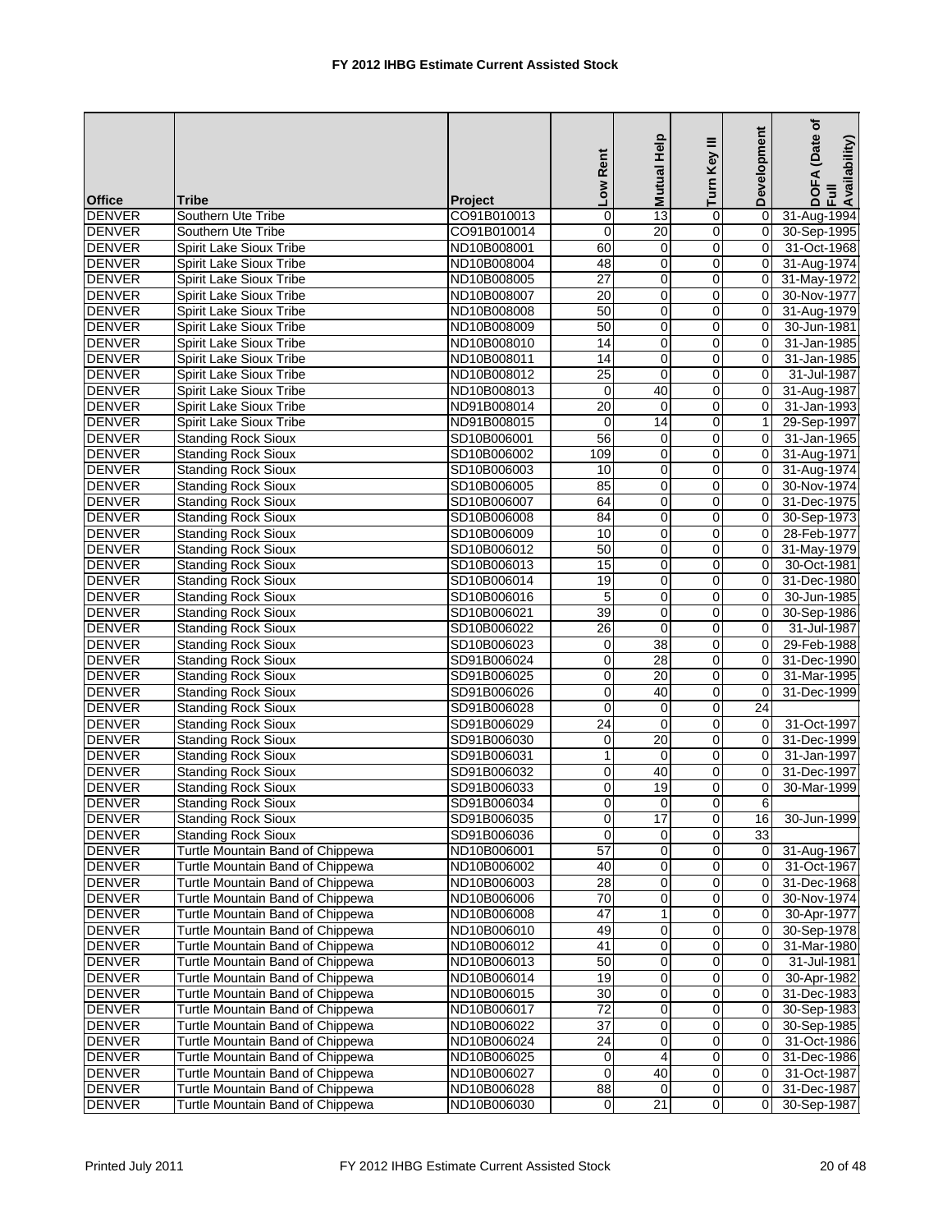# FY 2012 IHBG Estimate Current Assisted Stock

| Office | Tribe | Project | Low Rent | Mutual Help | Turn Key III | Development | DOFA (Date of Full Availability) |
|---|---|---|---|---|---|---|---|
| DENVER | Southern Ute Tribe | CO91B010013 | 0 | 13 | 0 | 0 | 31-Aug-1994 |
| DENVER | Southern Ute Tribe | CO91B010014 | 0 | 20 | 0 | 0 | 30-Sep-1995 |
| DENVER | Spirit Lake Sioux Tribe | ND10B008001 | 60 | 0 | 0 | 0 | 31-Oct-1968 |
| DENVER | Spirit Lake Sioux Tribe | ND10B008004 | 48 | 0 | 0 | 0 | 31-Aug-1974 |
| DENVER | Spirit Lake Sioux Tribe | ND10B008005 | 27 | 0 | 0 | 0 | 31-May-1972 |
| DENVER | Spirit Lake Sioux Tribe | ND10B008007 | 20 | 0 | 0 | 0 | 30-Nov-1977 |
| DENVER | Spirit Lake Sioux Tribe | ND10B008008 | 50 | 0 | 0 | 0 | 31-Aug-1979 |
| DENVER | Spirit Lake Sioux Tribe | ND10B008009 | 50 | 0 | 0 | 0 | 30-Jun-1981 |
| DENVER | Spirit Lake Sioux Tribe | ND10B008010 | 14 | 0 | 0 | 0 | 31-Jan-1985 |
| DENVER | Spirit Lake Sioux Tribe | ND10B008011 | 14 | 0 | 0 | 0 | 31-Jan-1985 |
| DENVER | Spirit Lake Sioux Tribe | ND10B008012 | 25 | 0 | 0 | 0 | 31-Jul-1987 |
| DENVER | Spirit Lake Sioux Tribe | ND10B008013 | 0 | 40 | 0 | 0 | 31-Aug-1987 |
| DENVER | Spirit Lake Sioux Tribe | ND91B008014 | 20 | 0 | 0 | 0 | 31-Jan-1993 |
| DENVER | Spirit Lake Sioux Tribe | ND91B008015 | 0 | 14 | 0 | 1 | 29-Sep-1997 |
| DENVER | Standing Rock Sioux | SD10B006001 | 56 | 0 | 0 | 0 | 31-Jan-1965 |
| DENVER | Standing Rock Sioux | SD10B006002 | 109 | 0 | 0 | 0 | 31-Aug-1971 |
| DENVER | Standing Rock Sioux | SD10B006003 | 10 | 0 | 0 | 0 | 31-Aug-1974 |
| DENVER | Standing Rock Sioux | SD10B006005 | 85 | 0 | 0 | 0 | 30-Nov-1974 |
| DENVER | Standing Rock Sioux | SD10B006007 | 64 | 0 | 0 | 0 | 31-Dec-1975 |
| DENVER | Standing Rock Sioux | SD10B006008 | 84 | 0 | 0 | 0 | 30-Sep-1973 |
| DENVER | Standing Rock Sioux | SD10B006009 | 10 | 0 | 0 | 0 | 28-Feb-1977 |
| DENVER | Standing Rock Sioux | SD10B006012 | 50 | 0 | 0 | 0 | 31-May-1979 |
| DENVER | Standing Rock Sioux | SD10B006013 | 15 | 0 | 0 | 0 | 30-Oct-1981 |
| DENVER | Standing Rock Sioux | SD10B006014 | 19 | 0 | 0 | 0 | 31-Dec-1980 |
| DENVER | Standing Rock Sioux | SD10B006016 | 5 | 0 | 0 | 0 | 30-Jun-1985 |
| DENVER | Standing Rock Sioux | SD10B006021 | 39 | 0 | 0 | 0 | 30-Sep-1986 |
| DENVER | Standing Rock Sioux | SD10B006022 | 26 | 0 | 0 | 0 | 31-Jul-1987 |
| DENVER | Standing Rock Sioux | SD10B006023 | 0 | 38 | 0 | 0 | 29-Feb-1988 |
| DENVER | Standing Rock Sioux | SD91B006024 | 0 | 28 | 0 | 0 | 31-Dec-1990 |
| DENVER | Standing Rock Sioux | SD91B006025 | 0 | 20 | 0 | 0 | 31-Mar-1995 |
| DENVER | Standing Rock Sioux | SD91B006026 | 0 | 40 | 0 | 0 | 31-Dec-1999 |
| DENVER | Standing Rock Sioux | SD91B006028 | 0 | 0 | 0 | 24 | |
| DENVER | Standing Rock Sioux | SD91B006029 | 24 | 0 | 0 | 0 | 31-Oct-1997 |
| DENVER | Standing Rock Sioux | SD91B006030 | 0 | 20 | 0 | 0 | 31-Dec-1999 |
| DENVER | Standing Rock Sioux | SD91B006031 | 1 | 0 | 0 | 0 | 31-Jan-1997 |
| DENVER | Standing Rock Sioux | SD91B006032 | 0 | 40 | 0 | 0 | 31-Dec-1997 |
| DENVER | Standing Rock Sioux | SD91B006033 | 0 | 19 | 0 | 0 | 30-Mar-1999 |
| DENVER | Standing Rock Sioux | SD91B006034 | 0 | 0 | 0 | 6 | |
| DENVER | Standing Rock Sioux | SD91B006035 | 0 | 17 | 0 | 16 | 30-Jun-1999 |
| DENVER | Standing Rock Sioux | SD91B006036 | 0 | 0 | 0 | 33 | |
| DENVER | Turtle Mountain Band of Chippewa | ND10B006001 | 57 | 0 | 0 | 0 | 31-Aug-1967 |
| DENVER | Turtle Mountain Band of Chippewa | ND10B006002 | 40 | 0 | 0 | 0 | 31-Oct-1967 |
| DENVER | Turtle Mountain Band of Chippewa | ND10B006003 | 28 | 0 | 0 | 0 | 31-Dec-1968 |
| DENVER | Turtle Mountain Band of Chippewa | ND10B006006 | 70 | 0 | 0 | 0 | 30-Nov-1974 |
| DENVER | Turtle Mountain Band of Chippewa | ND10B006008 | 47 | 1 | 0 | 0 | 30-Apr-1977 |
| DENVER | Turtle Mountain Band of Chippewa | ND10B006010 | 49 | 0 | 0 | 0 | 30-Sep-1978 |
| DENVER | Turtle Mountain Band of Chippewa | ND10B006012 | 41 | 0 | 0 | 0 | 31-Mar-1980 |
| DENVER | Turtle Mountain Band of Chippewa | ND10B006013 | 50 | 0 | 0 | 0 | 31-Jul-1981 |
| DENVER | Turtle Mountain Band of Chippewa | ND10B006014 | 19 | 0 | 0 | 0 | 30-Apr-1982 |
| DENVER | Turtle Mountain Band of Chippewa | ND10B006015 | 30 | 0 | 0 | 0 | 31-Dec-1983 |
| DENVER | Turtle Mountain Band of Chippewa | ND10B006017 | 72 | 0 | 0 | 0 | 30-Sep-1983 |
| DENVER | Turtle Mountain Band of Chippewa | ND10B006022 | 37 | 0 | 0 | 0 | 30-Sep-1985 |
| DENVER | Turtle Mountain Band of Chippewa | ND10B006024 | 24 | 0 | 0 | 0 | 31-Oct-1986 |
| DENVER | Turtle Mountain Band of Chippewa | ND10B006025 | 0 | 4 | 0 | 0 | 31-Dec-1986 |
| DENVER | Turtle Mountain Band of Chippewa | ND10B006027 | 0 | 40 | 0 | 0 | 31-Oct-1987 |
| DENVER | Turtle Mountain Band of Chippewa | ND10B006028 | 88 | 0 | 0 | 0 | 31-Dec-1987 |
| DENVER | Turtle Mountain Band of Chippewa | ND10B006030 | 0 | 21 | 0 | 0 | 30-Sep-1987 |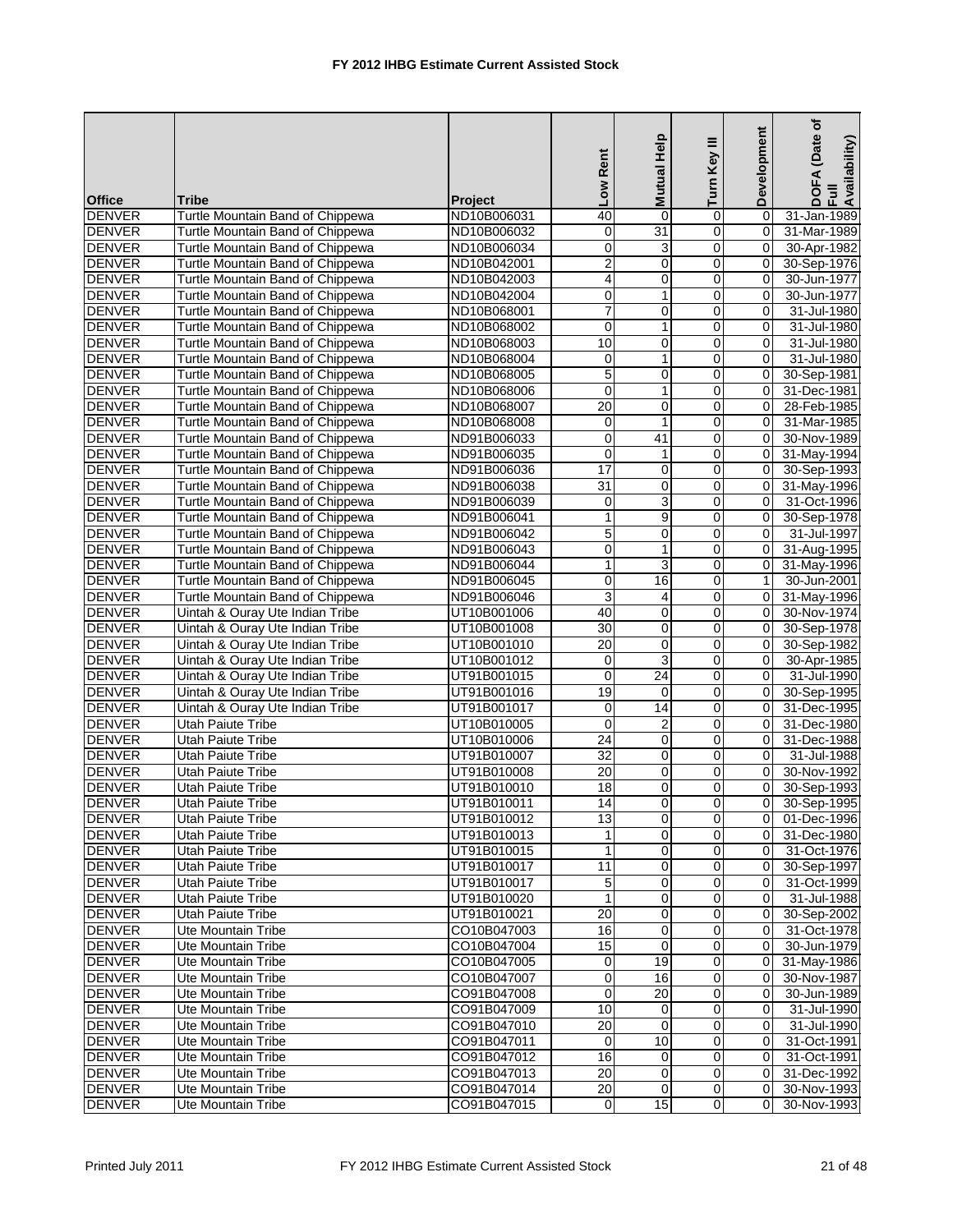# FY 2012 IHBG Estimate Current Assisted Stock

| Office | Tribe | Project | Low Rent | Mutual Help | Turn Key III | Development | DOFA (Date of Full Availability) |
|---|---|---|---|---|---|---|---|
| DENVER | Turtle Mountain Band of Chippewa | ND10B006031 | 40 | 0 | 0 | 0 | 31-Jan-1989 |
| DENVER | Turtle Mountain Band of Chippewa | ND10B006032 | 0 | 31 | 0 | 0 | 31-Mar-1989 |
| DENVER | Turtle Mountain Band of Chippewa | ND10B006034 | 0 | 3 | 0 | 0 | 30-Apr-1982 |
| DENVER | Turtle Mountain Band of Chippewa | ND10B042001 | 2 | 0 | 0 | 0 | 30-Sep-1976 |
| DENVER | Turtle Mountain Band of Chippewa | ND10B042003 | 4 | 0 | 0 | 0 | 30-Jun-1977 |
| DENVER | Turtle Mountain Band of Chippewa | ND10B042004 | 0 | 1 | 0 | 0 | 30-Jun-1977 |
| DENVER | Turtle Mountain Band of Chippewa | ND10B068001 | 7 | 0 | 0 | 0 | 31-Jul-1980 |
| DENVER | Turtle Mountain Band of Chippewa | ND10B068002 | 0 | 1 | 0 | 0 | 31-Jul-1980 |
| DENVER | Turtle Mountain Band of Chippewa | ND10B068003 | 10 | 0 | 0 | 0 | 31-Jul-1980 |
| DENVER | Turtle Mountain Band of Chippewa | ND10B068004 | 0 | 1 | 0 | 0 | 31-Jul-1980 |
| DENVER | Turtle Mountain Band of Chippewa | ND10B068005 | 5 | 0 | 0 | 0 | 30-Sep-1981 |
| DENVER | Turtle Mountain Band of Chippewa | ND10B068006 | 0 | 1 | 0 | 0 | 31-Dec-1981 |
| DENVER | Turtle Mountain Band of Chippewa | ND10B068007 | 20 | 0 | 0 | 0 | 28-Feb-1985 |
| DENVER | Turtle Mountain Band of Chippewa | ND10B068008 | 0 | 1 | 0 | 0 | 31-Mar-1985 |
| DENVER | Turtle Mountain Band of Chippewa | ND91B006033 | 0 | 41 | 0 | 0 | 30-Nov-1989 |
| DENVER | Turtle Mountain Band of Chippewa | ND91B006035 | 0 | 1 | 0 | 0 | 31-May-1994 |
| DENVER | Turtle Mountain Band of Chippewa | ND91B006036 | 17 | 0 | 0 | 0 | 30-Sep-1993 |
| DENVER | Turtle Mountain Band of Chippewa | ND91B006038 | 31 | 0 | 0 | 0 | 31-May-1996 |
| DENVER | Turtle Mountain Band of Chippewa | ND91B006039 | 0 | 3 | 0 | 0 | 31-Oct-1996 |
| DENVER | Turtle Mountain Band of Chippewa | ND91B006041 | 1 | 9 | 0 | 0 | 30-Sep-1978 |
| DENVER | Turtle Mountain Band of Chippewa | ND91B006042 | 5 | 0 | 0 | 0 | 31-Jul-1997 |
| DENVER | Turtle Mountain Band of Chippewa | ND91B006043 | 0 | 1 | 0 | 0 | 31-Aug-1995 |
| DENVER | Turtle Mountain Band of Chippewa | ND91B006044 | 1 | 3 | 0 | 0 | 31-May-1996 |
| DENVER | Turtle Mountain Band of Chippewa | ND91B006045 | 0 | 16 | 0 | 1 | 30-Jun-2001 |
| DENVER | Turtle Mountain Band of Chippewa | ND91B006046 | 3 | 4 | 0 | 0 | 31-May-1996 |
| DENVER | Uintah & Ouray Ute Indian Tribe | UT10B001006 | 40 | 0 | 0 | 0 | 30-Nov-1974 |
| DENVER | Uintah & Ouray Ute Indian Tribe | UT10B001008 | 30 | 0 | 0 | 0 | 30-Sep-1978 |
| DENVER | Uintah & Ouray Ute Indian Tribe | UT10B001010 | 20 | 0 | 0 | 0 | 30-Sep-1982 |
| DENVER | Uintah & Ouray Ute Indian Tribe | UT10B001012 | 0 | 3 | 0 | 0 | 30-Apr-1985 |
| DENVER | Uintah & Ouray Ute Indian Tribe | UT91B001015 | 0 | 24 | 0 | 0 | 31-Jul-1990 |
| DENVER | Uintah & Ouray Ute Indian Tribe | UT91B001016 | 19 | 0 | 0 | 0 | 30-Sep-1995 |
| DENVER | Uintah & Ouray Ute Indian Tribe | UT91B001017 | 0 | 14 | 0 | 0 | 31-Dec-1995 |
| DENVER | Utah Paiute Tribe | UT10B010005 | 0 | 2 | 0 | 0 | 31-Dec-1980 |
| DENVER | Utah Paiute Tribe | UT10B010006 | 24 | 0 | 0 | 0 | 31-Dec-1988 |
| DENVER | Utah Paiute Tribe | UT91B010007 | 32 | 0 | 0 | 0 | 31-Jul-1988 |
| DENVER | Utah Paiute Tribe | UT91B010008 | 20 | 0 | 0 | 0 | 30-Nov-1992 |
| DENVER | Utah Paiute Tribe | UT91B010010 | 18 | 0 | 0 | 0 | 30-Sep-1993 |
| DENVER | Utah Paiute Tribe | UT91B010011 | 14 | 0 | 0 | 0 | 30-Sep-1995 |
| DENVER | Utah Paiute Tribe | UT91B010012 | 13 | 0 | 0 | 0 | 01-Dec-1996 |
| DENVER | Utah Paiute Tribe | UT91B010013 | 1 | 0 | 0 | 0 | 31-Dec-1980 |
| DENVER | Utah Paiute Tribe | UT91B010015 | 1 | 0 | 0 | 0 | 31-Oct-1976 |
| DENVER | Utah Paiute Tribe | UT91B010017 | 11 | 0 | 0 | 0 | 30-Sep-1997 |
| DENVER | Utah Paiute Tribe | UT91B010017 | 5 | 0 | 0 | 0 | 31-Oct-1999 |
| DENVER | Utah Paiute Tribe | UT91B010020 | 1 | 0 | 0 | 0 | 31-Jul-1988 |
| DENVER | Utah Paiute Tribe | UT91B010021 | 20 | 0 | 0 | 0 | 30-Sep-2002 |
| DENVER | Ute Mountain Tribe | CO10B047003 | 16 | 0 | 0 | 0 | 31-Oct-1978 |
| DENVER | Ute Mountain Tribe | CO10B047004 | 15 | 0 | 0 | 0 | 30-Jun-1979 |
| DENVER | Ute Mountain Tribe | CO10B047005 | 0 | 19 | 0 | 0 | 31-May-1986 |
| DENVER | Ute Mountain Tribe | CO10B047007 | 0 | 16 | 0 | 0 | 30-Nov-1987 |
| DENVER | Ute Mountain Tribe | CO91B047008 | 0 | 20 | 0 | 0 | 30-Jun-1989 |
| DENVER | Ute Mountain Tribe | CO91B047009 | 10 | 0 | 0 | 0 | 31-Jul-1990 |
| DENVER | Ute Mountain Tribe | CO91B047010 | 20 | 0 | 0 | 0 | 31-Jul-1990 |
| DENVER | Ute Mountain Tribe | CO91B047011 | 0 | 10 | 0 | 0 | 31-Oct-1991 |
| DENVER | Ute Mountain Tribe | CO91B047012 | 16 | 0 | 0 | 0 | 31-Oct-1991 |
| DENVER | Ute Mountain Tribe | CO91B047013 | 20 | 0 | 0 | 0 | 31-Dec-1992 |
| DENVER | Ute Mountain Tribe | CO91B047014 | 20 | 0 | 0 | 0 | 30-Nov-1993 |
| DENVER | Ute Mountain Tribe | CO91B047015 | 0 | 15 | 0 | 0 | 30-Nov-1993 |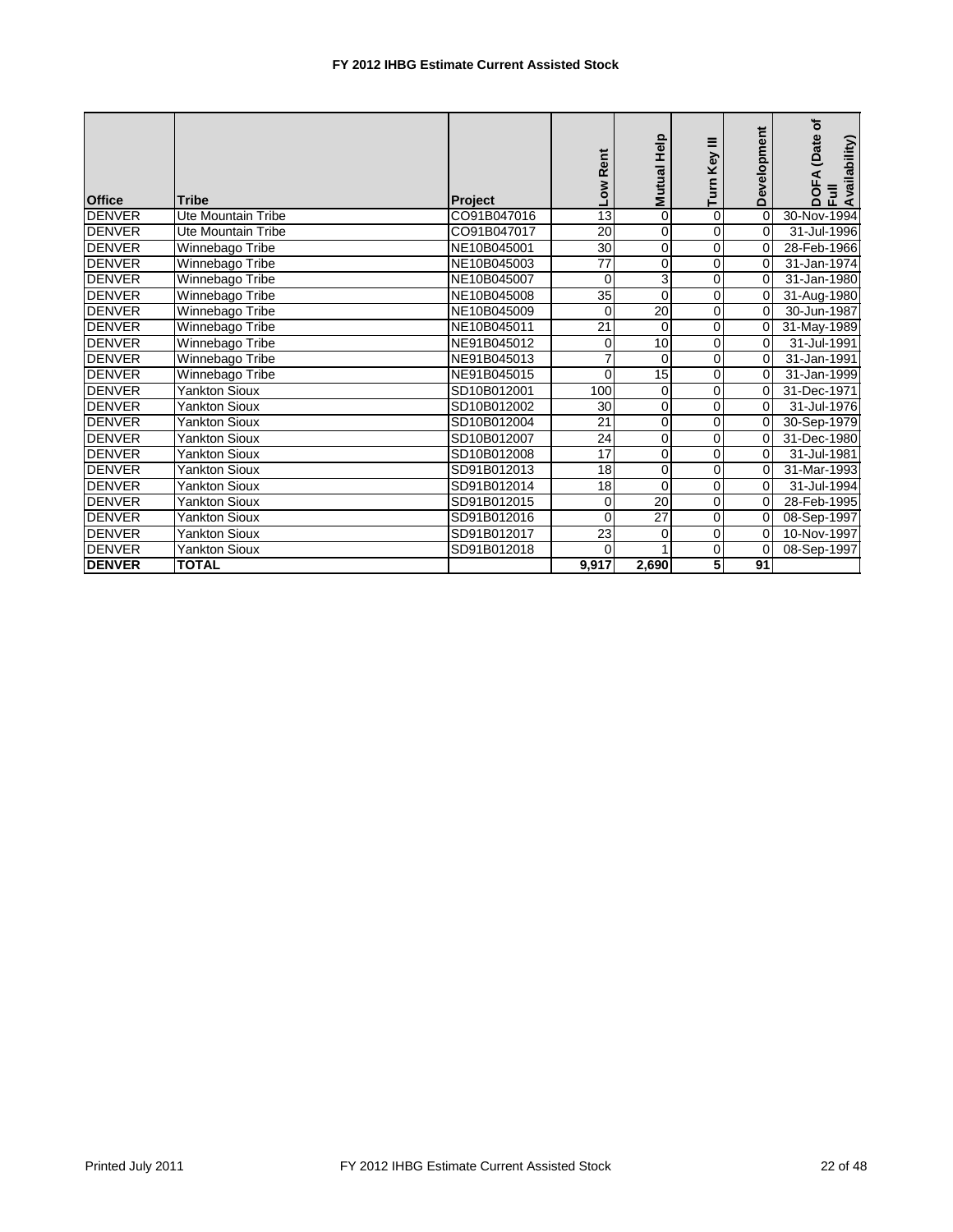**FY 2012 IHBG Estimate Current Assisted Stock**

| Office | Tribe | Project | Low Rent | Mutual Help | Turn Key III | Development | DOFA (Date of Full Availability) |
|---|---|---|---|---|---|---|---|
| DENVER | Ute Mountain Tribe | CO91B047016 | 13 | 0 | 0 | 0 | 30-Nov-1994 |
| DENVER | Ute Mountain Tribe | CO91B047017 | 20 | 0 | 0 | 0 | 31-Jul-1996 |
| DENVER | Winnebago Tribe | NE10B045001 | 30 | 0 | 0 | 0 | 28-Feb-1966 |
| DENVER | Winnebago Tribe | NE10B045003 | 77 | 0 | 0 | 0 | 31-Jan-1974 |
| DENVER | Winnebago Tribe | NE10B045007 | 0 | 3 | 0 | 0 | 31-Jan-1980 |
| DENVER | Winnebago Tribe | NE10B045008 | 35 | 0 | 0 | 0 | 31-Aug-1980 |
| DENVER | Winnebago Tribe | NE10B045009 | 0 | 20 | 0 | 0 | 30-Jun-1987 |
| DENVER | Winnebago Tribe | NE10B045011 | 21 | 0 | 0 | 0 | 31-May-1989 |
| DENVER | Winnebago Tribe | NE91B045012 | 0 | 10 | 0 | 0 | 31-Jul-1991 |
| DENVER | Winnebago Tribe | NE91B045013 | 7 | 0 | 0 | 0 | 31-Jan-1991 |
| DENVER | Winnebago Tribe | NE91B045015 | 0 | 15 | 0 | 0 | 31-Jan-1999 |
| DENVER | Yankton Sioux | SD10B012001 | 100 | 0 | 0 | 0 | 31-Dec-1971 |
| DENVER | Yankton Sioux | SD10B012002 | 30 | 0 | 0 | 0 | 31-Jul-1976 |
| DENVER | Yankton Sioux | SD10B012004 | 21 | 0 | 0 | 0 | 30-Sep-1979 |
| DENVER | Yankton Sioux | SD10B012007 | 24 | 0 | 0 | 0 | 31-Dec-1980 |
| DENVER | Yankton Sioux | SD10B012008 | 17 | 0 | 0 | 0 | 31-Jul-1981 |
| DENVER | Yankton Sioux | SD91B012013 | 18 | 0 | 0 | 0 | 31-Mar-1993 |
| DENVER | Yankton Sioux | SD91B012014 | 18 | 0 | 0 | 0 | 31-Jul-1994 |
| DENVER | Yankton Sioux | SD91B012015 | 0 | 20 | 0 | 0 | 28-Feb-1995 |
| DENVER | Yankton Sioux | SD91B012016 | 0 | 27 | 0 | 0 | 08-Sep-1997 |
| DENVER | Yankton Sioux | SD91B012017 | 23 | 0 | 0 | 0 | 10-Nov-1997 |
| DENVER | Yankton Sioux | SD91B012018 | 0 | 1 | 0 | 0 | 08-Sep-1997 |
| **DENVER** | **TOTAL** | | **9,917** | **2,690** | **5** | **91** | |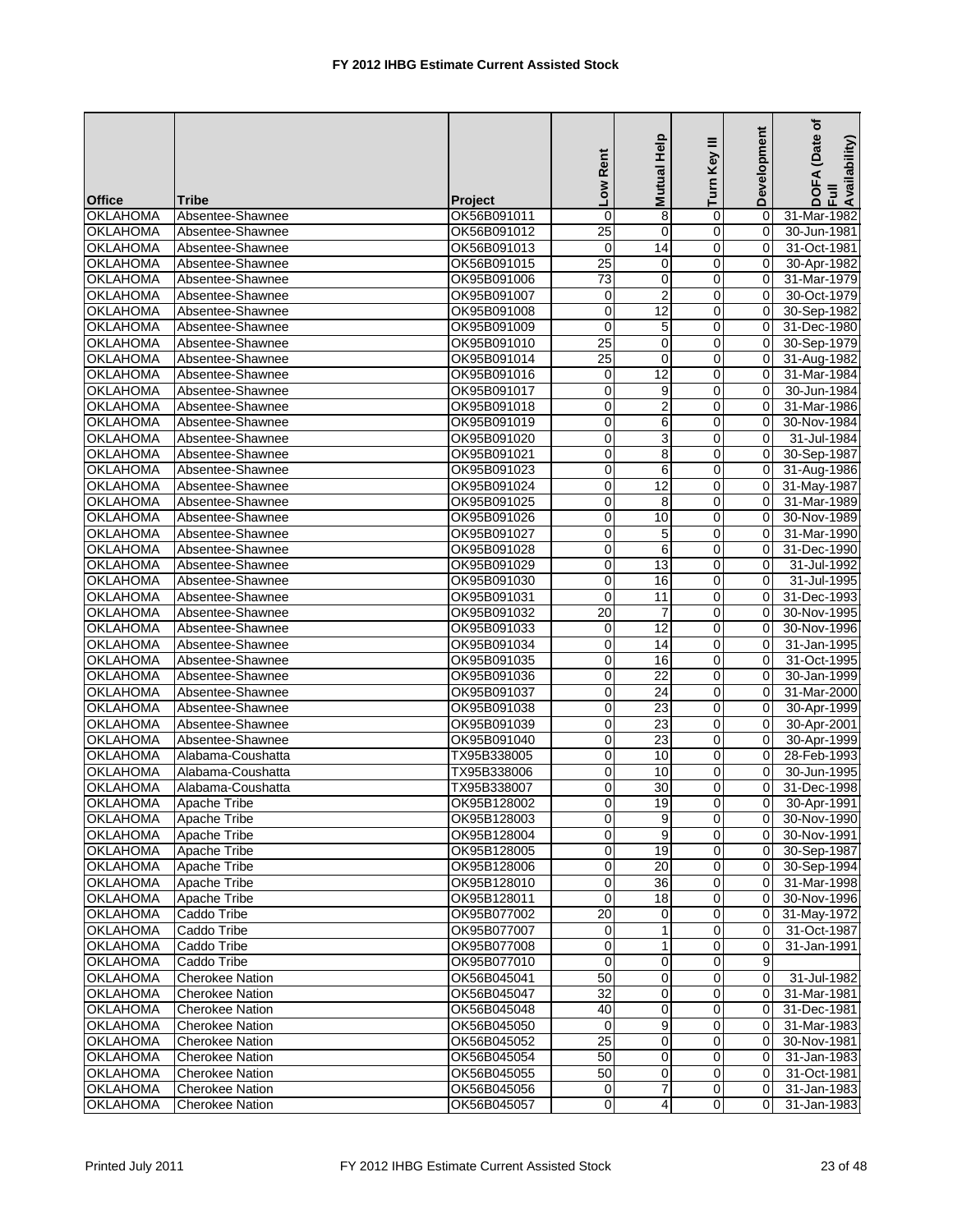# FY 2012 IHBG Estimate Current Assisted Stock

| Office | Tribe | Project | Low Rent | Mutual Help | Turn Key III | Development | DOFA (Date of Full Availability) |
|---|---|---|---|---|---|---|---|
| OKLAHOMA | Absentee-Shawnee | OK56B091011 | 0 | 8 | 0 | 0 | 31-Mar-1982 |
| OKLAHOMA | Absentee-Shawnee | OK56B091012 | 25 | 0 | 0 | 0 | 30-Jun-1981 |
| OKLAHOMA | Absentee-Shawnee | OK56B091013 | 0 | 14 | 0 | 0 | 31-Oct-1981 |
| OKLAHOMA | Absentee-Shawnee | OK56B091015 | 25 | 0 | 0 | 0 | 30-Apr-1982 |
| OKLAHOMA | Absentee-Shawnee | OK95B091006 | 73 | 0 | 0 | 0 | 31-Mar-1979 |
| OKLAHOMA | Absentee-Shawnee | OK95B091007 | 0 | 2 | 0 | 0 | 30-Oct-1979 |
| OKLAHOMA | Absentee-Shawnee | OK95B091008 | 0 | 12 | 0 | 0 | 30-Sep-1982 |
| OKLAHOMA | Absentee-Shawnee | OK95B091009 | 0 | 5 | 0 | 0 | 31-Dec-1980 |
| OKLAHOMA | Absentee-Shawnee | OK95B091010 | 25 | 0 | 0 | 0 | 30-Sep-1979 |
| OKLAHOMA | Absentee-Shawnee | OK95B091014 | 25 | 0 | 0 | 0 | 31-Aug-1982 |
| OKLAHOMA | Absentee-Shawnee | OK95B091016 | 0 | 12 | 0 | 0 | 31-Mar-1984 |
| OKLAHOMA | Absentee-Shawnee | OK95B091017 | 0 | 9 | 0 | 0 | 30-Jun-1984 |
| OKLAHOMA | Absentee-Shawnee | OK95B091018 | 0 | 2 | 0 | 0 | 31-Mar-1986 |
| OKLAHOMA | Absentee-Shawnee | OK95B091019 | 0 | 6 | 0 | 0 | 30-Nov-1984 |
| OKLAHOMA | Absentee-Shawnee | OK95B091020 | 0 | 3 | 0 | 0 | 31-Jul-1984 |
| OKLAHOMA | Absentee-Shawnee | OK95B091021 | 0 | 8 | 0 | 0 | 30-Sep-1987 |
| OKLAHOMA | Absentee-Shawnee | OK95B091023 | 0 | 6 | 0 | 0 | 31-Aug-1986 |
| OKLAHOMA | Absentee-Shawnee | OK95B091024 | 0 | 12 | 0 | 0 | 31-May-1987 |
| OKLAHOMA | Absentee-Shawnee | OK95B091025 | 0 | 8 | 0 | 0 | 31-Mar-1989 |
| OKLAHOMA | Absentee-Shawnee | OK95B091026 | 0 | 10 | 0 | 0 | 30-Nov-1989 |
| OKLAHOMA | Absentee-Shawnee | OK95B091027 | 0 | 5 | 0 | 0 | 31-Mar-1990 |
| OKLAHOMA | Absentee-Shawnee | OK95B091028 | 0 | 6 | 0 | 0 | 31-Dec-1990 |
| OKLAHOMA | Absentee-Shawnee | OK95B091029 | 0 | 13 | 0 | 0 | 31-Jul-1992 |
| OKLAHOMA | Absentee-Shawnee | OK95B091030 | 0 | 16 | 0 | 0 | 31-Jul-1995 |
| OKLAHOMA | Absentee-Shawnee | OK95B091031 | 0 | 11 | 0 | 0 | 31-Dec-1993 |
| OKLAHOMA | Absentee-Shawnee | OK95B091032 | 20 | 7 | 0 | 0 | 30-Nov-1995 |
| OKLAHOMA | Absentee-Shawnee | OK95B091033 | 0 | 12 | 0 | 0 | 30-Nov-1996 |
| OKLAHOMA | Absentee-Shawnee | OK95B091034 | 0 | 14 | 0 | 0 | 31-Jan-1995 |
| OKLAHOMA | Absentee-Shawnee | OK95B091035 | 0 | 16 | 0 | 0 | 31-Oct-1995 |
| OKLAHOMA | Absentee-Shawnee | OK95B091036 | 0 | 22 | 0 | 0 | 30-Jan-1999 |
| OKLAHOMA | Absentee-Shawnee | OK95B091037 | 0 | 24 | 0 | 0 | 31-Mar-2000 |
| OKLAHOMA | Absentee-Shawnee | OK95B091038 | 0 | 23 | 0 | 0 | 30-Apr-1999 |
| OKLAHOMA | Absentee-Shawnee | OK95B091039 | 0 | 23 | 0 | 0 | 30-Apr-2001 |
| OKLAHOMA | Absentee-Shawnee | OK95B091040 | 0 | 23 | 0 | 0 | 30-Apr-1999 |
| OKLAHOMA | Alabama-Coushatta | TX95B338005 | 0 | 10 | 0 | 0 | 28-Feb-1993 |
| OKLAHOMA | Alabama-Coushatta | TX95B338006 | 0 | 10 | 0 | 0 | 30-Jun-1995 |
| OKLAHOMA | Alabama-Coushatta | TX95B338007 | 0 | 30 | 0 | 0 | 31-Dec-1998 |
| OKLAHOMA | Apache Tribe | OK95B128002 | 0 | 19 | 0 | 0 | 30-Apr-1991 |
| OKLAHOMA | Apache Tribe | OK95B128003 | 0 | 9 | 0 | 0 | 30-Nov-1990 |
| OKLAHOMA | Apache Tribe | OK95B128004 | 0 | 9 | 0 | 0 | 30-Nov-1991 |
| OKLAHOMA | Apache Tribe | OK95B128005 | 0 | 19 | 0 | 0 | 30-Sep-1987 |
| OKLAHOMA | Apache Tribe | OK95B128006 | 0 | 20 | 0 | 0 | 30-Sep-1994 |
| OKLAHOMA | Apache Tribe | OK95B128010 | 0 | 36 | 0 | 0 | 31-Mar-1998 |
| OKLAHOMA | Apache Tribe | OK95B128011 | 0 | 18 | 0 | 0 | 30-Nov-1996 |
| OKLAHOMA | Caddo Tribe | OK95B077002 | 20 | 0 | 0 | 0 | 31-May-1972 |
| OKLAHOMA | Caddo Tribe | OK95B077007 | 0 | 1 | 0 | 0 | 31-Oct-1987 |
| OKLAHOMA | Caddo Tribe | OK95B077008 | 0 | 1 | 0 | 0 | 31-Jan-1991 |
| OKLAHOMA | Caddo Tribe | OK95B077010 | 0 | 0 | 0 | 9 | |
| OKLAHOMA | Cherokee Nation | OK56B045041 | 50 | 0 | 0 | 0 | 31-Jul-1982 |
| OKLAHOMA | Cherokee Nation | OK56B045047 | 32 | 0 | 0 | 0 | 31-Mar-1981 |
| OKLAHOMA | Cherokee Nation | OK56B045048 | 40 | 0 | 0 | 0 | 31-Dec-1981 |
| OKLAHOMA | Cherokee Nation | OK56B045050 | 0 | 9 | 0 | 0 | 31-Mar-1983 |
| OKLAHOMA | Cherokee Nation | OK56B045052 | 25 | 0 | 0 | 0 | 30-Nov-1981 |
| OKLAHOMA | Cherokee Nation | OK56B045054 | 50 | 0 | 0 | 0 | 31-Jan-1983 |
| OKLAHOMA | Cherokee Nation | OK56B045055 | 50 | 0 | 0 | 0 | 31-Oct-1981 |
| OKLAHOMA | Cherokee Nation | OK56B045056 | 0 | 7 | 0 | 0 | 31-Jan-1983 |
| OKLAHOMA | Cherokee Nation | OK56B045057 | 0 | 4 | 0 | 0 | 31-Jan-1983 |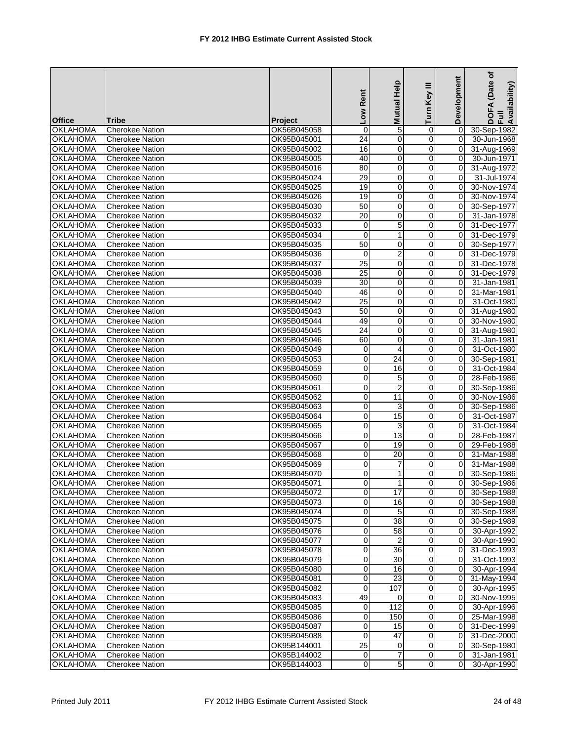# FY 2012 IHBG Estimate Current Assisted Stock

| Office | Tribe | Project | Low Rent | Mutual Help | Turn Key III | Development | DOFA (Date of Full Availability) |
|---|---|---|---|---|---|---|---|
| OKLAHOMA | Cherokee Nation | OK56B045058 | 0 | 5 | 0 | 0 | 30-Sep-1982 |
| OKLAHOMA | Cherokee Nation | OK95B045001 | 24 | 0 | 0 | 0 | 30-Jun-1968 |
| OKLAHOMA | Cherokee Nation | OK95B045002 | 16 | 0 | 0 | 0 | 31-Aug-1969 |
| OKLAHOMA | Cherokee Nation | OK95B045005 | 40 | 0 | 0 | 0 | 30-Jun-1971 |
| OKLAHOMA | Cherokee Nation | OK95B045016 | 80 | 0 | 0 | 0 | 31-Aug-1972 |
| OKLAHOMA | Cherokee Nation | OK95B045024 | 29 | 0 | 0 | 0 | 31-Jul-1974 |
| OKLAHOMA | Cherokee Nation | OK95B045025 | 19 | 0 | 0 | 0 | 30-Nov-1974 |
| OKLAHOMA | Cherokee Nation | OK95B045026 | 19 | 0 | 0 | 0 | 30-Nov-1974 |
| OKLAHOMA | Cherokee Nation | OK95B045030 | 50 | 0 | 0 | 0 | 30-Sep-1977 |
| OKLAHOMA | Cherokee Nation | OK95B045032 | 20 | 0 | 0 | 0 | 31-Jan-1978 |
| OKLAHOMA | Cherokee Nation | OK95B045033 | 0 | 5 | 0 | 0 | 31-Dec-1977 |
| OKLAHOMA | Cherokee Nation | OK95B045034 | 0 | 1 | 0 | 0 | 31-Dec-1979 |
| OKLAHOMA | Cherokee Nation | OK95B045035 | 50 | 0 | 0 | 0 | 30-Sep-1977 |
| OKLAHOMA | Cherokee Nation | OK95B045036 | 0 | 2 | 0 | 0 | 31-Dec-1979 |
| OKLAHOMA | Cherokee Nation | OK95B045037 | 25 | 0 | 0 | 0 | 31-Dec-1978 |
| OKLAHOMA | Cherokee Nation | OK95B045038 | 25 | 0 | 0 | 0 | 31-Dec-1979 |
| OKLAHOMA | Cherokee Nation | OK95B045039 | 30 | 0 | 0 | 0 | 31-Jan-1981 |
| OKLAHOMA | Cherokee Nation | OK95B045040 | 46 | 0 | 0 | 0 | 31-Mar-1981 |
| OKLAHOMA | Cherokee Nation | OK95B045042 | 25 | 0 | 0 | 0 | 31-Oct-1980 |
| OKLAHOMA | Cherokee Nation | OK95B045043 | 50 | 0 | 0 | 0 | 31-Aug-1980 |
| OKLAHOMA | Cherokee Nation | OK95B045044 | 49 | 0 | 0 | 0 | 30-Nov-1980 |
| OKLAHOMA | Cherokee Nation | OK95B045045 | 24 | 0 | 0 | 0 | 31-Aug-1980 |
| OKLAHOMA | Cherokee Nation | OK95B045046 | 60 | 0 | 0 | 0 | 31-Jan-1981 |
| OKLAHOMA | Cherokee Nation | OK95B045049 | 0 | 4 | 0 | 0 | 31-Oct-1980 |
| OKLAHOMA | Cherokee Nation | OK95B045053 | 0 | 24 | 0 | 0 | 30-Sep-1981 |
| OKLAHOMA | Cherokee Nation | OK95B045059 | 0 | 16 | 0 | 0 | 31-Oct-1984 |
| OKLAHOMA | Cherokee Nation | OK95B045060 | 0 | 5 | 0 | 0 | 28-Feb-1986 |
| OKLAHOMA | Cherokee Nation | OK95B045061 | 0 | 2 | 0 | 0 | 30-Sep-1986 |
| OKLAHOMA | Cherokee Nation | OK95B045062 | 0 | 11 | 0 | 0 | 30-Nov-1986 |
| OKLAHOMA | Cherokee Nation | OK95B045063 | 0 | 3 | 0 | 0 | 30-Sep-1986 |
| OKLAHOMA | Cherokee Nation | OK95B045064 | 0 | 15 | 0 | 0 | 31-Oct-1987 |
| OKLAHOMA | Cherokee Nation | OK95B045065 | 0 | 3 | 0 | 0 | 31-Oct-1984 |
| OKLAHOMA | Cherokee Nation | OK95B045066 | 0 | 13 | 0 | 0 | 28-Feb-1987 |
| OKLAHOMA | Cherokee Nation | OK95B045067 | 0 | 19 | 0 | 0 | 29-Feb-1988 |
| OKLAHOMA | Cherokee Nation | OK95B045068 | 0 | 20 | 0 | 0 | 31-Mar-1988 |
| OKLAHOMA | Cherokee Nation | OK95B045069 | 0 | 7 | 0 | 0 | 31-Mar-1988 |
| OKLAHOMA | Cherokee Nation | OK95B045070 | 0 | 1 | 0 | 0 | 30-Sep-1986 |
| OKLAHOMA | Cherokee Nation | OK95B045071 | 0 | 1 | 0 | 0 | 30-Sep-1986 |
| OKLAHOMA | Cherokee Nation | OK95B045072 | 0 | 17 | 0 | 0 | 30-Sep-1988 |
| OKLAHOMA | Cherokee Nation | OK95B045073 | 0 | 16 | 0 | 0 | 30-Sep-1988 |
| OKLAHOMA | Cherokee Nation | OK95B045074 | 0 | 5 | 0 | 0 | 30-Sep-1988 |
| OKLAHOMA | Cherokee Nation | OK95B045075 | 0 | 38 | 0 | 0 | 30-Sep-1989 |
| OKLAHOMA | Cherokee Nation | OK95B045076 | 0 | 58 | 0 | 0 | 30-Apr-1992 |
| OKLAHOMA | Cherokee Nation | OK95B045077 | 0 | 2 | 0 | 0 | 30-Apr-1990 |
| OKLAHOMA | Cherokee Nation | OK95B045078 | 0 | 36 | 0 | 0 | 31-Dec-1993 |
| OKLAHOMA | Cherokee Nation | OK95B045079 | 0 | 30 | 0 | 0 | 31-Oct-1993 |
| OKLAHOMA | Cherokee Nation | OK95B045080 | 0 | 16 | 0 | 0 | 30-Apr-1994 |
| OKLAHOMA | Cherokee Nation | OK95B045081 | 0 | 23 | 0 | 0 | 31-May-1994 |
| OKLAHOMA | Cherokee Nation | OK95B045082 | 0 | 107 | 0 | 0 | 30-Apr-1995 |
| OKLAHOMA | Cherokee Nation | OK95B045083 | 49 | 0 | 0 | 0 | 30-Nov-1995 |
| OKLAHOMA | Cherokee Nation | OK95B045085 | 0 | 112 | 0 | 0 | 30-Apr-1996 |
| OKLAHOMA | Cherokee Nation | OK95B045086 | 0 | 150 | 0 | 0 | 25-Mar-1998 |
| OKLAHOMA | Cherokee Nation | OK95B045087 | 0 | 15 | 0 | 0 | 31-Dec-1999 |
| OKLAHOMA | Cherokee Nation | OK95B045088 | 0 | 47 | 0 | 0 | 31-Dec-2000 |
| OKLAHOMA | Cherokee Nation | OK95B144001 | 25 | 0 | 0 | 0 | 30-Sep-1980 |
| OKLAHOMA | Cherokee Nation | OK95B144002 | 0 | 7 | 0 | 0 | 31-Jan-1981 |
| OKLAHOMA | Cherokee Nation | OK95B144003 | 0 | 5 | 0 | 0 | 30-Apr-1990 |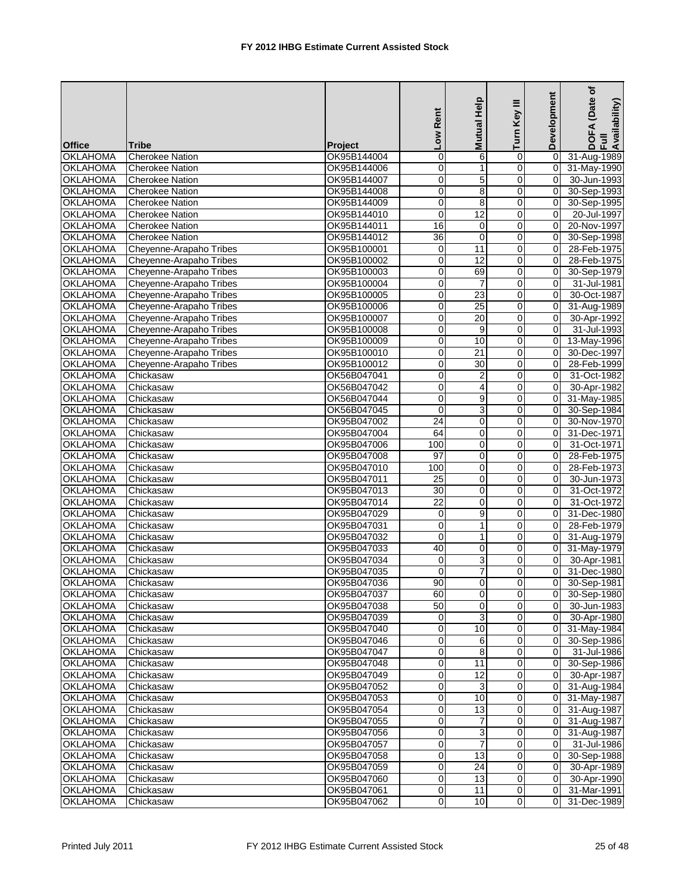# FY 2012 IHBG Estimate Current Assisted Stock

| Office | Tribe | Project | Low Rent | Mutual Help | Turn Key III | Development | DOFA (Date of Full Availability) |
|---|---|---|---|---|---|---|---|
| OKLAHOMA | Cherokee Nation | OK95B144004 | 0 | 6 | 0 | 0 | 31-Aug-1989 |
| OKLAHOMA | Cherokee Nation | OK95B144006 | 0 | 1 | 0 | 0 | 31-May-1990 |
| OKLAHOMA | Cherokee Nation | OK95B144007 | 0 | 5 | 0 | 0 | 30-Jun-1993 |
| OKLAHOMA | Cherokee Nation | OK95B144008 | 0 | 8 | 0 | 0 | 30-Sep-1993 |
| OKLAHOMA | Cherokee Nation | OK95B144009 | 0 | 8 | 0 | 0 | 30-Sep-1995 |
| OKLAHOMA | Cherokee Nation | OK95B144010 | 0 | 12 | 0 | 0 | 20-Jul-1997 |
| OKLAHOMA | Cherokee Nation | OK95B144011 | 16 | 0 | 0 | 0 | 20-Nov-1997 |
| OKLAHOMA | Cherokee Nation | OK95B144012 | 36 | 0 | 0 | 0 | 30-Sep-1998 |
| OKLAHOMA | Cheyenne-Arapaho Tribes | OK95B100001 | 0 | 11 | 0 | 0 | 28-Feb-1975 |
| OKLAHOMA | Cheyenne-Arapaho Tribes | OK95B100002 | 0 | 12 | 0 | 0 | 28-Feb-1975 |
| OKLAHOMA | Cheyenne-Arapaho Tribes | OK95B100003 | 0 | 69 | 0 | 0 | 30-Sep-1979 |
| OKLAHOMA | Cheyenne-Arapaho Tribes | OK95B100004 | 0 | 7 | 0 | 0 | 31-Jul-1981 |
| OKLAHOMA | Cheyenne-Arapaho Tribes | OK95B100005 | 0 | 23 | 0 | 0 | 30-Oct-1987 |
| OKLAHOMA | Cheyenne-Arapaho Tribes | OK95B100006 | 0 | 25 | 0 | 0 | 31-Aug-1989 |
| OKLAHOMA | Cheyenne-Arapaho Tribes | OK95B100007 | 0 | 20 | 0 | 0 | 30-Apr-1992 |
| OKLAHOMA | Cheyenne-Arapaho Tribes | OK95B100008 | 0 | 9 | 0 | 0 | 31-Jul-1993 |
| OKLAHOMA | Cheyenne-Arapaho Tribes | OK95B100009 | 0 | 10 | 0 | 0 | 13-May-1996 |
| OKLAHOMA | Cheyenne-Arapaho Tribes | OK95B100010 | 0 | 21 | 0 | 0 | 30-Dec-1997 |
| OKLAHOMA | Cheyenne-Arapaho Tribes | OK95B100012 | 0 | 30 | 0 | 0 | 28-Feb-1999 |
| OKLAHOMA | Chickasaw | OK56B047041 | 0 | 2 | 0 | 0 | 31-Oct-1982 |
| OKLAHOMA | Chickasaw | OK56B047042 | 0 | 4 | 0 | 0 | 30-Apr-1982 |
| OKLAHOMA | Chickasaw | OK56B047044 | 0 | 9 | 0 | 0 | 31-May-1985 |
| OKLAHOMA | Chickasaw | OK56B047045 | 0 | 3 | 0 | 0 | 30-Sep-1984 |
| OKLAHOMA | Chickasaw | OK95B047002 | 24 | 0 | 0 | 0 | 30-Nov-1970 |
| OKLAHOMA | Chickasaw | OK95B047004 | 64 | 0 | 0 | 0 | 31-Dec-1971 |
| OKLAHOMA | Chickasaw | OK95B047006 | 100 | 0 | 0 | 0 | 31-Oct-1971 |
| OKLAHOMA | Chickasaw | OK95B047008 | 97 | 0 | 0 | 0 | 28-Feb-1975 |
| OKLAHOMA | Chickasaw | OK95B047010 | 100 | 0 | 0 | 0 | 28-Feb-1973 |
| OKLAHOMA | Chickasaw | OK95B047011 | 25 | 0 | 0 | 0 | 30-Jun-1973 |
| OKLAHOMA | Chickasaw | OK95B047013 | 30 | 0 | 0 | 0 | 31-Oct-1972 |
| OKLAHOMA | Chickasaw | OK95B047014 | 22 | 0 | 0 | 0 | 31-Oct-1972 |
| OKLAHOMA | Chickasaw | OK95B047029 | 0 | 9 | 0 | 0 | 31-Dec-1980 |
| OKLAHOMA | Chickasaw | OK95B047031 | 0 | 1 | 0 | 0 | 28-Feb-1979 |
| OKLAHOMA | Chickasaw | OK95B047032 | 0 | 1 | 0 | 0 | 31-Aug-1979 |
| OKLAHOMA | Chickasaw | OK95B047033 | 40 | 0 | 0 | 0 | 31-May-1979 |
| OKLAHOMA | Chickasaw | OK95B047034 | 0 | 3 | 0 | 0 | 30-Apr-1981 |
| OKLAHOMA | Chickasaw | OK95B047035 | 0 | 7 | 0 | 0 | 31-Dec-1980 |
| OKLAHOMA | Chickasaw | OK95B047036 | 90 | 0 | 0 | 0 | 30-Sep-1981 |
| OKLAHOMA | Chickasaw | OK95B047037 | 60 | 0 | 0 | 0 | 30-Sep-1980 |
| OKLAHOMA | Chickasaw | OK95B047038 | 50 | 0 | 0 | 0 | 30-Jun-1983 |
| OKLAHOMA | Chickasaw | OK95B047039 | 0 | 3 | 0 | 0 | 30-Apr-1980 |
| OKLAHOMA | Chickasaw | OK95B047040 | 0 | 10 | 0 | 0 | 31-May-1984 |
| OKLAHOMA | Chickasaw | OK95B047046 | 0 | 6 | 0 | 0 | 30-Sep-1986 |
| OKLAHOMA | Chickasaw | OK95B047047 | 0 | 8 | 0 | 0 | 31-Jul-1986 |
| OKLAHOMA | Chickasaw | OK95B047048 | 0 | 11 | 0 | 0 | 30-Sep-1986 |
| OKLAHOMA | Chickasaw | OK95B047049 | 0 | 12 | 0 | 0 | 30-Apr-1987 |
| OKLAHOMA | Chickasaw | OK95B047052 | 0 | 3 | 0 | 0 | 31-Aug-1984 |
| OKLAHOMA | Chickasaw | OK95B047053 | 0 | 10 | 0 | 0 | 31-May-1987 |
| OKLAHOMA | Chickasaw | OK95B047054 | 0 | 13 | 0 | 0 | 31-Aug-1987 |
| OKLAHOMA | Chickasaw | OK95B047055 | 0 | 7 | 0 | 0 | 31-Aug-1987 |
| OKLAHOMA | Chickasaw | OK95B047056 | 0 | 3 | 0 | 0 | 31-Aug-1987 |
| OKLAHOMA | Chickasaw | OK95B047057 | 0 | 7 | 0 | 0 | 31-Jul-1986 |
| OKLAHOMA | Chickasaw | OK95B047058 | 0 | 13 | 0 | 0 | 30-Sep-1988 |
| OKLAHOMA | Chickasaw | OK95B047059 | 0 | 24 | 0 | 0 | 30-Apr-1989 |
| OKLAHOMA | Chickasaw | OK95B047060 | 0 | 13 | 0 | 0 | 30-Apr-1990 |
| OKLAHOMA | Chickasaw | OK95B047061 | 0 | 11 | 0 | 0 | 31-Mar-1991 |
| OKLAHOMA | Chickasaw | OK95B047062 | 0 | 10 | 0 | 0 | 31-Dec-1989 |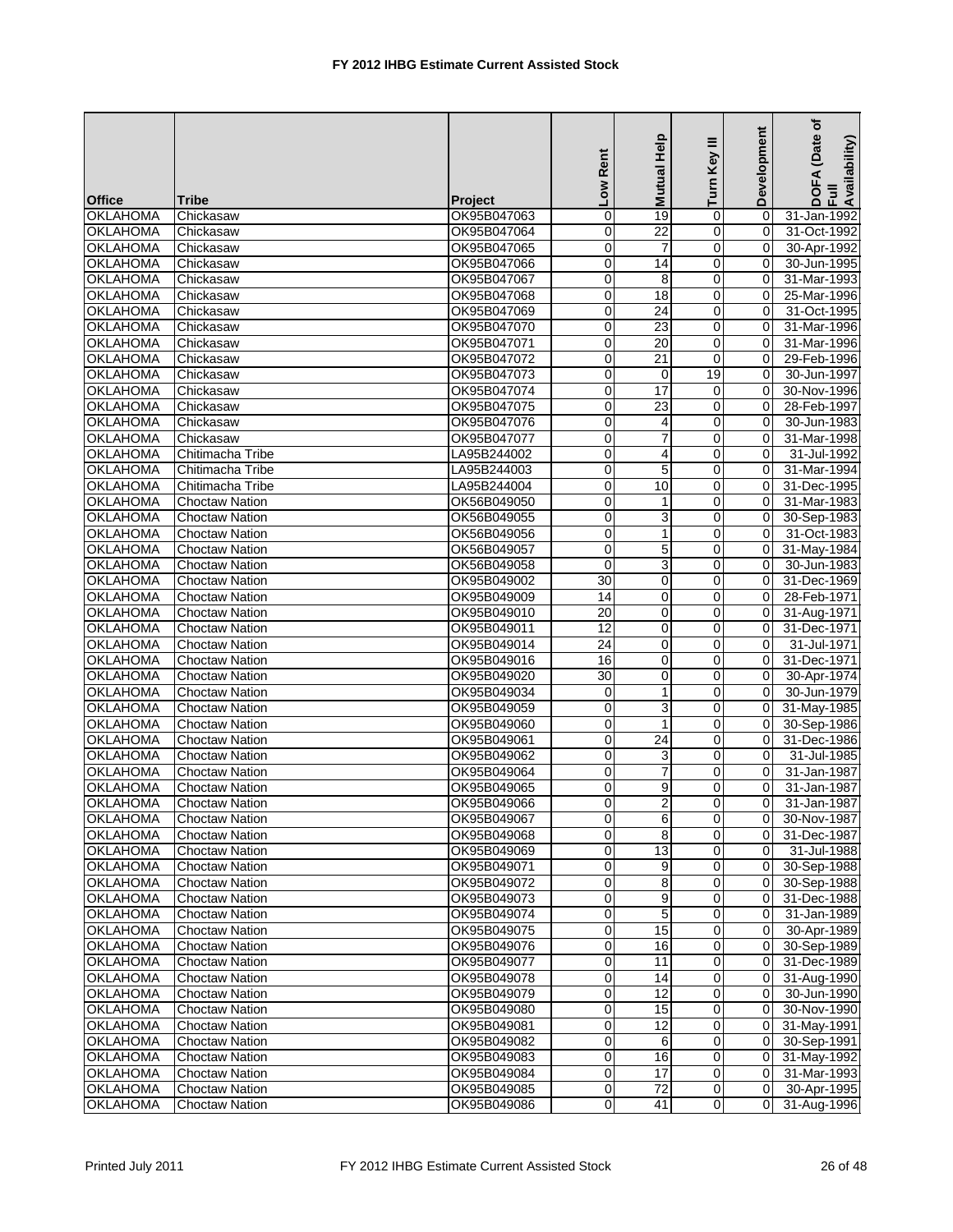# FY 2012 IHBG Estimate Current Assisted Stock

| Office | Tribe | Project | Low Rent | Mutual Help | Turn Key III | Development | DOFA (Date of Full Availability) |
|---|---|---|---|---|---|---|---|
| OKLAHOMA | Chickasaw | OK95B047063 | 0 | 19 | 0 | 0 | 31-Jan-1992 |
| OKLAHOMA | Chickasaw | OK95B047064 | 0 | 22 | 0 | 0 | 31-Oct-1992 |
| OKLAHOMA | Chickasaw | OK95B047065 | 0 | 7 | 0 | 0 | 30-Apr-1992 |
| OKLAHOMA | Chickasaw | OK95B047066 | 0 | 14 | 0 | 0 | 30-Jun-1995 |
| OKLAHOMA | Chickasaw | OK95B047067 | 0 | 8 | 0 | 0 | 31-Mar-1993 |
| OKLAHOMA | Chickasaw | OK95B047068 | 0 | 18 | 0 | 0 | 25-Mar-1996 |
| OKLAHOMA | Chickasaw | OK95B047069 | 0 | 24 | 0 | 0 | 31-Oct-1995 |
| OKLAHOMA | Chickasaw | OK95B047070 | 0 | 23 | 0 | 0 | 31-Mar-1996 |
| OKLAHOMA | Chickasaw | OK95B047071 | 0 | 20 | 0 | 0 | 31-Mar-1996 |
| OKLAHOMA | Chickasaw | OK95B047072 | 0 | 21 | 0 | 0 | 29-Feb-1996 |
| OKLAHOMA | Chickasaw | OK95B047073 | 0 | 0 | 19 | 0 | 30-Jun-1997 |
| OKLAHOMA | Chickasaw | OK95B047074 | 0 | 17 | 0 | 0 | 30-Nov-1996 |
| OKLAHOMA | Chickasaw | OK95B047075 | 0 | 23 | 0 | 0 | 28-Feb-1997 |
| OKLAHOMA | Chickasaw | OK95B047076 | 0 | 4 | 0 | 0 | 30-Jun-1983 |
| OKLAHOMA | Chickasaw | OK95B047077 | 0 | 7 | 0 | 0 | 31-Mar-1998 |
| OKLAHOMA | Chitimacha Tribe | LA95B244002 | 0 | 4 | 0 | 0 | 31-Jul-1992 |
| OKLAHOMA | Chitimacha Tribe | LA95B244003 | 0 | 5 | 0 | 0 | 31-Mar-1994 |
| OKLAHOMA | Chitimacha Tribe | LA95B244004 | 0 | 10 | 0 | 0 | 31-Dec-1995 |
| OKLAHOMA | Choctaw Nation | OK56B049050 | 0 | 1 | 0 | 0 | 31-Mar-1983 |
| OKLAHOMA | Choctaw Nation | OK56B049055 | 0 | 3 | 0 | 0 | 30-Sep-1983 |
| OKLAHOMA | Choctaw Nation | OK56B049056 | 0 | 1 | 0 | 0 | 31-Oct-1983 |
| OKLAHOMA | Choctaw Nation | OK56B049057 | 0 | 5 | 0 | 0 | 31-May-1984 |
| OKLAHOMA | Choctaw Nation | OK56B049058 | 0 | 3 | 0 | 0 | 30-Jun-1983 |
| OKLAHOMA | Choctaw Nation | OK95B049002 | 30 | 0 | 0 | 0 | 31-Dec-1969 |
| OKLAHOMA | Choctaw Nation | OK95B049009 | 14 | 0 | 0 | 0 | 28-Feb-1971 |
| OKLAHOMA | Choctaw Nation | OK95B049010 | 20 | 0 | 0 | 0 | 31-Aug-1971 |
| OKLAHOMA | Choctaw Nation | OK95B049011 | 12 | 0 | 0 | 0 | 31-Dec-1971 |
| OKLAHOMA | Choctaw Nation | OK95B049014 | 24 | 0 | 0 | 0 | 31-Jul-1971 |
| OKLAHOMA | Choctaw Nation | OK95B049016 | 16 | 0 | 0 | 0 | 31-Dec-1971 |
| OKLAHOMA | Choctaw Nation | OK95B049020 | 30 | 0 | 0 | 0 | 30-Apr-1974 |
| OKLAHOMA | Choctaw Nation | OK95B049034 | 0 | 1 | 0 | 0 | 30-Jun-1979 |
| OKLAHOMA | Choctaw Nation | OK95B049059 | 0 | 3 | 0 | 0 | 31-May-1985 |
| OKLAHOMA | Choctaw Nation | OK95B049060 | 0 | 1 | 0 | 0 | 30-Sep-1986 |
| OKLAHOMA | Choctaw Nation | OK95B049061 | 0 | 24 | 0 | 0 | 31-Dec-1986 |
| OKLAHOMA | Choctaw Nation | OK95B049062 | 0 | 3 | 0 | 0 | 31-Jul-1985 |
| OKLAHOMA | Choctaw Nation | OK95B049064 | 0 | 7 | 0 | 0 | 31-Jan-1987 |
| OKLAHOMA | Choctaw Nation | OK95B049065 | 0 | 9 | 0 | 0 | 31-Jan-1987 |
| OKLAHOMA | Choctaw Nation | OK95B049066 | 0 | 2 | 0 | 0 | 31-Jan-1987 |
| OKLAHOMA | Choctaw Nation | OK95B049067 | 0 | 6 | 0 | 0 | 30-Nov-1987 |
| OKLAHOMA | Choctaw Nation | OK95B049068 | 0 | 8 | 0 | 0 | 31-Dec-1987 |
| OKLAHOMA | Choctaw Nation | OK95B049069 | 0 | 13 | 0 | 0 | 31-Jul-1988 |
| OKLAHOMA | Choctaw Nation | OK95B049071 | 0 | 9 | 0 | 0 | 30-Sep-1988 |
| OKLAHOMA | Choctaw Nation | OK95B049072 | 0 | 8 | 0 | 0 | 30-Sep-1988 |
| OKLAHOMA | Choctaw Nation | OK95B049073 | 0 | 9 | 0 | 0 | 31-Dec-1988 |
| OKLAHOMA | Choctaw Nation | OK95B049074 | 0 | 5 | 0 | 0 | 31-Jan-1989 |
| OKLAHOMA | Choctaw Nation | OK95B049075 | 0 | 15 | 0 | 0 | 30-Apr-1989 |
| OKLAHOMA | Choctaw Nation | OK95B049076 | 0 | 16 | 0 | 0 | 30-Sep-1989 |
| OKLAHOMA | Choctaw Nation | OK95B049077 | 0 | 11 | 0 | 0 | 31-Dec-1989 |
| OKLAHOMA | Choctaw Nation | OK95B049078 | 0 | 14 | 0 | 0 | 31-Aug-1990 |
| OKLAHOMA | Choctaw Nation | OK95B049079 | 0 | 12 | 0 | 0 | 30-Jun-1990 |
| OKLAHOMA | Choctaw Nation | OK95B049080 | 0 | 15 | 0 | 0 | 30-Nov-1990 |
| OKLAHOMA | Choctaw Nation | OK95B049081 | 0 | 12 | 0 | 0 | 31-May-1991 |
| OKLAHOMA | Choctaw Nation | OK95B049082 | 0 | 6 | 0 | 0 | 30-Sep-1991 |
| OKLAHOMA | Choctaw Nation | OK95B049083 | 0 | 16 | 0 | 0 | 31-May-1992 |
| OKLAHOMA | Choctaw Nation | OK95B049084 | 0 | 17 | 0 | 0 | 31-Mar-1993 |
| OKLAHOMA | Choctaw Nation | OK95B049085 | 0 | 72 | 0 | 0 | 30-Apr-1995 |
| OKLAHOMA | Choctaw Nation | OK95B049086 | 0 | 41 | 0 | 0 | 31-Aug-1996 |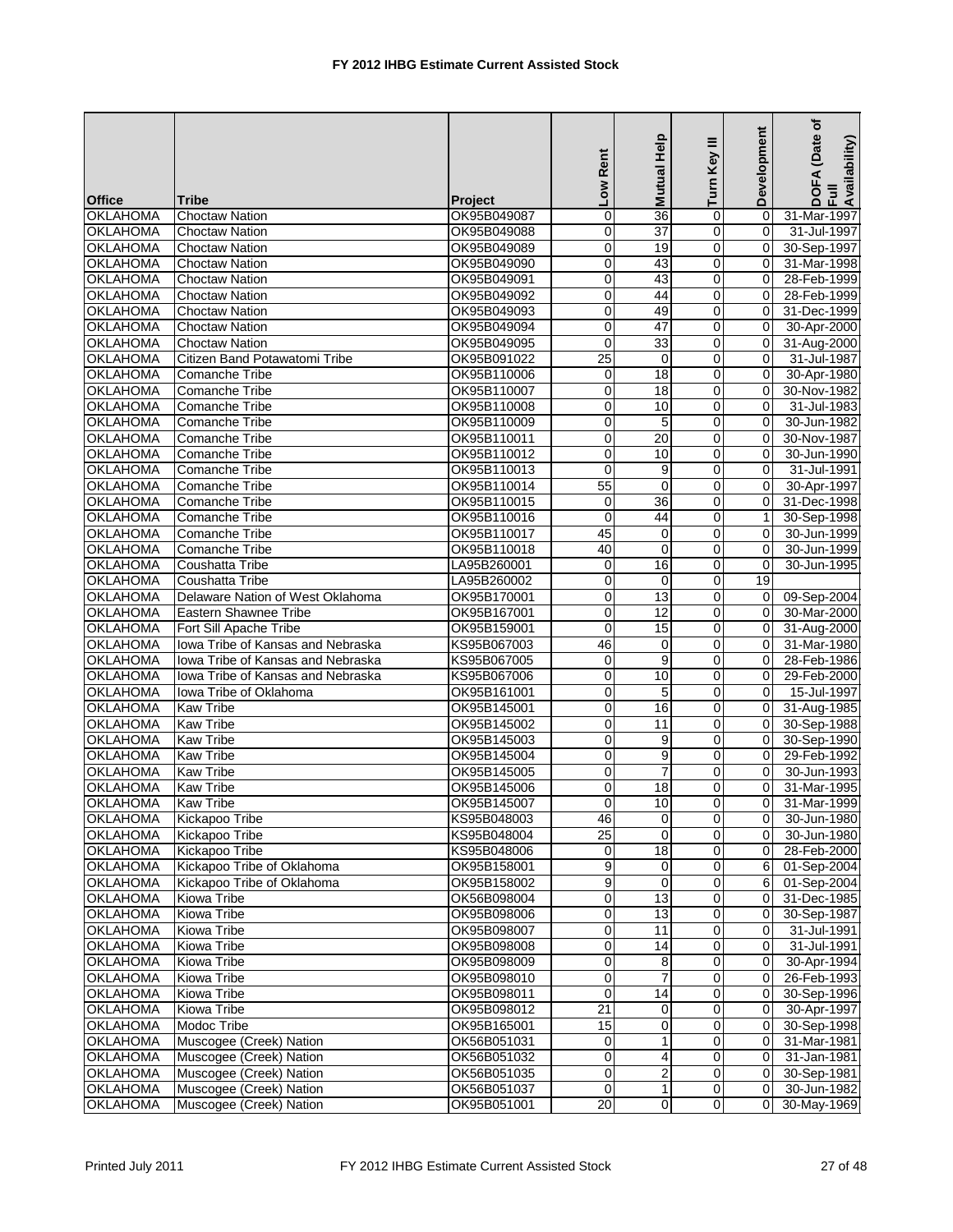# FY 2012 IHBG Estimate Current Assisted Stock

| Office | Tribe | Project | Low Rent | Mutual Help | Turn Key III | Development | DOFA (Date of Full Availability) |
|---|---|---|---|---|---|---|---|
| OKLAHOMA | Choctaw Nation | OK95B049087 | 0 | 36 | 0 | 0 | 31-Mar-1997 |
| OKLAHOMA | Choctaw Nation | OK95B049088 | 0 | 37 | 0 | 0 | 31-Jul-1997 |
| OKLAHOMA | Choctaw Nation | OK95B049089 | 0 | 19 | 0 | 0 | 30-Sep-1997 |
| OKLAHOMA | Choctaw Nation | OK95B049090 | 0 | 43 | 0 | 0 | 31-Mar-1998 |
| OKLAHOMA | Choctaw Nation | OK95B049091 | 0 | 43 | 0 | 0 | 28-Feb-1999 |
| OKLAHOMA | Choctaw Nation | OK95B049092 | 0 | 44 | 0 | 0 | 28-Feb-1999 |
| OKLAHOMA | Choctaw Nation | OK95B049093 | 0 | 49 | 0 | 0 | 31-Dec-1999 |
| OKLAHOMA | Choctaw Nation | OK95B049094 | 0 | 47 | 0 | 0 | 30-Apr-2000 |
| OKLAHOMA | Choctaw Nation | OK95B049095 | 0 | 33 | 0 | 0 | 31-Aug-2000 |
| OKLAHOMA | Citizen Band Potawatomi Tribe | OK95B091022 | 25 | 0 | 0 | 0 | 31-Jul-1987 |
| OKLAHOMA | Comanche Tribe | OK95B110006 | 0 | 18 | 0 | 0 | 30-Apr-1980 |
| OKLAHOMA | Comanche Tribe | OK95B110007 | 0 | 18 | 0 | 0 | 30-Nov-1982 |
| OKLAHOMA | Comanche Tribe | OK95B110008 | 0 | 10 | 0 | 0 | 31-Jul-1983 |
| OKLAHOMA | Comanche Tribe | OK95B110009 | 0 | 5 | 0 | 0 | 30-Jun-1982 |
| OKLAHOMA | Comanche Tribe | OK95B110011 | 0 | 20 | 0 | 0 | 30-Nov-1987 |
| OKLAHOMA | Comanche Tribe | OK95B110012 | 0 | 10 | 0 | 0 | 30-Jun-1990 |
| OKLAHOMA | Comanche Tribe | OK95B110013 | 0 | 9 | 0 | 0 | 31-Jul-1991 |
| OKLAHOMA | Comanche Tribe | OK95B110014 | 55 | 0 | 0 | 0 | 30-Apr-1997 |
| OKLAHOMA | Comanche Tribe | OK95B110015 | 0 | 36 | 0 | 0 | 31-Dec-1998 |
| OKLAHOMA | Comanche Tribe | OK95B110016 | 0 | 44 | 0 | 1 | 30-Sep-1998 |
| OKLAHOMA | Comanche Tribe | OK95B110017 | 45 | 0 | 0 | 0 | 30-Jun-1999 |
| OKLAHOMA | Comanche Tribe | OK95B110018 | 40 | 0 | 0 | 0 | 30-Jun-1999 |
| OKLAHOMA | Coushatta Tribe | LA95B260001 | 0 | 16 | 0 | 0 | 30-Jun-1995 |
| OKLAHOMA | Coushatta Tribe | LA95B260002 | 0 | 0 | 0 | 19 | |
| OKLAHOMA | Delaware Nation of West Oklahoma | OK95B170001 | 0 | 13 | 0 | 0 | 09-Sep-2004 |
| OKLAHOMA | Eastern Shawnee Tribe | OK95B167001 | 0 | 12 | 0 | 0 | 30-Mar-2000 |
| OKLAHOMA | Fort Sill Apache Tribe | OK95B159001 | 0 | 15 | 0 | 0 | 31-Aug-2000 |
| OKLAHOMA | Iowa Tribe of Kansas and Nebraska | KS95B067003 | 46 | 0 | 0 | 0 | 31-Mar-1980 |
| OKLAHOMA | Iowa Tribe of Kansas and Nebraska | KS95B067005 | 0 | 9 | 0 | 0 | 28-Feb-1986 |
| OKLAHOMA | Iowa Tribe of Kansas and Nebraska | KS95B067006 | 0 | 10 | 0 | 0 | 29-Feb-2000 |
| OKLAHOMA | Iowa Tribe of Oklahoma | OK95B161001 | 0 | 5 | 0 | 0 | 15-Jul-1997 |
| OKLAHOMA | Kaw Tribe | OK95B145001 | 0 | 16 | 0 | 0 | 31-Aug-1985 |
| OKLAHOMA | Kaw Tribe | OK95B145002 | 0 | 11 | 0 | 0 | 30-Sep-1988 |
| OKLAHOMA | Kaw Tribe | OK95B145003 | 0 | 9 | 0 | 0 | 30-Sep-1990 |
| OKLAHOMA | Kaw Tribe | OK95B145004 | 0 | 9 | 0 | 0 | 29-Feb-1992 |
| OKLAHOMA | Kaw Tribe | OK95B145005 | 0 | 7 | 0 | 0 | 30-Jun-1993 |
| OKLAHOMA | Kaw Tribe | OK95B145006 | 0 | 18 | 0 | 0 | 31-Mar-1995 |
| OKLAHOMA | Kaw Tribe | OK95B145007 | 0 | 10 | 0 | 0 | 31-Mar-1999 |
| OKLAHOMA | Kickapoo Tribe | KS95B048003 | 46 | 0 | 0 | 0 | 30-Jun-1980 |
| OKLAHOMA | Kickapoo Tribe | KS95B048004 | 25 | 0 | 0 | 0 | 30-Jun-1980 |
| OKLAHOMA | Kickapoo Tribe | KS95B048006 | 0 | 18 | 0 | 0 | 28-Feb-2000 |
| OKLAHOMA | Kickapoo Tribe of Oklahoma | OK95B158001 | 9 | 0 | 0 | 6 | 01-Sep-2004 |
| OKLAHOMA | Kickapoo Tribe of Oklahoma | OK95B158002 | 9 | 0 | 0 | 6 | 01-Sep-2004 |
| OKLAHOMA | Kiowa Tribe | OK56B098004 | 0 | 13 | 0 | 0 | 31-Dec-1985 |
| OKLAHOMA | Kiowa Tribe | OK95B098006 | 0 | 13 | 0 | 0 | 30-Sep-1987 |
| OKLAHOMA | Kiowa Tribe | OK95B098007 | 0 | 11 | 0 | 0 | 31-Jul-1991 |
| OKLAHOMA | Kiowa Tribe | OK95B098008 | 0 | 14 | 0 | 0 | 31-Jul-1991 |
| OKLAHOMA | Kiowa Tribe | OK95B098009 | 0 | 8 | 0 | 0 | 30-Apr-1994 |
| OKLAHOMA | Kiowa Tribe | OK95B098010 | 0 | 7 | 0 | 0 | 26-Feb-1993 |
| OKLAHOMA | Kiowa Tribe | OK95B098011 | 0 | 14 | 0 | 0 | 30-Sep-1996 |
| OKLAHOMA | Kiowa Tribe | OK95B098012 | 21 | 0 | 0 | 0 | 30-Apr-1997 |
| OKLAHOMA | Modoc Tribe | OK95B165001 | 15 | 0 | 0 | 0 | 30-Sep-1998 |
| OKLAHOMA | Muscogee (Creek) Nation | OK56B051031 | 0 | 1 | 0 | 0 | 31-Mar-1981 |
| OKLAHOMA | Muscogee (Creek) Nation | OK56B051032 | 0 | 4 | 0 | 0 | 31-Jan-1981 |
| OKLAHOMA | Muscogee (Creek) Nation | OK56B051035 | 0 | 2 | 0 | 0 | 30-Sep-1981 |
| OKLAHOMA | Muscogee (Creek) Nation | OK56B051037 | 0 | 1 | 0 | 0 | 30-Jun-1982 |
| OKLAHOMA | Muscogee (Creek) Nation | OK95B051001 | 20 | 0 | 0 | 0 | 30-May-1969 |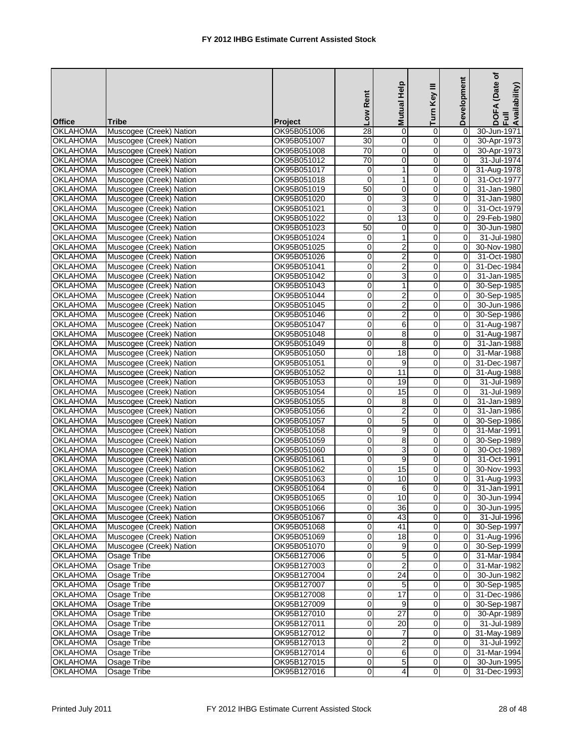# FY 2012 IHBG Estimate Current Assisted Stock

| Office | Tribe | Project | Low Rent | Mutual Help | Turn Key III | Development | DOFA (Date of Full Availability) |
|---|---|---|---|---|---|---|---|
| OKLAHOMA | Muscogee (Creek) Nation | OK95B051006 | 28 | 0 | 0 | 0 | 30-Jun-1971 |
| OKLAHOMA | Muscogee (Creek) Nation | OK95B051007 | 30 | 0 | 0 | 0 | 30-Apr-1973 |
| OKLAHOMA | Muscogee (Creek) Nation | OK95B051008 | 70 | 0 | 0 | 0 | 30-Apr-1973 |
| OKLAHOMA | Muscogee (Creek) Nation | OK95B051012 | 70 | 0 | 0 | 0 | 31-Jul-1974 |
| OKLAHOMA | Muscogee (Creek) Nation | OK95B051017 | 0 | 1 | 0 | 0 | 31-Aug-1978 |
| OKLAHOMA | Muscogee (Creek) Nation | OK95B051018 | 0 | 1 | 0 | 0 | 31-Oct-1977 |
| OKLAHOMA | Muscogee (Creek) Nation | OK95B051019 | 50 | 0 | 0 | 0 | 31-Jan-1980 |
| OKLAHOMA | Muscogee (Creek) Nation | OK95B051020 | 0 | 3 | 0 | 0 | 31-Jan-1980 |
| OKLAHOMA | Muscogee (Creek) Nation | OK95B051021 | 0 | 3 | 0 | 0 | 31-Oct-1979 |
| OKLAHOMA | Muscogee (Creek) Nation | OK95B051022 | 0 | 13 | 0 | 0 | 29-Feb-1980 |
| OKLAHOMA | Muscogee (Creek) Nation | OK95B051023 | 50 | 0 | 0 | 0 | 30-Jun-1980 |
| OKLAHOMA | Muscogee (Creek) Nation | OK95B051024 | 0 | 1 | 0 | 0 | 31-Jul-1980 |
| OKLAHOMA | Muscogee (Creek) Nation | OK95B051025 | 0 | 2 | 0 | 0 | 30-Nov-1980 |
| OKLAHOMA | Muscogee (Creek) Nation | OK95B051026 | 0 | 2 | 0 | 0 | 31-Oct-1980 |
| OKLAHOMA | Muscogee (Creek) Nation | OK95B051041 | 0 | 2 | 0 | 0 | 31-Dec-1984 |
| OKLAHOMA | Muscogee (Creek) Nation | OK95B051042 | 0 | 3 | 0 | 0 | 31-Jan-1985 |
| OKLAHOMA | Muscogee (Creek) Nation | OK95B051043 | 0 | 1 | 0 | 0 | 30-Sep-1985 |
| OKLAHOMA | Muscogee (Creek) Nation | OK95B051044 | 0 | 2 | 0 | 0 | 30-Sep-1985 |
| OKLAHOMA | Muscogee (Creek) Nation | OK95B051045 | 0 | 2 | 0 | 0 | 30-Jun-1986 |
| OKLAHOMA | Muscogee (Creek) Nation | OK95B051046 | 0 | 2 | 0 | 0 | 30-Sep-1986 |
| OKLAHOMA | Muscogee (Creek) Nation | OK95B051047 | 0 | 6 | 0 | 0 | 31-Aug-1987 |
| OKLAHOMA | Muscogee (Creek) Nation | OK95B051048 | 0 | 8 | 0 | 0 | 31-Aug-1987 |
| OKLAHOMA | Muscogee (Creek) Nation | OK95B051049 | 0 | 8 | 0 | 0 | 31-Jan-1988 |
| OKLAHOMA | Muscogee (Creek) Nation | OK95B051050 | 0 | 18 | 0 | 0 | 31-Mar-1988 |
| OKLAHOMA | Muscogee (Creek) Nation | OK95B051051 | 0 | 9 | 0 | 0 | 31-Dec-1987 |
| OKLAHOMA | Muscogee (Creek) Nation | OK95B051052 | 0 | 11 | 0 | 0 | 31-Aug-1988 |
| OKLAHOMA | Muscogee (Creek) Nation | OK95B051053 | 0 | 19 | 0 | 0 | 31-Jul-1989 |
| OKLAHOMA | Muscogee (Creek) Nation | OK95B051054 | 0 | 15 | 0 | 0 | 31-Jul-1989 |
| OKLAHOMA | Muscogee (Creek) Nation | OK95B051055 | 0 | 8 | 0 | 0 | 31-Jan-1989 |
| OKLAHOMA | Muscogee (Creek) Nation | OK95B051056 | 0 | 2 | 0 | 0 | 31-Jan-1986 |
| OKLAHOMA | Muscogee (Creek) Nation | OK95B051057 | 0 | 5 | 0 | 0 | 30-Sep-1986 |
| OKLAHOMA | Muscogee (Creek) Nation | OK95B051058 | 0 | 9 | 0 | 0 | 31-Mar-1991 |
| OKLAHOMA | Muscogee (Creek) Nation | OK95B051059 | 0 | 8 | 0 | 0 | 30-Sep-1989 |
| OKLAHOMA | Muscogee (Creek) Nation | OK95B051060 | 0 | 3 | 0 | 0 | 30-Oct-1989 |
| OKLAHOMA | Muscogee (Creek) Nation | OK95B051061 | 0 | 9 | 0 | 0 | 31-Oct-1991 |
| OKLAHOMA | Muscogee (Creek) Nation | OK95B051062 | 0 | 15 | 0 | 0 | 30-Nov-1993 |
| OKLAHOMA | Muscogee (Creek) Nation | OK95B051063 | 0 | 10 | 0 | 0 | 31-Aug-1993 |
| OKLAHOMA | Muscogee (Creek) Nation | OK95B051064 | 0 | 6 | 0 | 0 | 31-Jan-1991 |
| OKLAHOMA | Muscogee (Creek) Nation | OK95B051065 | 0 | 10 | 0 | 0 | 30-Jun-1994 |
| OKLAHOMA | Muscogee (Creek) Nation | OK95B051066 | 0 | 36 | 0 | 0 | 30-Jun-1995 |
| OKLAHOMA | Muscogee (Creek) Nation | OK95B051067 | 0 | 43 | 0 | 0 | 31-Jul-1996 |
| OKLAHOMA | Muscogee (Creek) Nation | OK95B051068 | 0 | 41 | 0 | 0 | 30-Sep-1997 |
| OKLAHOMA | Muscogee (Creek) Nation | OK95B051069 | 0 | 18 | 0 | 0 | 31-Aug-1996 |
| OKLAHOMA | Muscogee (Creek) Nation | OK95B051070 | 0 | 9 | 0 | 0 | 30-Sep-1999 |
| OKLAHOMA | Osage Tribe | OK56B127006 | 0 | 5 | 0 | 0 | 31-Mar-1984 |
| OKLAHOMA | Osage Tribe | OK95B127003 | 0 | 2 | 0 | 0 | 31-Mar-1982 |
| OKLAHOMA | Osage Tribe | OK95B127004 | 0 | 24 | 0 | 0 | 30-Jun-1982 |
| OKLAHOMA | Osage Tribe | OK95B127007 | 0 | 5 | 0 | 0 | 30-Sep-1985 |
| OKLAHOMA | Osage Tribe | OK95B127008 | 0 | 17 | 0 | 0 | 31-Dec-1986 |
| OKLAHOMA | Osage Tribe | OK95B127009 | 0 | 9 | 0 | 0 | 30-Sep-1987 |
| OKLAHOMA | Osage Tribe | OK95B127010 | 0 | 27 | 0 | 0 | 30-Apr-1989 |
| OKLAHOMA | Osage Tribe | OK95B127011 | 0 | 20 | 0 | 0 | 31-Jul-1989 |
| OKLAHOMA | Osage Tribe | OK95B127012 | 0 | 7 | 0 | 0 | 31-May-1989 |
| OKLAHOMA | Osage Tribe | OK95B127013 | 0 | 2 | 0 | 0 | 31-Jul-1992 |
| OKLAHOMA | Osage Tribe | OK95B127014 | 0 | 6 | 0 | 0 | 31-Mar-1994 |
| OKLAHOMA | Osage Tribe | OK95B127015 | 0 | 5 | 0 | 0 | 30-Jun-1995 |
| OKLAHOMA | Osage Tribe | OK95B127016 | 0 | 4 | 0 | 0 | 31-Dec-1993 |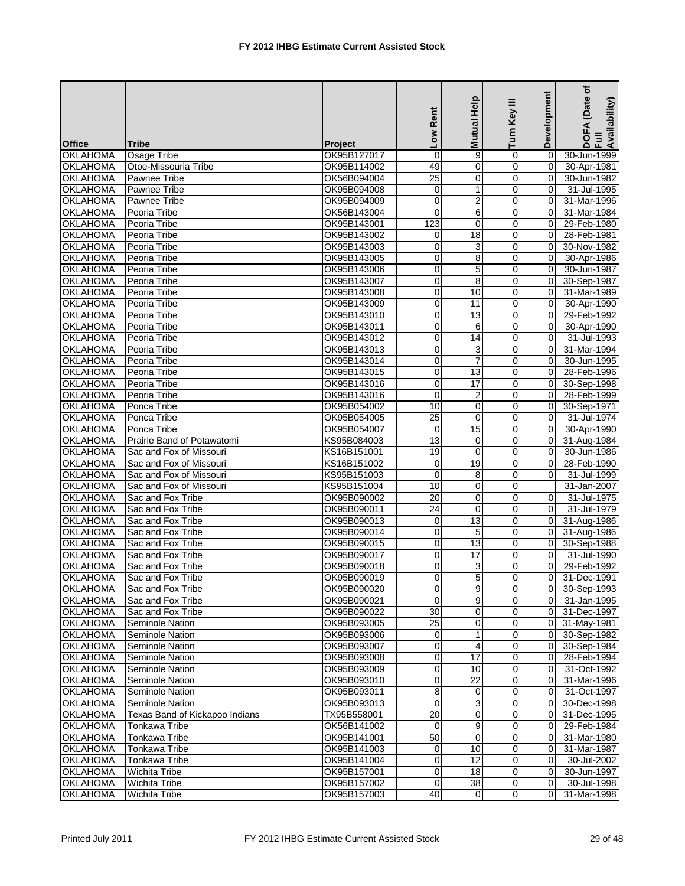# FY 2012 IHBG Estimate Current Assisted Stock

| Office | Tribe | Project | Low Rent | Mutual Help | Turn Key III | Development | DOFA (Date of Full Availability) |
|---|---|---|---|---|---|---|---|
| OKLAHOMA | Osage Tribe | OK95B127017 | 0 | 9 | 0 | 0 | 30-Jun-1999 |
| OKLAHOMA | Otoe-Missouria Tribe | OK95B114002 | 49 | 0 | 0 | 0 | 30-Apr-1981 |
| OKLAHOMA | Pawnee Tribe | OK56B094004 | 25 | 0 | 0 | 0 | 30-Jun-1982 |
| OKLAHOMA | Pawnee Tribe | OK95B094008 | 0 | 1 | 0 | 0 | 31-Jul-1995 |
| OKLAHOMA | Pawnee Tribe | OK95B094009 | 0 | 2 | 0 | 0 | 31-Mar-1996 |
| OKLAHOMA | Peoria Tribe | OK56B143004 | 0 | 6 | 0 | 0 | 31-Mar-1984 |
| OKLAHOMA | Peoria Tribe | OK95B143001 | 123 | 0 | 0 | 0 | 29-Feb-1980 |
| OKLAHOMA | Peoria Tribe | OK95B143002 | 0 | 18 | 0 | 0 | 28-Feb-1981 |
| OKLAHOMA | Peoria Tribe | OK95B143003 | 0 | 3 | 0 | 0 | 30-Nov-1982 |
| OKLAHOMA | Peoria Tribe | OK95B143005 | 0 | 8 | 0 | 0 | 30-Apr-1986 |
| OKLAHOMA | Peoria Tribe | OK95B143006 | 0 | 5 | 0 | 0 | 30-Jun-1987 |
| OKLAHOMA | Peoria Tribe | OK95B143007 | 0 | 8 | 0 | 0 | 30-Sep-1987 |
| OKLAHOMA | Peoria Tribe | OK95B143008 | 0 | 10 | 0 | 0 | 31-Mar-1989 |
| OKLAHOMA | Peoria Tribe | OK95B143009 | 0 | 11 | 0 | 0 | 30-Apr-1990 |
| OKLAHOMA | Peoria Tribe | OK95B143010 | 0 | 13 | 0 | 0 | 29-Feb-1992 |
| OKLAHOMA | Peoria Tribe | OK95B143011 | 0 | 6 | 0 | 0 | 30-Apr-1990 |
| OKLAHOMA | Peoria Tribe | OK95B143012 | 0 | 14 | 0 | 0 | 31-Jul-1993 |
| OKLAHOMA | Peoria Tribe | OK95B143013 | 0 | 3 | 0 | 0 | 31-Mar-1994 |
| OKLAHOMA | Peoria Tribe | OK95B143014 | 0 | 7 | 0 | 0 | 30-Jun-1995 |
| OKLAHOMA | Peoria Tribe | OK95B143015 | 0 | 13 | 0 | 0 | 28-Feb-1996 |
| OKLAHOMA | Peoria Tribe | OK95B143016 | 0 | 17 | 0 | 0 | 30-Sep-1998 |
| OKLAHOMA | Peoria Tribe | OK95B143016 | 0 | 2 | 0 | 0 | 28-Feb-1999 |
| OKLAHOMA | Ponca Tribe | OK95B054002 | 10 | 0 | 0 | 0 | 30-Sep-1971 |
| OKLAHOMA | Ponca Tribe | OK95B054005 | 25 | 0 | 0 | 0 | 31-Jul-1974 |
| OKLAHOMA | Ponca Tribe | OK95B054007 | 0 | 15 | 0 | 0 | 30-Apr-1990 |
| OKLAHOMA | Prairie Band of Potawatomi | KS95B084003 | 13 | 0 | 0 | 0 | 31-Aug-1984 |
| OKLAHOMA | Sac and Fox of Missouri | KS16B151001 | 19 | 0 | 0 | 0 | 30-Jun-1986 |
| OKLAHOMA | Sac and Fox of Missouri | KS16B151002 | 0 | 19 | 0 | 0 | 28-Feb-1990 |
| OKLAHOMA | Sac and Fox of Missouri | KS95B151003 | 0 | 8 | 0 | 0 | 31-Jul-1999 |
| OKLAHOMA | Sac and Fox of Missouri | KS95B151004 | 10 | 0 | 0 | | 31-Jan-2007 |
| OKLAHOMA | Sac and Fox Tribe | OK95B090002 | 20 | 0 | 0 | 0 | 31-Jul-1975 |
| OKLAHOMA | Sac and Fox Tribe | OK95B090011 | 24 | 0 | 0 | 0 | 31-Jul-1979 |
| OKLAHOMA | Sac and Fox Tribe | OK95B090013 | 0 | 13 | 0 | 0 | 31-Aug-1986 |
| OKLAHOMA | Sac and Fox Tribe | OK95B090014 | 0 | 5 | 0 | 0 | 31-Aug-1986 |
| OKLAHOMA | Sac and Fox Tribe | OK95B090015 | 0 | 13 | 0 | 0 | 30-Sep-1988 |
| OKLAHOMA | Sac and Fox Tribe | OK95B090017 | 0 | 17 | 0 | 0 | 31-Jul-1990 |
| OKLAHOMA | Sac and Fox Tribe | OK95B090018 | 0 | 3 | 0 | 0 | 29-Feb-1992 |
| OKLAHOMA | Sac and Fox Tribe | OK95B090019 | 0 | 5 | 0 | 0 | 31-Dec-1991 |
| OKLAHOMA | Sac and Fox Tribe | OK95B090020 | 0 | 9 | 0 | 0 | 30-Sep-1993 |
| OKLAHOMA | Sac and Fox Tribe | OK95B090021 | 0 | 9 | 0 | 0 | 31-Jan-1995 |
| OKLAHOMA | Sac and Fox Tribe | OK95B090022 | 30 | 0 | 0 | 0 | 31-Dec-1997 |
| OKLAHOMA | Seminole Nation | OK95B093005 | 25 | 0 | 0 | 0 | 31-May-1981 |
| OKLAHOMA | Seminole Nation | OK95B093006 | 0 | 1 | 0 | 0 | 30-Sep-1982 |
| OKLAHOMA | Seminole Nation | OK95B093007 | 0 | 4 | 0 | 0 | 30-Sep-1984 |
| OKLAHOMA | Seminole Nation | OK95B093008 | 0 | 17 | 0 | 0 | 28-Feb-1994 |
| OKLAHOMA | Seminole Nation | OK95B093009 | 0 | 10 | 0 | 0 | 31-Oct-1992 |
| OKLAHOMA | Seminole Nation | OK95B093010 | 0 | 22 | 0 | 0 | 31-Mar-1996 |
| OKLAHOMA | Seminole Nation | OK95B093011 | 8 | 0 | 0 | 0 | 31-Oct-1997 |
| OKLAHOMA | Seminole Nation | OK95B093013 | 0 | 3 | 0 | 0 | 30-Dec-1998 |
| OKLAHOMA | Texas Band of Kickapoo Indians | TX95B558001 | 20 | 0 | 0 | 0 | 31-Dec-1995 |
| OKLAHOMA | Tonkawa Tribe | OK56B141002 | 0 | 9 | 0 | 0 | 29-Feb-1984 |
| OKLAHOMA | Tonkawa Tribe | OK95B141001 | 50 | 0 | 0 | 0 | 31-Mar-1980 |
| OKLAHOMA | Tonkawa Tribe | OK95B141003 | 0 | 10 | 0 | 0 | 31-Mar-1987 |
| OKLAHOMA | Tonkawa Tribe | OK95B141004 | 0 | 12 | 0 | 0 | 30-Jul-2002 |
| OKLAHOMA | Wichita Tribe | OK95B157001 | 0 | 18 | 0 | 0 | 30-Jun-1997 |
| OKLAHOMA | Wichita Tribe | OK95B157002 | 0 | 38 | 0 | 0 | 30-Jul-1998 |
| OKLAHOMA | Wichita Tribe | OK95B157003 | 40 | 0 | 0 | 0 | 31-Mar-1998 |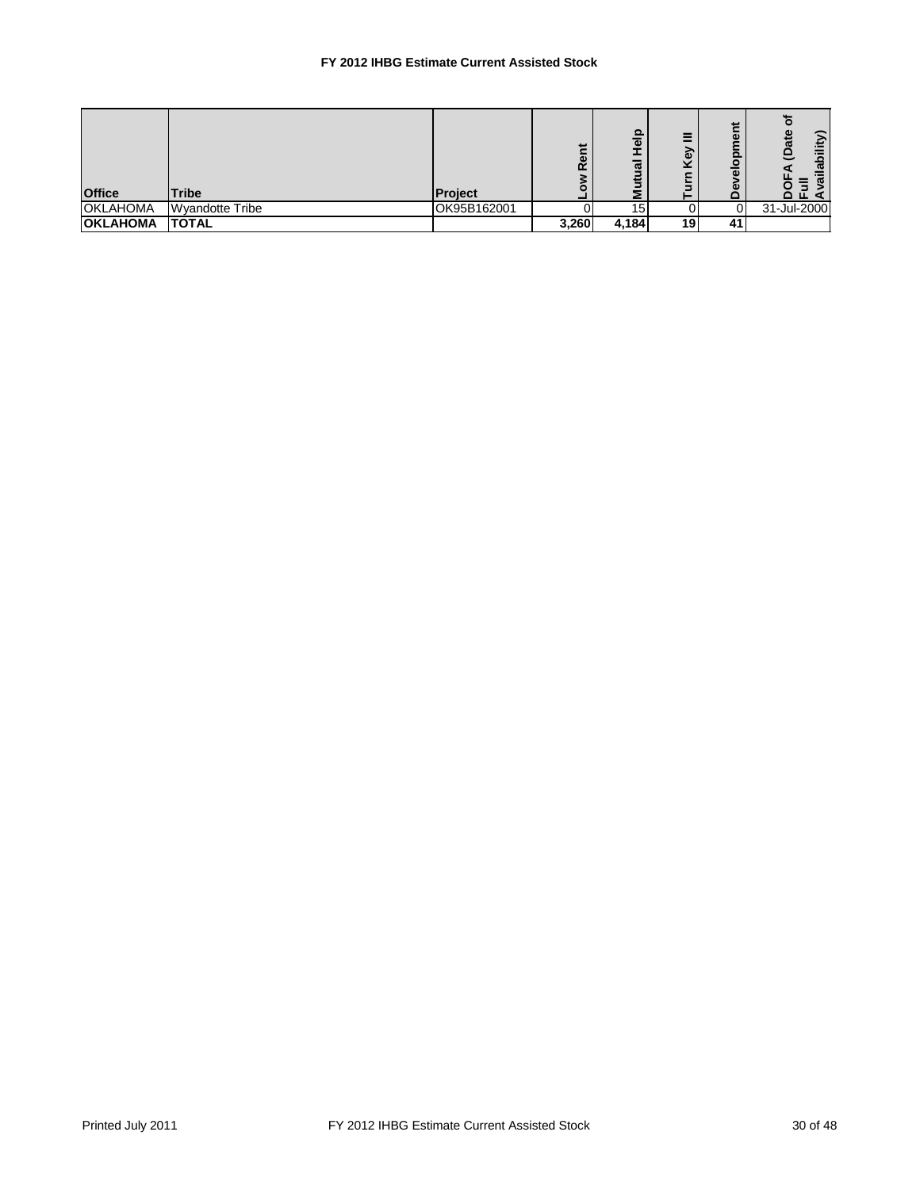# FY 2012 IHBG Estimate Current Assisted Stock

| Office | Tribe | Project | Low Rent | Mutual Help | Turn Key III | Development | DOFA (Date of Full Availability) |
|---|---|---|---|---|---|---|---|
| OKLAHOMA | Wyandotte Tribe | OK95B162001 | 0 | 15 | 0 | 0 | 31-Jul-2000 |
| **OKLAHOMA** | **TOTAL** | | **3,260** | **4,184** | **19** | **41** | |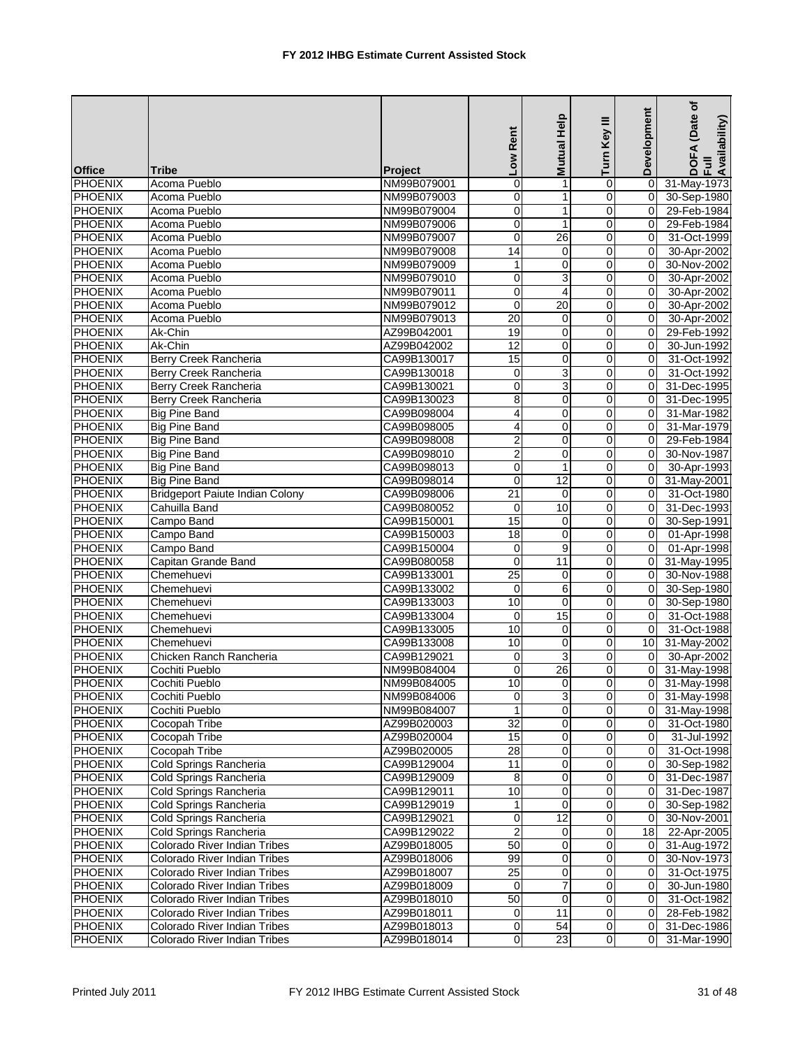# FY 2012 IHBG Estimate Current Assisted Stock

| Office | Tribe | Project | Low Rent | Mutual Help | Turn Key III | Development | DOFA (Date of Full Availability) |
|---|---|---|---|---|---|---|---|
| PHOENIX | Acoma Pueblo | NM99B079001 | 0 | 1 | 0 | 0 | 31-May-1973 |
| PHOENIX | Acoma Pueblo | NM99B079003 | 0 | 1 | 0 | 0 | 30-Sep-1980 |
| PHOENIX | Acoma Pueblo | NM99B079004 | 0 | 1 | 0 | 0 | 29-Feb-1984 |
| PHOENIX | Acoma Pueblo | NM99B079006 | 0 | 1 | 0 | 0 | 29-Feb-1984 |
| PHOENIX | Acoma Pueblo | NM99B079007 | 0 | 26 | 0 | 0 | 31-Oct-1999 |
| PHOENIX | Acoma Pueblo | NM99B079008 | 14 | 0 | 0 | 0 | 30-Apr-2002 |
| PHOENIX | Acoma Pueblo | NM99B079009 | 1 | 0 | 0 | 0 | 30-Nov-2002 |
| PHOENIX | Acoma Pueblo | NM99B079010 | 0 | 3 | 0 | 0 | 30-Apr-2002 |
| PHOENIX | Acoma Pueblo | NM99B079011 | 0 | 4 | 0 | 0 | 30-Apr-2002 |
| PHOENIX | Acoma Pueblo | NM99B079012 | 0 | 20 | 0 | 0 | 30-Apr-2002 |
| PHOENIX | Acoma Pueblo | NM99B079013 | 20 | 0 | 0 | 0 | 30-Apr-2002 |
| PHOENIX | Ak-Chin | AZ99B042001 | 19 | 0 | 0 | 0 | 29-Feb-1992 |
| PHOENIX | Ak-Chin | AZ99B042002 | 12 | 0 | 0 | 0 | 30-Jun-1992 |
| PHOENIX | Berry Creek Rancheria | CA99B130017 | 15 | 0 | 0 | 0 | 31-Oct-1992 |
| PHOENIX | Berry Creek Rancheria | CA99B130018 | 0 | 3 | 0 | 0 | 31-Oct-1992 |
| PHOENIX | Berry Creek Rancheria | CA99B130021 | 0 | 3 | 0 | 0 | 31-Dec-1995 |
| PHOENIX | Berry Creek Rancheria | CA99B130023 | 8 | 0 | 0 | 0 | 31-Dec-1995 |
| PHOENIX | Big Pine Band | CA99B098004 | 4 | 0 | 0 | 0 | 31-Mar-1982 |
| PHOENIX | Big Pine Band | CA99B098005 | 4 | 0 | 0 | 0 | 31-Mar-1979 |
| PHOENIX | Big Pine Band | CA99B098008 | 2 | 0 | 0 | 0 | 29-Feb-1984 |
| PHOENIX | Big Pine Band | CA99B098010 | 2 | 0 | 0 | 0 | 30-Nov-1987 |
| PHOENIX | Big Pine Band | CA99B098013 | 0 | 1 | 0 | 0 | 30-Apr-1993 |
| PHOENIX | Big Pine Band | CA99B098014 | 0 | 12 | 0 | 0 | 31-May-2001 |
| PHOENIX | Bridgeport Paiute Indian Colony | CA99B098006 | 21 | 0 | 0 | 0 | 31-Oct-1980 |
| PHOENIX | Cahuilla Band | CA99B080052 | 0 | 10 | 0 | 0 | 31-Dec-1993 |
| PHOENIX | Campo Band | CA99B150001 | 15 | 0 | 0 | 0 | 30-Sep-1991 |
| PHOENIX | Campo Band | CA99B150003 | 18 | 0 | 0 | 0 | 01-Apr-1998 |
| PHOENIX | Campo Band | CA99B150004 | 0 | 9 | 0 | 0 | 01-Apr-1998 |
| PHOENIX | Capitan Grande Band | CA99B080058 | 0 | 11 | 0 | 0 | 31-May-1995 |
| PHOENIX | Chemehuevi | CA99B133001 | 25 | 0 | 0 | 0 | 30-Nov-1988 |
| PHOENIX | Chemehuevi | CA99B133002 | 0 | 6 | 0 | 0 | 30-Sep-1980 |
| PHOENIX | Chemehuevi | CA99B133003 | 10 | 0 | 0 | 0 | 30-Sep-1980 |
| PHOENIX | Chemehuevi | CA99B133004 | 0 | 15 | 0 | 0 | 31-Oct-1988 |
| PHOENIX | Chemehuevi | CA99B133005 | 10 | 0 | 0 | 0 | 31-Oct-1988 |
| PHOENIX | Chemehuevi | CA99B133008 | 10 | 0 | 0 | 10 | 31-May-2002 |
| PHOENIX | Chicken Ranch Rancheria | CA99B129021 | 0 | 3 | 0 | 0 | 30-Apr-2002 |
| PHOENIX | Cochiti Pueblo | NM99B084004 | 0 | 26 | 0 | 0 | 31-May-1998 |
| PHOENIX | Cochiti Pueblo | NM99B084005 | 10 | 0 | 0 | 0 | 31-May-1998 |
| PHOENIX | Cochiti Pueblo | NM99B084006 | 0 | 3 | 0 | 0 | 31-May-1998 |
| PHOENIX | Cochiti Pueblo | NM99B084007 | 1 | 0 | 0 | 0 | 31-May-1998 |
| PHOENIX | Cocopah Tribe | AZ99B020003 | 32 | 0 | 0 | 0 | 31-Oct-1980 |
| PHOENIX | Cocopah Tribe | AZ99B020004 | 15 | 0 | 0 | 0 | 31-Jul-1992 |
| PHOENIX | Cocopah Tribe | AZ99B020005 | 28 | 0 | 0 | 0 | 31-Oct-1998 |
| PHOENIX | Cold Springs Rancheria | CA99B129004 | 11 | 0 | 0 | 0 | 30-Sep-1982 |
| PHOENIX | Cold Springs Rancheria | CA99B129009 | 8 | 0 | 0 | 0 | 31-Dec-1987 |
| PHOENIX | Cold Springs Rancheria | CA99B129011 | 10 | 0 | 0 | 0 | 31-Dec-1987 |
| PHOENIX | Cold Springs Rancheria | CA99B129019 | 1 | 0 | 0 | 0 | 30-Sep-1982 |
| PHOENIX | Cold Springs Rancheria | CA99B129021 | 0 | 12 | 0 | 0 | 30-Nov-2001 |
| PHOENIX | Cold Springs Rancheria | CA99B129022 | 2 | 0 | 0 | 18 | 22-Apr-2005 |
| PHOENIX | Colorado River Indian Tribes | AZ99B018005 | 50 | 0 | 0 | 0 | 31-Aug-1972 |
| PHOENIX | Colorado River Indian Tribes | AZ99B018006 | 99 | 0 | 0 | 0 | 30-Nov-1973 |
| PHOENIX | Colorado River Indian Tribes | AZ99B018007 | 25 | 0 | 0 | 0 | 31-Oct-1975 |
| PHOENIX | Colorado River Indian Tribes | AZ99B018009 | 0 | 7 | 0 | 0 | 30-Jun-1980 |
| PHOENIX | Colorado River Indian Tribes | AZ99B018010 | 50 | 0 | 0 | 0 | 31-Oct-1982 |
| PHOENIX | Colorado River Indian Tribes | AZ99B018011 | 0 | 11 | 0 | 0 | 28-Feb-1982 |
| PHOENIX | Colorado River Indian Tribes | AZ99B018013 | 0 | 54 | 0 | 0 | 31-Dec-1986 |
| PHOENIX | Colorado River Indian Tribes | AZ99B018014 | 0 | 23 | 0 | 0 | 31-Mar-1990 |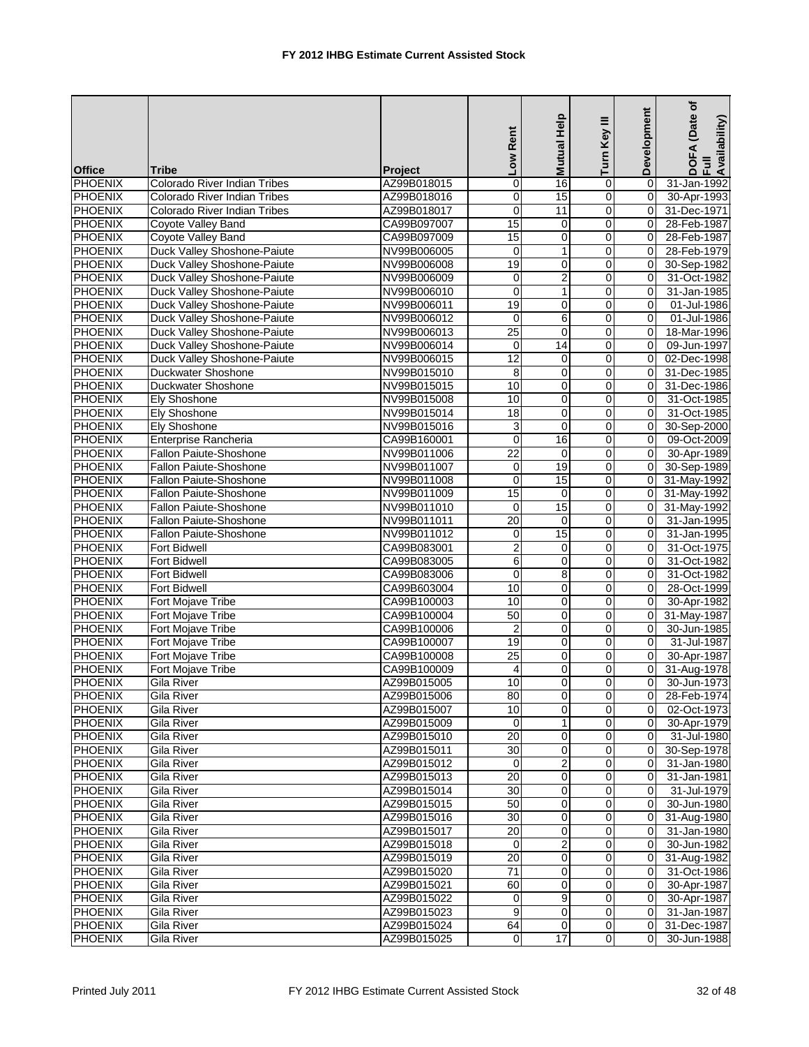# FY 2012 IHBG Estimate Current Assisted Stock

| Office | Tribe | Project | Low Rent | Mutual Help | Turn Key III | Development | DOFA (Date of Full Availability) |
|---|---|---|---|---|---|---|---|
| PHOENIX | Colorado River Indian Tribes | AZ99B018015 | 0 | 16 | 0 | 0 | 31-Jan-1992 |
| PHOENIX | Colorado River Indian Tribes | AZ99B018016 | 0 | 15 | 0 | 0 | 30-Apr-1993 |
| PHOENIX | Colorado River Indian Tribes | AZ99B018017 | 0 | 11 | 0 | 0 | 31-Dec-1971 |
| PHOENIX | Coyote Valley Band | CA99B097007 | 15 | 0 | 0 | 0 | 28-Feb-1987 |
| PHOENIX | Coyote Valley Band | CA99B097009 | 15 | 0 | 0 | 0 | 28-Feb-1987 |
| PHOENIX | Duck Valley Shoshone-Paiute | NV99B006005 | 0 | 1 | 0 | 0 | 28-Feb-1979 |
| PHOENIX | Duck Valley Shoshone-Paiute | NV99B006008 | 19 | 0 | 0 | 0 | 30-Sep-1982 |
| PHOENIX | Duck Valley Shoshone-Paiute | NV99B006009 | 0 | 2 | 0 | 0 | 31-Oct-1982 |
| PHOENIX | Duck Valley Shoshone-Paiute | NV99B006010 | 0 | 1 | 0 | 0 | 31-Jan-1985 |
| PHOENIX | Duck Valley Shoshone-Paiute | NV99B006011 | 19 | 0 | 0 | 0 | 01-Jul-1986 |
| PHOENIX | Duck Valley Shoshone-Paiute | NV99B006012 | 0 | 6 | 0 | 0 | 01-Jul-1986 |
| PHOENIX | Duck Valley Shoshone-Paiute | NV99B006013 | 25 | 0 | 0 | 0 | 18-Mar-1996 |
| PHOENIX | Duck Valley Shoshone-Paiute | NV99B006014 | 0 | 14 | 0 | 0 | 09-Jun-1997 |
| PHOENIX | Duck Valley Shoshone-Paiute | NV99B006015 | 12 | 0 | 0 | 0 | 02-Dec-1998 |
| PHOENIX | Duckwater Shoshone | NV99B015010 | 8 | 0 | 0 | 0 | 31-Dec-1985 |
| PHOENIX | Duckwater Shoshone | NV99B015015 | 10 | 0 | 0 | 0 | 31-Dec-1986 |
| PHOENIX | Ely Shoshone | NV99B015008 | 10 | 0 | 0 | 0 | 31-Oct-1985 |
| PHOENIX | Ely Shoshone | NV99B015014 | 18 | 0 | 0 | 0 | 31-Oct-1985 |
| PHOENIX | Ely Shoshone | NV99B015016 | 3 | 0 | 0 | 0 | 30-Sep-2000 |
| PHOENIX | Enterprise Rancheria | CA99B160001 | 0 | 16 | 0 | 0 | 09-Oct-2009 |
| PHOENIX | Fallon Paiute-Shoshone | NV99B011006 | 22 | 0 | 0 | 0 | 30-Apr-1989 |
| PHOENIX | Fallon Paiute-Shoshone | NV99B011007 | 0 | 19 | 0 | 0 | 30-Sep-1989 |
| PHOENIX | Fallon Paiute-Shoshone | NV99B011008 | 0 | 15 | 0 | 0 | 31-May-1992 |
| PHOENIX | Fallon Paiute-Shoshone | NV99B011009 | 15 | 0 | 0 | 0 | 31-May-1992 |
| PHOENIX | Fallon Paiute-Shoshone | NV99B011010 | 0 | 15 | 0 | 0 | 31-May-1992 |
| PHOENIX | Fallon Paiute-Shoshone | NV99B011011 | 20 | 0 | 0 | 0 | 31-Jan-1995 |
| PHOENIX | Fallon Paiute-Shoshone | NV99B011012 | 0 | 15 | 0 | 0 | 31-Jan-1995 |
| PHOENIX | Fort Bidwell | CA99B083001 | 2 | 0 | 0 | 0 | 31-Oct-1975 |
| PHOENIX | Fort Bidwell | CA99B083005 | 6 | 0 | 0 | 0 | 31-Oct-1982 |
| PHOENIX | Fort Bidwell | CA99B083006 | 0 | 8 | 0 | 0 | 31-Oct-1982 |
| PHOENIX | Fort Bidwell | CA99B603004 | 10 | 0 | 0 | 0 | 28-Oct-1999 |
| PHOENIX | Fort Mojave Tribe | CA99B100003 | 10 | 0 | 0 | 0 | 30-Apr-1982 |
| PHOENIX | Fort Mojave Tribe | CA99B100004 | 50 | 0 | 0 | 0 | 31-May-1987 |
| PHOENIX | Fort Mojave Tribe | CA99B100006 | 2 | 0 | 0 | 0 | 30-Jun-1985 |
| PHOENIX | Fort Mojave Tribe | CA99B100007 | 19 | 0 | 0 | 0 | 31-Jul-1987 |
| PHOENIX | Fort Mojave Tribe | CA99B100008 | 25 | 0 | 0 | 0 | 30-Apr-1987 |
| PHOENIX | Fort Mojave Tribe | CA99B100009 | 4 | 0 | 0 | 0 | 31-Aug-1978 |
| PHOENIX | Gila River | AZ99B015005 | 10 | 0 | 0 | 0 | 30-Jun-1973 |
| PHOENIX | Gila River | AZ99B015006 | 80 | 0 | 0 | 0 | 28-Feb-1974 |
| PHOENIX | Gila River | AZ99B015007 | 10 | 0 | 0 | 0 | 02-Oct-1973 |
| PHOENIX | Gila River | AZ99B015009 | 0 | 1 | 0 | 0 | 30-Apr-1979 |
| PHOENIX | Gila River | AZ99B015010 | 20 | 0 | 0 | 0 | 31-Jul-1980 |
| PHOENIX | Gila River | AZ99B015011 | 30 | 0 | 0 | 0 | 30-Sep-1978 |
| PHOENIX | Gila River | AZ99B015012 | 0 | 2 | 0 | 0 | 31-Jan-1980 |
| PHOENIX | Gila River | AZ99B015013 | 20 | 0 | 0 | 0 | 31-Jan-1981 |
| PHOENIX | Gila River | AZ99B015014 | 30 | 0 | 0 | 0 | 31-Jul-1979 |
| PHOENIX | Gila River | AZ99B015015 | 50 | 0 | 0 | 0 | 30-Jun-1980 |
| PHOENIX | Gila River | AZ99B015016 | 30 | 0 | 0 | 0 | 31-Aug-1980 |
| PHOENIX | Gila River | AZ99B015017 | 20 | 0 | 0 | 0 | 31-Jan-1980 |
| PHOENIX | Gila River | AZ99B015018 | 0 | 2 | 0 | 0 | 30-Jun-1982 |
| PHOENIX | Gila River | AZ99B015019 | 20 | 0 | 0 | 0 | 31-Aug-1982 |
| PHOENIX | Gila River | AZ99B015020 | 71 | 0 | 0 | 0 | 31-Oct-1986 |
| PHOENIX | Gila River | AZ99B015021 | 60 | 0 | 0 | 0 | 30-Apr-1987 |
| PHOENIX | Gila River | AZ99B015022 | 0 | 9 | 0 | 0 | 30-Apr-1987 |
| PHOENIX | Gila River | AZ99B015023 | 9 | 0 | 0 | 0 | 31-Jan-1987 |
| PHOENIX | Gila River | AZ99B015024 | 64 | 0 | 0 | 0 | 31-Dec-1987 |
| PHOENIX | Gila River | AZ99B015025 | 0 | 17 | 0 | 0 | 30-Jun-1988 |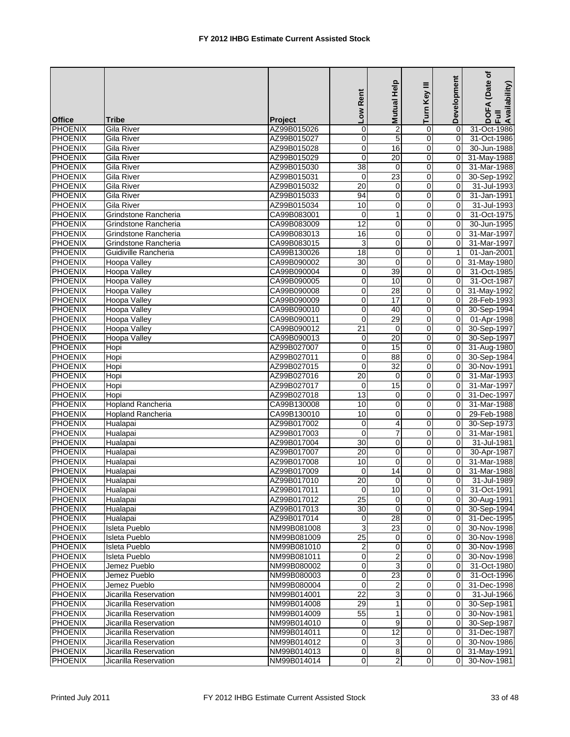# FY 2012 IHBG Estimate Current Assisted Stock

| Office | Tribe | Project | Low Rent | Mutual Help | Turn Key III | Development | DOFA (Date of Full Availability) |
|---|---|---|---|---|---|---|---|
| PHOENIX | Gila River | AZ99B015026 | 0 | 2 | 0 | 0 | 31-Oct-1986 |
| PHOENIX | Gila River | AZ99B015027 | 0 | 5 | 0 | 0 | 31-Oct-1986 |
| PHOENIX | Gila River | AZ99B015028 | 0 | 16 | 0 | 0 | 30-Jun-1988 |
| PHOENIX | Gila River | AZ99B015029 | 0 | 20 | 0 | 0 | 31-May-1988 |
| PHOENIX | Gila River | AZ99B015030 | 38 | 0 | 0 | 0 | 31-Mar-1988 |
| PHOENIX | Gila River | AZ99B015031 | 0 | 23 | 0 | 0 | 30-Sep-1992 |
| PHOENIX | Gila River | AZ99B015032 | 20 | 0 | 0 | 0 | 31-Jul-1993 |
| PHOENIX | Gila River | AZ99B015033 | 94 | 0 | 0 | 0 | 31-Jan-1991 |
| PHOENIX | Gila River | AZ99B015034 | 10 | 0 | 0 | 0 | 31-Jul-1993 |
| PHOENIX | Grindstone Rancheria | CA99B083001 | 0 | 1 | 0 | 0 | 31-Oct-1975 |
| PHOENIX | Grindstone Rancheria | CA99B083009 | 12 | 0 | 0 | 0 | 30-Jun-1995 |
| PHOENIX | Grindstone Rancheria | CA99B083013 | 16 | 0 | 0 | 0 | 31-Mar-1997 |
| PHOENIX | Grindstone Rancheria | CA99B083015 | 3 | 0 | 0 | 0 | 31-Mar-1997 |
| PHOENIX | Guidiville Rancheria | CA99B130026 | 18 | 0 | 0 | 1 | 01-Jan-2001 |
| PHOENIX | Hoopa Valley | CA99B090002 | 30 | 0 | 0 | 0 | 31-May-1980 |
| PHOENIX | Hoopa Valley | CA99B090004 | 0 | 39 | 0 | 0 | 31-Oct-1985 |
| PHOENIX | Hoopa Valley | CA99B090005 | 0 | 10 | 0 | 0 | 31-Oct-1987 |
| PHOENIX | Hoopa Valley | CA99B090008 | 0 | 28 | 0 | 0 | 31-May-1992 |
| PHOENIX | Hoopa Valley | CA99B090009 | 0 | 17 | 0 | 0 | 28-Feb-1993 |
| PHOENIX | Hoopa Valley | CA99B090010 | 0 | 40 | 0 | 0 | 30-Sep-1994 |
| PHOENIX | Hoopa Valley | CA99B090011 | 0 | 29 | 0 | 0 | 01-Apr-1998 |
| PHOENIX | Hoopa Valley | CA99B090012 | 21 | 0 | 0 | 0 | 30-Sep-1997 |
| PHOENIX | Hoopa Valley | CA99B090013 | 0 | 20 | 0 | 0 | 30-Sep-1997 |
| PHOENIX | Hopi | AZ99B027007 | 0 | 15 | 0 | 0 | 31-Aug-1980 |
| PHOENIX | Hopi | AZ99B027011 | 0 | 88 | 0 | 0 | 30-Sep-1984 |
| PHOENIX | Hopi | AZ99B027015 | 0 | 32 | 0 | 0 | 30-Nov-1991 |
| PHOENIX | Hopi | AZ99B027016 | 20 | 0 | 0 | 0 | 31-Mar-1993 |
| PHOENIX | Hopi | AZ99B027017 | 0 | 15 | 0 | 0 | 31-Mar-1997 |
| PHOENIX | Hopi | AZ99B027018 | 13 | 0 | 0 | 0 | 31-Dec-1997 |
| PHOENIX | Hopland Rancheria | CA99B130008 | 10 | 0 | 0 | 0 | 31-Mar-1988 |
| PHOENIX | Hopland Rancheria | CA99B130010 | 10 | 0 | 0 | 0 | 29-Feb-1988 |
| PHOENIX | Hualapai | AZ99B017002 | 0 | 4 | 0 | 0 | 30-Sep-1973 |
| PHOENIX | Hualapai | AZ99B017003 | 0 | 7 | 0 | 0 | 31-Mar-1981 |
| PHOENIX | Hualapai | AZ99B017004 | 30 | 0 | 0 | 0 | 31-Jul-1981 |
| PHOENIX | Hualapai | AZ99B017007 | 20 | 0 | 0 | 0 | 30-Apr-1987 |
| PHOENIX | Hualapai | AZ99B017008 | 10 | 0 | 0 | 0 | 31-Mar-1988 |
| PHOENIX | Hualapai | AZ99B017009 | 0 | 14 | 0 | 0 | 31-Mar-1988 |
| PHOENIX | Hualapai | AZ99B017010 | 20 | 0 | 0 | 0 | 31-Jul-1989 |
| PHOENIX | Hualapai | AZ99B017011 | 0 | 10 | 0 | 0 | 31-Oct-1991 |
| PHOENIX | Hualapai | AZ99B017012 | 25 | 0 | 0 | 0 | 30-Aug-1991 |
| PHOENIX | Hualapai | AZ99B017013 | 30 | 0 | 0 | 0 | 30-Sep-1994 |
| PHOENIX | Hualapai | AZ99B017014 | 0 | 28 | 0 | 0 | 31-Dec-1995 |
| PHOENIX | Isleta Pueblo | NM99B081008 | 3 | 23 | 0 | 0 | 30-Nov-1998 |
| PHOENIX | Isleta Pueblo | NM99B081009 | 25 | 0 | 0 | 0 | 30-Nov-1998 |
| PHOENIX | Isleta Pueblo | NM99B081010 | 2 | 0 | 0 | 0 | 30-Nov-1998 |
| PHOENIX | Isleta Pueblo | NM99B081011 | 0 | 2 | 0 | 0 | 30-Nov-1998 |
| PHOENIX | Jemez Pueblo | NM99B080002 | 0 | 3 | 0 | 0 | 31-Oct-1980 |
| PHOENIX | Jemez Pueblo | NM99B080003 | 0 | 23 | 0 | 0 | 31-Oct-1996 |
| PHOENIX | Jemez Pueblo | NM99B080004 | 0 | 2 | 0 | 0 | 31-Dec-1998 |
| PHOENIX | Jicarilla Reservation | NM99B014001 | 22 | 3 | 0 | 0 | 31-Jul-1966 |
| PHOENIX | Jicarilla Reservation | NM99B014008 | 29 | 1 | 0 | 0 | 30-Sep-1981 |
| PHOENIX | Jicarilla Reservation | NM99B014009 | 55 | 1 | 0 | 0 | 30-Nov-1981 |
| PHOENIX | Jicarilla Reservation | NM99B014010 | 0 | 9 | 0 | 0 | 30-Sep-1987 |
| PHOENIX | Jicarilla Reservation | NM99B014011 | 0 | 12 | 0 | 0 | 31-Dec-1987 |
| PHOENIX | Jicarilla Reservation | NM99B014012 | 0 | 3 | 0 | 0 | 30-Nov-1986 |
| PHOENIX | Jicarilla Reservation | NM99B014013 | 0 | 8 | 0 | 0 | 31-May-1991 |
| PHOENIX | Jicarilla Reservation | NM99B014014 | 0 | 2 | 0 | 0 | 30-Nov-1981 |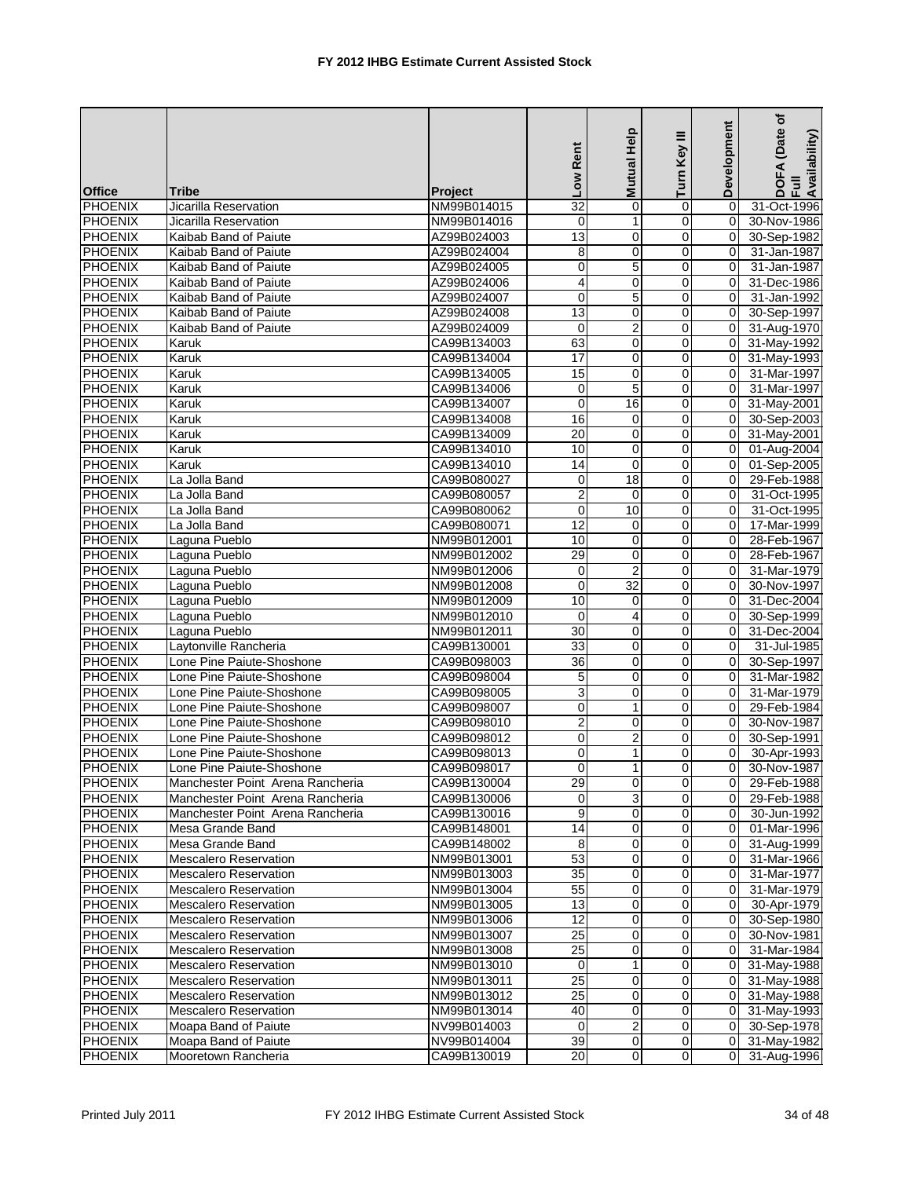# FY 2012 IHBG Estimate Current Assisted Stock

| Office | Tribe | Project | Low Rent | Mutual Help | Turn Key III | Development | DOFA (Date of Full Availability) |
|---|---|---|---|---|---|---|---|
| PHOENIX | Jicarilla Reservation | NM99B014015 | 32 | 0 | 0 | 0 | 31-Oct-1996 |
| PHOENIX | Jicarilla Reservation | NM99B014016 | 0 | 1 | 0 | 0 | 30-Nov-1986 |
| PHOENIX | Kaibab Band of Paiute | AZ99B024003 | 13 | 0 | 0 | 0 | 30-Sep-1982 |
| PHOENIX | Kaibab Band of Paiute | AZ99B024004 | 8 | 0 | 0 | 0 | 31-Jan-1987 |
| PHOENIX | Kaibab Band of Paiute | AZ99B024005 | 0 | 5 | 0 | 0 | 31-Jan-1987 |
| PHOENIX | Kaibab Band of Paiute | AZ99B024006 | 4 | 0 | 0 | 0 | 31-Dec-1986 |
| PHOENIX | Kaibab Band of Paiute | AZ99B024007 | 0 | 5 | 0 | 0 | 31-Jan-1992 |
| PHOENIX | Kaibab Band of Paiute | AZ99B024008 | 13 | 0 | 0 | 0 | 30-Sep-1997 |
| PHOENIX | Kaibab Band of Paiute | AZ99B024009 | 0 | 2 | 0 | 0 | 31-Aug-1970 |
| PHOENIX | Karuk | CA99B134003 | 63 | 0 | 0 | 0 | 31-May-1992 |
| PHOENIX | Karuk | CA99B134004 | 17 | 0 | 0 | 0 | 31-May-1993 |
| PHOENIX | Karuk | CA99B134005 | 15 | 0 | 0 | 0 | 31-Mar-1997 |
| PHOENIX | Karuk | CA99B134006 | 0 | 5 | 0 | 0 | 31-Mar-1997 |
| PHOENIX | Karuk | CA99B134007 | 0 | 16 | 0 | 0 | 31-May-2001 |
| PHOENIX | Karuk | CA99B134008 | 16 | 0 | 0 | 0 | 30-Sep-2003 |
| PHOENIX | Karuk | CA99B134009 | 20 | 0 | 0 | 0 | 31-May-2001 |
| PHOENIX | Karuk | CA99B134010 | 10 | 0 | 0 | 0 | 01-Aug-2004 |
| PHOENIX | Karuk | CA99B134010 | 14 | 0 | 0 | 0 | 01-Sep-2005 |
| PHOENIX | La Jolla Band | CA99B080027 | 0 | 18 | 0 | 0 | 29-Feb-1988 |
| PHOENIX | La Jolla Band | CA99B080057 | 2 | 0 | 0 | 0 | 31-Oct-1995 |
| PHOENIX | La Jolla Band | CA99B080062 | 0 | 10 | 0 | 0 | 31-Oct-1995 |
| PHOENIX | La Jolla Band | CA99B080071 | 12 | 0 | 0 | 0 | 17-Mar-1999 |
| PHOENIX | Laguna Pueblo | NM99B012001 | 10 | 0 | 0 | 0 | 28-Feb-1967 |
| PHOENIX | Laguna Pueblo | NM99B012002 | 29 | 0 | 0 | 0 | 28-Feb-1967 |
| PHOENIX | Laguna Pueblo | NM99B012006 | 0 | 2 | 0 | 0 | 31-Mar-1979 |
| PHOENIX | Laguna Pueblo | NM99B012008 | 0 | 32 | 0 | 0 | 30-Nov-1997 |
| PHOENIX | Laguna Pueblo | NM99B012009 | 10 | 0 | 0 | 0 | 31-Dec-2004 |
| PHOENIX | Laguna Pueblo | NM99B012010 | 0 | 4 | 0 | 0 | 30-Sep-1999 |
| PHOENIX | Laguna Pueblo | NM99B012011 | 30 | 0 | 0 | 0 | 31-Dec-2004 |
| PHOENIX | Laytonville Rancheria | CA99B130001 | 33 | 0 | 0 | 0 | 31-Jul-1985 |
| PHOENIX | Lone Pine Paiute-Shoshone | CA99B098003 | 36 | 0 | 0 | 0 | 30-Sep-1997 |
| PHOENIX | Lone Pine Paiute-Shoshone | CA99B098004 | 5 | 0 | 0 | 0 | 31-Mar-1982 |
| PHOENIX | Lone Pine Paiute-Shoshone | CA99B098005 | 3 | 0 | 0 | 0 | 31-Mar-1979 |
| PHOENIX | Lone Pine Paiute-Shoshone | CA99B098007 | 0 | 1 | 0 | 0 | 29-Feb-1984 |
| PHOENIX | Lone Pine Paiute-Shoshone | CA99B098010 | 2 | 0 | 0 | 0 | 30-Nov-1987 |
| PHOENIX | Lone Pine Paiute-Shoshone | CA99B098012 | 0 | 2 | 0 | 0 | 30-Sep-1991 |
| PHOENIX | Lone Pine Paiute-Shoshone | CA99B098013 | 0 | 1 | 0 | 0 | 30-Apr-1993 |
| PHOENIX | Lone Pine Paiute-Shoshone | CA99B098017 | 0 | 1 | 0 | 0 | 30-Nov-1987 |
| PHOENIX | Manchester Point Arena Rancheria | CA99B130004 | 29 | 0 | 0 | 0 | 29-Feb-1988 |
| PHOENIX | Manchester Point Arena Rancheria | CA99B130006 | 0 | 3 | 0 | 0 | 29-Feb-1988 |
| PHOENIX | Manchester Point Arena Rancheria | CA99B130016 | 9 | 0 | 0 | 0 | 30-Jun-1992 |
| PHOENIX | Mesa Grande Band | CA99B148001 | 14 | 0 | 0 | 0 | 01-Mar-1996 |
| PHOENIX | Mesa Grande Band | CA99B148002 | 8 | 0 | 0 | 0 | 31-Aug-1999 |
| PHOENIX | Mescalero Reservation | NM99B013001 | 53 | 0 | 0 | 0 | 31-Mar-1966 |
| PHOENIX | Mescalero Reservation | NM99B013003 | 35 | 0 | 0 | 0 | 31-Mar-1977 |
| PHOENIX | Mescalero Reservation | NM99B013004 | 55 | 0 | 0 | 0 | 31-Mar-1979 |
| PHOENIX | Mescalero Reservation | NM99B013005 | 13 | 0 | 0 | 0 | 30-Apr-1979 |
| PHOENIX | Mescalero Reservation | NM99B013006 | 12 | 0 | 0 | 0 | 30-Sep-1980 |
| PHOENIX | Mescalero Reservation | NM99B013007 | 25 | 0 | 0 | 0 | 30-Nov-1981 |
| PHOENIX | Mescalero Reservation | NM99B013008 | 25 | 0 | 0 | 0 | 31-Mar-1984 |
| PHOENIX | Mescalero Reservation | NM99B013010 | 0 | 1 | 0 | 0 | 31-May-1988 |
| PHOENIX | Mescalero Reservation | NM99B013011 | 25 | 0 | 0 | 0 | 31-May-1988 |
| PHOENIX | Mescalero Reservation | NM99B013012 | 25 | 0 | 0 | 0 | 31-May-1988 |
| PHOENIX | Mescalero Reservation | NM99B013014 | 40 | 0 | 0 | 0 | 31-May-1993 |
| PHOENIX | Moapa Band of Paiute | NV99B014003 | 0 | 2 | 0 | 0 | 30-Sep-1978 |
| PHOENIX | Moapa Band of Paiute | NV99B014004 | 39 | 0 | 0 | 0 | 31-May-1982 |
| PHOENIX | Mooretown Rancheria | CA99B130019 | 20 | 0 | 0 | 0 | 31-Aug-1996 |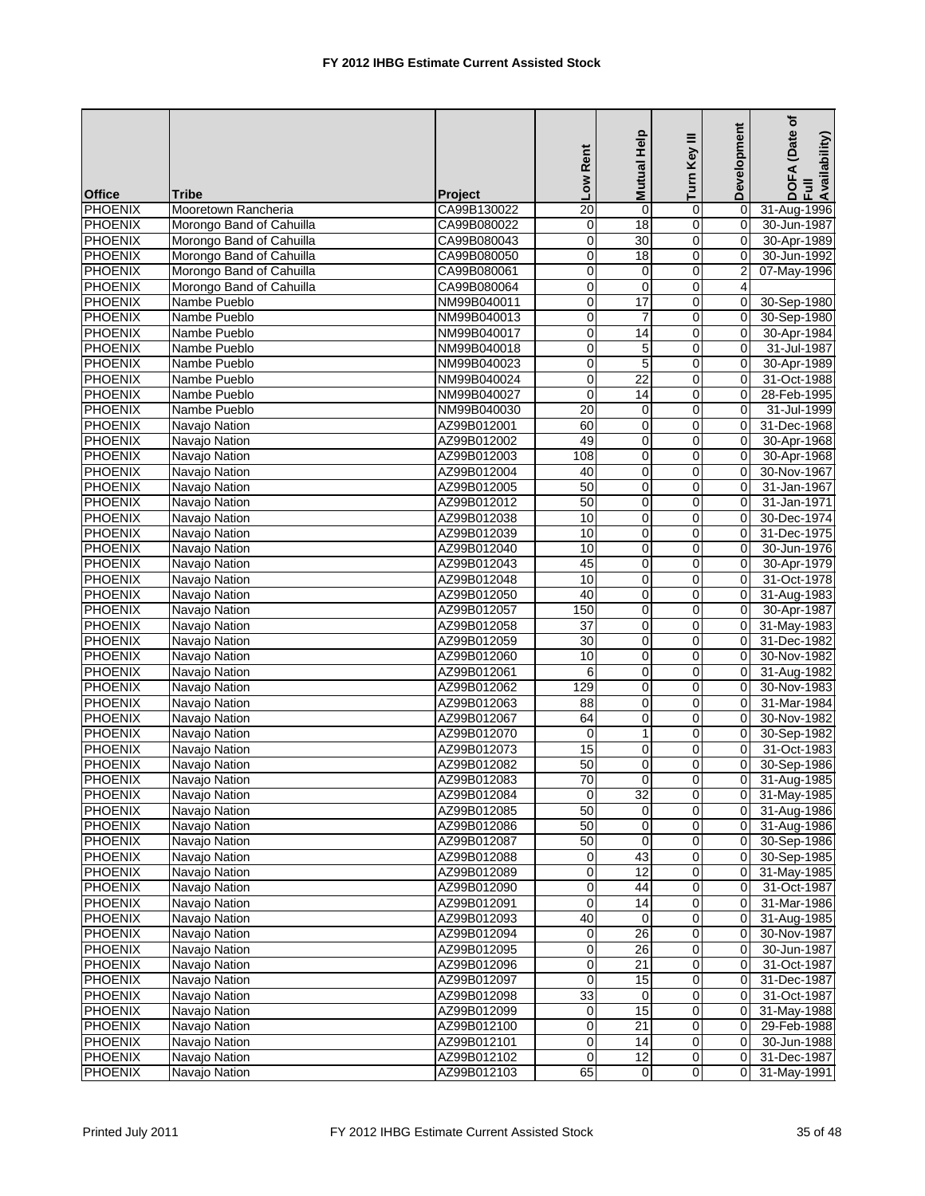# FY 2012 IHBG Estimate Current Assisted Stock

| Office | Tribe | Project | Low Rent | Mutual Help | Turn Key III | Development | DOFA (Date of Full Availability) |
|---|---|---|---|---|---|---|---|
| PHOENIX | Mooretown Rancheria | CA99B130022 | 20 | 0 | 0 | 0 | 31-Aug-1996 |
| PHOENIX | Morongo Band of Cahuilla | CA99B080022 | 0 | 18 | 0 | 0 | 30-Jun-1987 |
| PHOENIX | Morongo Band of Cahuilla | CA99B080043 | 0 | 30 | 0 | 0 | 30-Apr-1989 |
| PHOENIX | Morongo Band of Cahuilla | CA99B080050 | 0 | 18 | 0 | 0 | 30-Jun-1992 |
| PHOENIX | Morongo Band of Cahuilla | CA99B080061 | 0 | 0 | 0 | 2 | 07-May-1996 |
| PHOENIX | Morongo Band of Cahuilla | CA99B080064 | 0 | 0 | 0 | 4 | |
| PHOENIX | Nambe Pueblo | NM99B040011 | 0 | 17 | 0 | 0 | 30-Sep-1980 |
| PHOENIX | Nambe Pueblo | NM99B040013 | 0 | 7 | 0 | 0 | 30-Sep-1980 |
| PHOENIX | Nambe Pueblo | NM99B040017 | 0 | 14 | 0 | 0 | 30-Apr-1984 |
| PHOENIX | Nambe Pueblo | NM99B040018 | 0 | 5 | 0 | 0 | 31-Jul-1987 |
| PHOENIX | Nambe Pueblo | NM99B040023 | 0 | 5 | 0 | 0 | 30-Apr-1989 |
| PHOENIX | Nambe Pueblo | NM99B040024 | 0 | 22 | 0 | 0 | 31-Oct-1988 |
| PHOENIX | Nambe Pueblo | NM99B040027 | 0 | 14 | 0 | 0 | 28-Feb-1995 |
| PHOENIX | Nambe Pueblo | NM99B040030 | 20 | 0 | 0 | 0 | 31-Jul-1999 |
| PHOENIX | Navajo Nation | AZ99B012001 | 60 | 0 | 0 | 0 | 31-Dec-1968 |
| PHOENIX | Navajo Nation | AZ99B012002 | 49 | 0 | 0 | 0 | 30-Apr-1968 |
| PHOENIX | Navajo Nation | AZ99B012003 | 108 | 0 | 0 | 0 | 30-Apr-1968 |
| PHOENIX | Navajo Nation | AZ99B012004 | 40 | 0 | 0 | 0 | 30-Nov-1967 |
| PHOENIX | Navajo Nation | AZ99B012005 | 50 | 0 | 0 | 0 | 31-Jan-1967 |
| PHOENIX | Navajo Nation | AZ99B012012 | 50 | 0 | 0 | 0 | 31-Jan-1971 |
| PHOENIX | Navajo Nation | AZ99B012038 | 10 | 0 | 0 | 0 | 30-Dec-1974 |
| PHOENIX | Navajo Nation | AZ99B012039 | 10 | 0 | 0 | 0 | 31-Dec-1975 |
| PHOENIX | Navajo Nation | AZ99B012040 | 10 | 0 | 0 | 0 | 30-Jun-1976 |
| PHOENIX | Navajo Nation | AZ99B012043 | 45 | 0 | 0 | 0 | 30-Apr-1979 |
| PHOENIX | Navajo Nation | AZ99B012048 | 10 | 0 | 0 | 0 | 31-Oct-1978 |
| PHOENIX | Navajo Nation | AZ99B012050 | 40 | 0 | 0 | 0 | 31-Aug-1983 |
| PHOENIX | Navajo Nation | AZ99B012057 | 150 | 0 | 0 | 0 | 30-Apr-1987 |
| PHOENIX | Navajo Nation | AZ99B012058 | 37 | 0 | 0 | 0 | 31-May-1983 |
| PHOENIX | Navajo Nation | AZ99B012059 | 30 | 0 | 0 | 0 | 31-Dec-1982 |
| PHOENIX | Navajo Nation | AZ99B012060 | 10 | 0 | 0 | 0 | 30-Nov-1982 |
| PHOENIX | Navajo Nation | AZ99B012061 | 6 | 0 | 0 | 0 | 31-Aug-1982 |
| PHOENIX | Navajo Nation | AZ99B012062 | 129 | 0 | 0 | 0 | 30-Nov-1983 |
| PHOENIX | Navajo Nation | AZ99B012063 | 88 | 0 | 0 | 0 | 31-Mar-1984 |
| PHOENIX | Navajo Nation | AZ99B012067 | 64 | 0 | 0 | 0 | 30-Nov-1982 |
| PHOENIX | Navajo Nation | AZ99B012070 | 0 | 1 | 0 | 0 | 30-Sep-1982 |
| PHOENIX | Navajo Nation | AZ99B012073 | 15 | 0 | 0 | 0 | 31-Oct-1983 |
| PHOENIX | Navajo Nation | AZ99B012082 | 50 | 0 | 0 | 0 | 30-Sep-1986 |
| PHOENIX | Navajo Nation | AZ99B012083 | 70 | 0 | 0 | 0 | 31-Aug-1985 |
| PHOENIX | Navajo Nation | AZ99B012084 | 0 | 32 | 0 | 0 | 31-May-1985 |
| PHOENIX | Navajo Nation | AZ99B012085 | 50 | 0 | 0 | 0 | 31-Aug-1986 |
| PHOENIX | Navajo Nation | AZ99B012086 | 50 | 0 | 0 | 0 | 31-Aug-1986 |
| PHOENIX | Navajo Nation | AZ99B012087 | 50 | 0 | 0 | 0 | 30-Sep-1986 |
| PHOENIX | Navajo Nation | AZ99B012088 | 0 | 43 | 0 | 0 | 30-Sep-1985 |
| PHOENIX | Navajo Nation | AZ99B012089 | 0 | 12 | 0 | 0 | 31-May-1985 |
| PHOENIX | Navajo Nation | AZ99B012090 | 0 | 44 | 0 | 0 | 31-Oct-1987 |
| PHOENIX | Navajo Nation | AZ99B012091 | 0 | 14 | 0 | 0 | 31-Mar-1986 |
| PHOENIX | Navajo Nation | AZ99B012093 | 40 | 0 | 0 | 0 | 31-Aug-1985 |
| PHOENIX | Navajo Nation | AZ99B012094 | 0 | 26 | 0 | 0 | 30-Nov-1987 |
| PHOENIX | Navajo Nation | AZ99B012095 | 0 | 26 | 0 | 0 | 30-Jun-1987 |
| PHOENIX | Navajo Nation | AZ99B012096 | 0 | 21 | 0 | 0 | 31-Oct-1987 |
| PHOENIX | Navajo Nation | AZ99B012097 | 0 | 15 | 0 | 0 | 31-Dec-1987 |
| PHOENIX | Navajo Nation | AZ99B012098 | 33 | 0 | 0 | 0 | 31-Oct-1987 |
| PHOENIX | Navajo Nation | AZ99B012099 | 0 | 15 | 0 | 0 | 31-May-1988 |
| PHOENIX | Navajo Nation | AZ99B012100 | 0 | 21 | 0 | 0 | 29-Feb-1988 |
| PHOENIX | Navajo Nation | AZ99B012101 | 0 | 14 | 0 | 0 | 30-Jun-1988 |
| PHOENIX | Navajo Nation | AZ99B012102 | 0 | 12 | 0 | 0 | 31-Dec-1987 |
| PHOENIX | Navajo Nation | AZ99B012103 | 65 | 0 | 0 | 0 | 31-May-1991 |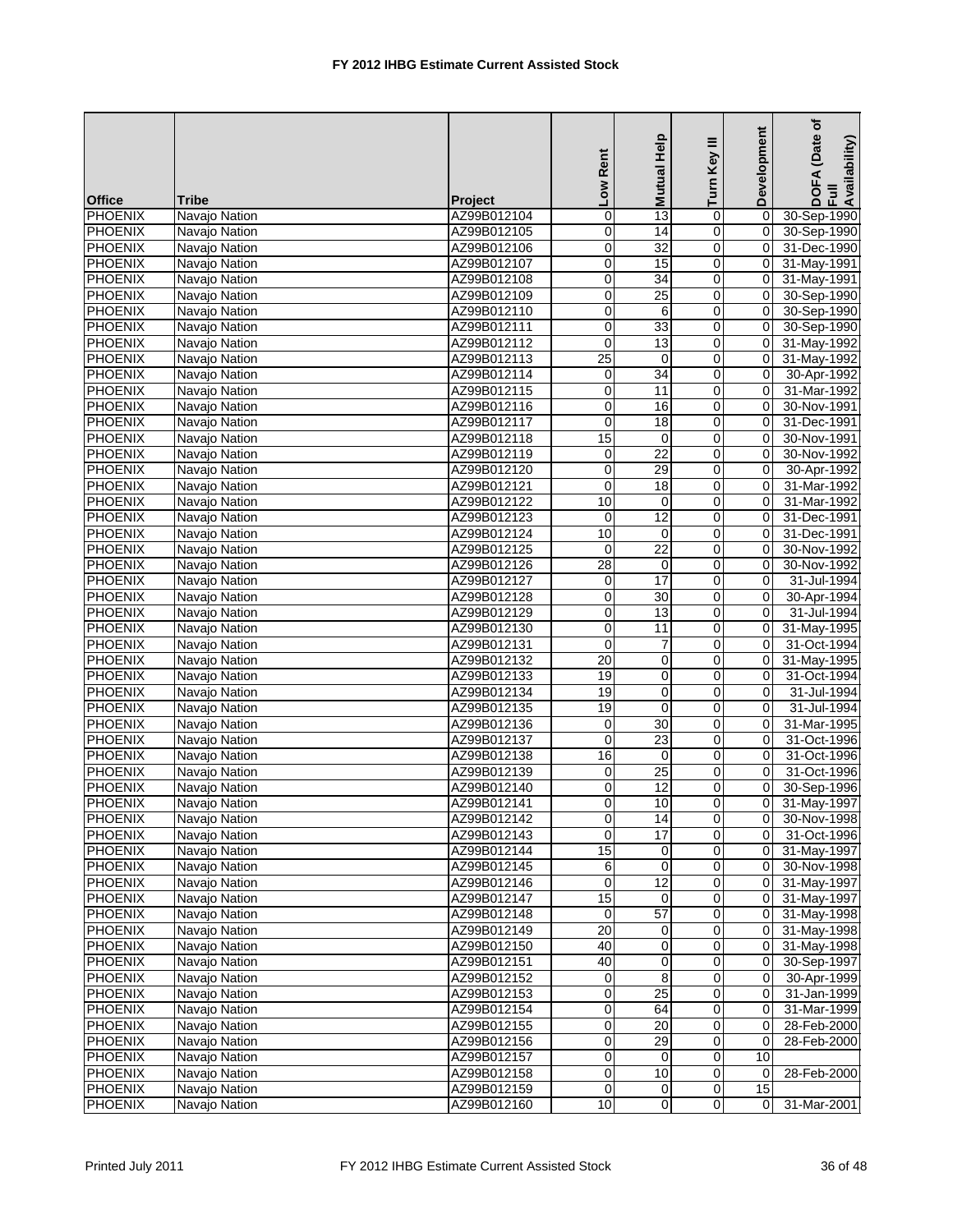# FY 2012 IHBG Estimate Current Assisted Stock

| Office | Tribe | Project | Low Rent | Mutual Help | Turn Key III | Development | DOFA (Date of Full Availability) |
|---|---|---|---|---|---|---|---|
| PHOENIX | Navajo Nation | AZ99B012104 | 0 | 13 | 0 | 0 | 30-Sep-1990 |
| PHOENIX | Navajo Nation | AZ99B012105 | 0 | 14 | 0 | 0 | 30-Sep-1990 |
| PHOENIX | Navajo Nation | AZ99B012106 | 0 | 32 | 0 | 0 | 31-Dec-1990 |
| PHOENIX | Navajo Nation | AZ99B012107 | 0 | 15 | 0 | 0 | 31-May-1991 |
| PHOENIX | Navajo Nation | AZ99B012108 | 0 | 34 | 0 | 0 | 31-May-1991 |
| PHOENIX | Navajo Nation | AZ99B012109 | 0 | 25 | 0 | 0 | 30-Sep-1990 |
| PHOENIX | Navajo Nation | AZ99B012110 | 0 | 6 | 0 | 0 | 30-Sep-1990 |
| PHOENIX | Navajo Nation | AZ99B012111 | 0 | 33 | 0 | 0 | 30-Sep-1990 |
| PHOENIX | Navajo Nation | AZ99B012112 | 0 | 13 | 0 | 0 | 31-May-1992 |
| PHOENIX | Navajo Nation | AZ99B012113 | 25 | 0 | 0 | 0 | 31-May-1992 |
| PHOENIX | Navajo Nation | AZ99B012114 | 0 | 34 | 0 | 0 | 30-Apr-1992 |
| PHOENIX | Navajo Nation | AZ99B012115 | 0 | 11 | 0 | 0 | 31-Mar-1992 |
| PHOENIX | Navajo Nation | AZ99B012116 | 0 | 16 | 0 | 0 | 30-Nov-1991 |
| PHOENIX | Navajo Nation | AZ99B012117 | 0 | 18 | 0 | 0 | 31-Dec-1991 |
| PHOENIX | Navajo Nation | AZ99B012118 | 15 | 0 | 0 | 0 | 30-Nov-1991 |
| PHOENIX | Navajo Nation | AZ99B012119 | 0 | 22 | 0 | 0 | 30-Nov-1992 |
| PHOENIX | Navajo Nation | AZ99B012120 | 0 | 29 | 0 | 0 | 30-Apr-1992 |
| PHOENIX | Navajo Nation | AZ99B012121 | 0 | 18 | 0 | 0 | 31-Mar-1992 |
| PHOENIX | Navajo Nation | AZ99B012122 | 10 | 0 | 0 | 0 | 31-Mar-1992 |
| PHOENIX | Navajo Nation | AZ99B012123 | 0 | 12 | 0 | 0 | 31-Dec-1991 |
| PHOENIX | Navajo Nation | AZ99B012124 | 10 | 0 | 0 | 0 | 31-Dec-1991 |
| PHOENIX | Navajo Nation | AZ99B012125 | 0 | 22 | 0 | 0 | 30-Nov-1992 |
| PHOENIX | Navajo Nation | AZ99B012126 | 28 | 0 | 0 | 0 | 30-Nov-1992 |
| PHOENIX | Navajo Nation | AZ99B012127 | 0 | 17 | 0 | 0 | 31-Jul-1994 |
| PHOENIX | Navajo Nation | AZ99B012128 | 0 | 30 | 0 | 0 | 30-Apr-1994 |
| PHOENIX | Navajo Nation | AZ99B012129 | 0 | 13 | 0 | 0 | 31-Jul-1994 |
| PHOENIX | Navajo Nation | AZ99B012130 | 0 | 11 | 0 | 0 | 31-May-1995 |
| PHOENIX | Navajo Nation | AZ99B012131 | 0 | 7 | 0 | 0 | 31-Oct-1994 |
| PHOENIX | Navajo Nation | AZ99B012132 | 20 | 0 | 0 | 0 | 31-May-1995 |
| PHOENIX | Navajo Nation | AZ99B012133 | 19 | 0 | 0 | 0 | 31-Oct-1994 |
| PHOENIX | Navajo Nation | AZ99B012134 | 19 | 0 | 0 | 0 | 31-Jul-1994 |
| PHOENIX | Navajo Nation | AZ99B012135 | 19 | 0 | 0 | 0 | 31-Jul-1994 |
| PHOENIX | Navajo Nation | AZ99B012136 | 0 | 30 | 0 | 0 | 31-Mar-1995 |
| PHOENIX | Navajo Nation | AZ99B012137 | 0 | 23 | 0 | 0 | 31-Oct-1996 |
| PHOENIX | Navajo Nation | AZ99B012138 | 16 | 0 | 0 | 0 | 31-Oct-1996 |
| PHOENIX | Navajo Nation | AZ99B012139 | 0 | 25 | 0 | 0 | 31-Oct-1996 |
| PHOENIX | Navajo Nation | AZ99B012140 | 0 | 12 | 0 | 0 | 30-Sep-1996 |
| PHOENIX | Navajo Nation | AZ99B012141 | 0 | 10 | 0 | 0 | 31-May-1997 |
| PHOENIX | Navajo Nation | AZ99B012142 | 0 | 14 | 0 | 0 | 30-Nov-1998 |
| PHOENIX | Navajo Nation | AZ99B012143 | 0 | 17 | 0 | 0 | 31-Oct-1996 |
| PHOENIX | Navajo Nation | AZ99B012144 | 15 | 0 | 0 | 0 | 31-May-1997 |
| PHOENIX | Navajo Nation | AZ99B012145 | 6 | 0 | 0 | 0 | 30-Nov-1998 |
| PHOENIX | Navajo Nation | AZ99B012146 | 0 | 12 | 0 | 0 | 31-May-1997 |
| PHOENIX | Navajo Nation | AZ99B012147 | 15 | 0 | 0 | 0 | 31-May-1997 |
| PHOENIX | Navajo Nation | AZ99B012148 | 0 | 57 | 0 | 0 | 31-May-1998 |
| PHOENIX | Navajo Nation | AZ99B012149 | 20 | 0 | 0 | 0 | 31-May-1998 |
| PHOENIX | Navajo Nation | AZ99B012150 | 40 | 0 | 0 | 0 | 31-May-1998 |
| PHOENIX | Navajo Nation | AZ99B012151 | 40 | 0 | 0 | 0 | 30-Sep-1997 |
| PHOENIX | Navajo Nation | AZ99B012152 | 0 | 8 | 0 | 0 | 30-Apr-1999 |
| PHOENIX | Navajo Nation | AZ99B012153 | 0 | 25 | 0 | 0 | 31-Jan-1999 |
| PHOENIX | Navajo Nation | AZ99B012154 | 0 | 64 | 0 | 0 | 31-Mar-1999 |
| PHOENIX | Navajo Nation | AZ99B012155 | 0 | 20 | 0 | 0 | 28-Feb-2000 |
| PHOENIX | Navajo Nation | AZ99B012156 | 0 | 29 | 0 | 0 | 28-Feb-2000 |
| PHOENIX | Navajo Nation | AZ99B012157 | 0 | 0 | 0 | 10 | |
| PHOENIX | Navajo Nation | AZ99B012158 | 0 | 10 | 0 | 0 | 28-Feb-2000 |
| PHOENIX | Navajo Nation | AZ99B012159 | 0 | 0 | 0 | 15 | |
| PHOENIX | Navajo Nation | AZ99B012160 | 10 | 0 | 0 | 0 | 31-Mar-2001 |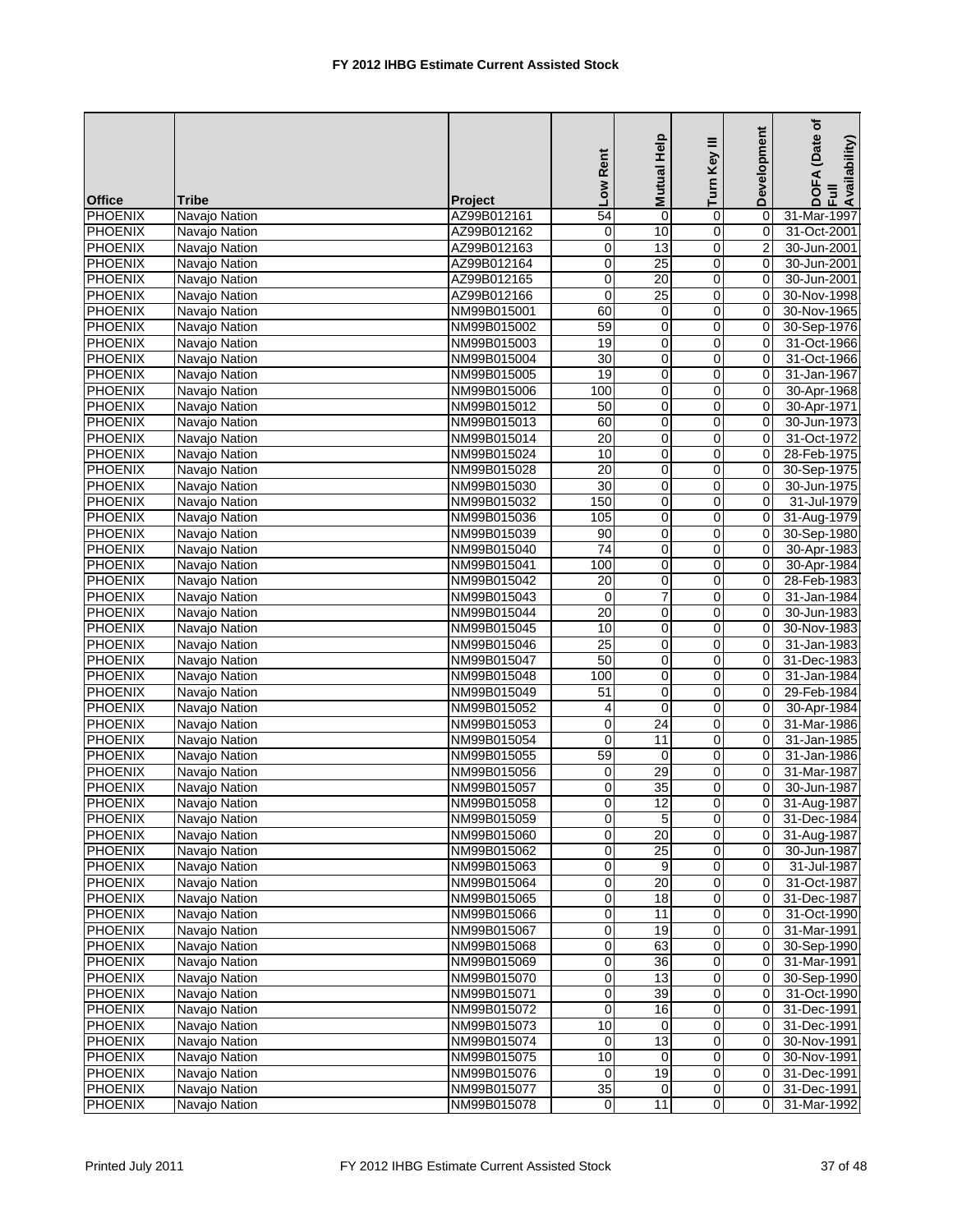# FY 2012 IHBG Estimate Current Assisted Stock

| Office | Tribe | Project | Low Rent | Mutual Help | Turn Key III | Development | DOFA (Date of Full Availability) |
|---|---|---|---|---|---|---|---|
| PHOENIX | Navajo Nation | AZ99B012161 | 54 | 0 | 0 | 0 | 31-Mar-1997 |
| PHOENIX | Navajo Nation | AZ99B012162 | 0 | 10 | 0 | 0 | 31-Oct-2001 |
| PHOENIX | Navajo Nation | AZ99B012163 | 0 | 13 | 0 | 2 | 30-Jun-2001 |
| PHOENIX | Navajo Nation | AZ99B012164 | 0 | 25 | 0 | 0 | 30-Jun-2001 |
| PHOENIX | Navajo Nation | AZ99B012165 | 0 | 20 | 0 | 0 | 30-Jun-2001 |
| PHOENIX | Navajo Nation | AZ99B012166 | 0 | 25 | 0 | 0 | 30-Nov-1998 |
| PHOENIX | Navajo Nation | NM99B015001 | 60 | 0 | 0 | 0 | 30-Nov-1965 |
| PHOENIX | Navajo Nation | NM99B015002 | 59 | 0 | 0 | 0 | 30-Sep-1976 |
| PHOENIX | Navajo Nation | NM99B015003 | 19 | 0 | 0 | 0 | 31-Oct-1966 |
| PHOENIX | Navajo Nation | NM99B015004 | 30 | 0 | 0 | 0 | 31-Oct-1966 |
| PHOENIX | Navajo Nation | NM99B015005 | 19 | 0 | 0 | 0 | 31-Jan-1967 |
| PHOENIX | Navajo Nation | NM99B015006 | 100 | 0 | 0 | 0 | 30-Apr-1968 |
| PHOENIX | Navajo Nation | NM99B015012 | 50 | 0 | 0 | 0 | 30-Apr-1971 |
| PHOENIX | Navajo Nation | NM99B015013 | 60 | 0 | 0 | 0 | 30-Jun-1973 |
| PHOENIX | Navajo Nation | NM99B015014 | 20 | 0 | 0 | 0 | 31-Oct-1972 |
| PHOENIX | Navajo Nation | NM99B015024 | 10 | 0 | 0 | 0 | 28-Feb-1975 |
| PHOENIX | Navajo Nation | NM99B015028 | 20 | 0 | 0 | 0 | 30-Sep-1975 |
| PHOENIX | Navajo Nation | NM99B015030 | 30 | 0 | 0 | 0 | 30-Jun-1975 |
| PHOENIX | Navajo Nation | NM99B015032 | 150 | 0 | 0 | 0 | 31-Jul-1979 |
| PHOENIX | Navajo Nation | NM99B015036 | 105 | 0 | 0 | 0 | 31-Aug-1979 |
| PHOENIX | Navajo Nation | NM99B015039 | 90 | 0 | 0 | 0 | 30-Sep-1980 |
| PHOENIX | Navajo Nation | NM99B015040 | 74 | 0 | 0 | 0 | 30-Apr-1983 |
| PHOENIX | Navajo Nation | NM99B015041 | 100 | 0 | 0 | 0 | 30-Apr-1984 |
| PHOENIX | Navajo Nation | NM99B015042 | 20 | 0 | 0 | 0 | 28-Feb-1983 |
| PHOENIX | Navajo Nation | NM99B015043 | 0 | 7 | 0 | 0 | 31-Jan-1984 |
| PHOENIX | Navajo Nation | NM99B015044 | 20 | 0 | 0 | 0 | 30-Jun-1983 |
| PHOENIX | Navajo Nation | NM99B015045 | 10 | 0 | 0 | 0 | 30-Nov-1983 |
| PHOENIX | Navajo Nation | NM99B015046 | 25 | 0 | 0 | 0 | 31-Jan-1983 |
| PHOENIX | Navajo Nation | NM99B015047 | 50 | 0 | 0 | 0 | 31-Dec-1983 |
| PHOENIX | Navajo Nation | NM99B015048 | 100 | 0 | 0 | 0 | 31-Jan-1984 |
| PHOENIX | Navajo Nation | NM99B015049 | 51 | 0 | 0 | 0 | 29-Feb-1984 |
| PHOENIX | Navajo Nation | NM99B015052 | 4 | 0 | 0 | 0 | 30-Apr-1984 |
| PHOENIX | Navajo Nation | NM99B015053 | 0 | 24 | 0 | 0 | 31-Mar-1986 |
| PHOENIX | Navajo Nation | NM99B015054 | 0 | 11 | 0 | 0 | 31-Jan-1985 |
| PHOENIX | Navajo Nation | NM99B015055 | 59 | 0 | 0 | 0 | 31-Jan-1986 |
| PHOENIX | Navajo Nation | NM99B015056 | 0 | 29 | 0 | 0 | 31-Mar-1987 |
| PHOENIX | Navajo Nation | NM99B015057 | 0 | 35 | 0 | 0 | 30-Jun-1987 |
| PHOENIX | Navajo Nation | NM99B015058 | 0 | 12 | 0 | 0 | 31-Aug-1987 |
| PHOENIX | Navajo Nation | NM99B015059 | 0 | 5 | 0 | 0 | 31-Dec-1984 |
| PHOENIX | Navajo Nation | NM99B015060 | 0 | 20 | 0 | 0 | 31-Aug-1987 |
| PHOENIX | Navajo Nation | NM99B015062 | 0 | 25 | 0 | 0 | 30-Jun-1987 |
| PHOENIX | Navajo Nation | NM99B015063 | 0 | 9 | 0 | 0 | 31-Jul-1987 |
| PHOENIX | Navajo Nation | NM99B015064 | 0 | 20 | 0 | 0 | 31-Oct-1987 |
| PHOENIX | Navajo Nation | NM99B015065 | 0 | 18 | 0 | 0 | 31-Dec-1987 |
| PHOENIX | Navajo Nation | NM99B015066 | 0 | 11 | 0 | 0 | 31-Oct-1990 |
| PHOENIX | Navajo Nation | NM99B015067 | 0 | 19 | 0 | 0 | 31-Mar-1991 |
| PHOENIX | Navajo Nation | NM99B015068 | 0 | 63 | 0 | 0 | 30-Sep-1990 |
| PHOENIX | Navajo Nation | NM99B015069 | 0 | 36 | 0 | 0 | 31-Mar-1991 |
| PHOENIX | Navajo Nation | NM99B015070 | 0 | 13 | 0 | 0 | 30-Sep-1990 |
| PHOENIX | Navajo Nation | NM99B015071 | 0 | 39 | 0 | 0 | 31-Oct-1990 |
| PHOENIX | Navajo Nation | NM99B015072 | 0 | 16 | 0 | 0 | 31-Dec-1991 |
| PHOENIX | Navajo Nation | NM99B015073 | 10 | 0 | 0 | 0 | 31-Dec-1991 |
| PHOENIX | Navajo Nation | NM99B015074 | 0 | 13 | 0 | 0 | 30-Nov-1991 |
| PHOENIX | Navajo Nation | NM99B015075 | 10 | 0 | 0 | 0 | 30-Nov-1991 |
| PHOENIX | Navajo Nation | NM99B015076 | 0 | 19 | 0 | 0 | 31-Dec-1991 |
| PHOENIX | Navajo Nation | NM99B015077 | 35 | 0 | 0 | 0 | 31-Dec-1991 |
| PHOENIX | Navajo Nation | NM99B015078 | 0 | 11 | 0 | 0 | 31-Mar-1992 |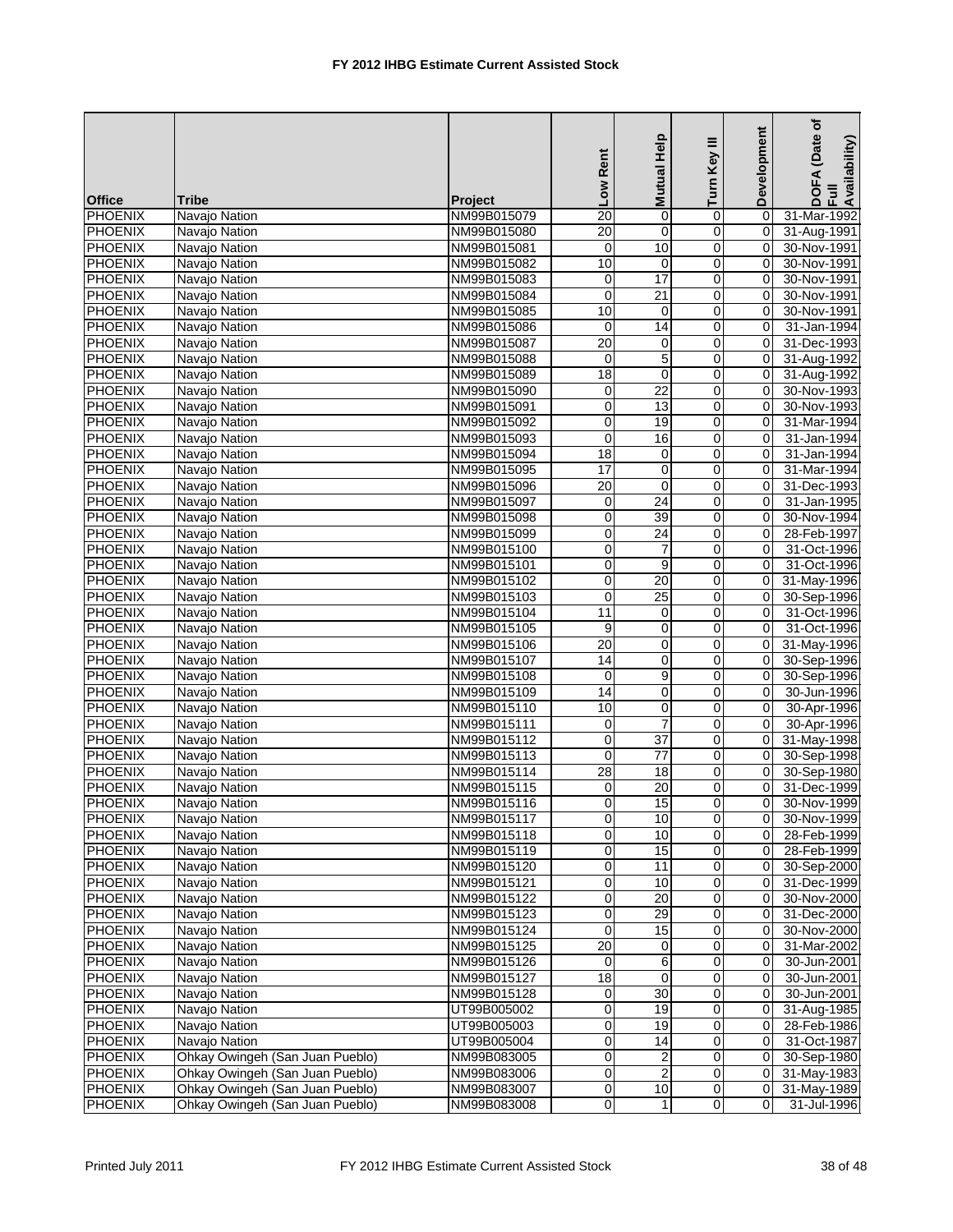# FY 2012 IHBG Estimate Current Assisted Stock

| Office | Tribe | Project | Low Rent | Mutual Help | Turn Key III | Development | DOFA (Date of Full Availability) |
|---|---|---|---|---|---|---|---|
| PHOENIX | Navajo Nation | NM99B015079 | 20 | 0 | 0 | 0 | 31-Mar-1992 |
| PHOENIX | Navajo Nation | NM99B015080 | 20 | 0 | 0 | 0 | 31-Aug-1991 |
| PHOENIX | Navajo Nation | NM99B015081 | 0 | 10 | 0 | 0 | 30-Nov-1991 |
| PHOENIX | Navajo Nation | NM99B015082 | 10 | 0 | 0 | 0 | 30-Nov-1991 |
| PHOENIX | Navajo Nation | NM99B015083 | 0 | 17 | 0 | 0 | 30-Nov-1991 |
| PHOENIX | Navajo Nation | NM99B015084 | 0 | 21 | 0 | 0 | 30-Nov-1991 |
| PHOENIX | Navajo Nation | NM99B015085 | 10 | 0 | 0 | 0 | 30-Nov-1991 |
| PHOENIX | Navajo Nation | NM99B015086 | 0 | 14 | 0 | 0 | 31-Jan-1994 |
| PHOENIX | Navajo Nation | NM99B015087 | 20 | 0 | 0 | 0 | 31-Dec-1993 |
| PHOENIX | Navajo Nation | NM99B015088 | 0 | 5 | 0 | 0 | 31-Aug-1992 |
| PHOENIX | Navajo Nation | NM99B015089 | 18 | 0 | 0 | 0 | 31-Aug-1992 |
| PHOENIX | Navajo Nation | NM99B015090 | 0 | 22 | 0 | 0 | 30-Nov-1993 |
| PHOENIX | Navajo Nation | NM99B015091 | 0 | 13 | 0 | 0 | 30-Nov-1993 |
| PHOENIX | Navajo Nation | NM99B015092 | 0 | 19 | 0 | 0 | 31-Mar-1994 |
| PHOENIX | Navajo Nation | NM99B015093 | 0 | 16 | 0 | 0 | 31-Jan-1994 |
| PHOENIX | Navajo Nation | NM99B015094 | 18 | 0 | 0 | 0 | 31-Jan-1994 |
| PHOENIX | Navajo Nation | NM99B015095 | 17 | 0 | 0 | 0 | 31-Mar-1994 |
| PHOENIX | Navajo Nation | NM99B015096 | 20 | 0 | 0 | 0 | 31-Dec-1993 |
| PHOENIX | Navajo Nation | NM99B015097 | 0 | 24 | 0 | 0 | 31-Jan-1995 |
| PHOENIX | Navajo Nation | NM99B015098 | 0 | 39 | 0 | 0 | 30-Nov-1994 |
| PHOENIX | Navajo Nation | NM99B015099 | 0 | 24 | 0 | 0 | 28-Feb-1997 |
| PHOENIX | Navajo Nation | NM99B015100 | 0 | 7 | 0 | 0 | 31-Oct-1996 |
| PHOENIX | Navajo Nation | NM99B015101 | 0 | 9 | 0 | 0 | 31-Oct-1996 |
| PHOENIX | Navajo Nation | NM99B015102 | 0 | 20 | 0 | 0 | 31-May-1996 |
| PHOENIX | Navajo Nation | NM99B015103 | 0 | 25 | 0 | 0 | 30-Sep-1996 |
| PHOENIX | Navajo Nation | NM99B015104 | 11 | 0 | 0 | 0 | 31-Oct-1996 |
| PHOENIX | Navajo Nation | NM99B015105 | 9 | 0 | 0 | 0 | 31-Oct-1996 |
| PHOENIX | Navajo Nation | NM99B015106 | 20 | 0 | 0 | 0 | 31-May-1996 |
| PHOENIX | Navajo Nation | NM99B015107 | 14 | 0 | 0 | 0 | 30-Sep-1996 |
| PHOENIX | Navajo Nation | NM99B015108 | 0 | 9 | 0 | 0 | 30-Sep-1996 |
| PHOENIX | Navajo Nation | NM99B015109 | 14 | 0 | 0 | 0 | 30-Jun-1996 |
| PHOENIX | Navajo Nation | NM99B015110 | 10 | 0 | 0 | 0 | 30-Apr-1996 |
| PHOENIX | Navajo Nation | NM99B015111 | 0 | 7 | 0 | 0 | 30-Apr-1996 |
| PHOENIX | Navajo Nation | NM99B015112 | 0 | 37 | 0 | 0 | 31-May-1998 |
| PHOENIX | Navajo Nation | NM99B015113 | 0 | 77 | 0 | 0 | 30-Sep-1998 |
| PHOENIX | Navajo Nation | NM99B015114 | 28 | 18 | 0 | 0 | 30-Sep-1980 |
| PHOENIX | Navajo Nation | NM99B015115 | 0 | 20 | 0 | 0 | 31-Dec-1999 |
| PHOENIX | Navajo Nation | NM99B015116 | 0 | 15 | 0 | 0 | 30-Nov-1999 |
| PHOENIX | Navajo Nation | NM99B015117 | 0 | 10 | 0 | 0 | 30-Nov-1999 |
| PHOENIX | Navajo Nation | NM99B015118 | 0 | 10 | 0 | 0 | 28-Feb-1999 |
| PHOENIX | Navajo Nation | NM99B015119 | 0 | 15 | 0 | 0 | 28-Feb-1999 |
| PHOENIX | Navajo Nation | NM99B015120 | 0 | 11 | 0 | 0 | 30-Sep-2000 |
| PHOENIX | Navajo Nation | NM99B015121 | 0 | 10 | 0 | 0 | 31-Dec-1999 |
| PHOENIX | Navajo Nation | NM99B015122 | 0 | 20 | 0 | 0 | 30-Nov-2000 |
| PHOENIX | Navajo Nation | NM99B015123 | 0 | 29 | 0 | 0 | 31-Dec-2000 |
| PHOENIX | Navajo Nation | NM99B015124 | 0 | 15 | 0 | 0 | 30-Nov-2000 |
| PHOENIX | Navajo Nation | NM99B015125 | 20 | 0 | 0 | 0 | 31-Mar-2002 |
| PHOENIX | Navajo Nation | NM99B015126 | 0 | 6 | 0 | 0 | 30-Jun-2001 |
| PHOENIX | Navajo Nation | NM99B015127 | 18 | 0 | 0 | 0 | 30-Jun-2001 |
| PHOENIX | Navajo Nation | NM99B015128 | 0 | 30 | 0 | 0 | 30-Jun-2001 |
| PHOENIX | Navajo Nation | UT99B005002 | 0 | 19 | 0 | 0 | 31-Aug-1985 |
| PHOENIX | Navajo Nation | UT99B005003 | 0 | 19 | 0 | 0 | 28-Feb-1986 |
| PHOENIX | Navajo Nation | UT99B005004 | 0 | 14 | 0 | 0 | 31-Oct-1987 |
| PHOENIX | Ohkay Owingeh (San Juan Pueblo) | NM99B083005 | 0 | 2 | 0 | 0 | 30-Sep-1980 |
| PHOENIX | Ohkay Owingeh (San Juan Pueblo) | NM99B083006 | 0 | 2 | 0 | 0 | 31-May-1983 |
| PHOENIX | Ohkay Owingeh (San Juan Pueblo) | NM99B083007 | 0 | 10 | 0 | 0 | 31-May-1989 |
| PHOENIX | Ohkay Owingeh (San Juan Pueblo) | NM99B083008 | 0 | 1 | 0 | 0 | 31-Jul-1996 |

Printed July 2011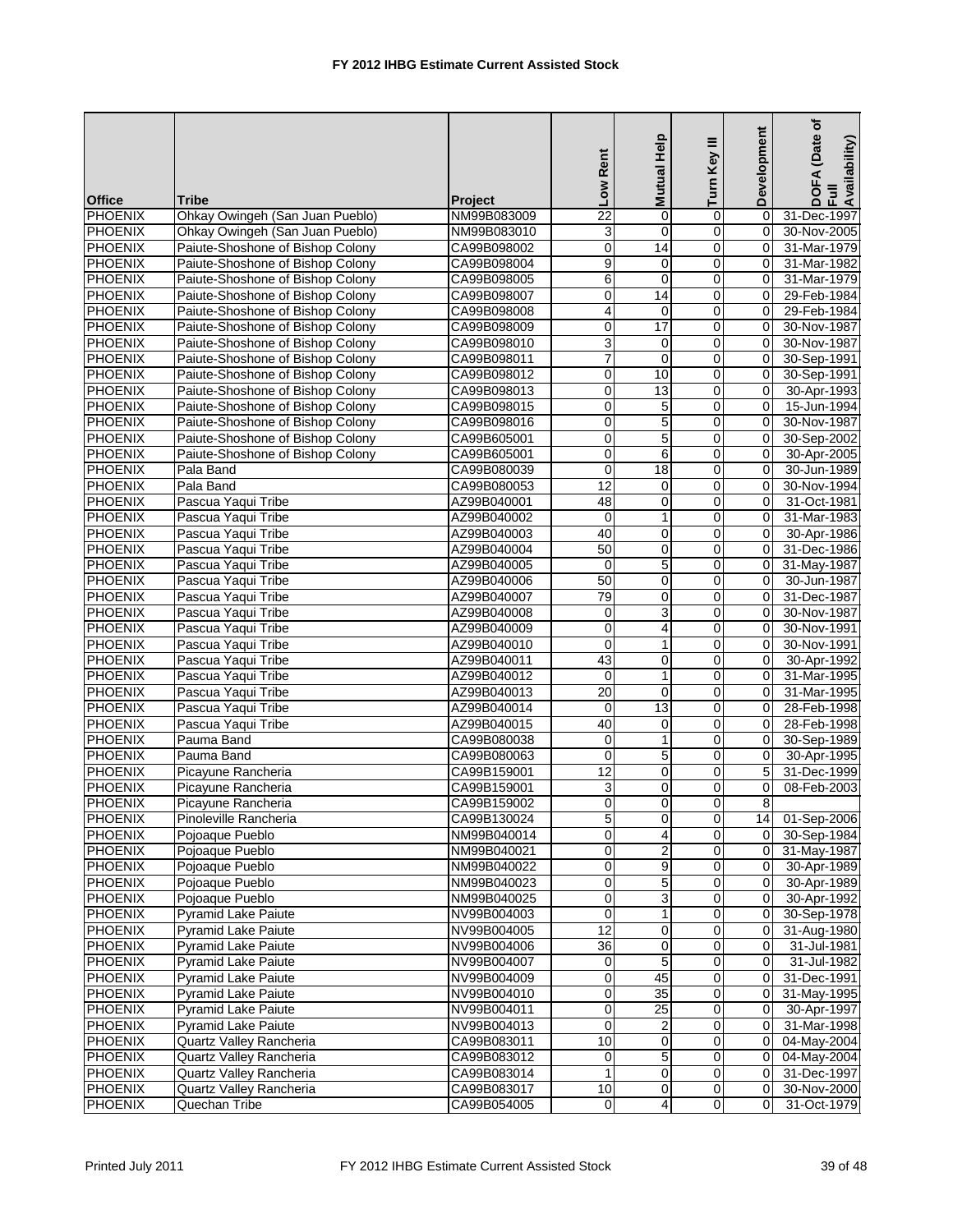# FY 2012 IHBG Estimate Current Assisted Stock

| Office | Tribe | Project | Low Rent | Mutual Help | Turn Key III | Development | DOFA (Date of Full Availability) |
|---|---|---|---|---|---|---|---|
| PHOENIX | Ohkay Owingeh (San Juan Pueblo) | NM99B083009 | 22 | 0 | 0 | 0 | 31-Dec-1997 |
| PHOENIX | Ohkay Owingeh (San Juan Pueblo) | NM99B083010 | 3 | 0 | 0 | 0 | 30-Nov-2005 |
| PHOENIX | Paiute-Shoshone of Bishop Colony | CA99B098002 | 0 | 14 | 0 | 0 | 31-Mar-1979 |
| PHOENIX | Paiute-Shoshone of Bishop Colony | CA99B098004 | 9 | 0 | 0 | 0 | 31-Mar-1982 |
| PHOENIX | Paiute-Shoshone of Bishop Colony | CA99B098005 | 6 | 0 | 0 | 0 | 31-Mar-1979 |
| PHOENIX | Paiute-Shoshone of Bishop Colony | CA99B098007 | 0 | 14 | 0 | 0 | 29-Feb-1984 |
| PHOENIX | Paiute-Shoshone of Bishop Colony | CA99B098008 | 4 | 0 | 0 | 0 | 29-Feb-1984 |
| PHOENIX | Paiute-Shoshone of Bishop Colony | CA99B098009 | 0 | 17 | 0 | 0 | 30-Nov-1987 |
| PHOENIX | Paiute-Shoshone of Bishop Colony | CA99B098010 | 3 | 0 | 0 | 0 | 30-Nov-1987 |
| PHOENIX | Paiute-Shoshone of Bishop Colony | CA99B098011 | 7 | 0 | 0 | 0 | 30-Sep-1991 |
| PHOENIX | Paiute-Shoshone of Bishop Colony | CA99B098012 | 0 | 10 | 0 | 0 | 30-Sep-1991 |
| PHOENIX | Paiute-Shoshone of Bishop Colony | CA99B098013 | 0 | 13 | 0 | 0 | 30-Apr-1993 |
| PHOENIX | Paiute-Shoshone of Bishop Colony | CA99B098015 | 0 | 5 | 0 | 0 | 15-Jun-1994 |
| PHOENIX | Paiute-Shoshone of Bishop Colony | CA99B098016 | 0 | 5 | 0 | 0 | 30-Nov-1987 |
| PHOENIX | Paiute-Shoshone of Bishop Colony | CA99B605001 | 0 | 5 | 0 | 0 | 30-Sep-2002 |
| PHOENIX | Paiute-Shoshone of Bishop Colony | CA99B605001 | 0 | 6 | 0 | 0 | 30-Apr-2005 |
| PHOENIX | Pala Band | CA99B080039 | 0 | 18 | 0 | 0 | 30-Jun-1989 |
| PHOENIX | Pala Band | CA99B080053 | 12 | 0 | 0 | 0 | 30-Nov-1994 |
| PHOENIX | Pascua Yaqui Tribe | AZ99B040001 | 48 | 0 | 0 | 0 | 31-Oct-1981 |
| PHOENIX | Pascua Yaqui Tribe | AZ99B040002 | 0 | 1 | 0 | 0 | 31-Mar-1983 |
| PHOENIX | Pascua Yaqui Tribe | AZ99B040003 | 40 | 0 | 0 | 0 | 30-Apr-1986 |
| PHOENIX | Pascua Yaqui Tribe | AZ99B040004 | 50 | 0 | 0 | 0 | 31-Dec-1986 |
| PHOENIX | Pascua Yaqui Tribe | AZ99B040005 | 0 | 5 | 0 | 0 | 31-May-1987 |
| PHOENIX | Pascua Yaqui Tribe | AZ99B040006 | 50 | 0 | 0 | 0 | 30-Jun-1987 |
| PHOENIX | Pascua Yaqui Tribe | AZ99B040007 | 79 | 0 | 0 | 0 | 31-Dec-1987 |
| PHOENIX | Pascua Yaqui Tribe | AZ99B040008 | 0 | 3 | 0 | 0 | 30-Nov-1987 |
| PHOENIX | Pascua Yaqui Tribe | AZ99B040009 | 0 | 4 | 0 | 0 | 30-Nov-1991 |
| PHOENIX | Pascua Yaqui Tribe | AZ99B040010 | 0 | 1 | 0 | 0 | 30-Nov-1991 |
| PHOENIX | Pascua Yaqui Tribe | AZ99B040011 | 43 | 0 | 0 | 0 | 30-Apr-1992 |
| PHOENIX | Pascua Yaqui Tribe | AZ99B040012 | 0 | 1 | 0 | 0 | 31-Mar-1995 |
| PHOENIX | Pascua Yaqui Tribe | AZ99B040013 | 20 | 0 | 0 | 0 | 31-Mar-1995 |
| PHOENIX | Pascua Yaqui Tribe | AZ99B040014 | 0 | 13 | 0 | 0 | 28-Feb-1998 |
| PHOENIX | Pascua Yaqui Tribe | AZ99B040015 | 40 | 0 | 0 | 0 | 28-Feb-1998 |
| PHOENIX | Pauma Band | CA99B080038 | 0 | 1 | 0 | 0 | 30-Sep-1989 |
| PHOENIX | Pauma Band | CA99B080063 | 0 | 5 | 0 | 0 | 30-Apr-1995 |
| PHOENIX | Picayune Rancheria | CA99B159001 | 12 | 0 | 0 | 5 | 31-Dec-1999 |
| PHOENIX | Picayune Rancheria | CA99B159001 | 3 | 0 | 0 | 0 | 08-Feb-2003 |
| PHOENIX | Picayune Rancheria | CA99B159002 | 0 | 0 | 0 | 8 | |
| PHOENIX | Pinoleville Rancheria | CA99B130024 | 5 | 0 | 0 | 14 | 01-Sep-2006 |
| PHOENIX | Pojoaque Pueblo | NM99B040014 | 0 | 4 | 0 | 0 | 30-Sep-1984 |
| PHOENIX | Pojoaque Pueblo | NM99B040021 | 0 | 2 | 0 | 0 | 31-May-1987 |
| PHOENIX | Pojoaque Pueblo | NM99B040022 | 0 | 9 | 0 | 0 | 30-Apr-1989 |
| PHOENIX | Pojoaque Pueblo | NM99B040023 | 0 | 5 | 0 | 0 | 30-Apr-1989 |
| PHOENIX | Pojoaque Pueblo | NM99B040025 | 0 | 3 | 0 | 0 | 30-Apr-1992 |
| PHOENIX | Pyramid Lake Paiute | NV99B004003 | 0 | 1 | 0 | 0 | 30-Sep-1978 |
| PHOENIX | Pyramid Lake Paiute | NV99B004005 | 12 | 0 | 0 | 0 | 31-Aug-1980 |
| PHOENIX | Pyramid Lake Paiute | NV99B004006 | 36 | 0 | 0 | 0 | 31-Jul-1981 |
| PHOENIX | Pyramid Lake Paiute | NV99B004007 | 0 | 5 | 0 | 0 | 31-Jul-1982 |
| PHOENIX | Pyramid Lake Paiute | NV99B004009 | 0 | 45 | 0 | 0 | 31-Dec-1991 |
| PHOENIX | Pyramid Lake Paiute | NV99B004010 | 0 | 35 | 0 | 0 | 31-May-1995 |
| PHOENIX | Pyramid Lake Paiute | NV99B004011 | 0 | 25 | 0 | 0 | 30-Apr-1997 |
| PHOENIX | Pyramid Lake Paiute | NV99B004013 | 0 | 2 | 0 | 0 | 31-Mar-1998 |
| PHOENIX | Quartz Valley Rancheria | CA99B083011 | 10 | 0 | 0 | 0 | 04-May-2004 |
| PHOENIX | Quartz Valley Rancheria | CA99B083012 | 0 | 5 | 0 | 0 | 04-May-2004 |
| PHOENIX | Quartz Valley Rancheria | CA99B083014 | 1 | 0 | 0 | 0 | 31-Dec-1997 |
| PHOENIX | Quartz Valley Rancheria | CA99B083017 | 10 | 0 | 0 | 0 | 30-Nov-2000 |
| PHOENIX | Quechan Tribe | CA99B054005 | 0 | 4 | 0 | 0 | 31-Oct-1979 |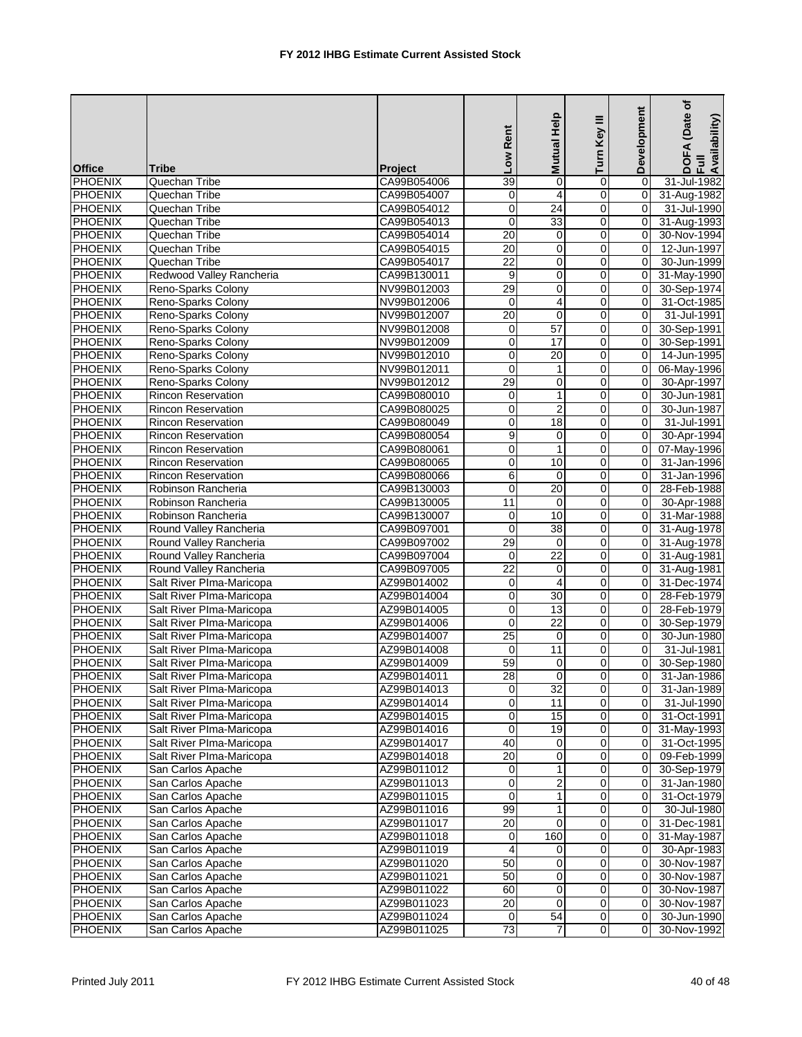# FY 2012 IHBG Estimate Current Assisted Stock

| Office | Tribe | Project | Low Rent | Mutual Help | Turn Key III | Development | DOFA (Date of Full Availability) |
|---|---|---|---|---|---|---|---|
| PHOENIX | Quechan Tribe | CA99B054006 | 39 | 0 | 0 | 0 | 31-Jul-1982 |
| PHOENIX | Quechan Tribe | CA99B054007 | 0 | 4 | 0 | 0 | 31-Aug-1982 |
| PHOENIX | Quechan Tribe | CA99B054012 | 0 | 24 | 0 | 0 | 31-Jul-1990 |
| PHOENIX | Quechan Tribe | CA99B054013 | 0 | 33 | 0 | 0 | 31-Aug-1993 |
| PHOENIX | Quechan Tribe | CA99B054014 | 20 | 0 | 0 | 0 | 30-Nov-1994 |
| PHOENIX | Quechan Tribe | CA99B054015 | 20 | 0 | 0 | 0 | 12-Jun-1997 |
| PHOENIX | Quechan Tribe | CA99B054017 | 22 | 0 | 0 | 0 | 30-Jun-1999 |
| PHOENIX | Redwood Valley Rancheria | CA99B130011 | 9 | 0 | 0 | 0 | 31-May-1990 |
| PHOENIX | Reno-Sparks Colony | NV99B012003 | 29 | 0 | 0 | 0 | 30-Sep-1974 |
| PHOENIX | Reno-Sparks Colony | NV99B012006 | 0 | 4 | 0 | 0 | 31-Oct-1985 |
| PHOENIX | Reno-Sparks Colony | NV99B012007 | 20 | 0 | 0 | 0 | 31-Jul-1991 |
| PHOENIX | Reno-Sparks Colony | NV99B012008 | 0 | 57 | 0 | 0 | 30-Sep-1991 |
| PHOENIX | Reno-Sparks Colony | NV99B012009 | 0 | 17 | 0 | 0 | 30-Sep-1991 |
| PHOENIX | Reno-Sparks Colony | NV99B012010 | 0 | 20 | 0 | 0 | 14-Jun-1995 |
| PHOENIX | Reno-Sparks Colony | NV99B012011 | 0 | 1 | 0 | 0 | 06-May-1996 |
| PHOENIX | Reno-Sparks Colony | NV99B012012 | 29 | 0 | 0 | 0 | 30-Apr-1997 |
| PHOENIX | Rincon Reservation | CA99B080010 | 0 | 1 | 0 | 0 | 30-Jun-1981 |
| PHOENIX | Rincon Reservation | CA99B080025 | 0 | 2 | 0 | 0 | 30-Jun-1987 |
| PHOENIX | Rincon Reservation | CA99B080049 | 0 | 18 | 0 | 0 | 31-Jul-1991 |
| PHOENIX | Rincon Reservation | CA99B080054 | 9 | 0 | 0 | 0 | 30-Apr-1994 |
| PHOENIX | Rincon Reservation | CA99B080061 | 0 | 1 | 0 | 0 | 07-May-1996 |
| PHOENIX | Rincon Reservation | CA99B080065 | 0 | 10 | 0 | 0 | 31-Jan-1996 |
| PHOENIX | Rincon Reservation | CA99B080066 | 6 | 0 | 0 | 0 | 31-Jan-1996 |
| PHOENIX | Robinson Rancheria | CA99B130003 | 0 | 20 | 0 | 0 | 28-Feb-1988 |
| PHOENIX | Robinson Rancheria | CA99B130005 | 11 | 0 | 0 | 0 | 30-Apr-1988 |
| PHOENIX | Robinson Rancheria | CA99B130007 | 0 | 10 | 0 | 0 | 31-Mar-1988 |
| PHOENIX | Round Valley Rancheria | CA99B097001 | 0 | 38 | 0 | 0 | 31-Aug-1978 |
| PHOENIX | Round Valley Rancheria | CA99B097002 | 29 | 0 | 0 | 0 | 31-Aug-1978 |
| PHOENIX | Round Valley Rancheria | CA99B097004 | 0 | 22 | 0 | 0 | 31-Aug-1981 |
| PHOENIX | Round Valley Rancheria | CA99B097005 | 22 | 0 | 0 | 0 | 31-Aug-1981 |
| PHOENIX | Salt River PIma-Maricopa | AZ99B014002 | 0 | 4 | 0 | 0 | 31-Dec-1974 |
| PHOENIX | Salt River PIma-Maricopa | AZ99B014004 | 0 | 30 | 0 | 0 | 28-Feb-1979 |
| PHOENIX | Salt River PIma-Maricopa | AZ99B014005 | 0 | 13 | 0 | 0 | 28-Feb-1979 |
| PHOENIX | Salt River PIma-Maricopa | AZ99B014006 | 0 | 22 | 0 | 0 | 30-Sep-1979 |
| PHOENIX | Salt River PIma-Maricopa | AZ99B014007 | 25 | 0 | 0 | 0 | 30-Jun-1980 |
| PHOENIX | Salt River PIma-Maricopa | AZ99B014008 | 0 | 11 | 0 | 0 | 31-Jul-1981 |
| PHOENIX | Salt River PIma-Maricopa | AZ99B014009 | 59 | 0 | 0 | 0 | 30-Sep-1980 |
| PHOENIX | Salt River PIma-Maricopa | AZ99B014011 | 28 | 0 | 0 | 0 | 31-Jan-1986 |
| PHOENIX | Salt River PIma-Maricopa | AZ99B014013 | 0 | 32 | 0 | 0 | 31-Jan-1989 |
| PHOENIX | Salt River PIma-Maricopa | AZ99B014014 | 0 | 11 | 0 | 0 | 31-Jul-1990 |
| PHOENIX | Salt River PIma-Maricopa | AZ99B014015 | 0 | 15 | 0 | 0 | 31-Oct-1991 |
| PHOENIX | Salt River PIma-Maricopa | AZ99B014016 | 0 | 19 | 0 | 0 | 31-May-1993 |
| PHOENIX | Salt River PIma-Maricopa | AZ99B014017 | 40 | 0 | 0 | 0 | 31-Oct-1995 |
| PHOENIX | Salt River PIma-Maricopa | AZ99B014018 | 20 | 0 | 0 | 0 | 09-Feb-1999 |
| PHOENIX | San Carlos Apache | AZ99B011012 | 0 | 1 | 0 | 0 | 30-Sep-1979 |
| PHOENIX | San Carlos Apache | AZ99B011013 | 0 | 2 | 0 | 0 | 31-Jan-1980 |
| PHOENIX | San Carlos Apache | AZ99B011015 | 0 | 1 | 0 | 0 | 31-Oct-1979 |
| PHOENIX | San Carlos Apache | AZ99B011016 | 99 | 1 | 0 | 0 | 30-Jul-1980 |
| PHOENIX | San Carlos Apache | AZ99B011017 | 20 | 0 | 0 | 0 | 31-Dec-1981 |
| PHOENIX | San Carlos Apache | AZ99B011018 | 0 | 160 | 0 | 0 | 31-May-1987 |
| PHOENIX | San Carlos Apache | AZ99B011019 | 4 | 0 | 0 | 0 | 30-Apr-1983 |
| PHOENIX | San Carlos Apache | AZ99B011020 | 50 | 0 | 0 | 0 | 30-Nov-1987 |
| PHOENIX | San Carlos Apache | AZ99B011021 | 50 | 0 | 0 | 0 | 30-Nov-1987 |
| PHOENIX | San Carlos Apache | AZ99B011022 | 60 | 0 | 0 | 0 | 30-Nov-1987 |
| PHOENIX | San Carlos Apache | AZ99B011023 | 20 | 0 | 0 | 0 | 30-Nov-1987 |
| PHOENIX | San Carlos Apache | AZ99B011024 | 0 | 54 | 0 | 0 | 30-Jun-1990 |
| PHOENIX | San Carlos Apache | AZ99B011025 | 73 | 7 | 0 | 0 | 30-Nov-1992 |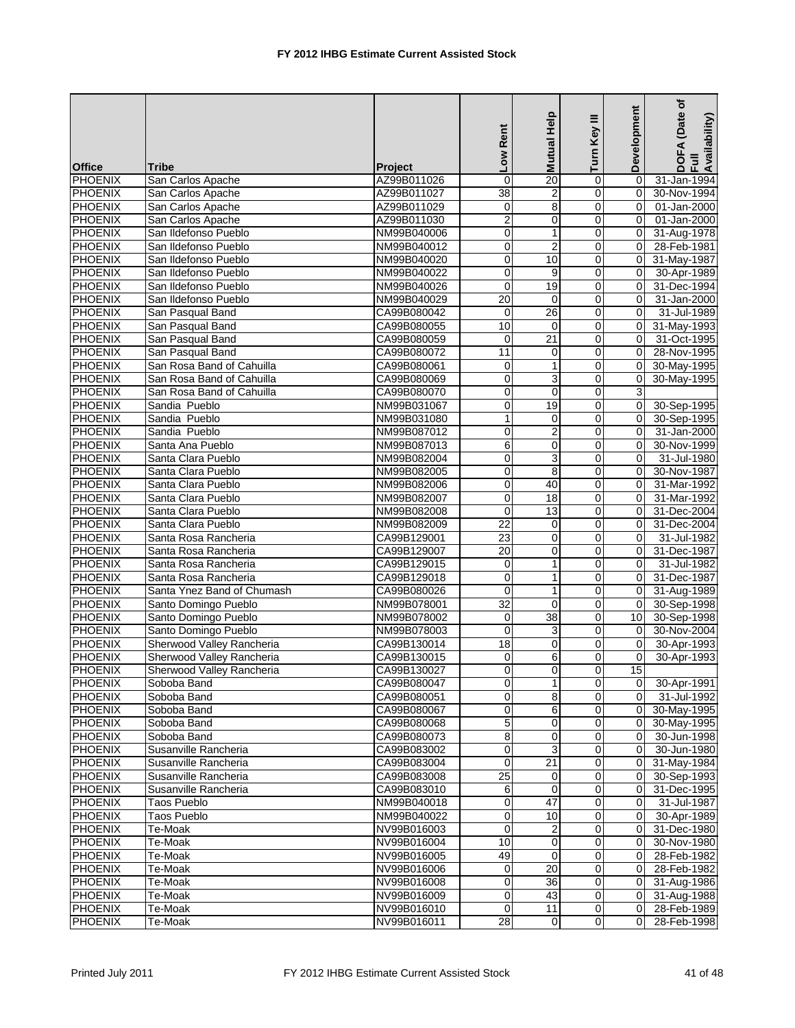# FY 2012 IHBG Estimate Current Assisted Stock

| Office | Tribe | Project | Low Rent | Mutual Help | Turn Key III | Development | DOFA (Date of Full Availability) |
|---|---|---|---|---|---|---|---|
| PHOENIX | San Carlos Apache | AZ99B011026 | 0 | 20 | 0 | 0 | 31-Jan-1994 |
| PHOENIX | San Carlos Apache | AZ99B011027 | 38 | 2 | 0 | 0 | 30-Nov-1994 |
| PHOENIX | San Carlos Apache | AZ99B011029 | 0 | 8 | 0 | 0 | 01-Jan-2000 |
| PHOENIX | San Carlos Apache | AZ99B011030 | 2 | 0 | 0 | 0 | 01-Jan-2000 |
| PHOENIX | San Ildefonso Pueblo | NM99B040006 | 0 | 1 | 0 | 0 | 31-Aug-1978 |
| PHOENIX | San Ildefonso Pueblo | NM99B040012 | 0 | 2 | 0 | 0 | 28-Feb-1981 |
| PHOENIX | San Ildefonso Pueblo | NM99B040020 | 0 | 10 | 0 | 0 | 31-May-1987 |
| PHOENIX | San Ildefonso Pueblo | NM99B040022 | 0 | 9 | 0 | 0 | 30-Apr-1989 |
| PHOENIX | San Ildefonso Pueblo | NM99B040026 | 0 | 19 | 0 | 0 | 31-Dec-1994 |
| PHOENIX | San Ildefonso Pueblo | NM99B040029 | 20 | 0 | 0 | 0 | 31-Jan-2000 |
| PHOENIX | San Pasqual Band | CA99B080042 | 0 | 26 | 0 | 0 | 31-Jul-1989 |
| PHOENIX | San Pasqual Band | CA99B080055 | 10 | 0 | 0 | 0 | 31-May-1993 |
| PHOENIX | San Pasqual Band | CA99B080059 | 0 | 21 | 0 | 0 | 31-Oct-1995 |
| PHOENIX | San Pasqual Band | CA99B080072 | 11 | 0 | 0 | 0 | 28-Nov-1995 |
| PHOENIX | San Rosa Band of Cahuilla | CA99B080061 | 0 | 1 | 0 | 0 | 30-May-1995 |
| PHOENIX | San Rosa Band of Cahuilla | CA99B080069 | 0 | 3 | 0 | 0 | 30-May-1995 |
| PHOENIX | San Rosa Band of Cahuilla | CA99B080070 | 0 | 0 | 0 | 3 | |
| PHOENIX | Sandia Pueblo | NM99B031067 | 0 | 19 | 0 | 0 | 30-Sep-1995 |
| PHOENIX | Sandia Pueblo | NM99B031080 | 1 | 0 | 0 | 0 | 30-Sep-1995 |
| PHOENIX | Sandia Pueblo | NM99B087012 | 0 | 2 | 0 | 0 | 31-Jan-2000 |
| PHOENIX | Santa Ana Pueblo | NM99B087013 | 6 | 0 | 0 | 0 | 30-Nov-1999 |
| PHOENIX | Santa Clara Pueblo | NM99B082004 | 0 | 3 | 0 | 0 | 31-Jul-1980 |
| PHOENIX | Santa Clara Pueblo | NM99B082005 | 0 | 8 | 0 | 0 | 30-Nov-1987 |
| PHOENIX | Santa Clara Pueblo | NM99B082006 | 0 | 40 | 0 | 0 | 31-Mar-1992 |
| PHOENIX | Santa Clara Pueblo | NM99B082007 | 0 | 18 | 0 | 0 | 31-Mar-1992 |
| PHOENIX | Santa Clara Pueblo | NM99B082008 | 0 | 13 | 0 | 0 | 31-Dec-2004 |
| PHOENIX | Santa Clara Pueblo | NM99B082009 | 22 | 0 | 0 | 0 | 31-Dec-2004 |
| PHOENIX | Santa Rosa Rancheria | CA99B129001 | 23 | 0 | 0 | 0 | 31-Jul-1982 |
| PHOENIX | Santa Rosa Rancheria | CA99B129007 | 20 | 0 | 0 | 0 | 31-Dec-1987 |
| PHOENIX | Santa Rosa Rancheria | CA99B129015 | 0 | 1 | 0 | 0 | 31-Jul-1982 |
| PHOENIX | Santa Rosa Rancheria | CA99B129018 | 0 | 1 | 0 | 0 | 31-Dec-1987 |
| PHOENIX | Santa Ynez Band of Chumash | CA99B080026 | 0 | 1 | 0 | 0 | 31-Aug-1989 |
| PHOENIX | Santo Domingo Pueblo | NM99B078001 | 32 | 0 | 0 | 0 | 30-Sep-1998 |
| PHOENIX | Santo Domingo Pueblo | NM99B078002 | 0 | 38 | 0 | 10 | 30-Sep-1998 |
| PHOENIX | Santo Domingo Pueblo | NM99B078003 | 0 | 3 | 0 | 0 | 30-Nov-2004 |
| PHOENIX | Sherwood Valley Rancheria | CA99B130014 | 18 | 0 | 0 | 0 | 30-Apr-1993 |
| PHOENIX | Sherwood Valley Rancheria | CA99B130015 | 0 | 6 | 0 | 0 | 30-Apr-1993 |
| PHOENIX | Sherwood Valley Rancheria | CA99B130027 | 0 | 0 | 0 | 15 | |
| PHOENIX | Soboba Band | CA99B080047 | 0 | 1 | 0 | 0 | 30-Apr-1991 |
| PHOENIX | Soboba Band | CA99B080051 | 0 | 8 | 0 | 0 | 31-Jul-1992 |
| PHOENIX | Soboba Band | CA99B080067 | 0 | 6 | 0 | 0 | 30-May-1995 |
| PHOENIX | Soboba Band | CA99B080068 | 5 | 0 | 0 | 0 | 30-May-1995 |
| PHOENIX | Soboba Band | CA99B080073 | 8 | 0 | 0 | 0 | 30-Jun-1998 |
| PHOENIX | Susanville Rancheria | CA99B083002 | 0 | 3 | 0 | 0 | 30-Jun-1980 |
| PHOENIX | Susanville Rancheria | CA99B083004 | 0 | 21 | 0 | 0 | 31-May-1984 |
| PHOENIX | Susanville Rancheria | CA99B083008 | 25 | 0 | 0 | 0 | 30-Sep-1993 |
| PHOENIX | Susanville Rancheria | CA99B083010 | 6 | 0 | 0 | 0 | 31-Dec-1995 |
| PHOENIX | Taos Pueblo | NM99B040018 | 0 | 47 | 0 | 0 | 31-Jul-1987 |
| PHOENIX | Taos Pueblo | NM99B040022 | 0 | 10 | 0 | 0 | 30-Apr-1989 |
| PHOENIX | Te-Moak | NV99B016003 | 0 | 2 | 0 | 0 | 31-Dec-1980 |
| PHOENIX | Te-Moak | NV99B016004 | 10 | 0 | 0 | 0 | 30-Nov-1980 |
| PHOENIX | Te-Moak | NV99B016005 | 49 | 0 | 0 | 0 | 28-Feb-1982 |
| PHOENIX | Te-Moak | NV99B016006 | 0 | 20 | 0 | 0 | 28-Feb-1982 |
| PHOENIX | Te-Moak | NV99B016008 | 0 | 36 | 0 | 0 | 31-Aug-1986 |
| PHOENIX | Te-Moak | NV99B016009 | 0 | 43 | 0 | 0 | 31-Aug-1988 |
| PHOENIX | Te-Moak | NV99B016010 | 0 | 11 | 0 | 0 | 28-Feb-1989 |
| PHOENIX | Te-Moak | NV99B016011 | 28 | 0 | 0 | 0 | 28-Feb-1998 |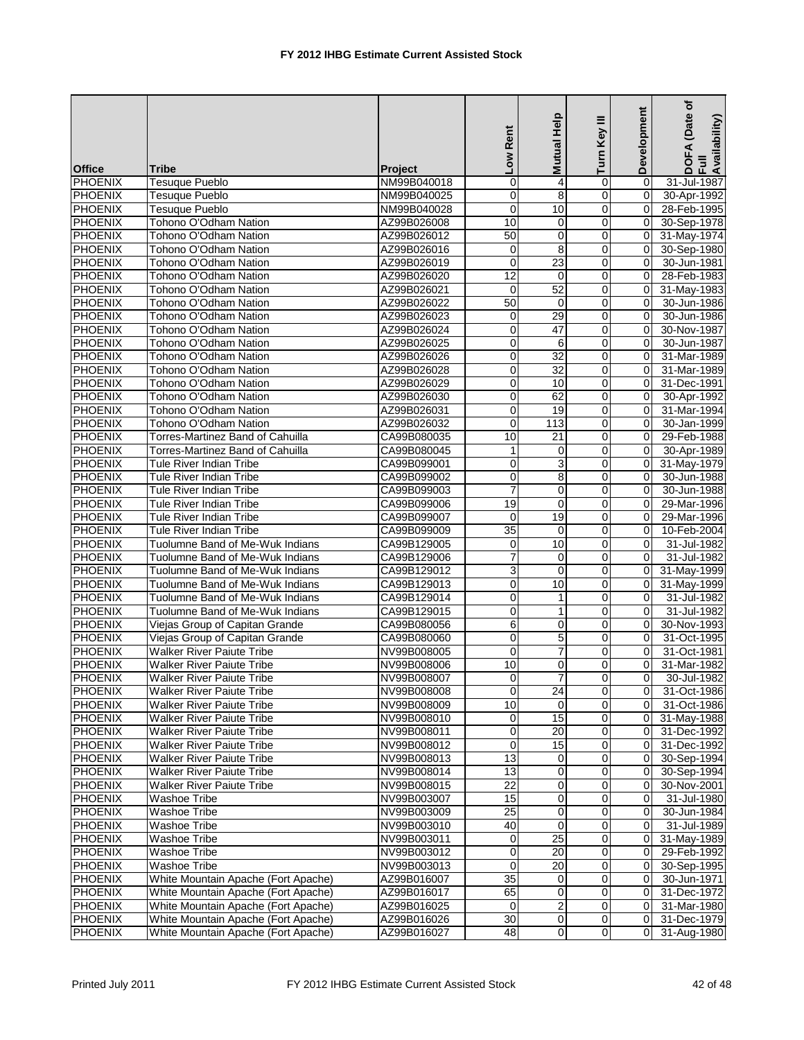# FY 2012 IHBG Estimate Current Assisted Stock

| Office | Tribe | Project | Low Rent | Mutual Help | Turn Key III | Development | DOFA (Date of Full Availability) |
|---|---|---|---|---|---|---|---|
| PHOENIX | Tesuque Pueblo | NM99B040018 | 0 | 4 | 0 | 0 | 31-Jul-1987 |
| PHOENIX | Tesuque Pueblo | NM99B040025 | 0 | 8 | 0 | 0 | 30-Apr-1992 |
| PHOENIX | Tesuque Pueblo | NM99B040028 | 0 | 10 | 0 | 0 | 28-Feb-1995 |
| PHOENIX | Tohono O'Odham Nation | AZ99B026008 | 10 | 0 | 0 | 0 | 30-Sep-1978 |
| PHOENIX | Tohono O'Odham Nation | AZ99B026012 | 50 | 0 | 0 | 0 | 31-May-1974 |
| PHOENIX | Tohono O'Odham Nation | AZ99B026016 | 0 | 8 | 0 | 0 | 30-Sep-1980 |
| PHOENIX | Tohono O'Odham Nation | AZ99B026019 | 0 | 23 | 0 | 0 | 30-Jun-1981 |
| PHOENIX | Tohono O'Odham Nation | AZ99B026020 | 12 | 0 | 0 | 0 | 28-Feb-1983 |
| PHOENIX | Tohono O'Odham Nation | AZ99B026021 | 0 | 52 | 0 | 0 | 31-May-1983 |
| PHOENIX | Tohono O'Odham Nation | AZ99B026022 | 50 | 0 | 0 | 0 | 30-Jun-1986 |
| PHOENIX | Tohono O'Odham Nation | AZ99B026023 | 0 | 29 | 0 | 0 | 30-Jun-1986 |
| PHOENIX | Tohono O'Odham Nation | AZ99B026024 | 0 | 47 | 0 | 0 | 30-Nov-1987 |
| PHOENIX | Tohono O'Odham Nation | AZ99B026025 | 0 | 6 | 0 | 0 | 30-Jun-1987 |
| PHOENIX | Tohono O'Odham Nation | AZ99B026026 | 0 | 32 | 0 | 0 | 31-Mar-1989 |
| PHOENIX | Tohono O'Odham Nation | AZ99B026028 | 0 | 32 | 0 | 0 | 31-Mar-1989 |
| PHOENIX | Tohono O'Odham Nation | AZ99B026029 | 0 | 10 | 0 | 0 | 31-Dec-1991 |
| PHOENIX | Tohono O'Odham Nation | AZ99B026030 | 0 | 62 | 0 | 0 | 30-Apr-1992 |
| PHOENIX | Tohono O'Odham Nation | AZ99B026031 | 0 | 19 | 0 | 0 | 31-Mar-1994 |
| PHOENIX | Tohono O'Odham Nation | AZ99B026032 | 0 | 113 | 0 | 0 | 30-Jan-1999 |
| PHOENIX | Torres-Martinez Band of Cahuilla | CA99B080035 | 10 | 21 | 0 | 0 | 29-Feb-1988 |
| PHOENIX | Torres-Martinez Band of Cahuilla | CA99B080045 | 1 | 0 | 0 | 0 | 30-Apr-1989 |
| PHOENIX | Tule River Indian Tribe | CA99B099001 | 0 | 3 | 0 | 0 | 31-May-1979 |
| PHOENIX | Tule River Indian Tribe | CA99B099002 | 0 | 8 | 0 | 0 | 30-Jun-1988 |
| PHOENIX | Tule River Indian Tribe | CA99B099003 | 7 | 0 | 0 | 0 | 30-Jun-1988 |
| PHOENIX | Tule River Indian Tribe | CA99B099006 | 19 | 0 | 0 | 0 | 29-Mar-1996 |
| PHOENIX | Tule River Indian Tribe | CA99B099007 | 0 | 19 | 0 | 0 | 29-Mar-1996 |
| PHOENIX | Tule River Indian Tribe | CA99B099009 | 35 | 0 | 0 | 0 | 10-Feb-2004 |
| PHOENIX | Tuolumne Band of Me-Wuk Indians | CA99B129005 | 0 | 10 | 0 | 0 | 31-Jul-1982 |
| PHOENIX | Tuolumne Band of Me-Wuk Indians | CA99B129006 | 7 | 0 | 0 | 0 | 31-Jul-1982 |
| PHOENIX | Tuolumne Band of Me-Wuk Indians | CA99B129012 | 3 | 0 | 0 | 0 | 31-May-1999 |
| PHOENIX | Tuolumne Band of Me-Wuk Indians | CA99B129013 | 0 | 10 | 0 | 0 | 31-May-1999 |
| PHOENIX | Tuolumne Band of Me-Wuk Indians | CA99B129014 | 0 | 1 | 0 | 0 | 31-Jul-1982 |
| PHOENIX | Tuolumne Band of Me-Wuk Indians | CA99B129015 | 0 | 1 | 0 | 0 | 31-Jul-1982 |
| PHOENIX | Viejas Group of Capitan Grande | CA99B080056 | 6 | 0 | 0 | 0 | 30-Nov-1993 |
| PHOENIX | Viejas Group of Capitan Grande | CA99B080060 | 0 | 5 | 0 | 0 | 31-Oct-1995 |
| PHOENIX | Walker River Paiute Tribe | NV99B008005 | 0 | 7 | 0 | 0 | 31-Oct-1981 |
| PHOENIX | Walker River Paiute Tribe | NV99B008006 | 10 | 0 | 0 | 0 | 31-Mar-1982 |
| PHOENIX | Walker River Paiute Tribe | NV99B008007 | 0 | 7 | 0 | 0 | 30-Jul-1982 |
| PHOENIX | Walker River Paiute Tribe | NV99B008008 | 0 | 24 | 0 | 0 | 31-Oct-1986 |
| PHOENIX | Walker River Paiute Tribe | NV99B008009 | 10 | 0 | 0 | 0 | 31-Oct-1986 |
| PHOENIX | Walker River Paiute Tribe | NV99B008010 | 0 | 15 | 0 | 0 | 31-May-1988 |
| PHOENIX | Walker River Paiute Tribe | NV99B008011 | 0 | 20 | 0 | 0 | 31-Dec-1992 |
| PHOENIX | Walker River Paiute Tribe | NV99B008012 | 0 | 15 | 0 | 0 | 31-Dec-1992 |
| PHOENIX | Walker River Paiute Tribe | NV99B008013 | 13 | 0 | 0 | 0 | 30-Sep-1994 |
| PHOENIX | Walker River Paiute Tribe | NV99B008014 | 13 | 0 | 0 | 0 | 30-Sep-1994 |
| PHOENIX | Walker River Paiute Tribe | NV99B008015 | 22 | 0 | 0 | 0 | 30-Nov-2001 |
| PHOENIX | Washoe Tribe | NV99B003007 | 15 | 0 | 0 | 0 | 31-Jul-1980 |
| PHOENIX | Washoe Tribe | NV99B003009 | 25 | 0 | 0 | 0 | 30-Jun-1984 |
| PHOENIX | Washoe Tribe | NV99B003010 | 40 | 0 | 0 | 0 | 31-Jul-1989 |
| PHOENIX | Washoe Tribe | NV99B003011 | 0 | 25 | 0 | 0 | 31-May-1989 |
| PHOENIX | Washoe Tribe | NV99B003012 | 0 | 20 | 0 | 0 | 29-Feb-1992 |
| PHOENIX | Washoe Tribe | NV99B003013 | 0 | 20 | 0 | 0 | 30-Sep-1995 |
| PHOENIX | White Mountain Apache (Fort Apache) | AZ99B016007 | 35 | 0 | 0 | 0 | 30-Jun-1971 |
| PHOENIX | White Mountain Apache (Fort Apache) | AZ99B016017 | 65 | 0 | 0 | 0 | 31-Dec-1972 |
| PHOENIX | White Mountain Apache (Fort Apache) | AZ99B016025 | 0 | 2 | 0 | 0 | 31-Mar-1980 |
| PHOENIX | White Mountain Apache (Fort Apache) | AZ99B016026 | 30 | 0 | 0 | 0 | 31-Dec-1979 |
| PHOENIX | White Mountain Apache (Fort Apache) | AZ99B016027 | 48 | 0 | 0 | 0 | 31-Aug-1980 |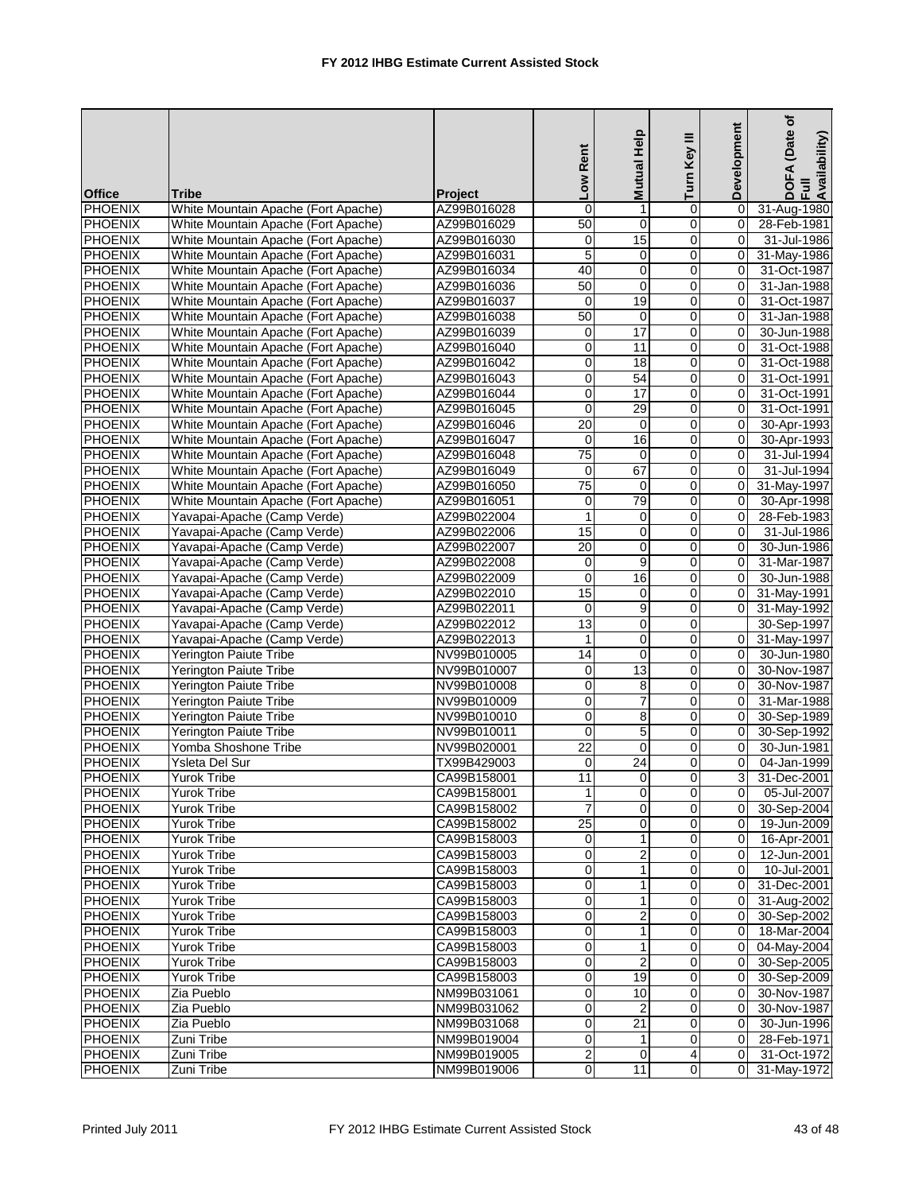# FY 2012 IHBG Estimate Current Assisted Stock

| Office | Tribe | Project | Low Rent | Mutual Help | Turn Key III | Development | DOFA (Date of Full Availability) |
|---|---|---|---|---|---|---|---|
| PHOENIX | White Mountain Apache (Fort Apache) | AZ99B016028 | 0 | 1 | 0 | 0 | 31-Aug-1980 |
| PHOENIX | White Mountain Apache (Fort Apache) | AZ99B016029 | 50 | 0 | 0 | 0 | 28-Feb-1981 |
| PHOENIX | White Mountain Apache (Fort Apache) | AZ99B016030 | 0 | 15 | 0 | 0 | 31-Jul-1986 |
| PHOENIX | White Mountain Apache (Fort Apache) | AZ99B016031 | 5 | 0 | 0 | 0 | 31-May-1986 |
| PHOENIX | White Mountain Apache (Fort Apache) | AZ99B016034 | 40 | 0 | 0 | 0 | 31-Oct-1987 |
| PHOENIX | White Mountain Apache (Fort Apache) | AZ99B016036 | 50 | 0 | 0 | 0 | 31-Jan-1988 |
| PHOENIX | White Mountain Apache (Fort Apache) | AZ99B016037 | 0 | 19 | 0 | 0 | 31-Oct-1987 |
| PHOENIX | White Mountain Apache (Fort Apache) | AZ99B016038 | 50 | 0 | 0 | 0 | 31-Jan-1988 |
| PHOENIX | White Mountain Apache (Fort Apache) | AZ99B016039 | 0 | 17 | 0 | 0 | 30-Jun-1988 |
| PHOENIX | White Mountain Apache (Fort Apache) | AZ99B016040 | 0 | 11 | 0 | 0 | 31-Oct-1988 |
| PHOENIX | White Mountain Apache (Fort Apache) | AZ99B016042 | 0 | 18 | 0 | 0 | 31-Oct-1988 |
| PHOENIX | White Mountain Apache (Fort Apache) | AZ99B016043 | 0 | 54 | 0 | 0 | 31-Oct-1991 |
| PHOENIX | White Mountain Apache (Fort Apache) | AZ99B016044 | 0 | 17 | 0 | 0 | 31-Oct-1991 |
| PHOENIX | White Mountain Apache (Fort Apache) | AZ99B016045 | 0 | 29 | 0 | 0 | 31-Oct-1991 |
| PHOENIX | White Mountain Apache (Fort Apache) | AZ99B016046 | 20 | 0 | 0 | 0 | 30-Apr-1993 |
| PHOENIX | White Mountain Apache (Fort Apache) | AZ99B016047 | 0 | 16 | 0 | 0 | 30-Apr-1993 |
| PHOENIX | White Mountain Apache (Fort Apache) | AZ99B016048 | 75 | 0 | 0 | 0 | 31-Jul-1994 |
| PHOENIX | White Mountain Apache (Fort Apache) | AZ99B016049 | 0 | 67 | 0 | 0 | 31-Jul-1994 |
| PHOENIX | White Mountain Apache (Fort Apache) | AZ99B016050 | 75 | 0 | 0 | 0 | 31-May-1997 |
| PHOENIX | White Mountain Apache (Fort Apache) | AZ99B016051 | 0 | 79 | 0 | 0 | 30-Apr-1998 |
| PHOENIX | Yavapai-Apache (Camp Verde) | AZ99B022004 | 1 | 0 | 0 | 0 | 28-Feb-1983 |
| PHOENIX | Yavapai-Apache (Camp Verde) | AZ99B022006 | 15 | 0 | 0 | 0 | 31-Jul-1986 |
| PHOENIX | Yavapai-Apache (Camp Verde) | AZ99B022007 | 20 | 0 | 0 | 0 | 30-Jun-1986 |
| PHOENIX | Yavapai-Apache (Camp Verde) | AZ99B022008 | 0 | 9 | 0 | 0 | 31-Mar-1987 |
| PHOENIX | Yavapai-Apache (Camp Verde) | AZ99B022009 | 0 | 16 | 0 | 0 | 30-Jun-1988 |
| PHOENIX | Yavapai-Apache (Camp Verde) | AZ99B022010 | 15 | 0 | 0 | 0 | 31-May-1991 |
| PHOENIX | Yavapai-Apache (Camp Verde) | AZ99B022011 | 0 | 9 | 0 | 0 | 31-May-1992 |
| PHOENIX | Yavapai-Apache (Camp Verde) | AZ99B022012 | 13 | 0 | 0 | | 30-Sep-1997 |
| PHOENIX | Yavapai-Apache (Camp Verde) | AZ99B022013 | 1 | 0 | 0 | 0 | 31-May-1997 |
| PHOENIX | Yerington Paiute Tribe | NV99B010005 | 14 | 0 | 0 | 0 | 30-Jun-1980 |
| PHOENIX | Yerington Paiute Tribe | NV99B010007 | 0 | 13 | 0 | 0 | 30-Nov-1987 |
| PHOENIX | Yerington Paiute Tribe | NV99B010008 | 0 | 8 | 0 | 0 | 30-Nov-1987 |
| PHOENIX | Yerington Paiute Tribe | NV99B010009 | 0 | 7 | 0 | 0 | 31-Mar-1988 |
| PHOENIX | Yerington Paiute Tribe | NV99B010010 | 0 | 8 | 0 | 0 | 30-Sep-1989 |
| PHOENIX | Yerington Paiute Tribe | NV99B010011 | 0 | 5 | 0 | 0 | 30-Sep-1992 |
| PHOENIX | Yomba Shoshone Tribe | NV99B020001 | 22 | 0 | 0 | 0 | 30-Jun-1981 |
| PHOENIX | Ysleta Del Sur | TX99B429003 | 0 | 24 | 0 | 0 | 04-Jan-1999 |
| PHOENIX | Yurok Tribe | CA99B158001 | 11 | 0 | 0 | 3 | 31-Dec-2001 |
| PHOENIX | Yurok Tribe | CA99B158001 | 1 | 0 | 0 | 0 | 05-Jul-2007 |
| PHOENIX | Yurok Tribe | CA99B158002 | 7 | 0 | 0 | 0 | 30-Sep-2004 |
| PHOENIX | Yurok Tribe | CA99B158002 | 25 | 0 | 0 | 0 | 19-Jun-2009 |
| PHOENIX | Yurok Tribe | CA99B158003 | 0 | 1 | 0 | 0 | 16-Apr-2001 |
| PHOENIX | Yurok Tribe | CA99B158003 | 0 | 2 | 0 | 0 | 12-Jun-2001 |
| PHOENIX | Yurok Tribe | CA99B158003 | 0 | 1 | 0 | 0 | 10-Jul-2001 |
| PHOENIX | Yurok Tribe | CA99B158003 | 0 | 1 | 0 | 0 | 31-Dec-2001 |
| PHOENIX | Yurok Tribe | CA99B158003 | 0 | 1 | 0 | 0 | 31-Aug-2002 |
| PHOENIX | Yurok Tribe | CA99B158003 | 0 | 2 | 0 | 0 | 30-Sep-2002 |
| PHOENIX | Yurok Tribe | CA99B158003 | 0 | 1 | 0 | 0 | 18-Mar-2004 |
| PHOENIX | Yurok Tribe | CA99B158003 | 0 | 1 | 0 | 0 | 04-May-2004 |
| PHOENIX | Yurok Tribe | CA99B158003 | 0 | 2 | 0 | 0 | 30-Sep-2005 |
| PHOENIX | Yurok Tribe | CA99B158003 | 0 | 19 | 0 | 0 | 30-Sep-2009 |
| PHOENIX | Zia Pueblo | NM99B031061 | 0 | 10 | 0 | 0 | 30-Nov-1987 |
| PHOENIX | Zia Pueblo | NM99B031062 | 0 | 2 | 0 | 0 | 30-Nov-1987 |
| PHOENIX | Zia Pueblo | NM99B031068 | 0 | 21 | 0 | 0 | 30-Jun-1996 |
| PHOENIX | Zuni Tribe | NM99B019004 | 0 | 1 | 0 | 0 | 28-Feb-1971 |
| PHOENIX | Zuni Tribe | NM99B019005 | 2 | 0 | 4 | 0 | 31-Oct-1972 |
| PHOENIX | Zuni Tribe | NM99B019006 | 0 | 11 | 0 | 0 | 31-May-1972 |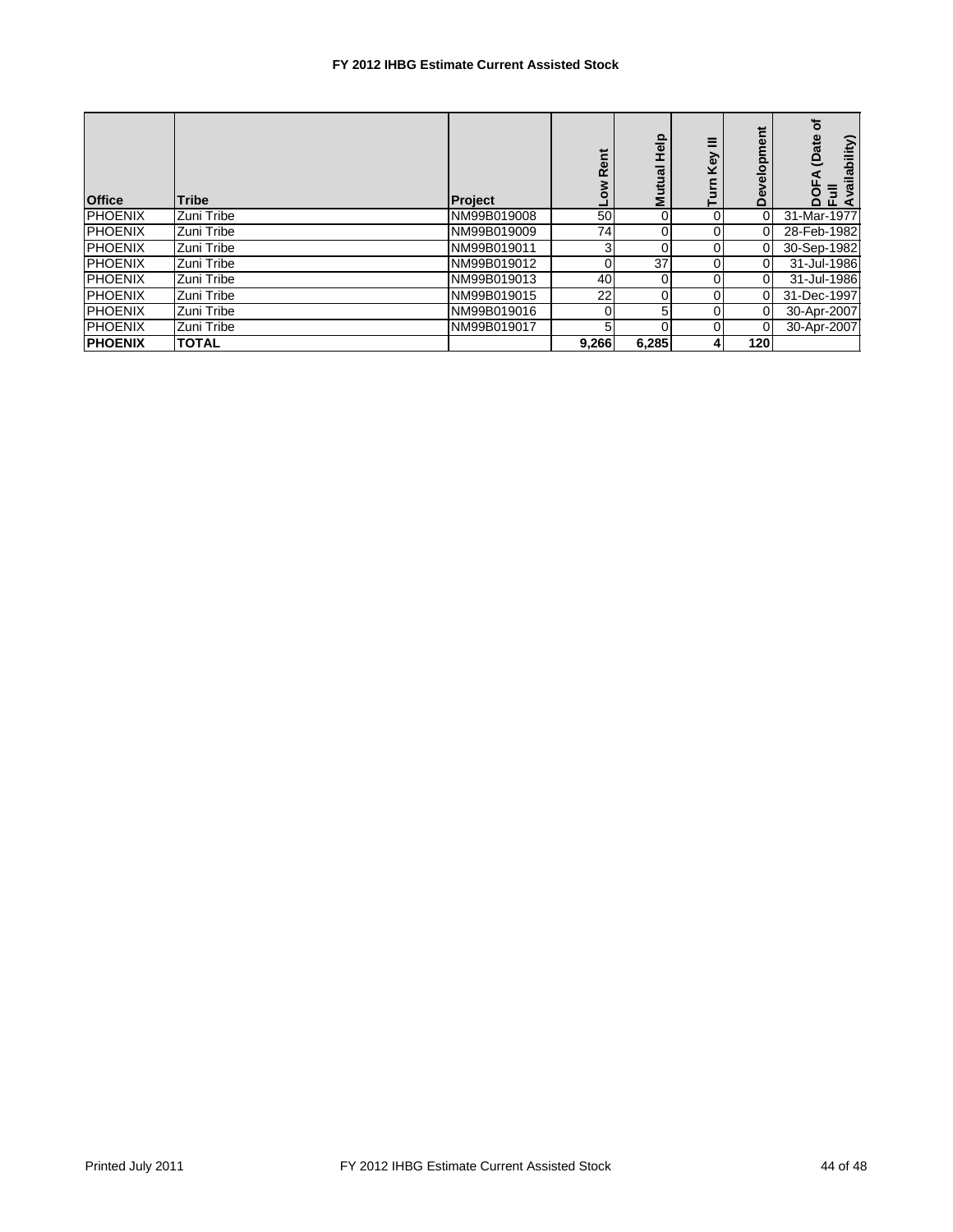# FY 2012 IHBG Estimate Current Assisted Stock

| Office | Tribe | Project | Low Rent | Mutual Help | Turn Key III | Development | DOFA (Date of Full Availability) |
|---|---|---|---|---|---|---|---|
| PHOENIX | Zuni Tribe | NM99B019008 | 50 | 0 | 0 | 0 | 31-Mar-1977 |
| PHOENIX | Zuni Tribe | NM99B019009 | 74 | 0 | 0 | 0 | 28-Feb-1982 |
| PHOENIX | Zuni Tribe | NM99B019011 | 3 | 0 | 0 | 0 | 30-Sep-1982 |
| PHOENIX | Zuni Tribe | NM99B019012 | 0 | 37 | 0 | 0 | 31-Jul-1986 |
| PHOENIX | Zuni Tribe | NM99B019013 | 40 | 0 | 0 | 0 | 31-Jul-1986 |
| PHOENIX | Zuni Tribe | NM99B019015 | 22 | 0 | 0 | 0 | 31-Dec-1997 |
| PHOENIX | Zuni Tribe | NM99B019016 | 0 | 5 | 0 | 0 | 30-Apr-2007 |
| PHOENIX | Zuni Tribe | NM99B019017 | 5 | 0 | 0 | 0 | 30-Apr-2007 |
| **PHOENIX** | **TOTAL** | | **9,266** | **6,285** | **4** | **120** | |

Printed July 2011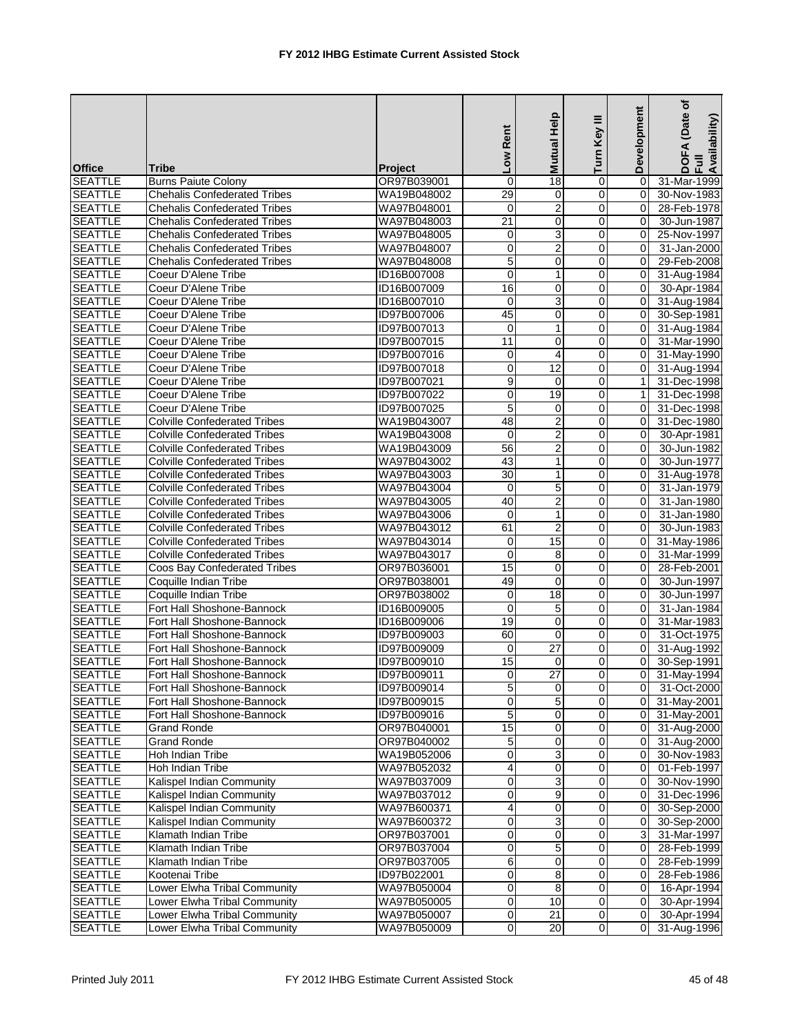# FY 2012 IHBG Estimate Current Assisted Stock

| Office | Tribe | Project | Low Rent | Mutual Help | Turn Key III | Development | DOFA (Date of Full Availability) |
|---|---|---|---|---|---|---|---|
| SEATTLE | Burns Paiute Colony | OR97B039001 | 0 | 18 | 0 | 0 | 31-Mar-1999 |
| SEATTLE | Chehalis Confederated Tribes | WA19B048002 | 29 | 0 | 0 | 0 | 30-Nov-1983 |
| SEATTLE | Chehalis Confederated Tribes | WA97B048001 | 0 | 2 | 0 | 0 | 28-Feb-1978 |
| SEATTLE | Chehalis Confederated Tribes | WA97B048003 | 21 | 0 | 0 | 0 | 30-Jun-1987 |
| SEATTLE | Chehalis Confederated Tribes | WA97B048005 | 0 | 3 | 0 | 0 | 25-Nov-1997 |
| SEATTLE | Chehalis Confederated Tribes | WA97B048007 | 0 | 2 | 0 | 0 | 31-Jan-2000 |
| SEATTLE | Chehalis Confederated Tribes | WA97B048008 | 5 | 0 | 0 | 0 | 29-Feb-2008 |
| SEATTLE | Coeur D'Alene Tribe | ID16B007008 | 0 | 1 | 0 | 0 | 31-Aug-1984 |
| SEATTLE | Coeur D'Alene Tribe | ID16B007009 | 16 | 0 | 0 | 0 | 30-Apr-1984 |
| SEATTLE | Coeur D'Alene Tribe | ID16B007010 | 0 | 3 | 0 | 0 | 31-Aug-1984 |
| SEATTLE | Coeur D'Alene Tribe | ID97B007006 | 45 | 0 | 0 | 0 | 30-Sep-1981 |
| SEATTLE | Coeur D'Alene Tribe | ID97B007013 | 0 | 1 | 0 | 0 | 31-Aug-1984 |
| SEATTLE | Coeur D'Alene Tribe | ID97B007015 | 11 | 0 | 0 | 0 | 31-Mar-1990 |
| SEATTLE | Coeur D'Alene Tribe | ID97B007016 | 0 | 4 | 0 | 0 | 31-May-1990 |
| SEATTLE | Coeur D'Alene Tribe | ID97B007018 | 0 | 12 | 0 | 0 | 31-Aug-1994 |
| SEATTLE | Coeur D'Alene Tribe | ID97B007021 | 9 | 0 | 0 | 1 | 31-Dec-1998 |
| SEATTLE | Coeur D'Alene Tribe | ID97B007022 | 0 | 19 | 0 | 1 | 31-Dec-1998 |
| SEATTLE | Coeur D'Alene Tribe | ID97B007025 | 5 | 0 | 0 | 0 | 31-Dec-1998 |
| SEATTLE | Colville Confederated Tribes | WA19B043007 | 48 | 2 | 0 | 0 | 31-Dec-1980 |
| SEATTLE | Colville Confederated Tribes | WA19B043008 | 0 | 2 | 0 | 0 | 30-Apr-1981 |
| SEATTLE | Colville Confederated Tribes | WA19B043009 | 56 | 2 | 0 | 0 | 30-Jun-1982 |
| SEATTLE | Colville Confederated Tribes | WA97B043002 | 43 | 1 | 0 | 0 | 30-Jun-1977 |
| SEATTLE | Colville Confederated Tribes | WA97B043003 | 30 | 1 | 0 | 0 | 31-Aug-1978 |
| SEATTLE | Colville Confederated Tribes | WA97B043004 | 0 | 5 | 0 | 0 | 31-Jan-1979 |
| SEATTLE | Colville Confederated Tribes | WA97B043005 | 40 | 2 | 0 | 0 | 31-Jan-1980 |
| SEATTLE | Colville Confederated Tribes | WA97B043006 | 0 | 1 | 0 | 0 | 31-Jan-1980 |
| SEATTLE | Colville Confederated Tribes | WA97B043012 | 61 | 2 | 0 | 0 | 30-Jun-1983 |
| SEATTLE | Colville Confederated Tribes | WA97B043014 | 0 | 15 | 0 | 0 | 31-May-1986 |
| SEATTLE | Colville Confederated Tribes | WA97B043017 | 0 | 8 | 0 | 0 | 31-Mar-1999 |
| SEATTLE | Coos Bay Confederated Tribes | OR97B036001 | 15 | 0 | 0 | 0 | 28-Feb-2001 |
| SEATTLE | Coquille Indian Tribe | OR97B038001 | 49 | 0 | 0 | 0 | 30-Jun-1997 |
| SEATTLE | Coquille Indian Tribe | OR97B038002 | 0 | 18 | 0 | 0 | 30-Jun-1997 |
| SEATTLE | Fort Hall Shoshone-Bannock | ID16B009005 | 0 | 5 | 0 | 0 | 31-Jan-1984 |
| SEATTLE | Fort Hall Shoshone-Bannock | ID16B009006 | 19 | 0 | 0 | 0 | 31-Mar-1983 |
| SEATTLE | Fort Hall Shoshone-Bannock | ID97B009003 | 60 | 0 | 0 | 0 | 31-Oct-1975 |
| SEATTLE | Fort Hall Shoshone-Bannock | ID97B009009 | 0 | 27 | 0 | 0 | 31-Aug-1992 |
| SEATTLE | Fort Hall Shoshone-Bannock | ID97B009010 | 15 | 0 | 0 | 0 | 30-Sep-1991 |
| SEATTLE | Fort Hall Shoshone-Bannock | ID97B009011 | 0 | 27 | 0 | 0 | 31-May-1994 |
| SEATTLE | Fort Hall Shoshone-Bannock | ID97B009014 | 5 | 0 | 0 | 0 | 31-Oct-2000 |
| SEATTLE | Fort Hall Shoshone-Bannock | ID97B009015 | 0 | 5 | 0 | 0 | 31-May-2001 |
| SEATTLE | Fort Hall Shoshone-Bannock | ID97B009016 | 5 | 0 | 0 | 0 | 31-May-2001 |
| SEATTLE | Grand Ronde | OR97B040001 | 15 | 0 | 0 | 0 | 31-Aug-2000 |
| SEATTLE | Grand Ronde | OR97B040002 | 5 | 0 | 0 | 0 | 31-Aug-2000 |
| SEATTLE | Hoh Indian Tribe | WA19B052006 | 0 | 3 | 0 | 0 | 30-Nov-1983 |
| SEATTLE | Hoh Indian Tribe | WA97B052032 | 4 | 0 | 0 | 0 | 01-Feb-1997 |
| SEATTLE | Kalispel Indian Community | WA97B037009 | 0 | 3 | 0 | 0 | 30-Nov-1990 |
| SEATTLE | Kalispel Indian Community | WA97B037012 | 0 | 9 | 0 | 0 | 31-Dec-1996 |
| SEATTLE | Kalispel Indian Community | WA97B600371 | 4 | 0 | 0 | 0 | 30-Sep-2000 |
| SEATTLE | Kalispel Indian Community | WA97B600372 | 0 | 3 | 0 | 0 | 30-Sep-2000 |
| SEATTLE | Klamath Indian Tribe | OR97B037001 | 0 | 0 | 0 | 3 | 31-Mar-1997 |
| SEATTLE | Klamath Indian Tribe | OR97B037004 | 0 | 5 | 0 | 0 | 28-Feb-1999 |
| SEATTLE | Klamath Indian Tribe | OR97B037005 | 6 | 0 | 0 | 0 | 28-Feb-1999 |
| SEATTLE | Kootenai Tribe | ID97B022001 | 0 | 8 | 0 | 0 | 28-Feb-1986 |
| SEATTLE | Lower Elwha Tribal Community | WA97B050004 | 0 | 8 | 0 | 0 | 16-Apr-1994 |
| SEATTLE | Lower Elwha Tribal Community | WA97B050005 | 0 | 10 | 0 | 0 | 30-Apr-1994 |
| SEATTLE | Lower Elwha Tribal Community | WA97B050007 | 0 | 21 | 0 | 0 | 30-Apr-1994 |
| SEATTLE | Lower Elwha Tribal Community | WA97B050009 | 0 | 20 | 0 | 0 | 31-Aug-1996 |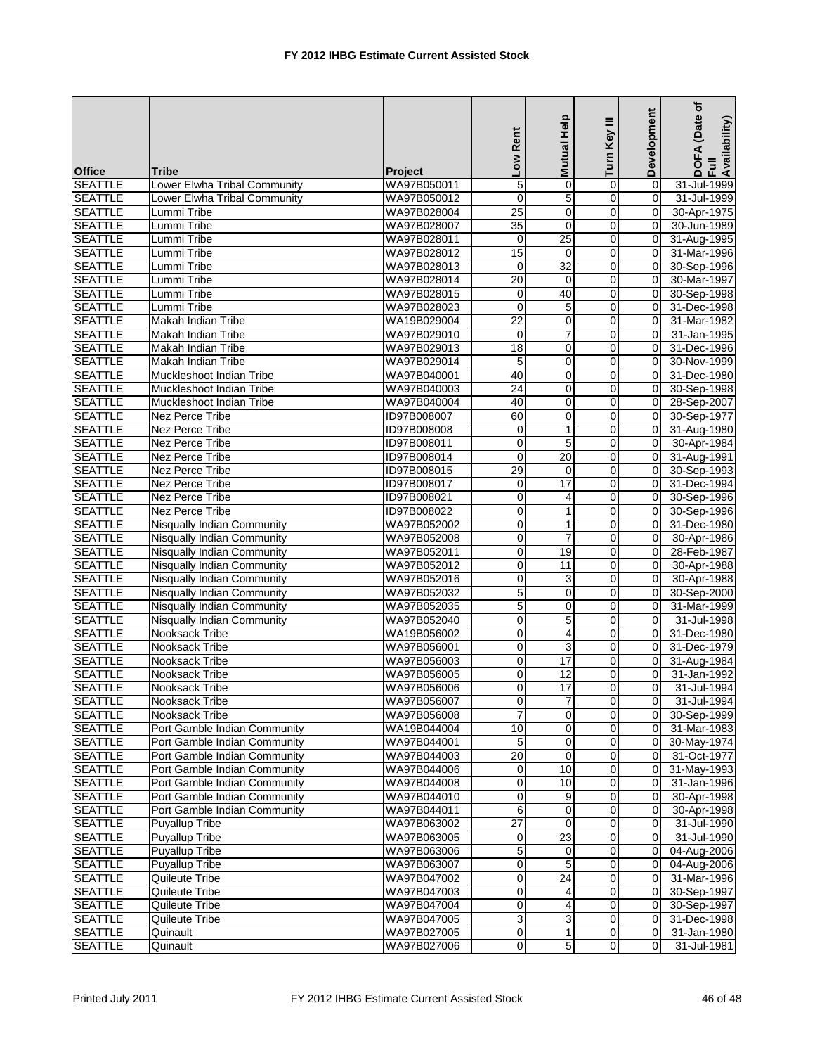# FY 2012 IHBG Estimate Current Assisted Stock

| Office | Tribe | Project | Low Rent | Mutual Help | Turn Key III | Development | DOFA (Date of Full Availability) |
|---|---|---|---|---|---|---|---|
| SEATTLE | Lower Elwha Tribal Community | WA97B050011 | 5 | 0 | 0 | 0 | 31-Jul-1999 |
| SEATTLE | Lower Elwha Tribal Community | WA97B050012 | 0 | 5 | 0 | 0 | 31-Jul-1999 |
| SEATTLE | Lummi Tribe | WA97B028004 | 25 | 0 | 0 | 0 | 30-Apr-1975 |
| SEATTLE | Lummi Tribe | WA97B028007 | 35 | 0 | 0 | 0 | 30-Jun-1989 |
| SEATTLE | Lummi Tribe | WA97B028011 | 0 | 25 | 0 | 0 | 31-Aug-1995 |
| SEATTLE | Lummi Tribe | WA97B028012 | 15 | 0 | 0 | 0 | 31-Mar-1996 |
| SEATTLE | Lummi Tribe | WA97B028013 | 0 | 32 | 0 | 0 | 30-Sep-1996 |
| SEATTLE | Lummi Tribe | WA97B028014 | 20 | 0 | 0 | 0 | 30-Mar-1997 |
| SEATTLE | Lummi Tribe | WA97B028015 | 0 | 40 | 0 | 0 | 30-Sep-1998 |
| SEATTLE | Lummi Tribe | WA97B028023 | 0 | 5 | 0 | 0 | 31-Dec-1998 |
| SEATTLE | Makah Indian Tribe | WA19B029004 | 22 | 0 | 0 | 0 | 31-Mar-1982 |
| SEATTLE | Makah Indian Tribe | WA97B029010 | 0 | 7 | 0 | 0 | 31-Jan-1995 |
| SEATTLE | Makah Indian Tribe | WA97B029013 | 18 | 0 | 0 | 0 | 31-Dec-1996 |
| SEATTLE | Makah Indian Tribe | WA97B029014 | 5 | 0 | 0 | 0 | 30-Nov-1999 |
| SEATTLE | Muckleshoot Indian Tribe | WA97B040001 | 40 | 0 | 0 | 0 | 31-Dec-1980 |
| SEATTLE | Muckleshoot Indian Tribe | WA97B040003 | 24 | 0 | 0 | 0 | 30-Sep-1998 |
| SEATTLE | Muckleshoot Indian Tribe | WA97B040004 | 40 | 0 | 0 | 0 | 28-Sep-2007 |
| SEATTLE | Nez Perce Tribe | ID97B008007 | 60 | 0 | 0 | 0 | 30-Sep-1977 |
| SEATTLE | Nez Perce Tribe | ID97B008008 | 0 | 1 | 0 | 0 | 31-Aug-1980 |
| SEATTLE | Nez Perce Tribe | ID97B008011 | 0 | 5 | 0 | 0 | 30-Apr-1984 |
| SEATTLE | Nez Perce Tribe | ID97B008014 | 0 | 20 | 0 | 0 | 31-Aug-1991 |
| SEATTLE | Nez Perce Tribe | ID97B008015 | 29 | 0 | 0 | 0 | 30-Sep-1993 |
| SEATTLE | Nez Perce Tribe | ID97B008017 | 0 | 17 | 0 | 0 | 31-Dec-1994 |
| SEATTLE | Nez Perce Tribe | ID97B008021 | 0 | 4 | 0 | 0 | 30-Sep-1996 |
| SEATTLE | Nez Perce Tribe | ID97B008022 | 0 | 1 | 0 | 0 | 30-Sep-1996 |
| SEATTLE | Nisqually Indian Community | WA97B052002 | 0 | 1 | 0 | 0 | 31-Dec-1980 |
| SEATTLE | Nisqually Indian Community | WA97B052008 | 0 | 7 | 0 | 0 | 30-Apr-1986 |
| SEATTLE | Nisqually Indian Community | WA97B052011 | 0 | 19 | 0 | 0 | 28-Feb-1987 |
| SEATTLE | Nisqually Indian Community | WA97B052012 | 0 | 11 | 0 | 0 | 30-Apr-1988 |
| SEATTLE | Nisqually Indian Community | WA97B052016 | 0 | 3 | 0 | 0 | 30-Apr-1988 |
| SEATTLE | Nisqually Indian Community | WA97B052032 | 5 | 0 | 0 | 0 | 30-Sep-2000 |
| SEATTLE | Nisqually Indian Community | WA97B052035 | 5 | 0 | 0 | 0 | 31-Mar-1999 |
| SEATTLE | Nisqually Indian Community | WA97B052040 | 0 | 5 | 0 | 0 | 31-Jul-1998 |
| SEATTLE | Nooksack Tribe | WA19B056002 | 0 | 4 | 0 | 0 | 31-Dec-1980 |
| SEATTLE | Nooksack Tribe | WA97B056001 | 0 | 3 | 0 | 0 | 31-Dec-1979 |
| SEATTLE | Nooksack Tribe | WA97B056003 | 0 | 17 | 0 | 0 | 31-Aug-1984 |
| SEATTLE | Nooksack Tribe | WA97B056005 | 0 | 12 | 0 | 0 | 31-Jan-1992 |
| SEATTLE | Nooksack Tribe | WA97B056006 | 0 | 17 | 0 | 0 | 31-Jul-1994 |
| SEATTLE | Nooksack Tribe | WA97B056007 | 0 | 7 | 0 | 0 | 31-Jul-1994 |
| SEATTLE | Nooksack Tribe | WA97B056008 | 7 | 0 | 0 | 0 | 30-Sep-1999 |
| SEATTLE | Port Gamble Indian Community | WA19B044004 | 10 | 0 | 0 | 0 | 31-Mar-1983 |
| SEATTLE | Port Gamble Indian Community | WA97B044001 | 5 | 0 | 0 | 0 | 30-May-1974 |
| SEATTLE | Port Gamble Indian Community | WA97B044003 | 20 | 0 | 0 | 0 | 31-Oct-1977 |
| SEATTLE | Port Gamble Indian Community | WA97B044006 | 0 | 10 | 0 | 0 | 31-May-1993 |
| SEATTLE | Port Gamble Indian Community | WA97B044008 | 0 | 10 | 0 | 0 | 31-Jan-1996 |
| SEATTLE | Port Gamble Indian Community | WA97B044010 | 0 | 9 | 0 | 0 | 30-Apr-1998 |
| SEATTLE | Port Gamble Indian Community | WA97B044011 | 6 | 0 | 0 | 0 | 30-Apr-1998 |
| SEATTLE | Puyallup Tribe | WA97B063002 | 27 | 0 | 0 | 0 | 31-Jul-1990 |
| SEATTLE | Puyallup Tribe | WA97B063005 | 0 | 23 | 0 | 0 | 31-Jul-1990 |
| SEATTLE | Puyallup Tribe | WA97B063006 | 5 | 0 | 0 | 0 | 04-Aug-2006 |
| SEATTLE | Puyallup Tribe | WA97B063007 | 0 | 5 | 0 | 0 | 04-Aug-2006 |
| SEATTLE | Quileute Tribe | WA97B047002 | 0 | 24 | 0 | 0 | 31-Mar-1996 |
| SEATTLE | Quileute Tribe | WA97B047003 | 0 | 4 | 0 | 0 | 30-Sep-1997 |
| SEATTLE | Quileute Tribe | WA97B047004 | 0 | 4 | 0 | 0 | 30-Sep-1997 |
| SEATTLE | Quileute Tribe | WA97B047005 | 3 | 3 | 0 | 0 | 31-Dec-1998 |
| SEATTLE | Quinault | WA97B027005 | 0 | 1 | 0 | 0 | 31-Jan-1980 |
| SEATTLE | Quinault | WA97B027006 | 0 | 5 | 0 | 0 | 31-Jul-1981 |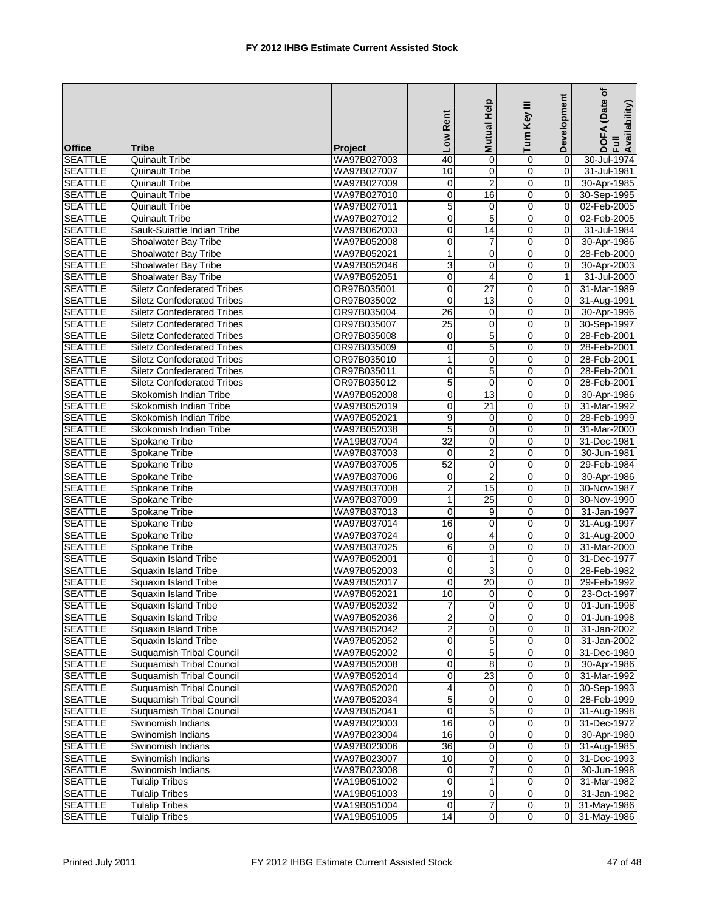# FY 2012 IHBG Estimate Current Assisted Stock

| Office | Tribe | Project | Low Rent | Mutual Help | Turn Key III | Development | DOFA (Date of Full Availability) |
|---|---|---|---|---|---|---|---|
| SEATTLE | Quinault Tribe | WA97B027003 | 40 | 0 | 0 | 0 | 30-Jul-1974 |
| SEATTLE | Quinault Tribe | WA97B027007 | 10 | 0 | 0 | 0 | 31-Jul-1981 |
| SEATTLE | Quinault Tribe | WA97B027009 | 0 | 2 | 0 | 0 | 30-Apr-1985 |
| SEATTLE | Quinault Tribe | WA97B027010 | 0 | 16 | 0 | 0 | 30-Sep-1995 |
| SEATTLE | Quinault Tribe | WA97B027011 | 5 | 0 | 0 | 0 | 02-Feb-2005 |
| SEATTLE | Quinault Tribe | WA97B027012 | 0 | 5 | 0 | 0 | 02-Feb-2005 |
| SEATTLE | Sauk-Suiattle Indian Tribe | WA97B062003 | 0 | 14 | 0 | 0 | 31-Jul-1984 |
| SEATTLE | Shoalwater Bay Tribe | WA97B052008 | 0 | 7 | 0 | 0 | 30-Apr-1986 |
| SEATTLE | Shoalwater Bay Tribe | WA97B052021 | 1 | 0 | 0 | 0 | 28-Feb-2000 |
| SEATTLE | Shoalwater Bay Tribe | WA97B052046 | 3 | 0 | 0 | 0 | 30-Apr-2003 |
| SEATTLE | Shoalwater Bay Tribe | WA97B052051 | 0 | 4 | 0 | 1 | 31-Jul-2000 |
| SEATTLE | Siletz Confederated Tribes | OR97B035001 | 0 | 27 | 0 | 0 | 31-Mar-1989 |
| SEATTLE | Siletz Confederated Tribes | OR97B035002 | 0 | 13 | 0 | 0 | 31-Aug-1991 |
| SEATTLE | Siletz Confederated Tribes | OR97B035004 | 26 | 0 | 0 | 0 | 30-Apr-1996 |
| SEATTLE | Siletz Confederated Tribes | OR97B035007 | 25 | 0 | 0 | 0 | 30-Sep-1997 |
| SEATTLE | Siletz Confederated Tribes | OR97B035008 | 0 | 5 | 0 | 0 | 28-Feb-2001 |
| SEATTLE | Siletz Confederated Tribes | OR97B035009 | 0 | 5 | 0 | 0 | 28-Feb-2001 |
| SEATTLE | Siletz Confederated Tribes | OR97B035010 | 1 | 0 | 0 | 0 | 28-Feb-2001 |
| SEATTLE | Siletz Confederated Tribes | OR97B035011 | 0 | 5 | 0 | 0 | 28-Feb-2001 |
| SEATTLE | Siletz Confederated Tribes | OR97B035012 | 5 | 0 | 0 | 0 | 28-Feb-2001 |
| SEATTLE | Skokomish Indian Tribe | WA97B052008 | 0 | 13 | 0 | 0 | 30-Apr-1986 |
| SEATTLE | Skokomish Indian Tribe | WA97B052019 | 0 | 21 | 0 | 0 | 31-Mar-1992 |
| SEATTLE | Skokomish Indian Tribe | WA97B052021 | 9 | 0 | 0 | 0 | 28-Feb-1999 |
| SEATTLE | Skokomish Indian Tribe | WA97B052038 | 5 | 0 | 0 | 0 | 31-Mar-2000 |
| SEATTLE | Spokane Tribe | WA19B037004 | 32 | 0 | 0 | 0 | 31-Dec-1981 |
| SEATTLE | Spokane Tribe | WA97B037003 | 0 | 2 | 0 | 0 | 30-Jun-1981 |
| SEATTLE | Spokane Tribe | WA97B037005 | 52 | 0 | 0 | 0 | 29-Feb-1984 |
| SEATTLE | Spokane Tribe | WA97B037006 | 0 | 2 | 0 | 0 | 30-Apr-1986 |
| SEATTLE | Spokane Tribe | WA97B037008 | 2 | 15 | 0 | 0 | 30-Nov-1987 |
| SEATTLE | Spokane Tribe | WA97B037009 | 1 | 25 | 0 | 0 | 30-Nov-1990 |
| SEATTLE | Spokane Tribe | WA97B037013 | 0 | 9 | 0 | 0 | 31-Jan-1997 |
| SEATTLE | Spokane Tribe | WA97B037014 | 16 | 0 | 0 | 0 | 31-Aug-1997 |
| SEATTLE | Spokane Tribe | WA97B037024 | 0 | 4 | 0 | 0 | 31-Aug-2000 |
| SEATTLE | Spokane Tribe | WA97B037025 | 6 | 0 | 0 | 0 | 31-Mar-2000 |
| SEATTLE | Squaxin Island Tribe | WA97B052001 | 0 | 1 | 0 | 0 | 31-Dec-1977 |
| SEATTLE | Squaxin Island Tribe | WA97B052003 | 0 | 3 | 0 | 0 | 28-Feb-1982 |
| SEATTLE | Squaxin Island Tribe | WA97B052017 | 0 | 20 | 0 | 0 | 29-Feb-1992 |
| SEATTLE | Squaxin Island Tribe | WA97B052021 | 10 | 0 | 0 | 0 | 23-Oct-1997 |
| SEATTLE | Squaxin Island Tribe | WA97B052032 | 7 | 0 | 0 | 0 | 01-Jun-1998 |
| SEATTLE | Squaxin Island Tribe | WA97B052036 | 2 | 0 | 0 | 0 | 01-Jun-1998 |
| SEATTLE | Squaxin Island Tribe | WA97B052042 | 2 | 0 | 0 | 0 | 31-Jan-2002 |
| SEATTLE | Squaxin Island Tribe | WA97B052052 | 0 | 5 | 0 | 0 | 31-Jan-2002 |
| SEATTLE | Suquamish Tribal Council | WA97B052002 | 0 | 5 | 0 | 0 | 31-Dec-1980 |
| SEATTLE | Suquamish Tribal Council | WA97B052008 | 0 | 8 | 0 | 0 | 30-Apr-1986 |
| SEATTLE | Suquamish Tribal Council | WA97B052014 | 0 | 23 | 0 | 0 | 31-Mar-1992 |
| SEATTLE | Suquamish Tribal Council | WA97B052020 | 4 | 0 | 0 | 0 | 30-Sep-1993 |
| SEATTLE | Suquamish Tribal Council | WA97B052034 | 5 | 0 | 0 | 0 | 28-Feb-1999 |
| SEATTLE | Suquamish Tribal Council | WA97B052041 | 0 | 5 | 0 | 0 | 31-Aug-1998 |
| SEATTLE | Swinomish Indians | WA97B023003 | 16 | 0 | 0 | 0 | 31-Dec-1972 |
| SEATTLE | Swinomish Indians | WA97B023004 | 16 | 0 | 0 | 0 | 30-Apr-1980 |
| SEATTLE | Swinomish Indians | WA97B023006 | 36 | 0 | 0 | 0 | 31-Aug-1985 |
| SEATTLE | Swinomish Indians | WA97B023007 | 10 | 0 | 0 | 0 | 31-Dec-1993 |
| SEATTLE | Swinomish Indians | WA97B023008 | 0 | 7 | 0 | 0 | 30-Jun-1998 |
| SEATTLE | Tulalip Tribes | WA19B051002 | 0 | 1 | 0 | 0 | 31-Mar-1982 |
| SEATTLE | Tulalip Tribes | WA19B051003 | 19 | 0 | 0 | 0 | 31-Jan-1982 |
| SEATTLE | Tulalip Tribes | WA19B051004 | 0 | 7 | 0 | 0 | 31-May-1986 |
| SEATTLE | Tulalip Tribes | WA19B051005 | 14 | 0 | 0 | 0 | 31-May-1986 |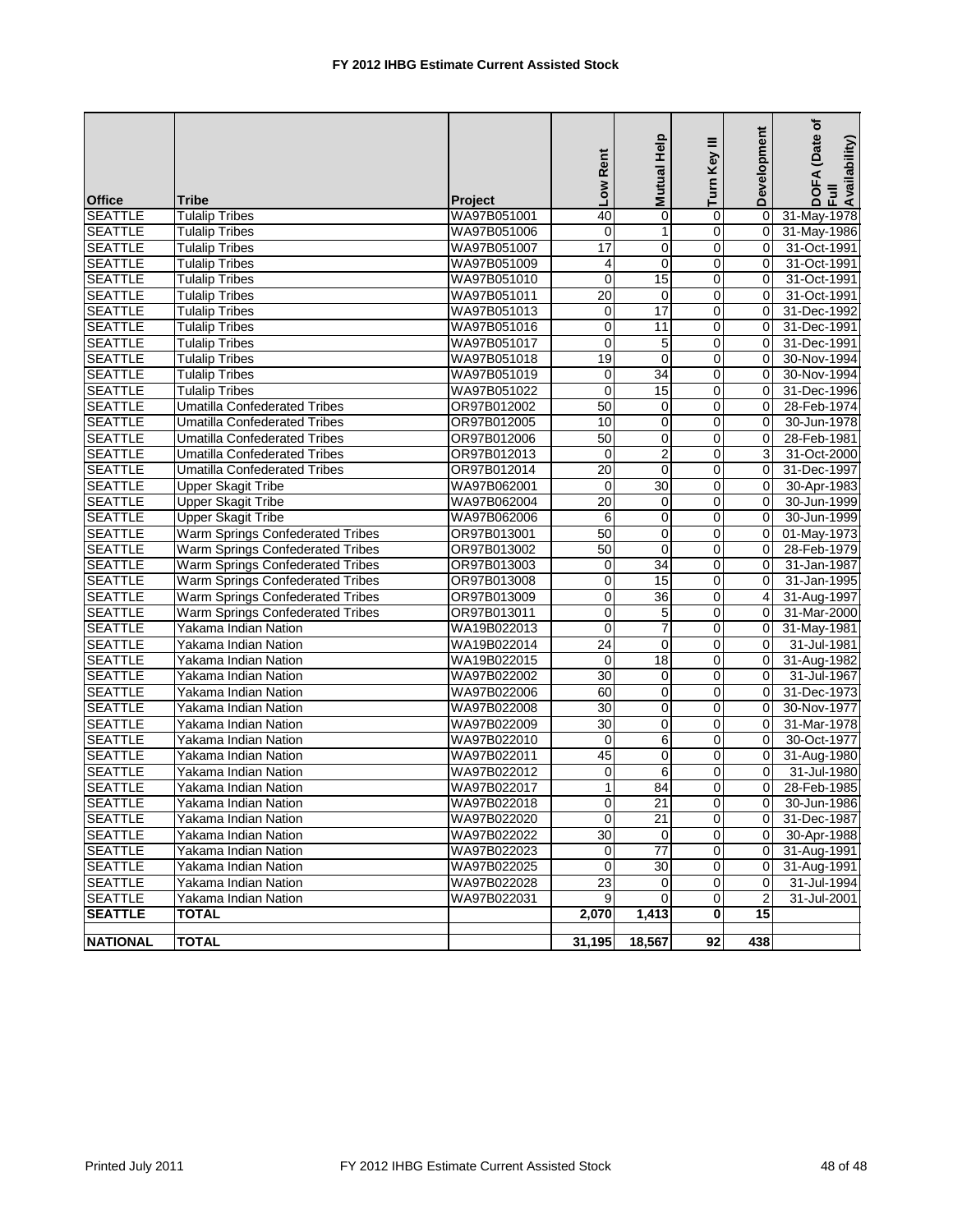# FY 2012 IHBG Estimate Current Assisted Stock

| Office | Tribe | Project | Low Rent | Mutual Help | Turn Key III | Development | DOFA (Date of Full Availability) |
|---|---|---|---|---|---|---|---|
| SEATTLE | Tulalip Tribes | WA97B051001 | 40 | 0 | 0 | 0 | 31-May-1978 |
| SEATTLE | Tulalip Tribes | WA97B051006 | 0 | 1 | 0 | 0 | 31-May-1986 |
| SEATTLE | Tulalip Tribes | WA97B051007 | 17 | 0 | 0 | 0 | 31-Oct-1991 |
| SEATTLE | Tulalip Tribes | WA97B051009 | 4 | 0 | 0 | 0 | 31-Oct-1991 |
| SEATTLE | Tulalip Tribes | WA97B051010 | 0 | 15 | 0 | 0 | 31-Oct-1991 |
| SEATTLE | Tulalip Tribes | WA97B051011 | 20 | 0 | 0 | 0 | 31-Oct-1991 |
| SEATTLE | Tulalip Tribes | WA97B051013 | 0 | 17 | 0 | 0 | 31-Dec-1992 |
| SEATTLE | Tulalip Tribes | WA97B051016 | 0 | 11 | 0 | 0 | 31-Dec-1991 |
| SEATTLE | Tulalip Tribes | WA97B051017 | 0 | 5 | 0 | 0 | 31-Dec-1991 |
| SEATTLE | Tulalip Tribes | WA97B051018 | 19 | 0 | 0 | 0 | 30-Nov-1994 |
| SEATTLE | Tulalip Tribes | WA97B051019 | 0 | 34 | 0 | 0 | 30-Nov-1994 |
| SEATTLE | Tulalip Tribes | WA97B051022 | 0 | 15 | 0 | 0 | 31-Dec-1996 |
| SEATTLE | Umatilla Confederated Tribes | OR97B012002 | 50 | 0 | 0 | 0 | 28-Feb-1974 |
| SEATTLE | Umatilla Confederated Tribes | OR97B012005 | 10 | 0 | 0 | 0 | 30-Jun-1978 |
| SEATTLE | Umatilla Confederated Tribes | OR97B012006 | 50 | 0 | 0 | 0 | 28-Feb-1981 |
| SEATTLE | Umatilla Confederated Tribes | OR97B012013 | 0 | 2 | 0 | 3 | 31-Oct-2000 |
| SEATTLE | Umatilla Confederated Tribes | OR97B012014 | 20 | 0 | 0 | 0 | 31-Dec-1997 |
| SEATTLE | Upper Skagit Tribe | WA97B062001 | 0 | 30 | 0 | 0 | 30-Apr-1983 |
| SEATTLE | Upper Skagit Tribe | WA97B062004 | 20 | 0 | 0 | 0 | 30-Jun-1999 |
| SEATTLE | Upper Skagit Tribe | WA97B062006 | 6 | 0 | 0 | 0 | 30-Jun-1999 |
| SEATTLE | Warm Springs Confederated Tribes | OR97B013001 | 50 | 0 | 0 | 0 | 01-May-1973 |
| SEATTLE | Warm Springs Confederated Tribes | OR97B013002 | 50 | 0 | 0 | 0 | 28-Feb-1979 |
| SEATTLE | Warm Springs Confederated Tribes | OR97B013003 | 0 | 34 | 0 | 0 | 31-Jan-1987 |
| SEATTLE | Warm Springs Confederated Tribes | OR97B013008 | 0 | 15 | 0 | 0 | 31-Jan-1995 |
| SEATTLE | Warm Springs Confederated Tribes | OR97B013009 | 0 | 36 | 0 | 4 | 31-Aug-1997 |
| SEATTLE | Warm Springs Confederated Tribes | OR97B013011 | 0 | 5 | 0 | 0 | 31-Mar-2000 |
| SEATTLE | Yakama Indian Nation | WA19B022013 | 0 | 7 | 0 | 0 | 31-May-1981 |
| SEATTLE | Yakama Indian Nation | WA19B022014 | 24 | 0 | 0 | 0 | 31-Jul-1981 |
| SEATTLE | Yakama Indian Nation | WA19B022015 | 0 | 18 | 0 | 0 | 31-Aug-1982 |
| SEATTLE | Yakama Indian Nation | WA97B022002 | 30 | 0 | 0 | 0 | 31-Jul-1967 |
| SEATTLE | Yakama Indian Nation | WA97B022006 | 60 | 0 | 0 | 0 | 31-Dec-1973 |
| SEATTLE | Yakama Indian Nation | WA97B022008 | 30 | 0 | 0 | 0 | 30-Nov-1977 |
| SEATTLE | Yakama Indian Nation | WA97B022009 | 30 | 0 | 0 | 0 | 31-Mar-1978 |
| SEATTLE | Yakama Indian Nation | WA97B022010 | 0 | 6 | 0 | 0 | 30-Oct-1977 |
| SEATTLE | Yakama Indian Nation | WA97B022011 | 45 | 0 | 0 | 0 | 31-Aug-1980 |
| SEATTLE | Yakama Indian Nation | WA97B022012 | 0 | 6 | 0 | 0 | 31-Jul-1980 |
| SEATTLE | Yakama Indian Nation | WA97B022017 | 1 | 84 | 0 | 0 | 28-Feb-1985 |
| SEATTLE | Yakama Indian Nation | WA97B022018 | 0 | 21 | 0 | 0 | 30-Jun-1986 |
| SEATTLE | Yakama Indian Nation | WA97B022020 | 0 | 21 | 0 | 0 | 31-Dec-1987 |
| SEATTLE | Yakama Indian Nation | WA97B022022 | 30 | 0 | 0 | 0 | 30-Apr-1988 |
| SEATTLE | Yakama Indian Nation | WA97B022023 | 0 | 77 | 0 | 0 | 31-Aug-1991 |
| SEATTLE | Yakama Indian Nation | WA97B022025 | 0 | 30 | 0 | 0 | 31-Aug-1991 |
| SEATTLE | Yakama Indian Nation | WA97B022028 | 23 | 0 | 0 | 0 | 31-Jul-1994 |
| SEATTLE | Yakama Indian Nation | WA97B022031 | 9 | 0 | 0 | 2 | 31-Jul-2001 |
| **SEATTLE** | **TOTAL** | | **2,070** | **1,413** | **0** | **15** | |
| | | | | | | | |
| **NATIONAL** | **TOTAL** | | **31,195** | **18,567** | **92** | **438** | |